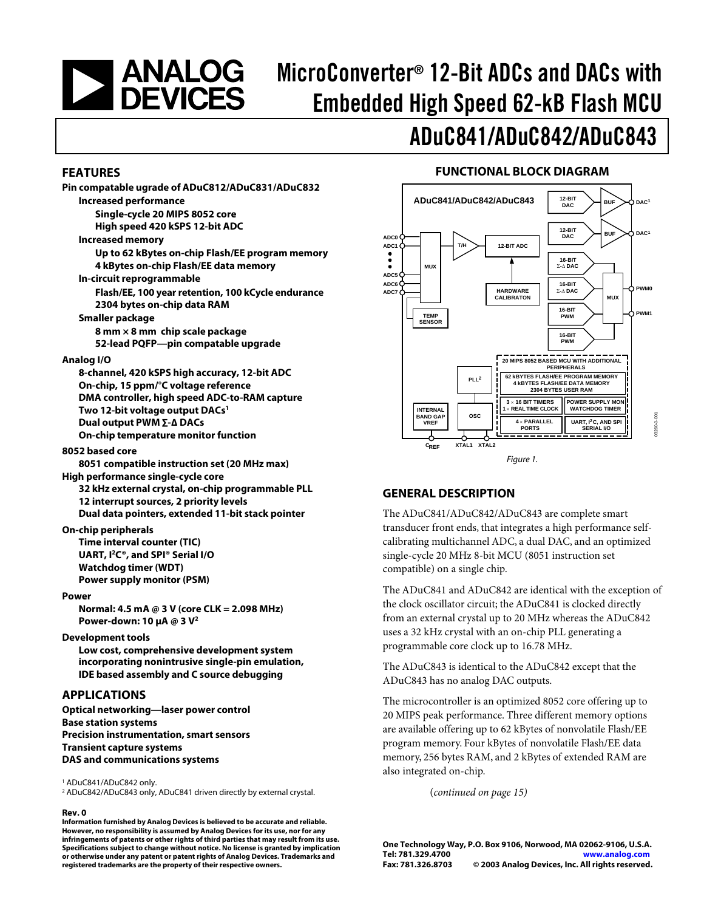# MicroConverter® 12-Bit ADCs and DACs with Embedded High Speed 62-kB Flash MCU

# ADuC841/ADuC842/ADuC843

## FEATURES

**Pin compatable ugrade of ADuC812/ADuC831/ADuC832**

- **Increased performance**
  - **Single-cycle 20 MIPS 8052 core**
  - **High speed 420 kSPS 12-bit ADC**
- **Increased memory**
  - **Up to 62 kBytes on-chip Flash/EE program memory**
  - **4 kBytes on-chip Flash/EE data memory**
- **In-circuit reprogrammable**
  - **Flash/EE, 100 year retention, 100 kCycle endurance**
  - **2304 bytes on-chip data RAM**
- **Smaller package**
  - **8 mm × 8 mm chip scale package**
  - **52-lead PQFP—pin compatable upgrade**

**Analog I/O**

- **8-channel, 420 kSPS high accuracy, 12-bit ADC**
- **On-chip, 15 ppm/°C voltage reference**
- **DMA controller, high speed ADC-to-RAM capture**
- **Two 12-bit voltage output DACs[1]**
- **Dual output PWM Σ-Δ DACs**
- **On-chip temperature monitor function**

**8052 based core**

- **8051 compatible instruction set (20 MHz max)**

**High performance single-cycle core**

- **32 kHz external crystal, on-chip programmable PLL**
- **12 interrupt sources, 2 priority levels**
- **Dual data pointers, extended 11-bit stack pointer**

**On-chip peripherals**

- **Time interval counter (TIC)**
- **UART, I²C®, and SPI® Serial I/O**
- **Watchdog timer (WDT)**
- **Power supply monitor (PSM)**

**Power**

- **Normal: 4.5 mA @ 3 V (core CLK = 2.098 MHz)**
- **Power-down: 10 μA @ 3 V[2]**

**Development tools**

- **Low cost, comprehensive development system incorporating nonintrusive single-pin emulation, IDE based assembly and C source debugging**

## APPLICATIONS

**Optical networking—laser power control**
**Base station systems**
**Precision instrumentation, smart sensors**
**Transient capture systems**
**DAS and communications systems**

[1] ADuC841/ADuC842 only.
[2] ADuC842/ADuC843 only, ADuC841 driven directly by external crystal.

## FUNCTIONAL BLOCK DIAGRAM

Figure 1.

## GENERAL DESCRIPTION

The ADuC841/ADuC842/ADuC843 are complete smart transducer front ends, that integrates a high performance self-calibrating multichannel ADC, a dual DAC, and an optimized single-cycle 20 MHz 8-bit MCU (8051 instruction set compatible) on a single chip.

The ADuC841 and ADuC842 are identical with the exception of the clock oscillator circuit; the ADuC841 is clocked directly from an external crystal up to 20 MHz whereas the ADuC842 uses a 32 kHz crystal with an on-chip PLL generating a programmable core clock up to 16.78 MHz.

The ADuC843 is identical to the ADuC842 except that the ADuC843 has no analog DAC outputs.

The microcontroller is an optimized 8052 core offering up to 20 MIPS peak performance. Three different memory options are available offering up to 62 kBytes of nonvolatile Flash/EE program memory. Four kBytes of nonvolatile Flash/EE data memory, 256 bytes RAM, and 2 kBytes of extended RAM are also integrated on-chip.

(*continued on page 15*)

**Rev. 0**

**Information furnished by Analog Devices is believed to be accurate and reliable. However, no responsibility is assumed by Analog Devices for its use, nor for any infringements of patents or other rights of third parties that may result from its use. Specifications subject to change without notice. No license is granted by implication or otherwise under any patent or patent rights of Analog Devices. Trademarks and registered trademarks are the property of their respective owners.**

**One Technology Way, P.O. Box 9106, Norwood, MA 02062-9106, U.S.A.**
**Tel: 781.329.4700 www.analog.com**
**Fax: 781.326.8703 © 2003 Analog Devices, Inc. All rights reserved.**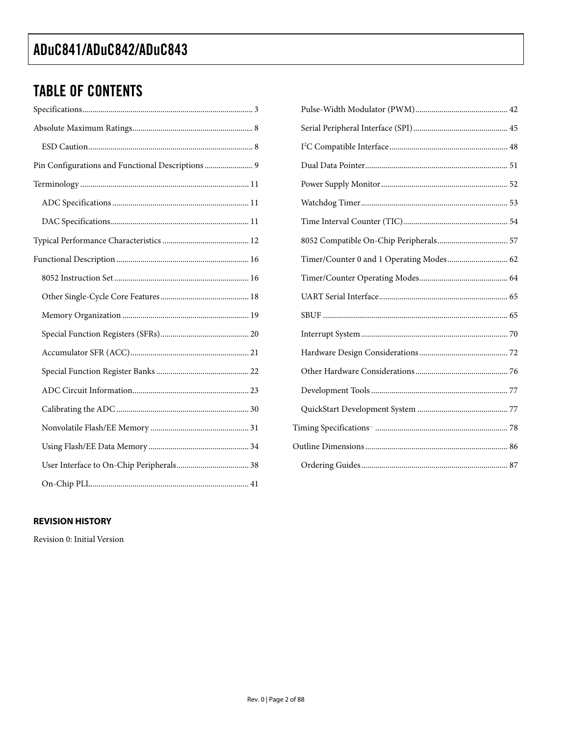## TABLE OF CONTENTS

Specifications .................................................................... 3

Absolute Maximum Ratings ........................................................ 8

- ESD Caution ................................................................ 8

Pin Configurations and Functional Descriptions ..................... 9

Terminology ..................................................................... 11

- ADC Specifications ........................................................ 11
- DAC Specifications ........................................................ 11

Typical Performance Characteristics ...................................... 12

Functional Description ........................................................ 16

- 8052 Instruction Set ...................................................... 16
- Other Single-Cycle Core Features ...................................... 18
- Memory Organization ..................................................... 19
- Special Function Registers (SFRs) ..................................... 20
- Accumulator SFR (ACC) .................................................. 21
- Special Function Register Banks ....................................... 22
- ADC Circuit Information .................................................. 23
- Calibrating the ADC ....................................................... 30
- Nonvolatile Flash/EE Memory .......................................... 31
- Using Flash/EE Data Memory ........................................... 34
- User Interface to On-Chip Peripherals ................................ 38
- On-Chip PLL ................................................................. 41
- Pulse-Width Modulator (PWM) .......................................... 42
- Serial Peripheral Interface (SPI) ........................................ 45
- I²C Compatible Interface ................................................. 48
- Dual Data Pointer .......................................................... 51
- Power Supply Monitor ..................................................... 52
- Watchdog Timer ............................................................ 53
- Time Interval Counter (TIC) .............................................. 54
- 8052 Compatible On-Chip Peripherals ................................. 57
- Timer/Counter 0 and 1 Operating Modes .............................. 62
- Timer/Counter Operating Modes ........................................ 64
- UART Serial Interface ..................................................... 65
- SBUF ........................................................................... 65
- Interrupt System ............................................................ 70
- Hardware Design Considerations ........................................ 72
- Other Hardware Considerations .......................................... 76
- Development Tools ......................................................... 77
- QuickStart Development System ........................................ 77

Timing Specifications ......................................................... 78

Outline Dimensions ............................................................ 86

- Ordering Guides ............................................................. 87

### REVISION HISTORY

Revision 0: Initial Version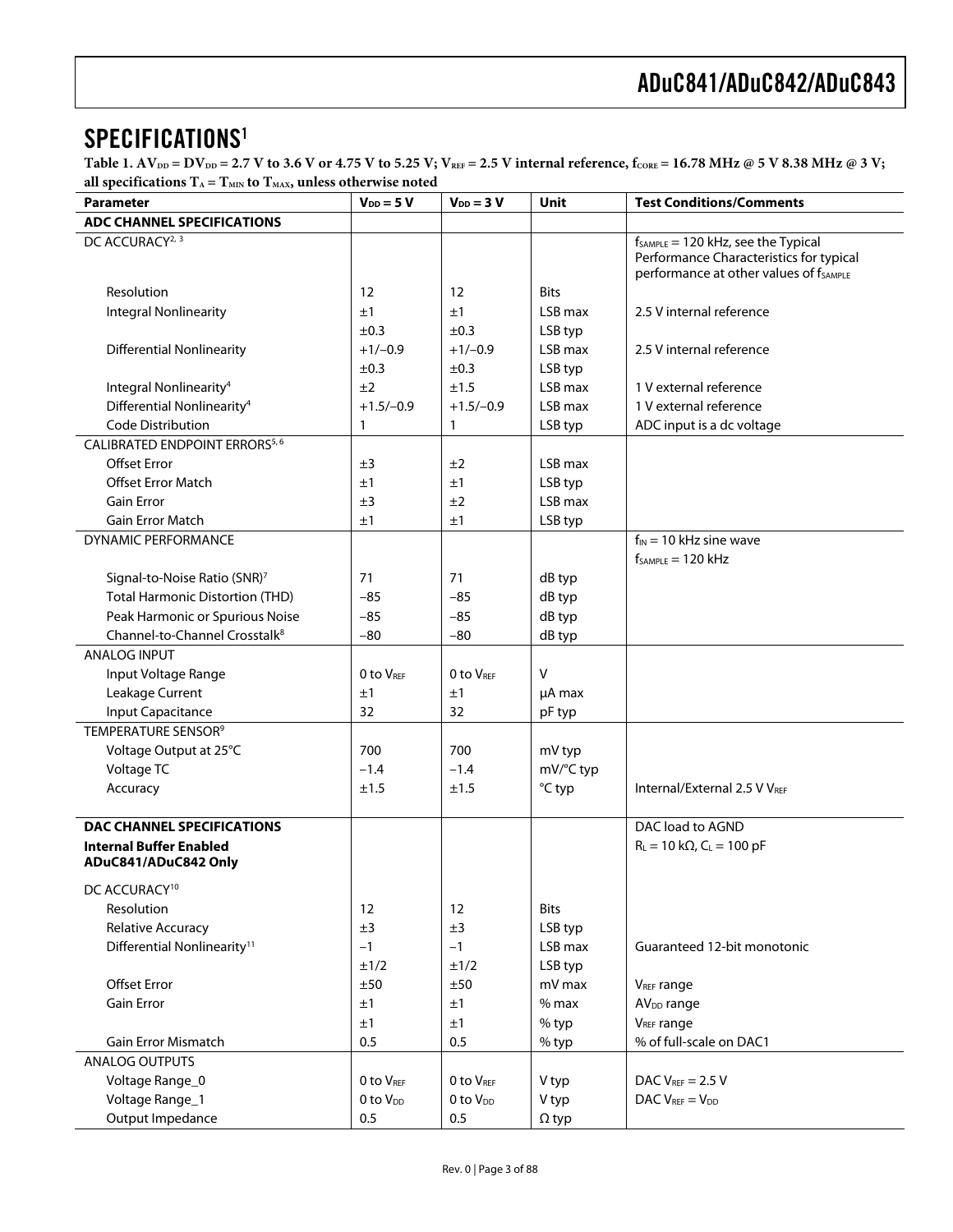## SPECIFICATIONS[1]

**Table 1. $AV_{DD} = DV_{DD}$ = 2.7 V to 3.6 V or 4.75 V to 5.25 V; $V_{REF}$ = 2.5 V internal reference, $f_{CORE}$ = 16.78 MHz @ 5 V 8.38 MHz @ 3 V; all specifications $T_A = T_{MIN}$ to $T_{MAX}$, unless otherwise noted**

| Parameter | $V_{DD}$ = 5 V | $V_{DD}$ = 3 V | Unit | Test Conditions/Comments |
|---|---|---|---|---|
| **ADC CHANNEL SPECIFICATIONS** | | | | |
| DC ACCURACY[2, 3] | | | | $f_{SAMPLE}$ = 120 kHz, see the Typical Performance Characteristics for typical performance at other values of $f_{SAMPLE}$ |
| Resolution | 12 | 12 | Bits | |
| Integral Nonlinearity | ±1 | ±1 | LSB max | 2.5 V internal reference |
| | ±0.3 | ±0.3 | LSB typ | |
| Differential Nonlinearity | +1/−0.9 | +1/−0.9 | LSB max | 2.5 V internal reference |
| | ±0.3 | ±0.3 | LSB typ | |
| Integral Nonlinearity[4] | ±2 | ±1.5 | LSB max | 1 V external reference |
| Differential Nonlinearity[4] | +1.5/−0.9 | +1.5/−0.9 | LSB max | 1 V external reference |
| Code Distribution | 1 | 1 | LSB typ | ADC input is a dc voltage |
| CALIBRATED ENDPOINT ERRORS[5, 6] | | | | |
| Offset Error | ±3 | ±2 | LSB max | |
| Offset Error Match | ±1 | ±1 | LSB typ | |
| Gain Error | ±3 | ±2 | LSB max | |
| Gain Error Match | ±1 | ±1 | LSB typ | |
| DYNAMIC PERFORMANCE | | | | $f_{IN}$ = 10 kHz sine wave $f_{SAMPLE}$ = 120 kHz |
| Signal-to-Noise Ratio (SNR)[7] | 71 | 71 | dB typ | |
| Total Harmonic Distortion (THD) | −85 | −85 | dB typ | |
| Peak Harmonic or Spurious Noise | −85 | −85 | dB typ | |
| Channel-to-Channel Crosstalk[8] | −80 | −80 | dB typ | |
| ANALOG INPUT | | | | |
| Input Voltage Range | 0 to $V_{REF}$ | 0 to $V_{REF}$ | V | |
| Leakage Current | ±1 | ±1 | µA max | |
| Input Capacitance | 32 | 32 | pF typ | |
| TEMPERATURE SENSOR[9] | | | | |
| Voltage Output at 25°C | 700 | 700 | mV typ | |
| Voltage TC | −1.4 | −1.4 | mV/°C typ | |
| Accuracy | ±1.5 | ±1.5 | °C typ | Internal/External 2.5 V $V_{REF}$ |
| **DAC CHANNEL SPECIFICATIONS** | | | | DAC load to AGND |
| **Internal Buffer Enabled ADuC841/ADuC842 Only** | | | | $R_L$ = 10 kΩ, $C_L$ = 100 pF |
| DC ACCURACY[10] | | | | |
| Resolution | 12 | 12 | Bits | |
| Relative Accuracy | ±3 | ±3 | LSB typ | |
| Differential Nonlinearity[11] | −1 | −1 | LSB max | Guaranteed 12-bit monotonic |
| | ±1/2 | ±1/2 | LSB typ | |
| Offset Error | ±50 | ±50 | mV max | $V_{REF}$ range |
| Gain Error | ±1 | ±1 | % max | $AV_{DD}$ range |
| | ±1 | ±1 | % typ | $V_{REF}$ range |
| Gain Error Mismatch | 0.5 | 0.5 | % typ | % of full-scale on DAC1 |
| ANALOG OUTPUTS | | | | |
| Voltage Range_0 | 0 to $V_{REF}$ | 0 to $V_{REF}$ | V typ | DAC $V_{REF}$ = 2.5 V |
| Voltage Range_1 | 0 to $V_{DD}$ | 0 to $V_{DD}$ | V typ | DAC $V_{REF}$ = $V_{DD}$ |
| Output Impedance | 0.5 | 0.5 | Ω typ | |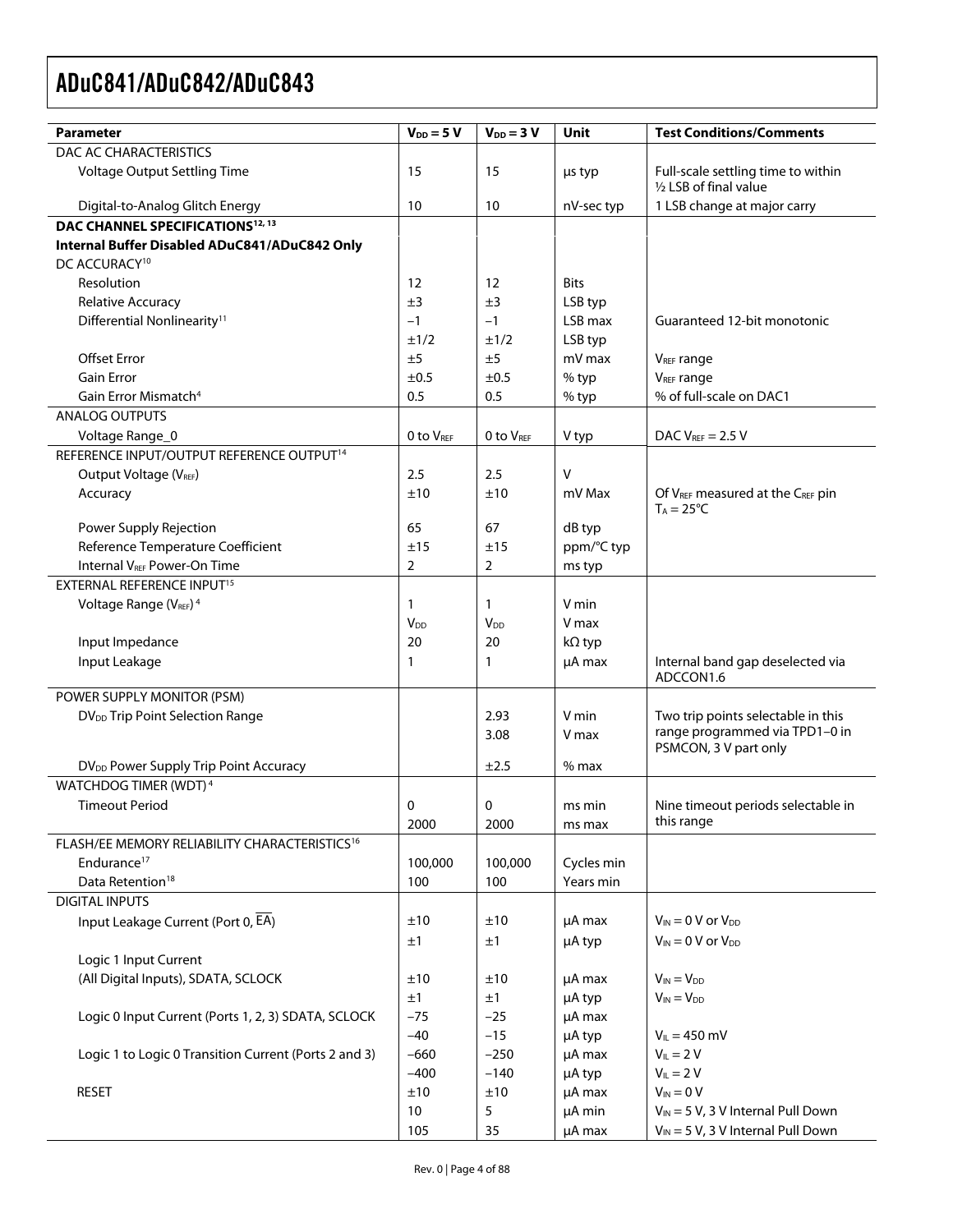| Parameter | $V_{DD}$ = 5 V | $V_{DD}$ = 3 V | Unit | Test Conditions/Comments |
|---|---|---|---|---|
| DAC AC CHARACTERISTICS | | | | |
| Voltage Output Settling Time | 15 | 15 | µs typ | Full-scale settling time to within ½ LSB of final value |
| Digital-to-Analog Glitch Energy | 10 | 10 | nV-sec typ | 1 LSB change at major carry |
| **DAC CHANNEL SPECIFICATIONS[12, 13]** | | | | |
| **Internal Buffer Disabled ADuC841/ADuC842 Only** | | | | |
| DC ACCURACY[10] | | | | |
| Resolution | 12 | 12 | Bits | |
| Relative Accuracy | ±3 | ±3 | LSB typ | |
| Differential Nonlinearity[11] | −1 | −1 | LSB max | Guaranteed 12-bit monotonic |
| | ±1/2 | ±1/2 | LSB typ | |
| Offset Error | ±5 | ±5 | mV max | $V_{REF}$ range |
| Gain Error | ±0.5 | ±0.5 | % typ | $V_{REF}$ range |
| Gain Error Mismatch[4] | 0.5 | 0.5 | % typ | % of full-scale on DAC1 |
| ANALOG OUTPUTS | | | | |
| Voltage Range_0 | 0 to $V_{REF}$ | 0 to $V_{REF}$ | V typ | DAC $V_{REF}$ = 2.5 V |
| REFERENCE INPUT/OUTPUT REFERENCE OUTPUT[14] | | | | |
| Output Voltage ($V_{REF}$) | 2.5 | 2.5 | V | |
| Accuracy | ±10 | ±10 | mV Max | Of $V_{REF}$ measured at the $C_{REF}$ pin $T_A$ = 25°C |
| Power Supply Rejection | 65 | 67 | dB typ | |
| Reference Temperature Coefficient | ±15 | ±15 | ppm/°C typ | |
| Internal $V_{REF}$ Power-On Time | 2 | 2 | ms typ | |
| EXTERNAL REFERENCE INPUT[15] | | | | |
| Voltage Range ($V_{REF}$)[4] | 1 | 1 | V min | |
| | $V_{DD}$ | $V_{DD}$ | V max | |
| Input Impedance | 20 | 20 | kΩ typ | |
| Input Leakage | 1 | 1 | µA max | Internal band gap deselected via ADCCON1.6 |
| POWER SUPPLY MONITOR (PSM) | | | | |
| $DV_{DD}$ Trip Point Selection Range | | 2.93 | V min | Two trip points selectable in this range programmed via TPD1–0 in PSMCON, 3 V part only |
| | | 3.08 | V max | |
| $DV_{DD}$ Power Supply Trip Point Accuracy | | ±2.5 | % max | |
| WATCHDOG TIMER (WDT)[4] | | | | |
| Timeout Period | 0 | 0 | ms min | Nine timeout periods selectable in this range |
| | 2000 | 2000 | ms max | |
| FLASH/EE MEMORY RELIABILITY CHARACTERISTICS[16] | | | | |
| Endurance[17] | 100,000 | 100,000 | Cycles min | |
| Data Retention[18] | 100 | 100 | Years min | |
| DIGITAL INPUTS | | | | |
| Input Leakage Current (Port 0, $\overline{EA}$) | ±10 | ±10 | µA max | $V_{IN}$ = 0 V or $V_{DD}$ |
| | ±1 | ±1 | µA typ | $V_{IN}$ = 0 V or $V_{DD}$ |
| Logic 1 Input Current (All Digital Inputs), SDATA, SCLOCK | ±10 | ±10 | µA max | $V_{IN}$ = $V_{DD}$ |
| | ±1 | ±1 | µA typ | $V_{IN}$ = $V_{DD}$ |
| Logic 0 Input Current (Ports 1, 2, 3) SDATA, SCLOCK | −75 | −25 | µA max | |
| | −40 | −15 | µA typ | $V_{IL}$ = 450 mV |
| Logic 1 to Logic 0 Transition Current (Ports 2 and 3) | −660 | −250 | µA max | $V_{IL}$ = 2 V |
| | −400 | −140 | µA typ | $V_{IL}$ = 2 V |
| RESET | ±10 | ±10 | µA max | $V_{IN}$ = 0 V |
| | 10 | 5 | µA min | $V_{IN}$ = 5 V, 3 V Internal Pull Down |
| | 105 | 35 | µA max | $V_{IN}$ = 5 V, 3 V Internal Pull Down |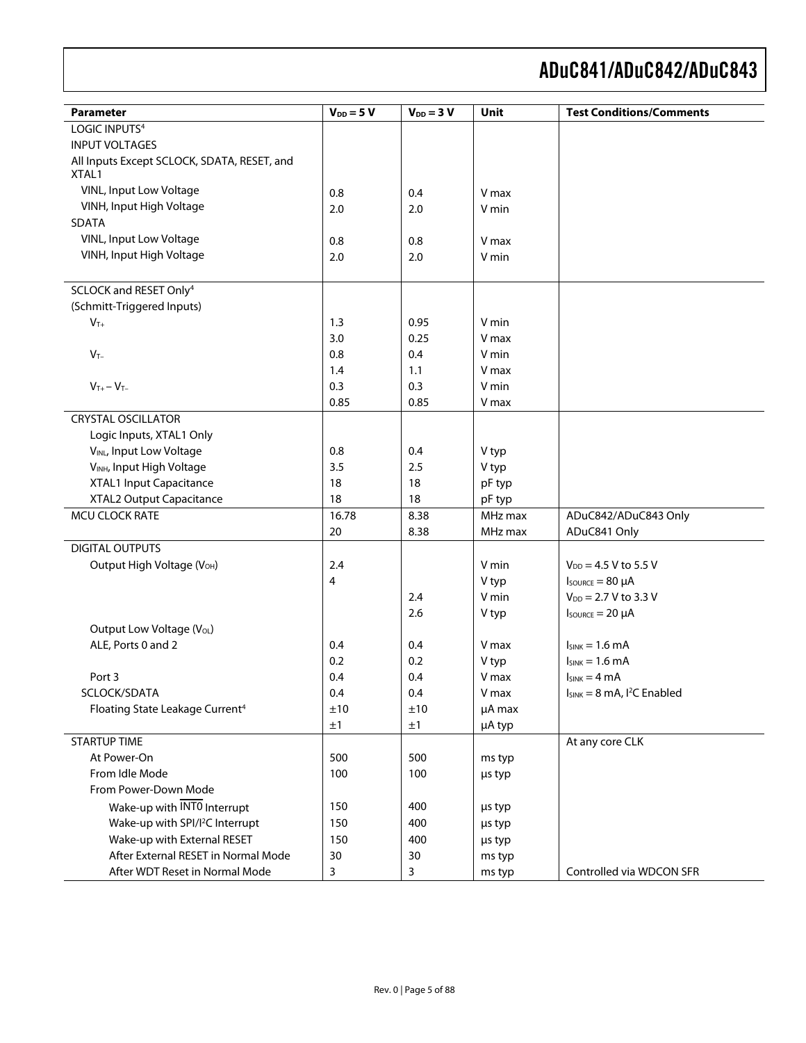| Parameter | $V_{DD}$ = 5 V | $V_{DD}$ = 3 V | Unit | Test Conditions/Comments |
|---|---|---|---|---|
| LOGIC INPUTS[4] | | | | |
| INPUT VOLTAGES | | | | |
| All Inputs Except SCLOCK, SDATA, RESET, and XTAL1 | | | | |
| VINL, Input Low Voltage | 0.8 | 0.4 | V max | |
| VINH, Input High Voltage | 2.0 | 2.0 | V min | |
| SDATA | | | | |
| VINL, Input Low Voltage | 0.8 | 0.8 | V max | |
| VINH, Input High Voltage | 2.0 | 2.0 | V min | |
| SCLOCK and RESET Only[4] | | | | |
| (Schmitt-Triggered Inputs) | | | | |
| $V_{T+}$ | 1.3 | 0.95 | V min | |
| | 3.0 | 0.25 | V max | |
| $V_{T-}$ | 0.8 | 0.4 | V min | |
| | 1.4 | 1.1 | V max | |
| $V_{T+} - V_{T-}$ | 0.3 | 0.3 | V min | |
| | 0.85 | 0.85 | V max | |
| CRYSTAL OSCILLATOR | | | | |
| Logic Inputs, XTAL1 Only | | | | |
| $V_{INL}$, Input Low Voltage | 0.8 | 0.4 | V typ | |
| $V_{INH}$, Input High Voltage | 3.5 | 2.5 | V typ | |
| XTAL1 Input Capacitance | 18 | 18 | pF typ | |
| XTAL2 Output Capacitance | 18 | 18 | pF typ | |
| MCU CLOCK RATE | 16.78 | 8.38 | MHz max | ADuC842/ADuC843 Only |
| | 20 | 8.38 | MHz max | ADuC841 Only |
| DIGITAL OUTPUTS | | | | |
| Output High Voltage ($V_{OH}$) | 2.4 | | V min | $V_{DD}$ = 4.5 V to 5.5 V |
| | 4 | | V typ | $I_{SOURCE}$ = 80 μA |
| | | 2.4 | V min | $V_{DD}$ = 2.7 V to 3.3 V |
| | | 2.6 | V typ | $I_{SOURCE}$ = 20 μA |
| Output Low Voltage ($V_{OL}$) | | | | |
| ALE, Ports 0 and 2 | 0.4 | 0.4 | V max | $I_{SINK}$ = 1.6 mA |
| | 0.2 | 0.2 | V typ | $I_{SINK}$ = 1.6 mA |
| Port 3 | 0.4 | 0.4 | V max | $I_{SINK}$ = 4 mA |
| SCLOCK/SDATA | 0.4 | 0.4 | V max | $I_{SINK}$ = 8 mA, I²C Enabled |
| Floating State Leakage Current[4] | ±10 | ±10 | μA max | |
| | ±1 | ±1 | μA typ | |
| STARTUP TIME | | | | At any core CLK |
| At Power-On | 500 | 500 | ms typ | |
| From Idle Mode | 100 | 100 | μs typ | |
| From Power-Down Mode | | | | |
| Wake-up with $\overline{\text{INT0}}$ Interrupt | 150 | 400 | μs typ | |
| Wake-up with SPI/I²C Interrupt | 150 | 400 | μs typ | |
| Wake-up with External RESET | 150 | 400 | μs typ | |
| After External RESET in Normal Mode | 30 | 30 | ms typ | |
| After WDT Reset in Normal Mode | 3 | 3 | ms typ | Controlled via WDCON SFR |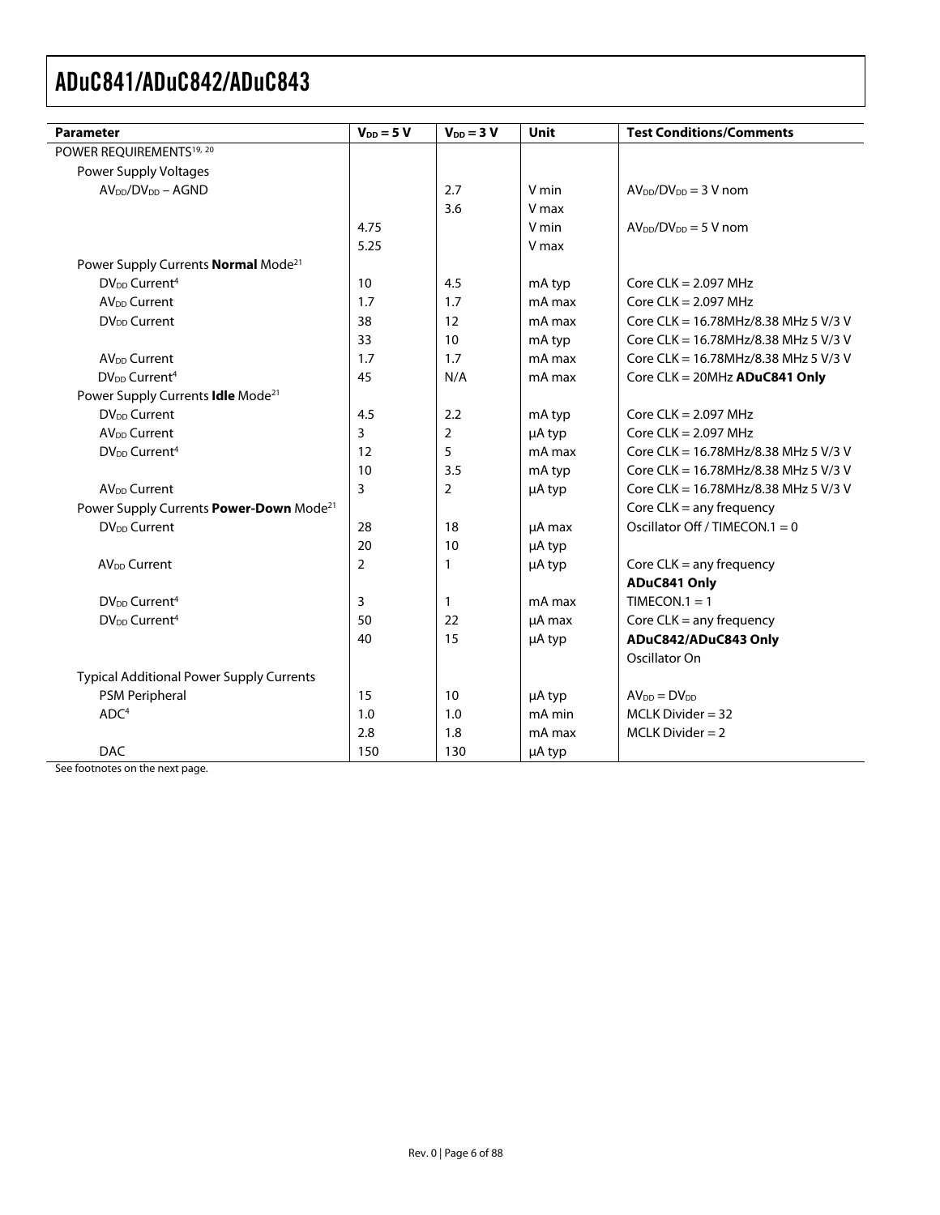| Parameter | $V_{DD}$ = 5 V | $V_{DD}$ = 3 V | Unit | Test Conditions/Comments |
| --- | --- | --- | --- | --- |
| POWER REQUIREMENTS[19, 20] | | | | |
| Power Supply Voltages | | | | |
| $AV_{DD}/DV_{DD}$ – AGND | | 2.7 | V min | $AV_{DD}/DV_{DD}$ = 3 V nom |
| | | 3.6 | V max | |
| | 4.75 | | V min | $AV_{DD}/DV_{DD}$ = 5 V nom |
| | 5.25 | | V max | |
| Power Supply Currents **Normal** Mode[21] | | | | |
| $DV_{DD}$ Current[4] | 10 | 4.5 | mA typ | Core CLK = 2.097 MHz |
| $AV_{DD}$ Current | 1.7 | 1.7 | mA max | Core CLK = 2.097 MHz |
| $DV_{DD}$ Current | 38 | 12 | mA max | Core CLK = 16.78MHz/8.38 MHz 5 V/3 V |
| | 33 | 10 | mA typ | Core CLK = 16.78MHz/8.38 MHz 5 V/3 V |
| $AV_{DD}$ Current | 1.7 | 1.7 | mA max | Core CLK = 16.78MHz/8.38 MHz 5 V/3 V |
| $DV_{DD}$ Current[4] | 45 | N/A | mA max | Core CLK = 20MHz **ADuC841 Only** |
| Power Supply Currents **Idle** Mode[21] | | | | |
| $DV_{DD}$ Current | 4.5 | 2.2 | mA typ | Core CLK = 2.097 MHz |
| $AV_{DD}$ Current | 3 | 2 | µA typ | Core CLK = 2.097 MHz |
| $DV_{DD}$ Current[4] | 12 | 5 | mA max | Core CLK = 16.78MHz/8.38 MHz 5 V/3 V |
| | 10 | 3.5 | mA typ | Core CLK = 16.78MHz/8.38 MHz 5 V/3 V |
| $AV_{DD}$ Current | 3 | 2 | µA typ | Core CLK = 16.78MHz/8.38 MHz 5 V/3 V |
| Power Supply Currents **Power-Down** Mode[21] | | | | Core CLK = any frequency |
| $DV_{DD}$ Current | 28 | 18 | µA max | Oscillator Off / TIMECON.1 = 0 |
| | 20 | 10 | µA typ | |
| $AV_{DD}$ Current | 2 | 1 | µA typ | Core CLK = any frequency |
| | | | | **ADuC841 Only** |
| $DV_{DD}$ Current[4] | 3 | 1 | mA max | TIMECON.1 = 1 |
| $DV_{DD}$ Current[4] | 50 | 22 | µA max | Core CLK = any frequency |
| | 40 | 15 | µA typ | **ADuC842/ADuC843 Only** |
| | | | | Oscillator On |
| Typical Additional Power Supply Currents | | | | |
| PSM Peripheral | 15 | 10 | µA typ | $AV_{DD} = DV_{DD}$ |
| ADC[4] | 1.0 | 1.0 | mA min | MCLK Divider = 32 |
| | 2.8 | 1.8 | mA max | MCLK Divider = 2 |
| DAC | 150 | 130 | µA typ | |

See footnotes on the next page.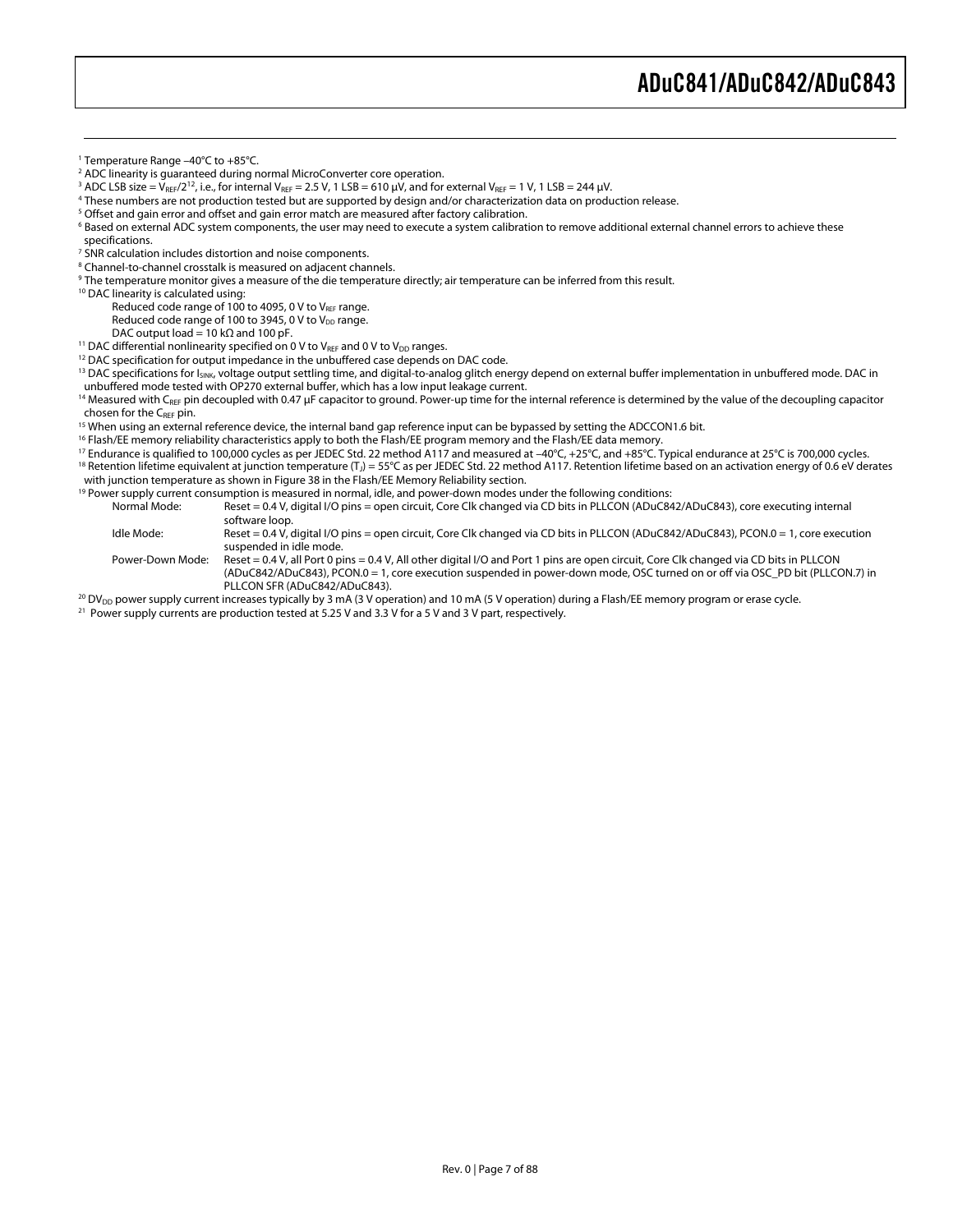[1] Temperature Range –40°C to +85°C.

[2] ADC linearity is guaranteed during normal MicroConverter core operation.

[3] ADC LSB size = $V_{REF}/2^{12}$, i.e., for internal $V_{REF}$ = 2.5 V, 1 LSB = 610 μV, and for external $V_{REF}$ = 1 V, 1 LSB = 244 μV.

[4] These numbers are not production tested but are supported by design and/or characterization data on production release.

[5] Offset and gain error and offset and gain error match are measured after factory calibration.

[6] Based on external ADC system components, the user may need to execute a system calibration to remove additional external channel errors to achieve these specifications.

[7] SNR calculation includes distortion and noise components.

[8] Channel-to-channel crosstalk is measured on adjacent channels.

[9] The temperature monitor gives a measure of the die temperature directly; air temperature can be inferred from this result.

[10] DAC linearity is calculated using:

Reduced code range of 100 to 4095, 0 V to $V_{REF}$ range.
Reduced code range of 100 to 3945, 0 V to $V_{DD}$ range.
DAC output load = 10 kΩ and 100 pF.

[11] DAC differential nonlinearity specified on 0 V to $V_{REF}$ and 0 V to $V_{DD}$ ranges.

[12] DAC specification for output impedance in the unbuffered case depends on DAC code.

[13] DAC specifications for $I_{SINK}$, voltage output settling time, and digital-to-analog glitch energy depend on external buffer implementation in unbuffered mode. DAC in unbuffered mode tested with OP270 external buffer, which has a low input leakage current.

[14] Measured with $C_{REF}$ pin decoupled with 0.47 μF capacitor to ground. Power-up time for the internal reference is determined by the value of the decoupling capacitor chosen for the $C_{REF}$ pin.

[15] When using an external reference device, the internal band gap reference input can be bypassed by setting the ADCCON1.6 bit.

[16] Flash/EE memory reliability characteristics apply to both the Flash/EE program memory and the Flash/EE data memory.

[17] Endurance is qualified to 100,000 cycles as per JEDEC Std. 22 method A117 and measured at –40°C, +25°C, and +85°C. Typical endurance at 25°C is 700,000 cycles.

[18] Retention lifetime equivalent at junction temperature ($T_J$) = 55°C as per JEDEC Std. 22 method A117. Retention lifetime based on an activation energy of 0.6 eV derates with junction temperature as shown in Figure 38 in the Flash/EE Memory Reliability section.

[19] Power supply current consumption is measured in normal, idle, and power-down modes under the following conditions:

Normal Mode: Reset = 0.4 V, digital I/O pins = open circuit, Core Clk changed via CD bits in PLLCON (ADuC842/ADuC843), core executing internal software loop.

Idle Mode: Reset = 0.4 V, digital I/O pins = open circuit, Core Clk changed via CD bits in PLLCON (ADuC842/ADuC843), PCON.0 = 1, core execution suspended in idle mode.

Power-Down Mode: Reset = 0.4 V, all Port 0 pins = 0.4 V, All other digital I/O and Port 1 pins are open circuit, Core Clk changed via CD bits in PLLCON (ADuC842/ADuC843), PCON.0 = 1, core execution suspended in power-down mode, OSC turned on or off via OSC_PD bit (PLLCON.7) in PLLCON SFR (ADuC842/ADuC843).

[20] $DV_{DD}$ power supply current increases typically by 3 mA (3 V operation) and 10 mA (5 V operation) during a Flash/EE memory program or erase cycle.

[21] Power supply currents are production tested at 5.25 V and 3.3 V for a 5 V and 3 V part, respectively.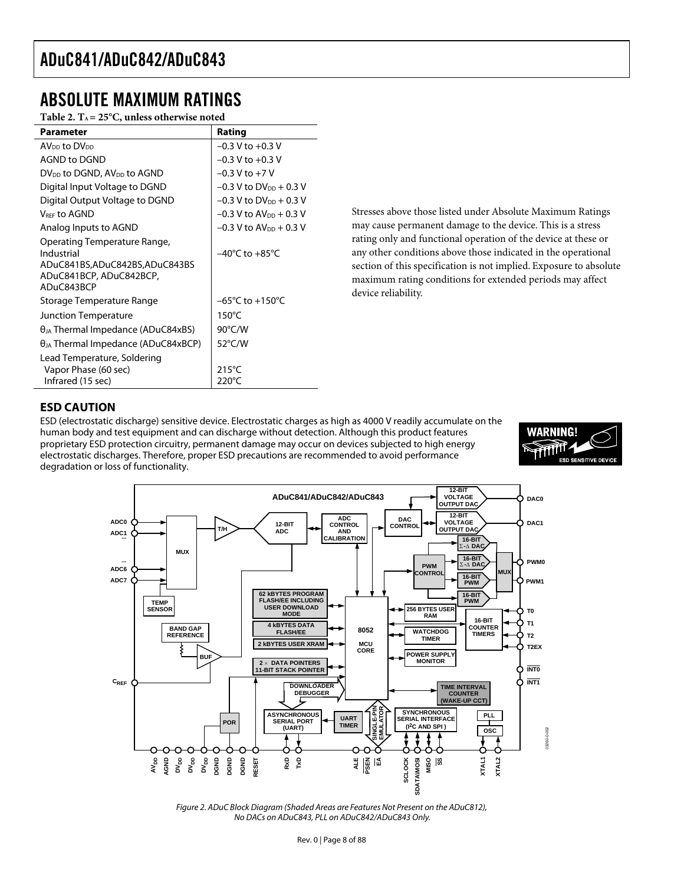# ABSOLUTE MAXIMUM RATINGS

**Table 2. $T_A$ = 25°C, unless otherwise noted**

| Parameter | Rating |
|---|---|
| $AV_{DD}$ to $DV_{DD}$ | −0.3 V to +0.3 V |
| AGND to DGND | −0.3 V to +0.3 V |
| $DV_{DD}$ to DGND, $AV_{DD}$ to AGND | −0.3 V to +7 V |
| Digital Input Voltage to DGND | −0.3 V to $DV_{DD}$ + 0.3 V |
| Digital Output Voltage to DGND | −0.3 V to $DV_{DD}$ + 0.3 V |
| $V_{REF}$ to AGND | −0.3 V to $AV_{DD}$ + 0.3 V |
| Analog Inputs to AGND | −0.3 V to $AV_{DD}$ + 0.3 V |
| Operating Temperature Range, Industrial ADuC841BS,ADuC842BS,ADuC843BS ADuC841BCP, ADuC842BCP, ADuC843BCP | −40°C to +85°C |
| Storage Temperature Range | −65°C to +150°C |
| Junction Temperature | 150°C |
| $\theta_{JA}$ Thermal Impedance (ADuC84xBS) | 90°C/W |
| $\theta_{JA}$ Thermal Impedance (ADuC84xBCP) | 52°C/W |
| Lead Temperature, Soldering | |
| Vapor Phase (60 sec) | 215°C |
| Infrared (15 sec) | 220°C |

Stresses above those listed under Absolute Maximum Ratings may cause permanent damage to the device. This is a stress rating only and functional operation of the device at these or any other conditions above those indicated in the operational section of this specification is not implied. Exposure to absolute maximum rating conditions for extended periods may affect device reliability.

## ESD CAUTION

ESD (electrostatic discharge) sensitive device. Electrostatic charges as high as 4000 V readily accumulate on the human body and test equipment and can discharge without detection. Although this product features proprietary ESD protection circuitry, permanent damage may occur on devices subjected to high energy electrostatic discharges. Therefore, proper ESD precautions are recommended to avoid performance degradation or loss of functionality.

*Figure 2. ADuC Block Diagram (Shaded Areas are Features Not Present on the ADuC812), No DACs on ADuC843, PLL on ADuC842/ADuC843 Only.*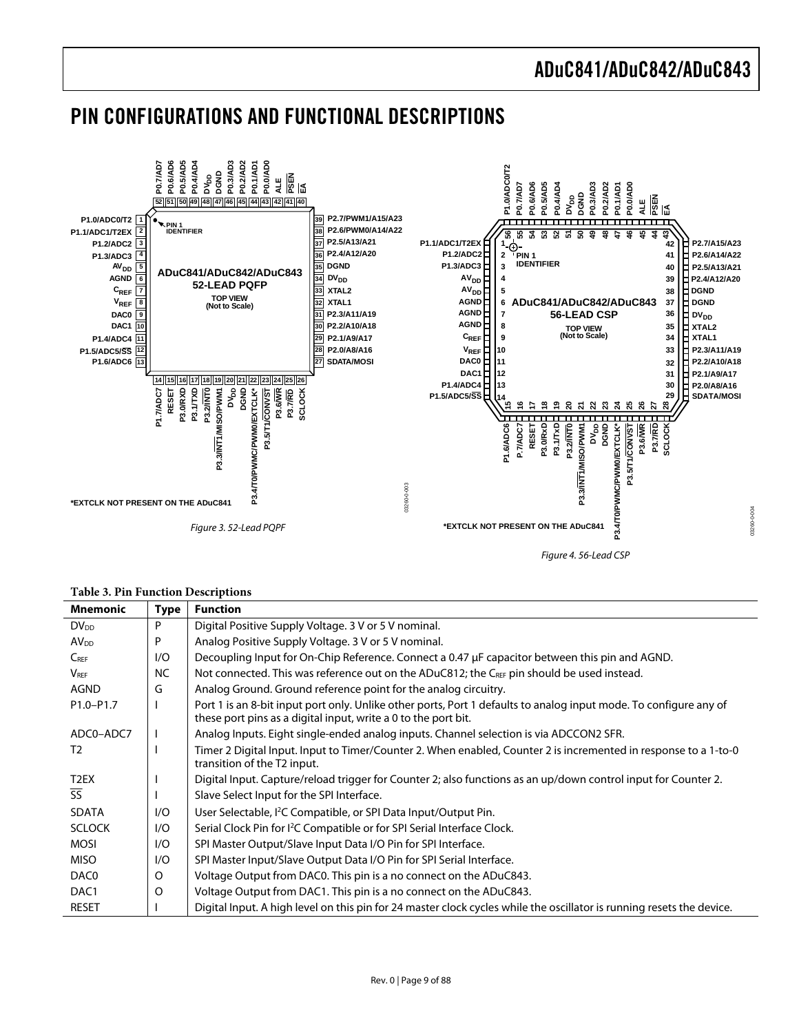# PIN CONFIGURATIONS AND FUNCTIONAL DESCRIPTIONS

*EXTCLK NOT PRESENT ON THE ADuC841

*Figure 3. 52-Lead PQFP*

*EXTCLK NOT PRESENT ON THE ADuC841

*Figure 4. 56-Lead CSP*

**Table 3. Pin Function Descriptions**

| Mnemonic | Type | Function |
|---|---|---|
| $DV_{DD}$ | P | Digital Positive Supply Voltage. 3 V or 5 V nominal. |
| $AV_{DD}$ | P | Analog Positive Supply Voltage. 3 V or 5 V nominal. |
| $C_{REF}$ | I/O | Decoupling Input for On-Chip Reference. Connect a 0.47 µF capacitor between this pin and AGND. |
| $V_{REF}$ | NC | Not connected. This was reference out on the ADuC812; the $C_{REF}$ pin should be used instead. |
| AGND | G | Analog Ground. Ground reference point for the analog circuitry. |
| P1.0–P1.7 | I | Port 1 is an 8-bit input port only. Unlike other ports, Port 1 defaults to analog input mode. To configure any of these port pins as a digital input, write a 0 to the port bit. |
| ADC0–ADC7 | I | Analog Inputs. Eight single-ended analog inputs. Channel selection is via ADCCON2 SFR. |
| T2 | I | Timer 2 Digital Input. Input to Timer/Counter 2. When enabled, Counter 2 is incremented in response to a 1-to-0 transition of the T2 input. |
| T2EX | I | Digital Input. Capture/reload trigger for Counter 2; also functions as an up/down control input for Counter 2. |
| $\overline{SS}$ | I | Slave Select Input for the SPI Interface. |
| SDATA | I/O | User Selectable, I²C Compatible, or SPI Data Input/Output Pin. |
| SCLOCK | I/O | Serial Clock Pin for I²C Compatible or for SPI Serial Interface Clock. |
| MOSI | I/O | SPI Master Output/Slave Input Data I/O Pin for SPI Interface. |
| MISO | I/O | SPI Master Input/Slave Output Data I/O Pin for SPI Serial Interface. |
| DAC0 | O | Voltage Output from DAC0. This pin is a no connect on the ADuC843. |
| DAC1 | O | Voltage Output from DAC1. This pin is a no connect on the ADuC843. |
| RESET | I | Digital Input. A high level on this pin for 24 master clock cycles while the oscillator is running resets the device. |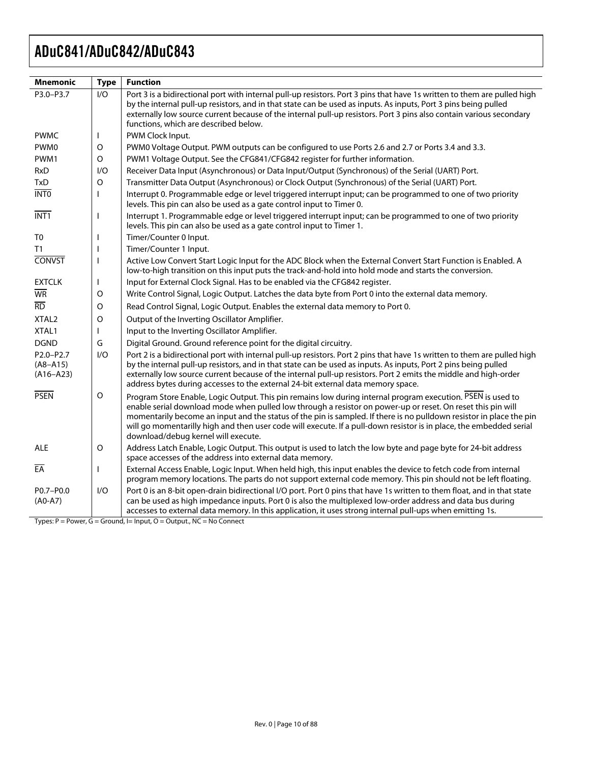| Mnemonic | Type | Function |
|---|---|---|
| P3.0–P3.7 | I/O | Port 3 is a bidirectional port with internal pull-up resistors. Port 3 pins that have 1s written to them are pulled high by the internal pull-up resistors, and in that state can be used as inputs. As inputs, Port 3 pins being pulled externally low source current because of the internal pull-up resistors. Port 3 pins also contain various secondary functions, which are described below. |
| PWMC | I | PWM Clock Input. |
| PWM0 | O | PWM0 Voltage Output. PWM outputs can be configured to use Ports 2.6 and 2.7 or Ports 3.4 and 3.3. |
| PWM1 | O | PWM1 Voltage Output. See the CFG841/CFG842 register for further information. |
| RxD | I/O | Receiver Data Input (Asynchronous) or Data Input/Output (Synchronous) of the Serial (UART) Port. |
| TxD | O | Transmitter Data Output (Asynchronous) or Clock Output (Synchronous) of the Serial (UART) Port. |
| $\overline{\text{INT0}}$ | I | Interrupt 0. Programmable edge or level triggered interrupt input; can be programmed to one of two priority levels. This pin can also be used as a gate control input to Timer 0. |
| $\overline{\text{INT1}}$ | I | Interrupt 1. Programmable edge or level triggered interrupt input; can be programmed to one of two priority levels. This pin can also be used as a gate control input to Timer 1. |
| T0 | I | Timer/Counter 0 Input. |
| T1 | I | Timer/Counter 1 Input. |
| $\overline{\text{CONVST}}$ | I | Active Low Convert Start Logic Input for the ADC Block when the External Convert Start Function is Enabled. A low-to-high transition on this input puts the track-and-hold into hold mode and starts the conversion. |
| EXTCLK | I | Input for External Clock Signal. Has to be enabled via the CFG842 register. |
| $\overline{\text{WR}}$ | O | Write Control Signal, Logic Output. Latches the data byte from Port 0 into the external data memory. |
| $\overline{\text{RD}}$ | O | Read Control Signal, Logic Output. Enables the external data memory to Port 0. |
| XTAL2 | O | Output of the Inverting Oscillator Amplifier. |
| XTAL1 | I | Input to the Inverting Oscillator Amplifier. |
| DGND | G | Digital Ground. Ground reference point for the digital circuitry. |
| P2.0–P2.7 (A8–A15) (A16–A23) | I/O | Port 2 is a bidirectional port with internal pull-up resistors. Port 2 pins that have 1s written to them are pulled high by the internal pull-up resistors, and in that state can be used as inputs. As inputs, Port 2 pins being pulled externally low source current because of the internal pull-up resistors. Port 2 emits the middle and high-order address bytes during accesses to the external 24-bit external data memory space. |
| $\overline{\text{PSEN}}$ | O | Program Store Enable, Logic Output. This pin remains low during internal program execution. $\overline{\text{PSEN}}$ is used to enable serial download mode when pulled low through a resistor on power-up or reset. On reset this pin will momentarily become an input and the status of the pin is sampled. If there is no pulldown resistor in place the pin will go momentarilly high and then user code will execute. If a pull-down resistor is in place, the embedded serial download/debug kernel will execute. |
| ALE | O | Address Latch Enable, Logic Output. This output is used to latch the low byte and page byte for 24-bit address space accesses of the address into external data memory. |
| $\overline{\text{EA}}$ | I | External Access Enable, Logic Input. When held high, this input enables the device to fetch code from internal program memory locations. The parts do not support external code memory. This pin should not be left floating. |
| P0.7–P0.0 (A0-A7) | I/O | Port 0 is an 8-bit open-drain bidirectional I/O port. Port 0 pins that have 1s written to them float, and in that state can be used as high impedance inputs. Port 0 is also the multiplexed low-order address and data bus during accesses to external data memory. In this application, it uses strong internal pull-ups when emitting 1s. |

Types: P = Power, G = Ground, I= Input, O = Output., NC = No Connect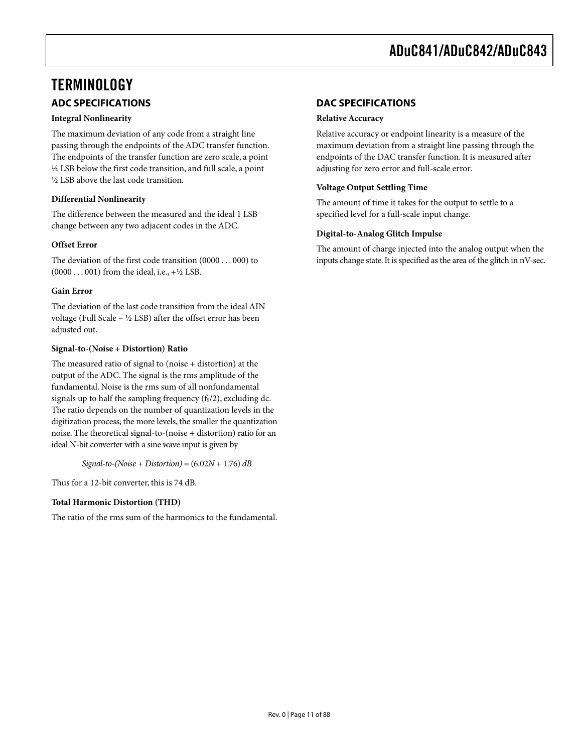# TERMINOLOGY

## ADC SPECIFICATIONS

**Integral Nonlinearity**

The maximum deviation of any code from a straight line passing through the endpoints of the ADC transfer function. The endpoints of the transfer function are zero scale, a point ½ LSB below the first code transition, and full scale, a point ½ LSB above the last code transition.

**Differential Nonlinearity**

The difference between the measured and the ideal 1 LSB change between any two adjacent codes in the ADC.

**Offset Error**

The deviation of the first code transition (0000 . . . 000) to (0000 . . . 001) from the ideal, i.e., +½ LSB.

**Gain Error**

The deviation of the last code transition from the ideal AIN voltage (Full Scale – ½ LSB) after the offset error has been adjusted out.

**Signal-to-(Noise + Distortion) Ratio**

The measured ratio of signal to (noise + distortion) at the output of the ADC. The signal is the rms amplitude of the fundamental. Noise is the rms sum of all nonfundamental signals up to half the sampling frequency ($f_S/2$), excluding dc. The ratio depends on the number of quantization levels in the digitization process; the more levels, the smaller the quantization noise. The theoretical signal-to-(noise + distortion) ratio for an ideal N-bit converter with a sine wave input is given by

$$\textit{Signal-to-(Noise + Distortion)} = (6.02N + 1.76)\ dB$$

Thus for a 12-bit converter, this is 74 dB.

**Total Harmonic Distortion (THD)**

The ratio of the rms sum of the harmonics to the fundamental.

## DAC SPECIFICATIONS

**Relative Accuracy**

Relative accuracy or endpoint linearity is a measure of the maximum deviation from a straight line passing through the endpoints of the DAC transfer function. It is measured after adjusting for zero error and full-scale error.

**Voltage Output Settling Time**

The amount of time it takes for the output to settle to a specified level for a full-scale input change.

**Digital-to-Analog Glitch Impulse**

The amount of charge injected into the analog output when the inputs change state. It is specified as the area of the glitch in nV-sec.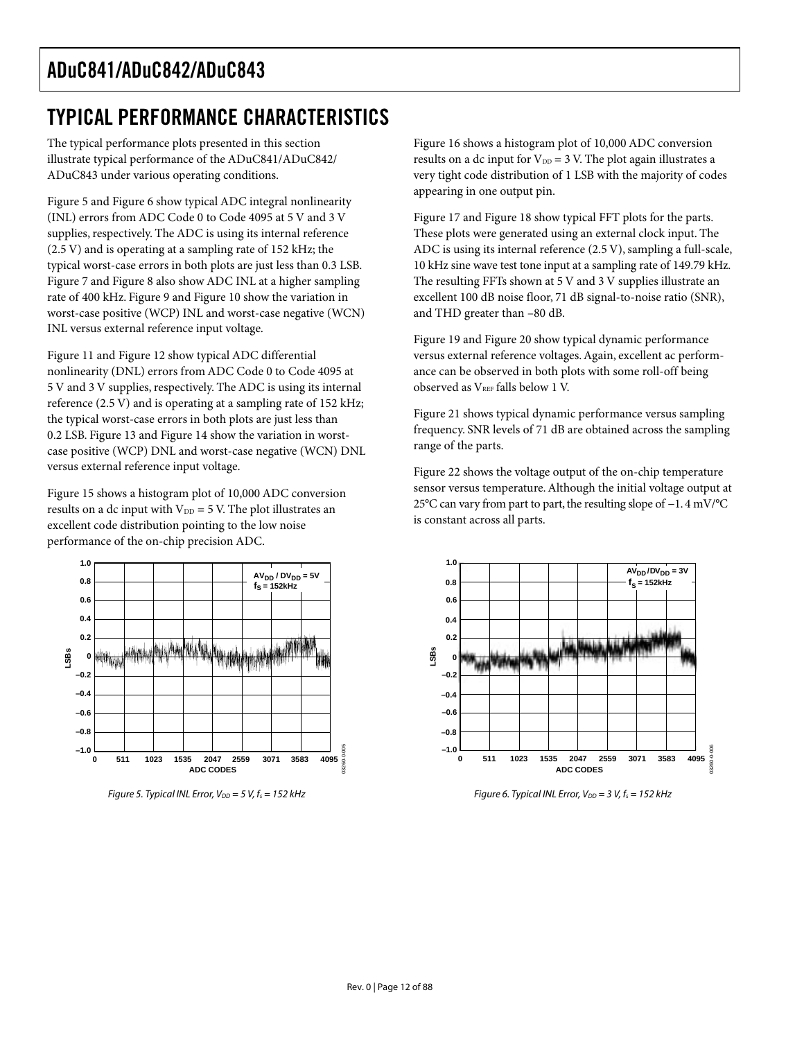# TYPICAL PERFORMANCE CHARACTERISTICS

The typical performance plots presented in this section illustrate typical performance of the ADuC841/ADuC842/ADuC843 under various operating conditions.

Figure 5 and Figure 6 show typical ADC integral nonlinearity (INL) errors from ADC Code 0 to Code 4095 at 5 V and 3 V supplies, respectively. The ADC is using its internal reference (2.5 V) and is operating at a sampling rate of 152 kHz; the typical worst-case errors in both plots are just less than 0.3 LSB. Figure 7 and Figure 8 also show ADC INL at a higher sampling rate of 400 kHz. Figure 9 and Figure 10 show the variation in worst-case positive (WCP) INL and worst-case negative (WCN) INL versus external reference input voltage.

Figure 11 and Figure 12 show typical ADC differential nonlinearity (DNL) errors from ADC Code 0 to Code 4095 at 5 V and 3 V supplies, respectively. The ADC is using its internal reference (2.5 V) and is operating at a sampling rate of 152 kHz; the typical worst-case errors in both plots are just less than 0.2 LSB. Figure 13 and Figure 14 show the variation in worst-case positive (WCP) DNL and worst-case negative (WCN) DNL versus external reference input voltage.

Figure 15 shows a histogram plot of 10,000 ADC conversion results on a dc input with $V_{DD}$ = 5 V. The plot illustrates an excellent code distribution pointing to the low noise performance of the on-chip precision ADC.

Figure 16 shows a histogram plot of 10,000 ADC conversion results on a dc input for $V_{DD}$ = 3 V. The plot again illustrates a very tight code distribution of 1 LSB with the majority of codes appearing in one output pin.

Figure 17 and Figure 18 show typical FFT plots for the parts. These plots were generated using an external clock input. The ADC is using its internal reference (2.5 V), sampling a full-scale, 10 kHz sine wave test tone input at a sampling rate of 149.79 kHz. The resulting FFTs shown at 5 V and 3 V supplies illustrate an excellent 100 dB noise floor, 71 dB signal-to-noise ratio (SNR), and THD greater than −80 dB.

Figure 19 and Figure 20 show typical dynamic performance versus external reference voltages. Again, excellent ac performance can be observed in both plots with some roll-off being observed as $V_{REF}$ falls below 1 V.

Figure 21 shows typical dynamic performance versus sampling frequency. SNR levels of 71 dB are obtained across the sampling range of the parts.

Figure 22 shows the voltage output of the on-chip temperature sensor versus temperature. Although the initial voltage output at 25°C can vary from part to part, the resulting slope of −1. 4 mV/°C is constant across all parts.

*Figure 5. Typical INL Error, $V_{DD}$ = 5 V, $f_s$ = 152 kHz*

*Figure 6. Typical INL Error, $V_{DD}$ = 3 V, $f_s$ = 152 kHz*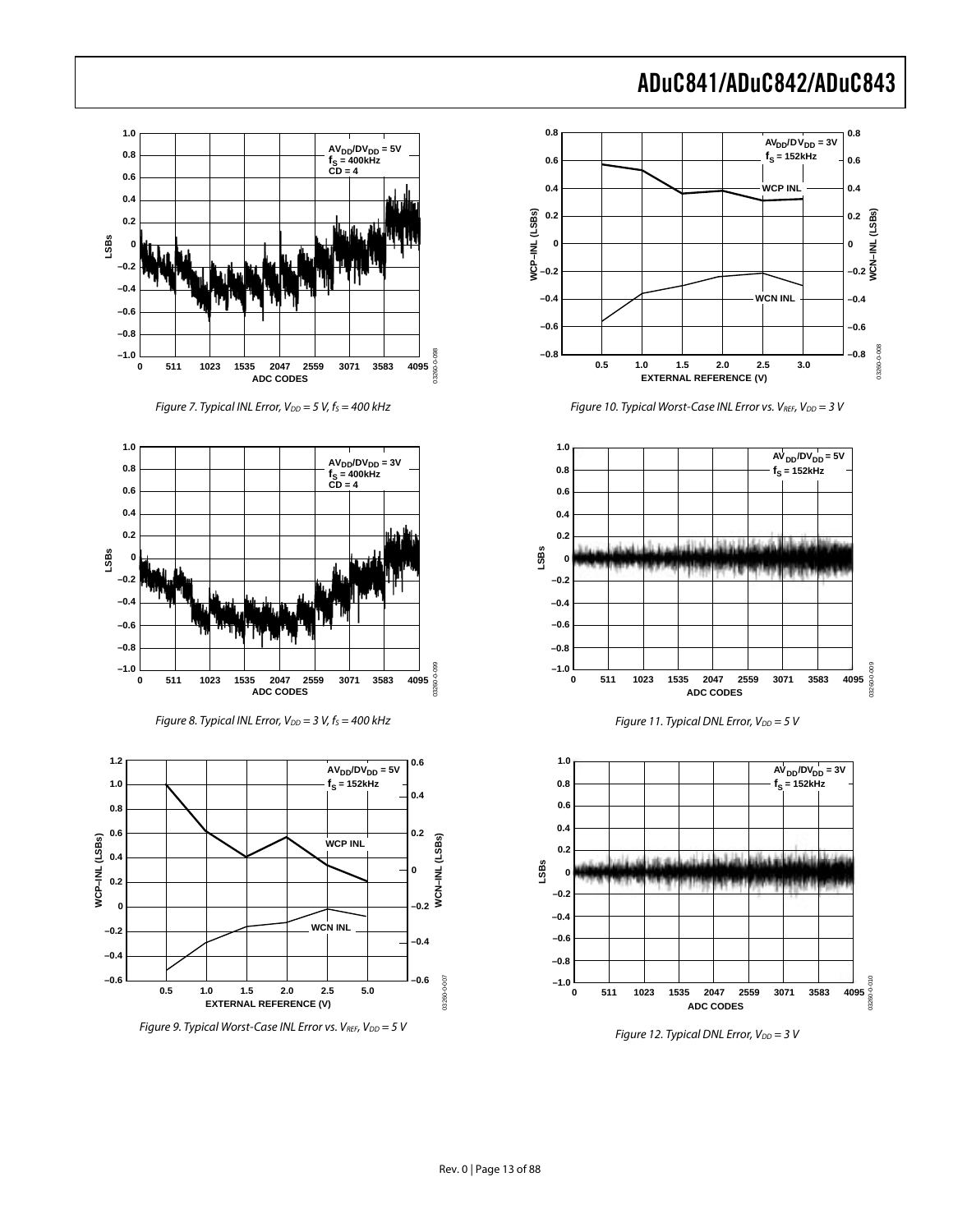Figure 7. Typical INL Error, $V_{DD}$ = 5 V, $f_S$ = 400 kHz

Figure 8. Typical INL Error, $V_{DD}$ = 3 V, $f_S$ = 400 kHz

Figure 9. Typical Worst-Case INL Error vs. $V_{REF}$, $V_{DD}$ = 5 V

Figure 10. Typical Worst-Case INL Error vs. $V_{REF}$, $V_{DD}$ = 3 V

Figure 11. Typical DNL Error, $V_{DD}$ = 5 V

Figure 12. Typical DNL Error, $V_{DD}$ = 3 V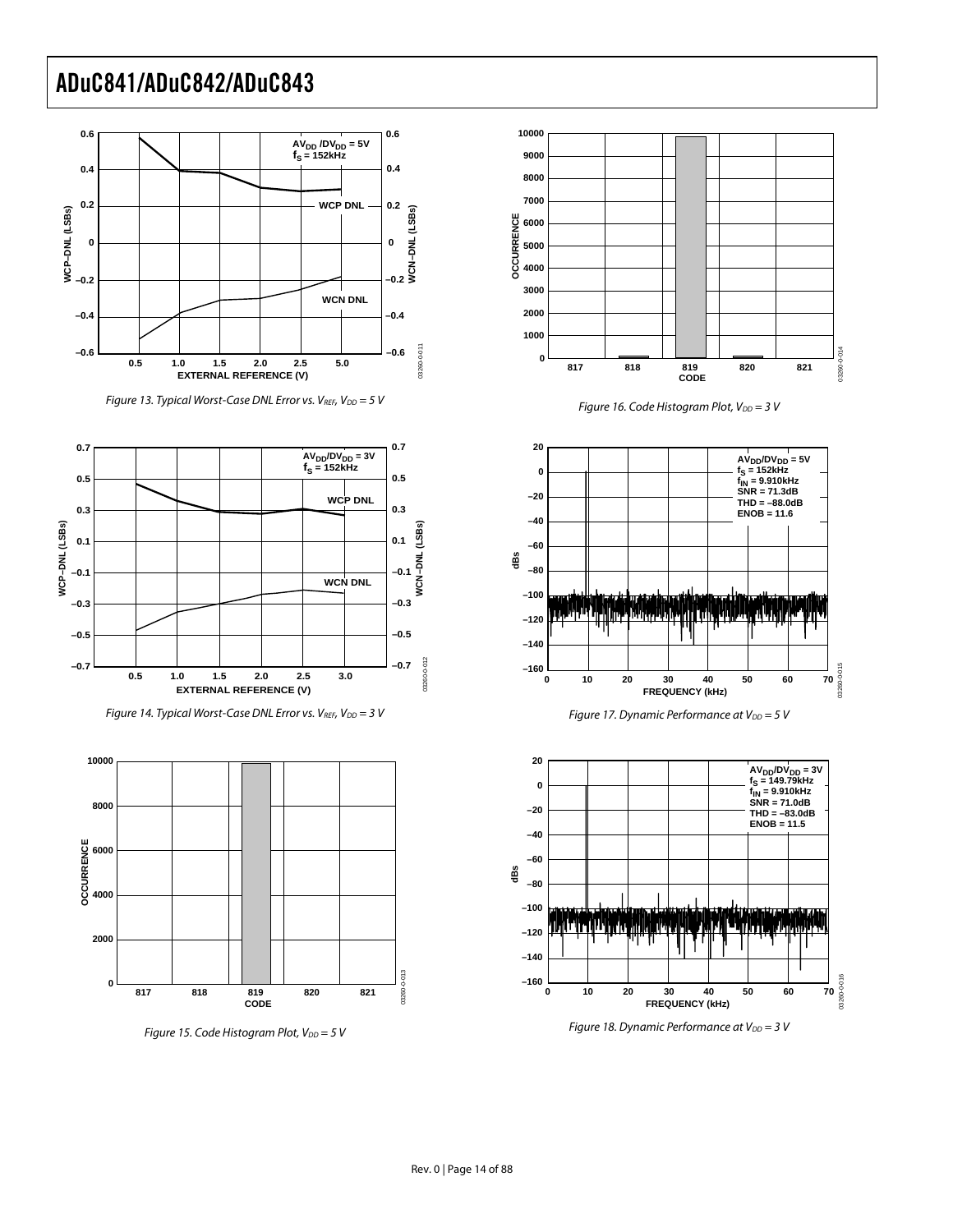Figure 13. Typical Worst-Case DNL Error vs. $V_{REF}$, $V_{DD}$ = 5 V

Figure 14. Typical Worst-Case DNL Error vs. $V_{REF}$, $V_{DD}$ = 3 V

Figure 15. Code Histogram Plot, $V_{DD}$ = 5 V

Figure 16. Code Histogram Plot, $V_{DD}$ = 3 V

Figure 17. Dynamic Performance at $V_{DD}$ = 5 V

Figure 18. Dynamic Performance at $V_{DD}$ = 3 V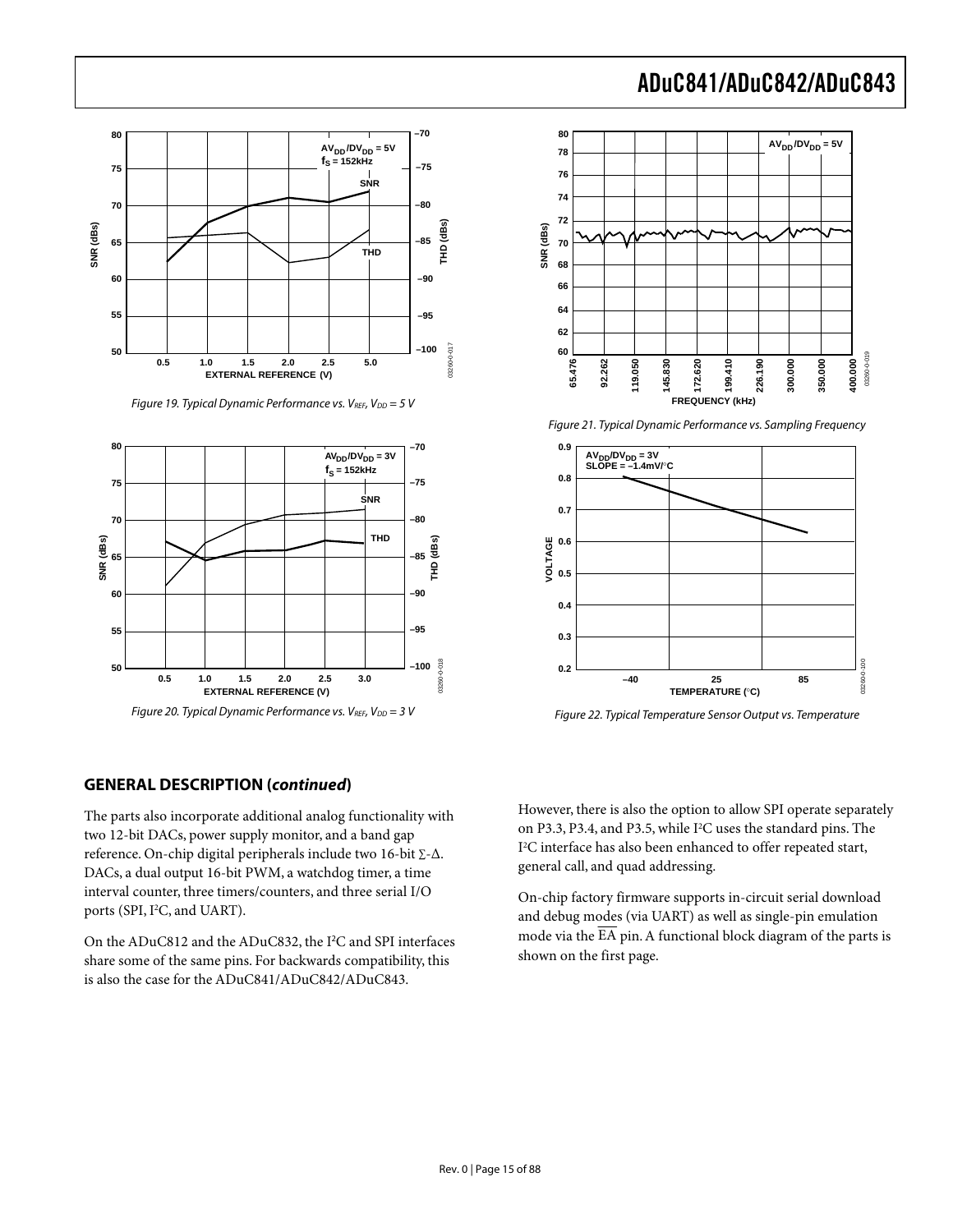Figure 19. Typical Dynamic Performance vs. $V_{REF}$, $V_{DD}$ = 5 V

Figure 20. Typical Dynamic Performance vs. $V_{REF}$, $V_{DD}$ = 3 V

Figure 21. Typical Dynamic Performance vs. Sampling Frequency

Figure 22. Typical Temperature Sensor Output vs. Temperature

## GENERAL DESCRIPTION (*continued*)

The parts also incorporate additional analog functionality with two 12-bit DACs, power supply monitor, and a band gap reference. On-chip digital peripherals include two 16-bit Σ-Δ. DACs, a dual output 16-bit PWM, a watchdog timer, a time interval counter, three timers/counters, and three serial I/O ports (SPI, I²C, and UART).

On the ADuC812 and the ADuC832, the I²C and SPI interfaces share some of the same pins. For backwards compatibility, this is also the case for the ADuC841/ADuC842/ADuC843.

However, there is also the option to allow SPI operate separately on P3.3, P3.4, and P3.5, while I²C uses the standard pins. The I²C interface has also been enhanced to offer repeated start, general call, and quad addressing.

On-chip factory firmware supports in-circuit serial download and debug modes (via UART) as well as single-pin emulation mode via the $\overline{EA}$ pin. A functional block diagram of the parts is shown on the first page.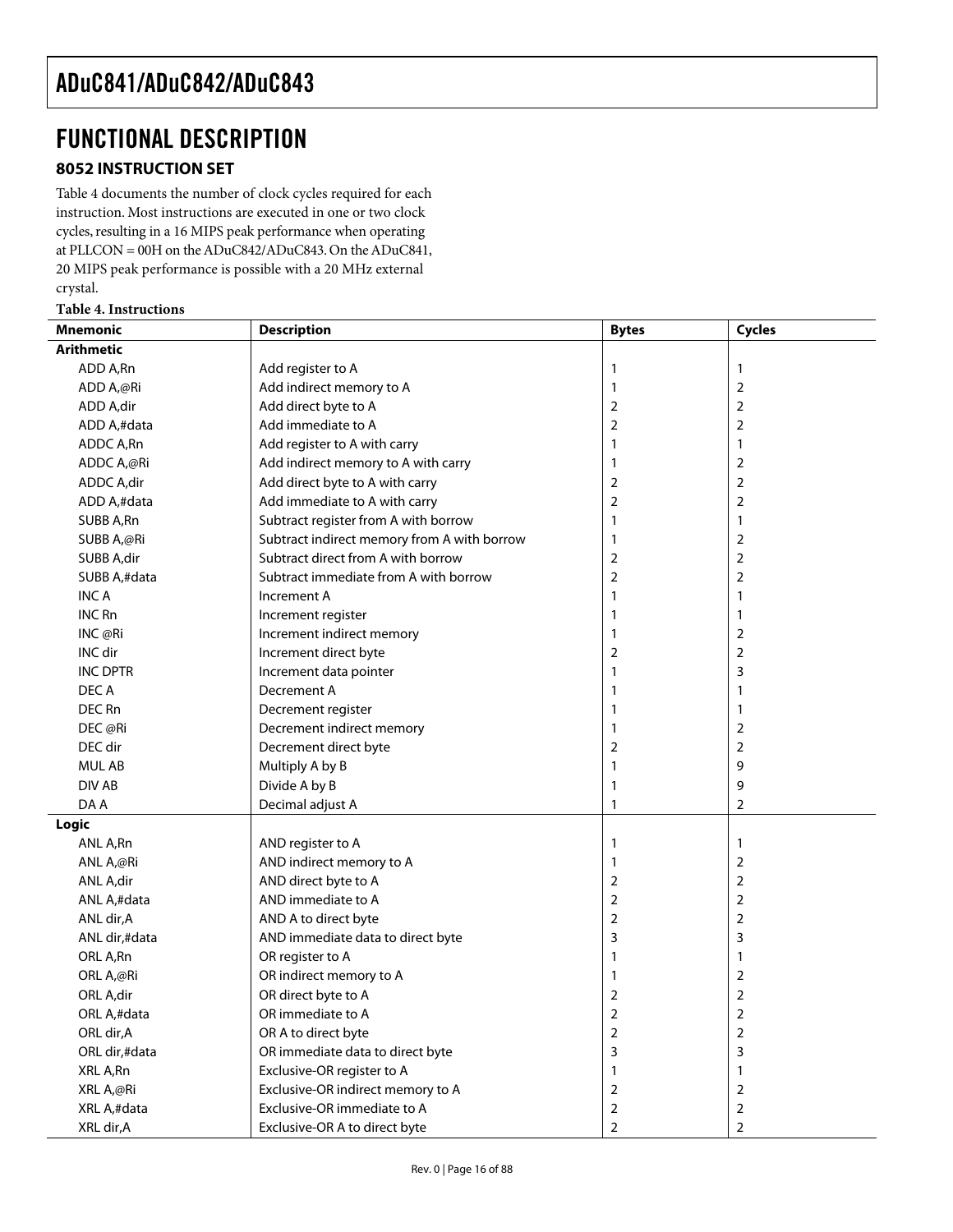# FUNCTIONAL DESCRIPTION

## 8052 INSTRUCTION SET

Table 4 documents the number of clock cycles required for each instruction. Most instructions are executed in one or two clock cycles, resulting in a 16 MIPS peak performance when operating at PLLCON = 00H on the ADuC842/ADuC843. On the ADuC841, 20 MIPS peak performance is possible with a 20 MHz external crystal.

**Table 4. Instructions**

| Mnemonic | Description | Bytes | Cycles |
|---|---|---|---|
| **Arithmetic** | | | |
| ADD A,Rn | Add register to A | 1 | 1 |
| ADD A,@Ri | Add indirect memory to A | 1 | 2 |
| ADD A,dir | Add direct byte to A | 2 | 2 |
| ADD A,#data | Add immediate to A | 2 | 2 |
| ADDC A,Rn | Add register to A with carry | 1 | 1 |
| ADDC A,@Ri | Add indirect memory to A with carry | 1 | 2 |
| ADDC A,dir | Add direct byte to A with carry | 2 | 2 |
| ADD A,#data | Add immediate to A with carry | 2 | 2 |
| SUBB A,Rn | Subtract register from A with borrow | 1 | 1 |
| SUBB A,@Ri | Subtract indirect memory from A with borrow | 1 | 2 |
| SUBB A,dir | Subtract direct from A with borrow | 2 | 2 |
| SUBB A,#data | Subtract immediate from A with borrow | 2 | 2 |
| INC A | Increment A | 1 | 1 |
| INC Rn | Increment register | 1 | 1 |
| INC @Ri | Increment indirect memory | 1 | 2 |
| INC dir | Increment direct byte | 2 | 2 |
| INC DPTR | Increment data pointer | 1 | 3 |
| DEC A | Decrement A | 1 | 1 |
| DEC Rn | Decrement register | 1 | 1 |
| DEC @Ri | Decrement indirect memory | 1 | 2 |
| DEC dir | Decrement direct byte | 2 | 2 |
| MUL AB | Multiply A by B | 1 | 9 |
| DIV AB | Divide A by B | 1 | 9 |
| DA A | Decimal adjust A | 1 | 2 |
| **Logic** | | | |
| ANL A,Rn | AND register to A | 1 | 1 |
| ANL A,@Ri | AND indirect memory to A | 1 | 2 |
| ANL A,dir | AND direct byte to A | 2 | 2 |
| ANL A,#data | AND immediate to A | 2 | 2 |
| ANL dir,A | AND A to direct byte | 2 | 2 |
| ANL dir,#data | AND immediate data to direct byte | 3 | 3 |
| ORL A,Rn | OR register to A | 1 | 1 |
| ORL A,@Ri | OR indirect memory to A | 1 | 2 |
| ORL A,dir | OR direct byte to A | 2 | 2 |
| ORL A,#data | OR immediate to A | 2 | 2 |
| ORL dir,A | OR A to direct byte | 2 | 2 |
| ORL dir,#data | OR immediate data to direct byte | 3 | 3 |
| XRL A,Rn | Exclusive-OR register to A | 1 | 1 |
| XRL A,@Ri | Exclusive-OR indirect memory to A | 2 | 2 |
| XRL A,#data | Exclusive-OR immediate to A | 2 | 2 |
| XRL dir,A | Exclusive-OR A to direct byte | 2 | 2 |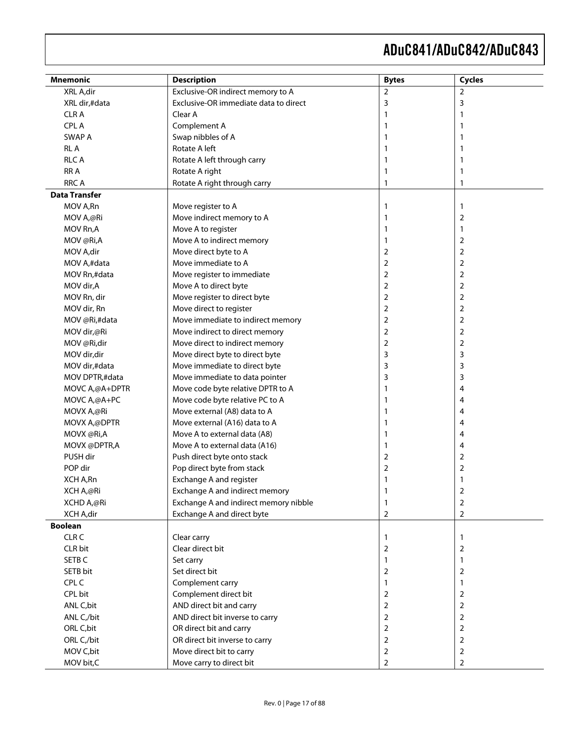| Mnemonic | Description | Bytes | Cycles |
|---|---|---|---|
| XRL A,dir | Exclusive-OR indirect memory to A | 2 | 2 |
| XRL dir,#data | Exclusive-OR immediate data to direct | 3 | 3 |
| CLR A | Clear A | 1 | 1 |
| CPL A | Complement A | 1 | 1 |
| SWAP A | Swap nibbles of A | 1 | 1 |
| RL A | Rotate A left | 1 | 1 |
| RLC A | Rotate A left through carry | 1 | 1 |
| RR A | Rotate A right | 1 | 1 |
| RRC A | Rotate A right through carry | 1 | 1 |
| **Data Transfer** | | | |
| MOV A,Rn | Move register to A | 1 | 1 |
| MOV A,@Ri | Move indirect memory to A | 1 | 2 |
| MOV Rn,A | Move A to register | 1 | 1 |
| MOV @Ri,A | Move A to indirect memory | 1 | 2 |
| MOV A,dir | Move direct byte to A | 2 | 2 |
| MOV A,#data | Move immediate to A | 2 | 2 |
| MOV Rn,#data | Move register to immediate | 2 | 2 |
| MOV dir,A | Move A to direct byte | 2 | 2 |
| MOV Rn, dir | Move register to direct byte | 2 | 2 |
| MOV dir, Rn | Move direct to register | 2 | 2 |
| MOV @Ri,#data | Move immediate to indirect memory | 2 | 2 |
| MOV dir,@Ri | Move indirect to direct memory | 2 | 2 |
| MOV @Ri,dir | Move direct to indirect memory | 2 | 2 |
| MOV dir,dir | Move direct byte to direct byte | 3 | 3 |
| MOV dir,#data | Move immediate to direct byte | 3 | 3 |
| MOV DPTR,#data | Move immediate to data pointer | 3 | 3 |
| MOVC A,@A+DPTR | Move code byte relative DPTR to A | 1 | 4 |
| MOVC A,@A+PC | Move code byte relative PC to A | 1 | 4 |
| MOVX A,@Ri | Move external (A8) data to A | 1 | 4 |
| MOVX A,@DPTR | Move external (A16) data to A | 1 | 4 |
| MOVX @Ri,A | Move A to external data (A8) | 1 | 4 |
| MOVX @DPTR,A | Move A to external data (A16) | 1 | 4 |
| PUSH dir | Push direct byte onto stack | 2 | 2 |
| POP dir | Pop direct byte from stack | 2 | 2 |
| XCH A,Rn | Exchange A and register | 1 | 1 |
| XCH A,@Ri | Exchange A and indirect memory | 1 | 2 |
| XCHD A,@Ri | Exchange A and indirect memory nibble | 1 | 2 |
| XCH A,dir | Exchange A and direct byte | 2 | 2 |
| **Boolean** | | | |
| CLR C | Clear carry | 1 | 1 |
| CLR bit | Clear direct bit | 2 | 2 |
| SETB C | Set carry | 1 | 1 |
| SETB bit | Set direct bit | 2 | 2 |
| CPL C | Complement carry | 1 | 1 |
| CPL bit | Complement direct bit | 2 | 2 |
| ANL C,bit | AND direct bit and carry | 2 | 2 |
| ANL C,/bit | AND direct bit inverse to carry | 2 | 2 |
| ORL C,bit | OR direct bit and carry | 2 | 2 |
| ORL C,/bit | OR direct bit inverse to carry | 2 | 2 |
| MOV C,bit | Move direct bit to carry | 2 | 2 |
| MOV bit,C | Move carry to direct bit | 2 | 2 |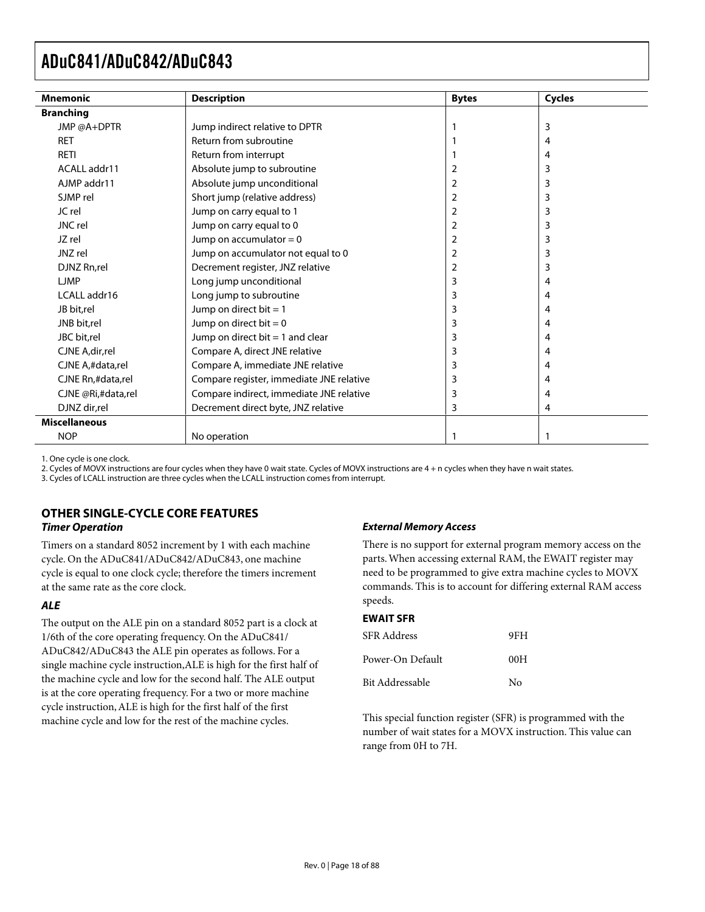| Mnemonic | Description | Bytes | Cycles |
|---|---|---|---|
| **Branching** | | | |
| JMP @A+DPTR | Jump indirect relative to DPTR | 1 | 3 |
| RET | Return from subroutine | 1 | 4 |
| RETI | Return from interrupt | 1 | 4 |
| ACALL addr11 | Absolute jump to subroutine | 2 | 3 |
| AJMP addr11 | Absolute jump unconditional | 2 | 3 |
| SJMP rel | Short jump (relative address) | 2 | 3 |
| JC rel | Jump on carry equal to 1 | 2 | 3 |
| JNC rel | Jump on carry equal to 0 | 2 | 3 |
| JZ rel | Jump on accumulator = 0 | 2 | 3 |
| JNZ rel | Jump on accumulator not equal to 0 | 2 | 3 |
| DJNZ Rn,rel | Decrement register, JNZ relative | 2 | 3 |
| LJMP | Long jump unconditional | 3 | 4 |
| LCALL addr16 | Long jump to subroutine | 3 | 4 |
| JB bit,rel | Jump on direct bit = 1 | 3 | 4 |
| JNB bit,rel | Jump on direct bit = 0 | 3 | 4 |
| JBC bit,rel | Jump on direct bit = 1 and clear | 3 | 4 |
| CJNE A,dir,rel | Compare A, direct JNE relative | 3 | 4 |
| CJNE A,#data,rel | Compare A, immediate JNE relative | 3 | 4 |
| CJNE Rn,#data,rel | Compare register, immediate JNE relative | 3 | 4 |
| CJNE @Ri,#data,rel | Compare indirect, immediate JNE relative | 3 | 4 |
| DJNZ dir,rel | Decrement direct byte, JNZ relative | 3 | 4 |
| **Miscellaneous** | | | |
| NOP | No operation | 1 | 1 |

1. One cycle is one clock.
2. Cycles of MOVX instructions are four cycles when they have 0 wait state. Cycles of MOVX instructions are 4 + n cycles when they have n wait states.
3. Cycles of LCALL instruction are three cycles when the LCALL instruction comes from interrupt.

## OTHER SINGLE-CYCLE CORE FEATURES

### *Timer Operation*

Timers on a standard 8052 increment by 1 with each machine cycle. On the ADuC841/ADuC842/ADuC843, one machine cycle is equal to one clock cycle; therefore the timers increment at the same rate as the core clock.

### *ALE*

The output on the ALE pin on a standard 8052 part is a clock at 1/6th of the core operating frequency. On the ADuC841/ADuC842/ADuC843 the ALE pin operates as follows. For a single machine cycle instruction,ALE is high for the first half of the machine cycle and low for the second half. The ALE output is at the core operating frequency. For a two or more machine cycle instruction, ALE is high for the first half of the first machine cycle and low for the rest of the machine cycles.

### *External Memory Access*

There is no support for external program memory access on the parts. When accessing external RAM, the EWAIT register may need to be programmed to give extra machine cycles to MOVX commands. This is to account for differing external RAM access speeds.

#### EWAIT SFR

| | |
|---|---|
| SFR Address | 9FH |
| Power-On Default | 00H |
| Bit Addressable | No |

This special function register (SFR) is programmed with the number of wait states for a MOVX instruction. This value can range from 0H to 7H.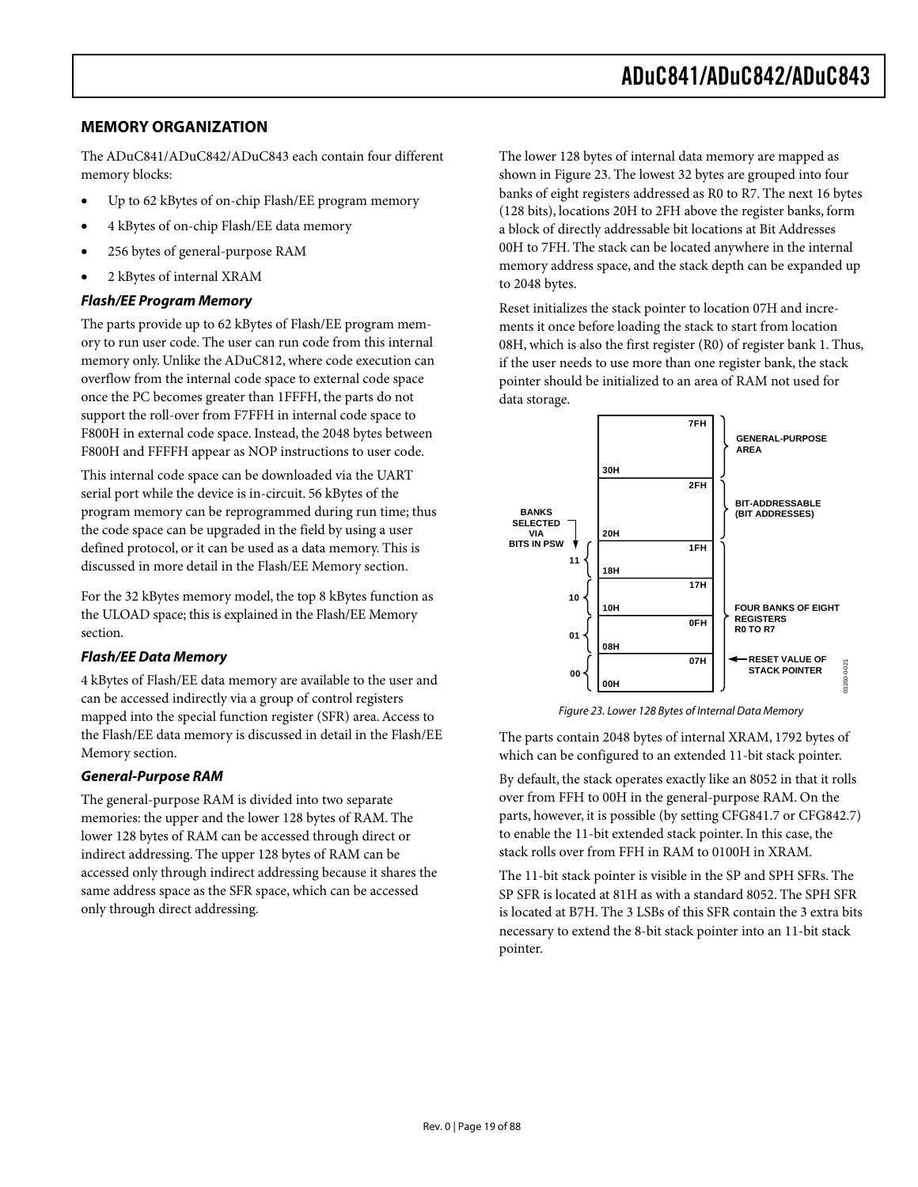## MEMORY ORGANIZATION

The ADuC841/ADuC842/ADuC843 each contain four different memory blocks:

- Up to 62 kBytes of on-chip Flash/EE program memory
- 4 kBytes of on-chip Flash/EE data memory
- 256 bytes of general-purpose RAM
- 2 kBytes of internal XRAM

### *Flash/EE Program Memory*

The parts provide up to 62 kBytes of Flash/EE program memory to run user code. The user can run code from this internal memory only. Unlike the ADuC812, where code execution can overflow from the internal code space to external code space once the PC becomes greater than 1FFFH, the parts do not support the roll-over from F7FFH in internal code space to F800H in external code space. Instead, the 2048 bytes between F800H and FFFFH appear as NOP instructions to user code.

This internal code space can be downloaded via the UART serial port while the device is in-circuit. 56 kBytes of the program memory can be reprogrammed during run time; thus the code space can be upgraded in the field by using a user defined protocol, or it can be used as a data memory. This is discussed in more detail in the Flash/EE Memory section.

For the 32 kBytes memory model, the top 8 kBytes function as the ULOAD space; this is explained in the Flash/EE Memory section.

### *Flash/EE Data Memory*

4 kBytes of Flash/EE data memory are available to the user and can be accessed indirectly via a group of control registers mapped into the special function register (SFR) area. Access to the Flash/EE data memory is discussed in detail in the Flash/EE Memory section.

### *General-Purpose RAM*

The general-purpose RAM is divided into two separate memories: the upper and the lower 128 bytes of RAM. The lower 128 bytes of RAM can be accessed through direct or indirect addressing. The upper 128 bytes of RAM can be accessed only through indirect addressing because it shares the same address space as the SFR space, which can be accessed only through direct addressing.

The lower 128 bytes of internal data memory are mapped as shown in Figure 23. The lowest 32 bytes are grouped into four banks of eight registers addressed as R0 to R7. The next 16 bytes (128 bits), locations 20H to 2FH above the register banks, form a block of directly addressable bit locations at Bit Addresses 00H to 7FH. The stack can be located anywhere in the internal memory address space, and the stack depth can be expanded up to 2048 bytes.

Reset initializes the stack pointer to location 07H and increments it once before loading the stack to start from location 08H, which is also the first register (R0) of register bank 1. Thus, if the user needs to use more than one register bank, the stack pointer should be initialized to an area of RAM not used for data storage.

| Address Range | Bank (via bits in PSW) | Description |
|---|---|---|
| 30H–7FH | | GENERAL-PURPOSE AREA |
| 20H–2FH | | BIT-ADDRESSABLE (BIT ADDRESSES) |
| 18H–1FH | 11 | FOUR BANKS OF EIGHT REGISTERS R0 TO R7 |
| 10H–17H | 10 | |
| 08H–0FH | 01 | |
| 00H–07H | 00 | RESET VALUE OF STACK POINTER (07H) |

*Figure 23. Lower 128 Bytes of Internal Data Memory*

The parts contain 2048 bytes of internal XRAM, 1792 bytes of which can be configured to an extended 11-bit stack pointer.

By default, the stack operates exactly like an 8052 in that it rolls over from FFH to 00H in the general-purpose RAM. On the parts, however, it is possible (by setting CFG841.7 or CFG842.7) to enable the 11-bit extended stack pointer. In this case, the stack rolls over from FFH in RAM to 0100H in XRAM.

The 11-bit stack pointer is visible in the SP and SPH SFRs. The SP SFR is located at 81H as with a standard 8052. The SPH SFR is located at B7H. The 3 LSBs of this SFR contain the 3 extra bits necessary to extend the 8-bit stack pointer into an 11-bit stack pointer.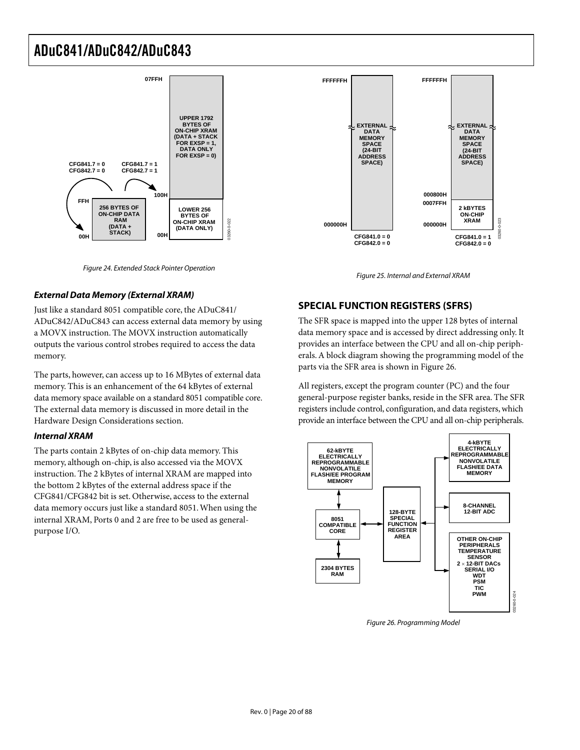Figure 24. Extended Stack Pointer Operation

Figure 25. Internal and External XRAM

### *External Data Memory (External XRAM)*

Just like a standard 8051 compatible core, the ADuC841/ADuC842/ADuC843 can access external data memory by using a MOVX instruction. The MOVX instruction automatically outputs the various control strobes required to access the data memory.

The parts, however, can access up to 16 MBytes of external data memory. This is an enhancement of the 64 kBytes of external data memory space available on a standard 8051 compatible core. The external data memory is discussed in more detail in the Hardware Design Considerations section.

### *Internal XRAM*

The parts contain 2 kBytes of on-chip data memory. This memory, although on-chip, is also accessed via the MOVX instruction. The 2 kBytes of internal XRAM are mapped into the bottom 2 kBytes of the external address space if the CFG841/CFG842 bit is set. Otherwise, access to the external data memory occurs just like a standard 8051. When using the internal XRAM, Ports 0 and 2 are free to be used as general-purpose I/O.

## SPECIAL FUNCTION REGISTERS (SFRS)

The SFR space is mapped into the upper 128 bytes of internal data memory space and is accessed by direct addressing only. It provides an interface between the CPU and all on-chip peripherals. A block diagram showing the programming model of the parts via the SFR area is shown in Figure 26.

All registers, except the program counter (PC) and the four general-purpose register banks, reside in the SFR area. The SFR registers include control, configuration, and data registers, which provide an interface between the CPU and all on-chip peripherals.

Figure 26. Programming Model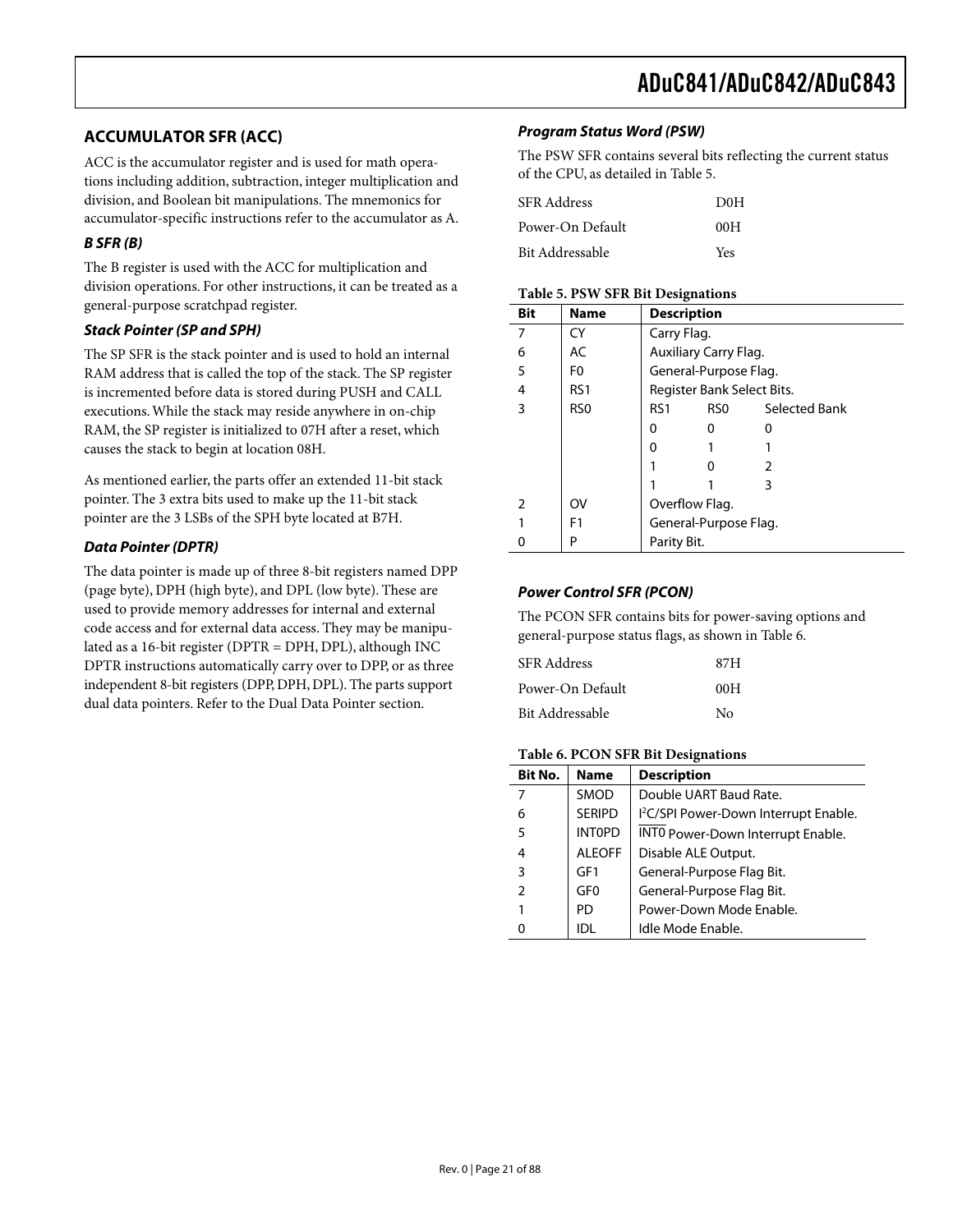## ACCUMULATOR SFR (ACC)

ACC is the accumulator register and is used for math operations including addition, subtraction, integer multiplication and division, and Boolean bit manipulations. The mnemonics for accumulator-specific instructions refer to the accumulator as A.

### *B SFR (B)*

The B register is used with the ACC for multiplication and division operations. For other instructions, it can be treated as a general-purpose scratchpad register.

### *Stack Pointer (SP and SPH)*

The SP SFR is the stack pointer and is used to hold an internal RAM address that is called the top of the stack. The SP register is incremented before data is stored during PUSH and CALL executions. While the stack may reside anywhere in on-chip RAM, the SP register is initialized to 07H after a reset, which causes the stack to begin at location 08H.

As mentioned earlier, the parts offer an extended 11-bit stack pointer. The 3 extra bits used to make up the 11-bit stack pointer are the 3 LSBs of the SPH byte located at B7H.

### *Data Pointer (DPTR)*

The data pointer is made up of three 8-bit registers named DPP (page byte), DPH (high byte), and DPL (low byte). These are used to provide memory addresses for internal and external code access and for external data access. They may be manipulated as a 16-bit register (DPTR = DPH, DPL), although INC DPTR instructions automatically carry over to DPP, or as three independent 8-bit registers (DPP, DPH, DPL). The parts support dual data pointers. Refer to the Dual Data Pointer section.

### *Program Status Word (PSW)*

The PSW SFR contains several bits reflecting the current status of the CPU, as detailed in Table 5.

| | |
|---|---|
| SFR Address | D0H |
| Power-On Default | 00H |
| Bit Addressable | Yes |

**Table 5. PSW SFR Bit Designations**

| Bit | Name | Description | | |
|---|---|---|---|---|
| 7 | CY | Carry Flag. | | |
| 6 | AC | Auxiliary Carry Flag. | | |
| 5 | F0 | General-Purpose Flag. | | |
| 4 | RS1 | Register Bank Select Bits. | | |
| 3 | RS0 | RS1 | RS0 | Selected Bank |
| | | 0 | 0 | 0 |
| | | 0 | 1 | 1 |
| | | 1 | 0 | 2 |
| | | 1 | 1 | 3 |
| 2 | OV | Overflow Flag. | | |
| 1 | F1 | General-Purpose Flag. | | |
| 0 | P | Parity Bit. | | |

### *Power Control SFR (PCON)*

The PCON SFR contains bits for power-saving options and general-purpose status flags, as shown in Table 6.

| | |
|---|---|
| SFR Address | 87H |
| Power-On Default | 00H |
| Bit Addressable | No |

**Table 6. PCON SFR Bit Designations**

| Bit No. | Name | Description |
|---|---|---|
| 7 | SMOD | Double UART Baud Rate. |
| 6 | SERIPD | I²C/SPI Power-Down Interrupt Enable. |
| 5 | INT0PD | $\overline{\text{INT0}}$ Power-Down Interrupt Enable. |
| 4 | ALEOFF | Disable ALE Output. |
| 3 | GF1 | General-Purpose Flag Bit. |
| 2 | GF0 | General-Purpose Flag Bit. |
| 1 | PD | Power-Down Mode Enable. |
| 0 | IDL | Idle Mode Enable. |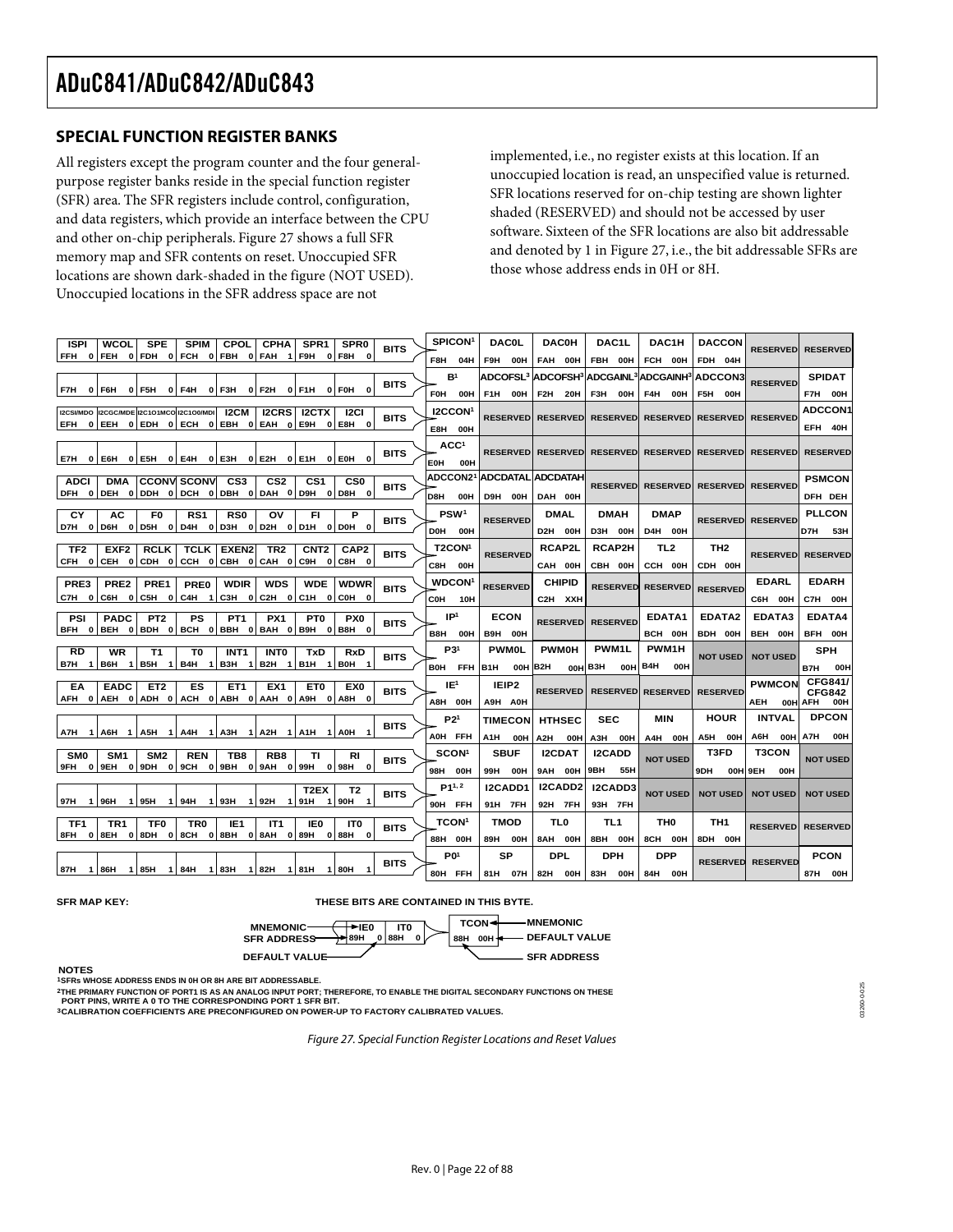## SPECIAL FUNCTION REGISTER BANKS

All registers except the program counter and the four general-purpose register banks reside in the special function register (SFR) area. The SFR registers include control, configuration, and data registers, which provide an interface between the CPU and other on-chip peripherals. Figure 27 shows a full SFR memory map and SFR contents on reset. Unoccupied SFR locations are shown dark-shaded in the figure (NOT USED). Unoccupied locations in the SFR address space are not implemented, i.e., no register exists at this location. If an unoccupied location is read, an unspecified value is returned. SFR locations reserved for on-chip testing are shown lighter shaded (RESERVED) and should not be accessed by user software. Sixteen of the SFR locations are also bit addressable and denoted by 1 in Figure 27, i.e., the bit addressable SFRs are those whose address ends in 0H or 8H.

| Bit 7 | Bit 6 | Bit 5 | Bit 4 | Bit 3 | Bit 2 | Bit 1 | Bit 0 | | Col 0 | Col 1 | Col 2 | Col 3 | Col 4 | Col 5 | Col 6 | Col 7 | Col 8 |
|---|---|---|---|---|---|---|---|---|---|---|---|---|---|---|---|---|---|
| ISPI FFH 0 | WCOL FEH 0 | SPE FDH 0 | SPIM FCH 0 | CPOL FBH 0 | CPHA FAH 1 | SPR1 F9H 0 | SPR0 F8H 0 | BITS | SPICON[1] F8H 04H | DAC0L F9H 00H | DAC0H FAH 00H | DAC1L FBH 00H | DAC1H FCH 00H | DACCON FDH 04H | RESERVED | RESERVED | |
| F7H 0 | F6H 0 | F5H 0 | F4H 0 | F3H 0 | F2H 0 | F1H 0 | F0H 0 | BITS | B[1] F0H 00H | ADCOFSL[3] F1H 00H | ADCOFSH[3] F2H 20H | ADCGAINL[3] F3H 00H | ADCGAINH[3] F4H 00H | ADCCON3 F5H 00H | RESERVED | SPIDAT F7H 00H | |
| I2CSI/MDO EFH 0 | I2CGC/MDE EEH 0 | I2C1O1MCO EDH 0 | I2C1O0/MDI ECH 0 | I2CM EBH 0 | I2CRS EAH 0 | I2CTX E9H 0 | I2CI E8H 0 | BITS | I2CCON[1] E8H 00H | RESERVED | RESERVED | RESERVED | RESERVED | RESERVED | RESERVED | ADCCON1 EFH 40H | |
| E7H 0 | E6H 0 | E5H 0 | E4H 0 | E3H 0 | E2H 0 | E1H 0 | E0H 0 | BITS | ACC[1] E0H 00H | RESERVED | RESERVED | RESERVED | RESERVED | RESERVED | RESERVED | RESERVED | |
| ADCI DFH 0 | DMA DEH 0 | CCONV DDH 0 | SCONV DCH 0 | CS3 DBH 0 | CS2 DAH 0 | CS1 D9H 0 | CS0 D8H 0 | BITS | ADCCON2[1] D8H 00H | ADCDATAL D9H 00H | ADCDATAH DAH 00H | RESERVED | RESERVED | RESERVED | RESERVED | PSMCON DFH DEH | |
| CY D7H 0 | AC D6H 0 | F0 D5H 0 | RS1 D4H 0 | RS0 D3H 0 | OV D2H 0 | FI D1H 0 | P D0H 0 | BITS | PSW[1] D0H 00H | RESERVED | DMAL D2H 00H | DMAH D3H 00H | DMAP D4H 00H | RESERVED | RESERVED | PLLCON D7H 53H | |
| TF2 CFH 0 | EXF2 CEH 0 | RCLK CDH 0 | TCLK CCH 0 | EXEN2 CBH 0 | TR2 CAH 0 | CNT2 C9H 0 | CAP2 C8H 0 | BITS | T2CON[1] C8H 00H | RESERVED | RCAP2L CAH 00H | RCAP2H CBH 00H | TL2 CCH 00H | TH2 CDH 00H | RESERVED | RESERVED | |
| PRE3 C7H 0 | PRE2 C6H 0 | PRE1 C5H 0 | PRE0 C4H 1 | WDIR C3H 0 | WDS C2H 0 | WDE C1H 0 | WDWR C0H 0 | BITS | WDCON[1] C0H 10H | RESERVED | CHIPID C2H XXH | RESERVED | RESERVED | RESERVED | EDARL C6H 00H | EDARH C7H 00H | |
| PSI BFH 0 | PADC BEH 0 | PT2 BDH 0 | PS BCH 0 | PT1 BBH 0 | PX1 BAH 0 | PT0 B9H 0 | PX0 B8H 0 | BITS | IP[1] B8H 00H | ECON B9H 00H | RESERVED | RESERVED | EDATA1 BCH 00H | EDATA2 BDH 00H | EDATA3 BEH 00H | EDATA4 BFH 00H | |
| RD B7H 1 | WR B6H 1 | T1 B5H 1 | T0 B4H 1 | INT1 B3H 1 | INT0 B2H 1 | TxD B1H 1 | RxD B0H 1 | BITS | P3[1] B0H FFH | PWM0L B1H 00H | PWM0H B2H 00H | PWM1L B3H 00H | PWM1H B4H 00H | NOT USED | NOT USED | SPH B7H 00H | |
| EA AFH 0 | EADC AEH 0 | ET2 ADH 0 | ES ACH 0 | ET1 ABH 0 | EX1 AAH 0 | ET0 A9H 0 | EX0 A8H 0 | BITS | IE[1] A8H 00H | IEIP2 A9H A0H | RESERVED | RESERVED | RESERVED | RESERVED | PWMCON AEH 00H | CFG841/CFG842 AFH 00H | |
| A7H 1 | A6H 1 | A5H 1 | A4H 1 | A3H 1 | A2H 1 | A1H 1 | A0H 1 | BITS | P2[1] A0H FFH | TIMECON A1H 00H | HTHSEC A2H 00H | SEC A3H 00H | MIN A4H 00H | HOUR A5H 00H | INTVAL A6H 00H | DPCON A7H 00H | |
| SM0 9FH 0 | SM1 9EH 0 | SM2 9DH 0 | REN 9CH 0 | TB8 9BH 0 | RB8 9AH 0 | TI 99H 0 | RI 98H 0 | BITS | SCON[1] 98H 00H | SBUF 99H 00H | I2CDAT 9AH 00H | I2CADD 9BH 55H | NOT USED | T3FD 9DH 00H | T3CON 9EH 00H | NOT USED | |
| 97H 1 | 96H 1 | 95H 1 | 94H 1 | 93H 1 | 92H 1 | T2EX 91H 1 | T2 90H 1 | BITS | P1[1, 2] 90H FFH | I2CADD1 91H 7FH | I2CADD2 92H 7FH | I2CADD3 93H 7FH | NOT USED | NOT USED | NOT USED | NOT USED | |
| TF1 8FH 0 | TR1 8EH 0 | TF0 8DH 0 | TR0 8CH 0 | IE1 8BH 0 | IT1 8AH 0 | IE0 89H 0 | IT0 88H 0 | BITS | TCON[1] 88H 00H | TMOD 89H 00H | TL0 8AH 00H | TL1 8BH 00H | TH0 8CH 00H | TH1 8DH 00H | RESERVED | RESERVED | |
| 87H 1 | 86H 1 | 85H 1 | 84H 1 | 83H 1 | 82H 1 | 81H 1 | 80H 1 | BITS | P0[1] 80H FFH | SP 81H 07H | DPL 82H 00H | DPH 83H 00H | DPP 84H 00H | RESERVED | RESERVED | PCON 87H 00H | |

SFR MAP KEY: THESE BITS ARE CONTAINED IN THIS BYTE. (MNEMONIC, SFR ADDRESS, DEFAULT VALUE — e.g., IE0 89H 0, IT0 88H 0; TCON 88H 00H)

**NOTES**
[1] SFRs WHOSE ADDRESS ENDS IN 0H OR 8H ARE BIT ADDRESSABLE.
[2] THE PRIMARY FUNCTION OF PORT1 IS AS AN ANALOG INPUT PORT; THEREFORE, TO ENABLE THE DIGITAL SECONDARY FUNCTIONS ON THESE PORT PINS, WRITE A 0 TO THE CORRESPONDING PORT 1 SFR BIT.
[3] CALIBRATION COEFFICIENTS ARE PRECONFIGURED ON POWER-UP TO FACTORY CALIBRATED VALUES.

*Figure 27. Special Function Register Locations and Reset Values*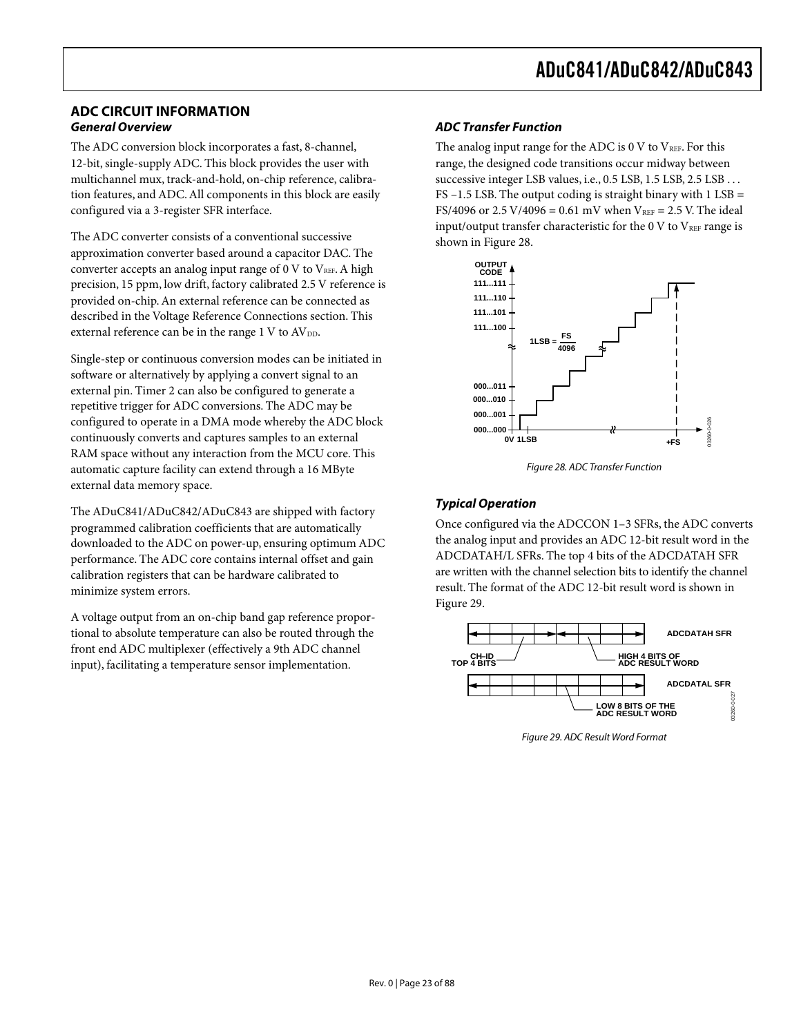## ADC CIRCUIT INFORMATION

### *General Overview*

The ADC conversion block incorporates a fast, 8-channel, 12-bit, single-supply ADC. This block provides the user with multichannel mux, track-and-hold, on-chip reference, calibration features, and ADC. All components in this block are easily configured via a 3-register SFR interface.

The ADC converter consists of a conventional successive approximation converter based around a capacitor DAC. The converter accepts an analog input range of 0 V to $V_{REF}$. A high precision, 15 ppm, low drift, factory calibrated 2.5 V reference is provided on-chip. An external reference can be connected as described in the Voltage Reference Connections section. This external reference can be in the range 1 V to $AV_{DD}$.

Single-step or continuous conversion modes can be initiated in software or alternatively by applying a convert signal to an external pin. Timer 2 can also be configured to generate a repetitive trigger for ADC conversions. The ADC may be configured to operate in a DMA mode whereby the ADC block continuously converts and captures samples to an external RAM space without any interaction from the MCU core. This automatic capture facility can extend through a 16 MByte external data memory space.

The ADuC841/ADuC842/ADuC843 are shipped with factory programmed calibration coefficients that are automatically downloaded to the ADC on power-up, ensuring optimum ADC performance. The ADC core contains internal offset and gain calibration registers that can be hardware calibrated to minimize system errors.

A voltage output from an on-chip band gap reference proportional to absolute temperature can also be routed through the front end ADC multiplexer (effectively a 9th ADC channel input), facilitating a temperature sensor implementation.

### *ADC Transfer Function*

The analog input range for the ADC is 0 V to $V_{REF}$. For this range, the designed code transitions occur midway between successive integer LSB values, i.e., 0.5 LSB, 1.5 LSB, 2.5 LSB . . . FS –1.5 LSB. The output coding is straight binary with 1 LSB = FS/4096 or 2.5 V/4096 = 0.61 mV when $V_{REF}$ = 2.5 V. The ideal input/output transfer characteristic for the 0 V to $V_{REF}$ range is shown in Figure 28.

*Figure 28. ADC Transfer Function*

### *Typical Operation*

Once configured via the ADCCON 1–3 SFRs, the ADC converts the analog input and provides an ADC 12-bit result word in the ADCDATAH/L SFRs. The top 4 bits of the ADCDATAH SFR are written with the channel selection bits to identify the channel result. The format of the ADC 12-bit result word is shown in Figure 29.

*Figure 29. ADC Result Word Format*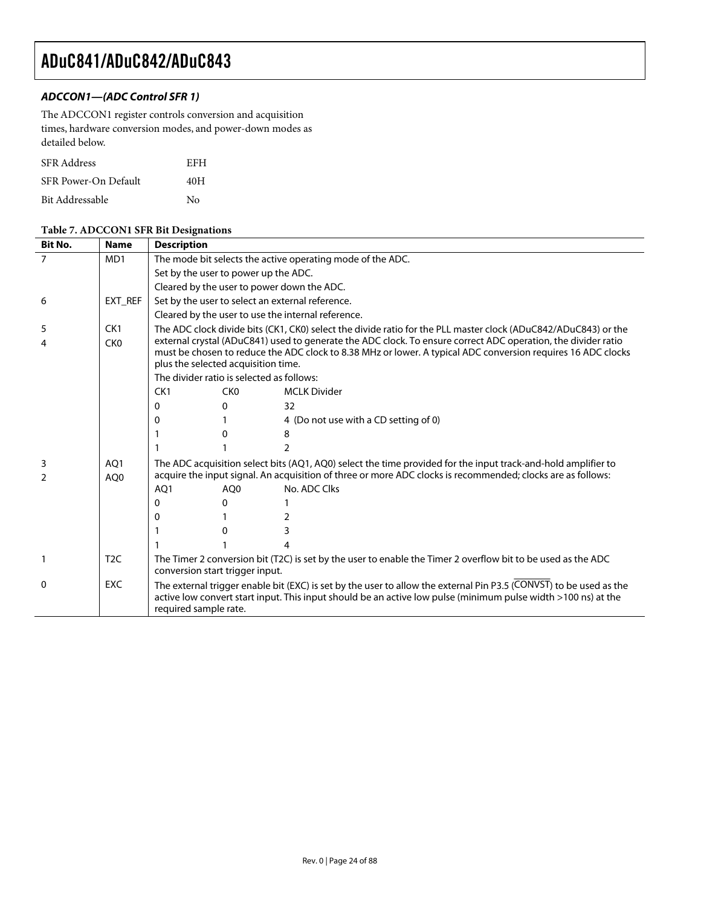### ADCCON1—(ADC Control SFR 1)

The ADCCON1 register controls conversion and acquisition times, hardware conversion modes, and power-down modes as detailed below.

| | |
|---|---|
| SFR Address | EFH |
| SFR Power-On Default | 40H |
| Bit Addressable | No |

**Table 7. ADCCON1 SFR Bit Designations**

| Bit No. | Name | Description |
|---|---|---|
| 7 | MD1 | The mode bit selects the active operating mode of the ADC.<br>Set by the user to power up the ADC.<br>Cleared by the user to power down the ADC. |
| 6 | EXT_REF | Set by the user to select an external reference.<br>Cleared by the user to use the internal reference. |
| 5<br>4 | CK1<br>CK0 | The ADC clock divide bits (CK1, CK0) select the divide ratio for the PLL master clock (ADuC842/ADuC843) or the external crystal (ADuC841) used to generate the ADC clock. To ensure correct ADC operation, the divider ratio must be chosen to reduce the ADC clock to 8.38 MHz or lower. A typical ADC conversion requires 16 ADC clocks plus the selected acquisition time.<br>The divider ratio is selected as follows:<br>CK1 CK0 MCLK Divider<br>0 0 32<br>0 1 4 (Do not use with a CD setting of 0)<br>1 0 8<br>1 1 2 |
| 3<br>2 | AQ1<br>AQ0 | The ADC acquisition select bits (AQ1, AQ0) select the time provided for the input track-and-hold amplifier to acquire the input signal. An acquisition of three or more ADC clocks is recommended; clocks are as follows:<br>AQ1 AQ0 No. ADC Clks<br>0 0 1<br>0 1 2<br>1 0 3<br>1 1 4 |
| 1 | T2C | The Timer 2 conversion bit (T2C) is set by the user to enable the Timer 2 overflow bit to be used as the ADC conversion start trigger input. |
| 0 | EXC | The external trigger enable bit (EXC) is set by the user to allow the external Pin P3.5 ($\overline{\text{CONVST}}$) to be used as the active low convert start input. This input should be an active low pulse (minimum pulse width >100 ns) at the required sample rate. |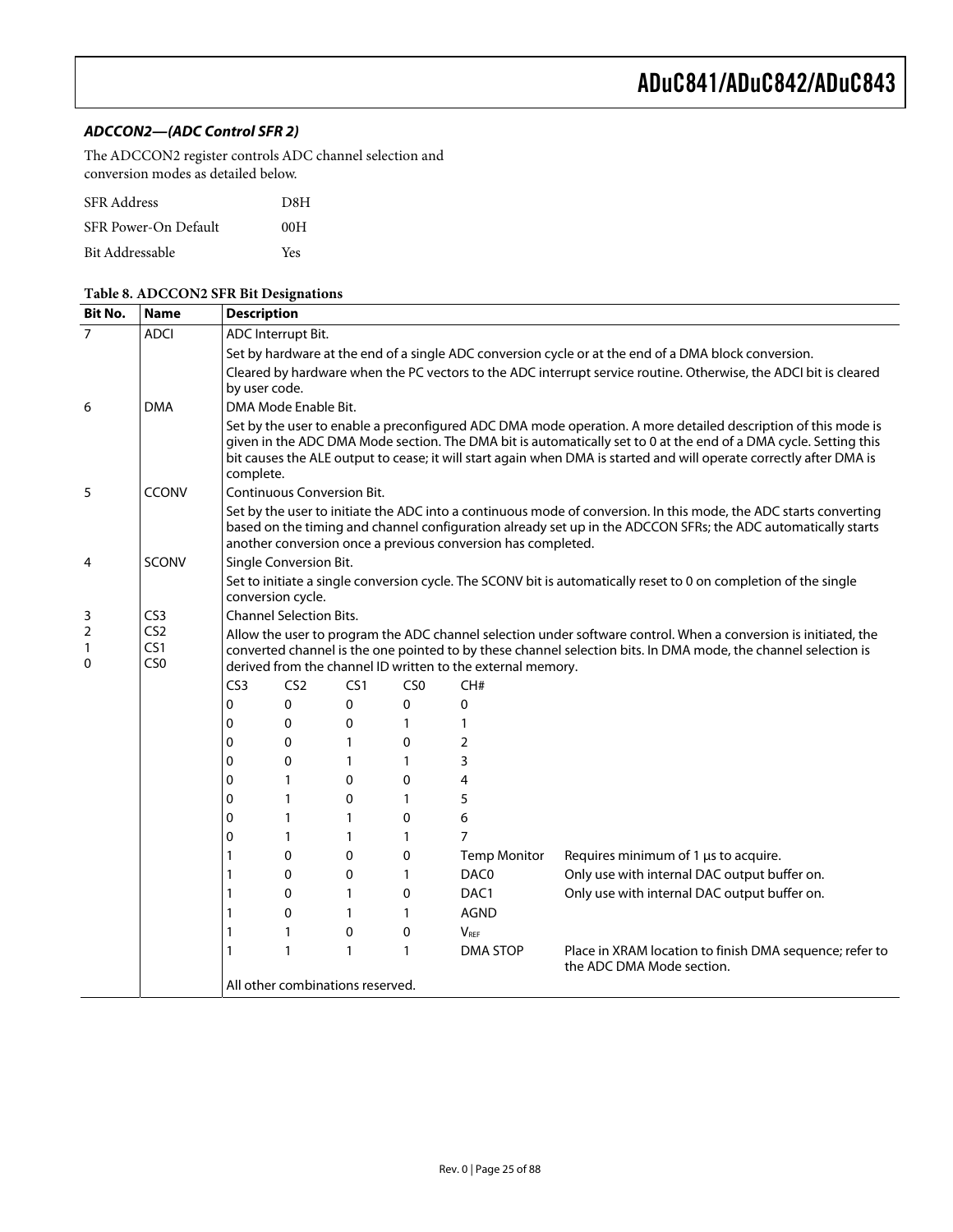### *ADCCON2—(ADC Control SFR 2)*

The ADCCON2 register controls ADC channel selection and conversion modes as detailed below.

| | |
|---|---|
| SFR Address | D8H |
| SFR Power-On Default | 00H |
| Bit Addressable | Yes |

**Table 8. ADCCON2 SFR Bit Designations**

| Bit No. | Name | Description | | | | | |
|---|---|---|---|---|---|---|---|
| 7 | ADCI | ADC Interrupt Bit. | | | | | |
| | | Set by hardware at the end of a single ADC conversion cycle or at the end of a DMA block conversion. | | | | | |
| | | Cleared by hardware when the PC vectors to the ADC interrupt service routine. Otherwise, the ADCI bit is cleared by user code. | | | | | |
| 6 | DMA | DMA Mode Enable Bit. | | | | | |
| | | Set by the user to enable a preconfigured ADC DMA mode operation. A more detailed description of this mode is given in the ADC DMA Mode section. The DMA bit is automatically set to 0 at the end of a DMA cycle. Setting this bit causes the ALE output to cease; it will start again when DMA is started and will operate correctly after DMA is complete. | | | | | |
| 5 | CCONV | Continuous Conversion Bit. | | | | | |
| | | Set by the user to initiate the ADC into a continuous mode of conversion. In this mode, the ADC starts converting based on the timing and channel configuration already set up in the ADCCON SFRs; the ADC automatically starts another conversion once a previous conversion has completed. | | | | | |
| 4 | SCONV | Single Conversion Bit. | | | | | |
| | | Set to initiate a single conversion cycle. The SCONV bit is automatically reset to 0 on completion of the single conversion cycle. | | | | | |
| 3<br>2<br>1<br>0 | CS3<br>CS2<br>CS1<br>CS0 | Channel Selection Bits. | | | | | |
| | | Allow the user to program the ADC channel selection under software control. When a conversion is initiated, the converted channel is the one pointed to by these channel selection bits. In DMA mode, the channel selection is derived from the channel ID written to the external memory. | | | | | |
| | | CS3 | CS2 | CS1 | CS0 | CH# | |
| | | 0 | 0 | 0 | 0 | 0 | |
| | | 0 | 0 | 0 | 1 | 1 | |
| | | 0 | 0 | 1 | 0 | 2 | |
| | | 0 | 0 | 1 | 1 | 3 | |
| | | 0 | 1 | 0 | 0 | 4 | |
| | | 0 | 1 | 0 | 1 | 5 | |
| | | 0 | 1 | 1 | 0 | 6 | |
| | | 0 | 1 | 1 | 1 | 7 | |
| | | 1 | 0 | 0 | 0 | Temp Monitor | Requires minimum of 1 μs to acquire. |
| | | 1 | 0 | 0 | 1 | DAC0 | Only use with internal DAC output buffer on. |
| | | 1 | 0 | 1 | 0 | DAC1 | Only use with internal DAC output buffer on. |
| | | 1 | 0 | 1 | 1 | AGND | |
| | | 1 | 1 | 0 | 0 | $V_{REF}$ | |
| | | 1 | 1 | 1 | 1 | DMA STOP | Place in XRAM location to finish DMA sequence; refer to the ADC DMA Mode section. |
| | | All other combinations reserved. | | | | | |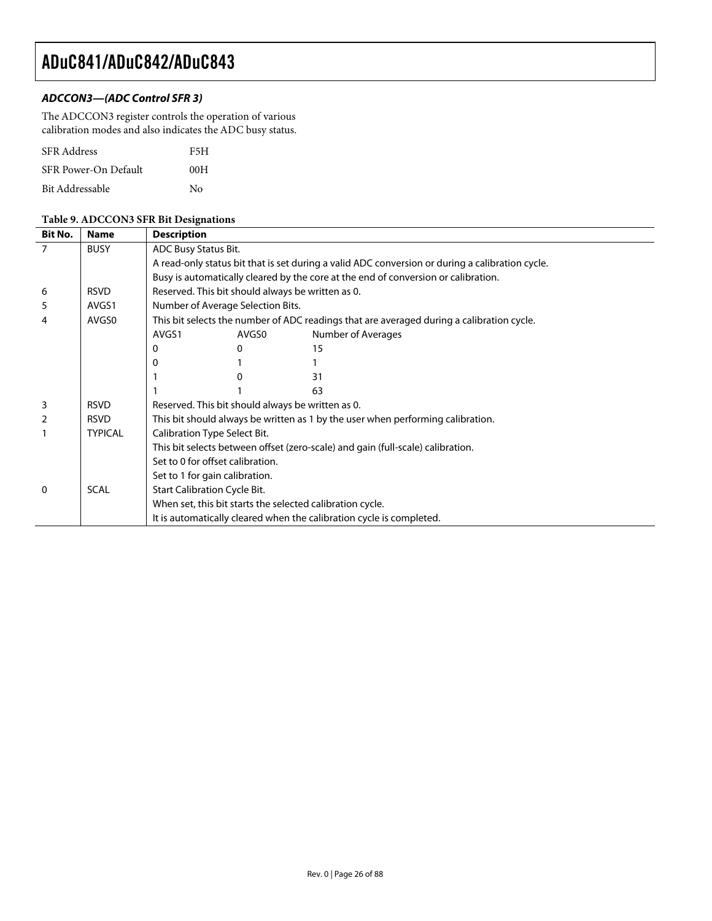### *ADCCON3—(ADC Control SFR 3)*

The ADCCON3 register controls the operation of various calibration modes and also indicates the ADC busy status.

| | |
|---|---|
| SFR Address | F5H |
| SFR Power-On Default | 00H |
| Bit Addressable | No |

**Table 9. ADCCON3 SFR Bit Designations**

| Bit No. | Name | Description | | |
|---|---|---|---|---|
| 7 | BUSY | ADC Busy Status Bit. | | |
| | | A read-only status bit that is set during a valid ADC conversion or during a calibration cycle. | | |
| | | Busy is automatically cleared by the core at the end of conversion or calibration. | | |
| 6 | RSVD | Reserved. This bit should always be written as 0. | | |
| 5 | AVGS1 | Number of Average Selection Bits. | | |
| 4 | AVGS0 | This bit selects the number of ADC readings that are averaged during a calibration cycle. | | |
| | | AVGS1 | AVGS0 | Number of Averages |
| | | 0 | 0 | 15 |
| | | 0 | 1 | 1 |
| | | 1 | 0 | 31 |
| | | 1 | 1 | 63 |
| 3 | RSVD | Reserved. This bit should always be written as 0. | | |
| 2 | RSVD | This bit should always be written as 1 by the user when performing calibration. | | |
| 1 | TYPICAL | Calibration Type Select Bit. | | |
| | | This bit selects between offset (zero-scale) and gain (full-scale) calibration. | | |
| | | Set to 0 for offset calibration. | | |
| | | Set to 1 for gain calibration. | | |
| 0 | SCAL | Start Calibration Cycle Bit. | | |
| | | When set, this bit starts the selected calibration cycle. | | |
| | | It is automatically cleared when the calibration cycle is completed. | | |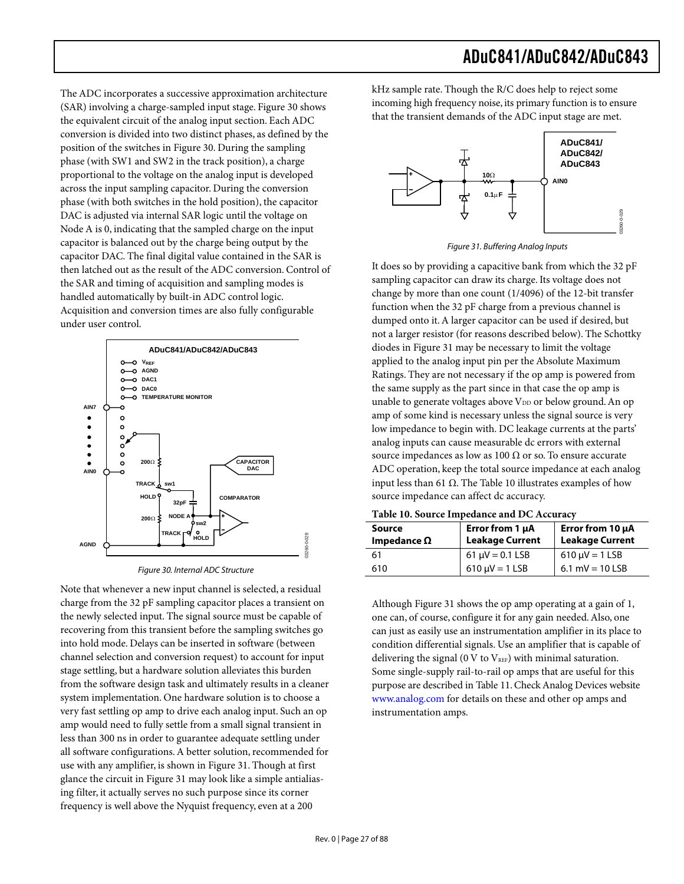The ADC incorporates a successive approximation architecture (SAR) involving a charge-sampled input stage. Figure 30 shows the equivalent circuit of the analog input section. Each ADC conversion is divided into two distinct phases, as defined by the position of the switches in Figure 30. During the sampling phase (with SW1 and SW2 in the track position), a charge proportional to the voltage on the analog input is developed across the input sampling capacitor. During the conversion phase (with both switches in the hold position), the capacitor DAC is adjusted via internal SAR logic until the voltage on Node A is 0, indicating that the sampled charge on the input capacitor is balanced out by the charge being output by the capacitor DAC. The final digital value contained in the SAR is then latched out as the result of the ADC conversion. Control of the SAR and timing of acquisition and sampling modes is handled automatically by built-in ADC control logic. Acquisition and conversion times are also fully configurable under user control.

*Figure 30. Internal ADC Structure*

Note that whenever a new input channel is selected, a residual charge from the 32 pF sampling capacitor places a transient on the newly selected input. The signal source must be capable of recovering from this transient before the sampling switches go into hold mode. Delays can be inserted in software (between channel selection and conversion request) to account for input stage settling, but a hardware solution alleviates this burden from the software design task and ultimately results in a cleaner system implementation. One hardware solution is to choose a very fast settling op amp to drive each analog input. Such an op amp would need to fully settle from a small signal transient in less than 300 ns in order to guarantee adequate settling under all software configurations. A better solution, recommended for use with any amplifier, is shown in Figure 31. Though at first glance the circuit in Figure 31 may look like a simple antialiasing filter, it actually serves no such purpose since its corner frequency is well above the Nyquist frequency, even at a 200 kHz sample rate. Though the R/C does help to reject some incoming high frequency noise, its primary function is to ensure that the transient demands of the ADC input stage are met.

*Figure 31. Buffering Analog Inputs*

It does so by providing a capacitive bank from which the 32 pF sampling capacitor can draw its charge. Its voltage does not change by more than one count (1/4096) of the 12-bit transfer function when the 32 pF charge from a previous channel is dumped onto it. A larger capacitor can be used if desired, but not a larger resistor (for reasons described below). The Schottky diodes in Figure 31 may be necessary to limit the voltage applied to the analog input pin per the Absolute Maximum Ratings. They are not necessary if the op amp is powered from the same supply as the part since in that case the op amp is unable to generate voltages above $V_{DD}$ or below ground. An op amp of some kind is necessary unless the signal source is very low impedance to begin with. DC leakage currents at the parts' analog inputs can cause measurable dc errors with external source impedances as low as 100 Ω or so. To ensure accurate ADC operation, keep the total source impedance at each analog input less than 61 Ω. The Table 10 illustrates examples of how source impedance can affect dc accuracy.

**Table 10. Source Impedance and DC Accuracy**

| Source Impedance Ω | Error from 1 µA Leakage Current | Error from 10 µA Leakage Current |
|---|---|---|
| 61 | 61 µV = 0.1 LSB | 610 µV = 1 LSB |
| 610 | 610 µV = 1 LSB | 6.1 mV = 10 LSB |

Although Figure 31 shows the op amp operating at a gain of 1, one can, of course, configure it for any gain needed. Also, one can just as easily use an instrumentation amplifier in its place to condition differential signals. Use an amplifier that is capable of delivering the signal (0 V to $V_{REF}$) with minimal saturation. Some single-supply rail-to-rail op amps that are useful for this purpose are described in Table 11. Check Analog Devices website www.analog.com for details on these and other op amps and instrumentation amps.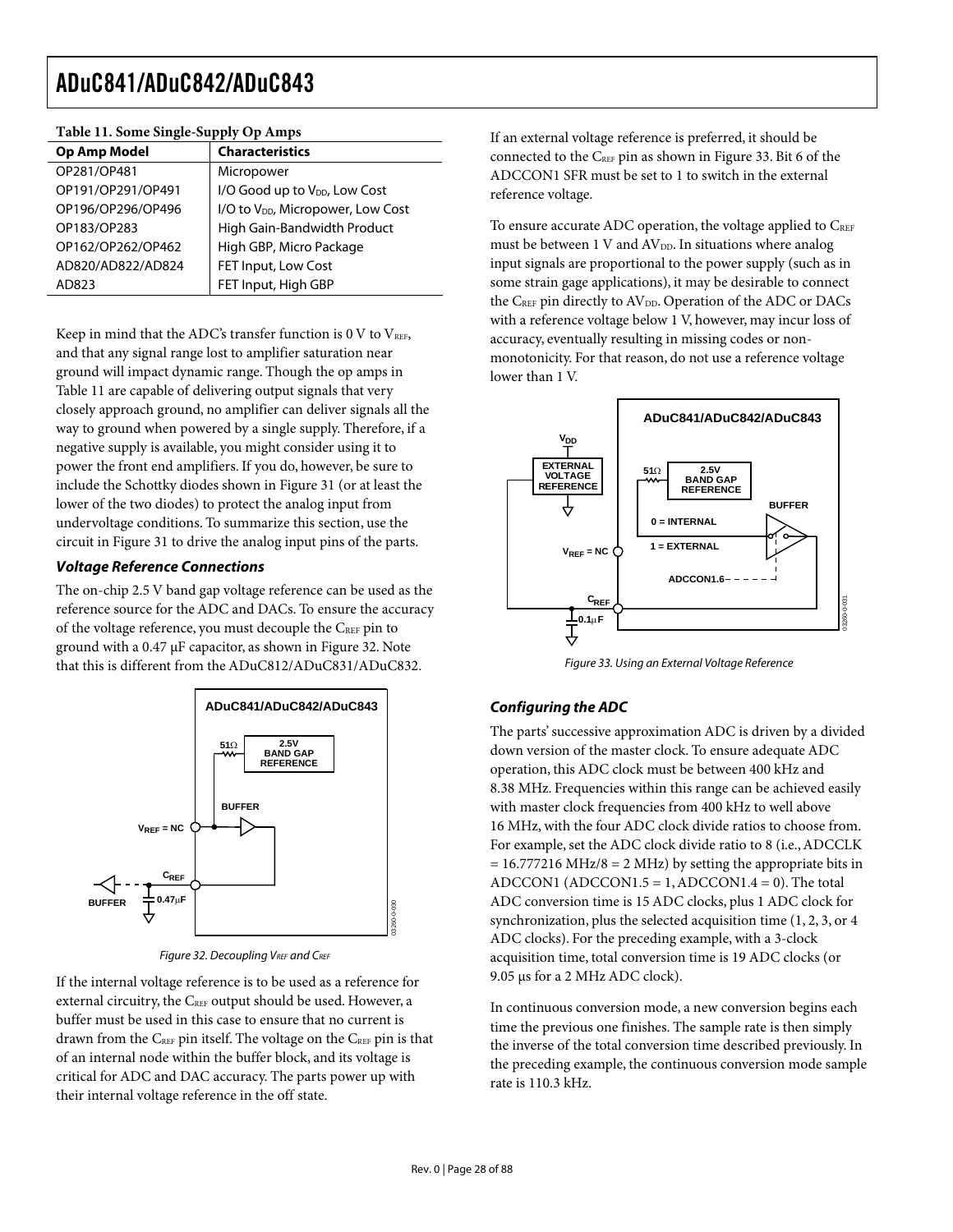**Table 11. Some Single-Supply Op Amps**

| Op Amp Model | Characteristics |
| --- | --- |
| OP281/OP481 | Micropower |
| OP191/OP291/OP491 | I/O Good up to $V_{DD}$, Low Cost |
| OP196/OP296/OP496 | I/O to $V_{DD}$, Micropower, Low Cost |
| OP183/OP283 | High Gain-Bandwidth Product |
| OP162/OP262/OP462 | High GBP, Micro Package |
| AD820/AD822/AD824 | FET Input, Low Cost |
| AD823 | FET Input, High GBP |

Keep in mind that the ADC's transfer function is 0 V to $V_{REF}$, and that any signal range lost to amplifier saturation near ground will impact dynamic range. Though the op amps in Table 11 are capable of delivering output signals that very closely approach ground, no amplifier can deliver signals all the way to ground when powered by a single supply. Therefore, if a negative supply is available, you might consider using it to power the front end amplifiers. If you do, however, be sure to include the Schottky diodes shown in Figure 31 (or at least the lower of the two diodes) to protect the analog input from undervoltage conditions. To summarize this section, use the circuit in Figure 31 to drive the analog input pins of the parts.

### *Voltage Reference Connections*

The on-chip 2.5 V band gap voltage reference can be used as the reference source for the ADC and DACs. To ensure the accuracy of the voltage reference, you must decouple the $C_{REF}$ pin to ground with a 0.47 μF capacitor, as shown in Figure 32. Note that this is different from the ADuC812/ADuC831/ADuC832.

*Figure 32. Decoupling $V_{REF}$ and $C_{REF}$*

If the internal voltage reference is to be used as a reference for external circuitry, the $C_{REF}$ output should be used. However, a buffer must be used in this case to ensure that no current is drawn from the $C_{REF}$ pin itself. The voltage on the $C_{REF}$ pin is that of an internal node within the buffer block, and its voltage is critical for ADC and DAC accuracy. The parts power up with their internal voltage reference in the off state.

If an external voltage reference is preferred, it should be connected to the $C_{REF}$ pin as shown in Figure 33. Bit 6 of the ADCCON1 SFR must be set to 1 to switch in the external reference voltage.

To ensure accurate ADC operation, the voltage applied to $C_{REF}$ must be between 1 V and $AV_{DD}$. In situations where analog input signals are proportional to the power supply (such as in some strain gage applications), it may be desirable to connect the $C_{REF}$ pin directly to $AV_{DD}$. Operation of the ADC or DACs with a reference voltage below 1 V, however, may incur loss of accuracy, eventually resulting in missing codes or non-monotonicity. For that reason, do not use a reference voltage lower than 1 V.

*Figure 33. Using an External Voltage Reference*

### *Configuring the ADC*

The parts' successive approximation ADC is driven by a divided down version of the master clock. To ensure adequate ADC operation, this ADC clock must be between 400 kHz and 8.38 MHz. Frequencies within this range can be achieved easily with master clock frequencies from 400 kHz to well above 16 MHz, with the four ADC clock divide ratios to choose from. For example, set the ADC clock divide ratio to 8 (i.e., ADCCLK = 16.777216 MHz/8 = 2 MHz) by setting the appropriate bits in ADCCON1 (ADCCON1.5 = 1, ADCCON1.4 = 0). The total ADC conversion time is 15 ADC clocks, plus 1 ADC clock for synchronization, plus the selected acquisition time (1, 2, 3, or 4 ADC clocks). For the preceding example, with a 3-clock acquisition time, total conversion time is 19 ADC clocks (or 9.05 μs for a 2 MHz ADC clock).

In continuous conversion mode, a new conversion begins each time the previous one finishes. The sample rate is then simply the inverse of the total conversion time described previously. In the preceding example, the continuous conversion mode sample rate is 110.3 kHz.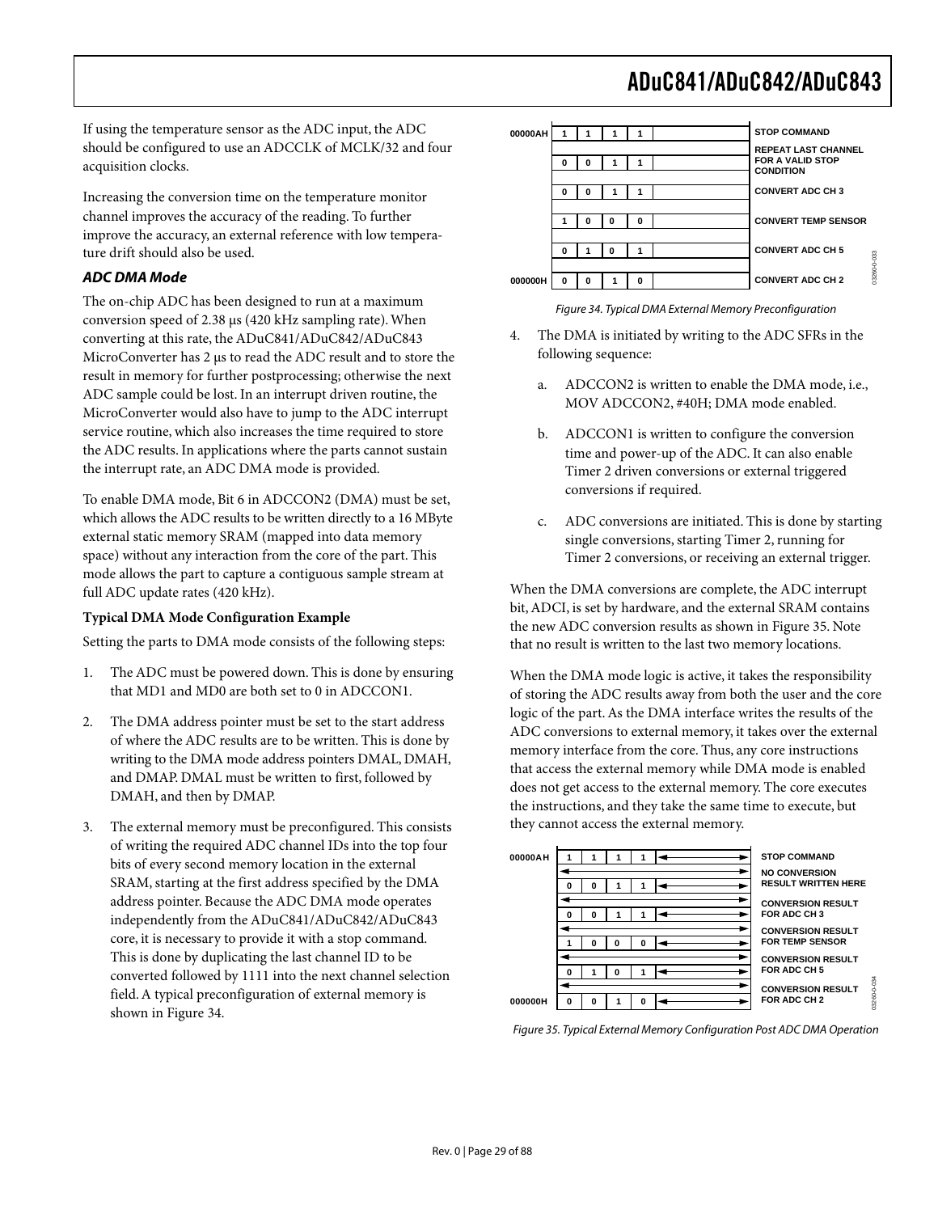If using the temperature sensor as the ADC input, the ADC should be configured to use an ADCCLK of MCLK/32 and four acquisition clocks.

Increasing the conversion time on the temperature monitor channel improves the accuracy of the reading. To further improve the accuracy, an external reference with low temperature drift should also be used.

### *ADC DMA Mode*

The on-chip ADC has been designed to run at a maximum conversion speed of 2.38 µs (420 kHz sampling rate). When converting at this rate, the ADuC841/ADuC842/ADuC843 MicroConverter has 2 µs to read the ADC result and to store the result in memory for further postprocessing; otherwise the next ADC sample could be lost. In an interrupt driven routine, the MicroConverter would also have to jump to the ADC interrupt service routine, which also increases the time required to store the ADC results. In applications where the parts cannot sustain the interrupt rate, an ADC DMA mode is provided.

To enable DMA mode, Bit 6 in ADCCON2 (DMA) must be set, which allows the ADC results to be written directly to a 16 MByte external static memory SRAM (mapped into data memory space) without any interaction from the core of the part. This mode allows the part to capture a contiguous sample stream at full ADC update rates (420 kHz).

**Typical DMA Mode Configuration Example**

Setting the parts to DMA mode consists of the following steps:

1. The ADC must be powered down. This is done by ensuring that MD1 and MD0 are both set to 0 in ADCCON1.
2. The DMA address pointer must be set to the start address of where the ADC results are to be written. This is done by writing to the DMA mode address pointers DMAL, DMAH, and DMAP. DMAL must be written to first, followed by DMAH, and then by DMAP.
3. The external memory must be preconfigured. This consists of writing the required ADC channel IDs into the top four bits of every second memory location in the external SRAM, starting at the first address specified by the DMA address pointer. Because the ADC DMA mode operates independently from the ADuC841/ADuC842/ADuC843 core, it is necessary to provide it with a stop command. This is done by duplicating the last channel ID to be converted followed by 1111 into the next channel selection field. A typical preconfiguration of external memory is shown in Figure 34.

| Address | Channel ID | Description |
|---|---|---|
| 00000AH | 1 1 1 1 | STOP COMMAND |
| | | REPEAT LAST CHANNEL FOR A VALID STOP CONDITION |
| | 0 0 1 1 | |
| | 0 0 1 1 | CONVERT ADC CH 3 |
| | 1 0 0 0 | CONVERT TEMP SENSOR |
| | 0 1 0 1 | CONVERT ADC CH 5 |
| 000000H | 0 0 1 0 | CONVERT ADC CH 2 |

*Figure 34. Typical DMA External Memory Preconfiguration*

4. The DMA is initiated by writing to the ADC SFRs in the following sequence:
   a. ADCCON2 is written to enable the DMA mode, i.e., MOV ADCCON2, #40H; DMA mode enabled.
   b. ADCCON1 is written to configure the conversion time and power-up of the ADC. It can also enable Timer 2 driven conversions or external triggered conversions if required.
   c. ADC conversions are initiated. This is done by starting single conversions, starting Timer 2, running for Timer 2 conversions, or receiving an external trigger.

When the DMA conversions are complete, the ADC interrupt bit, ADCI, is set by hardware, and the external SRAM contains the new ADC conversion results as shown in Figure 35. Note that no result is written to the last two memory locations.

When the DMA mode logic is active, it takes the responsibility of storing the ADC results away from both the user and the core logic of the part. As the DMA interface writes the results of the ADC conversions to external memory, it takes over the external memory interface from the core. Thus, any core instructions that access the external memory while DMA mode is enabled does not get access to the external memory. The core executes the instructions, and they take the same time to execute, but they cannot access the external memory.

| Address | Channel ID | Description |
|---|---|---|
| 00000AH | 1 1 1 1 | STOP COMMAND |
| | | NO CONVERSION RESULT WRITTEN HERE |
| | 0 0 1 1 | |
| | | CONVERSION RESULT FOR ADC CH 3 |
| | 0 0 1 1 | |
| | | CONVERSION RESULT FOR TEMP SENSOR |
| | 1 0 0 0 | |
| | | CONVERSION RESULT FOR ADC CH 5 |
| | 0 1 0 1 | |
| | | CONVERSION RESULT FOR ADC CH 2 |
| 000000H | 0 0 1 0 | |

*Figure 35. Typical External Memory Configuration Post ADC DMA Operation*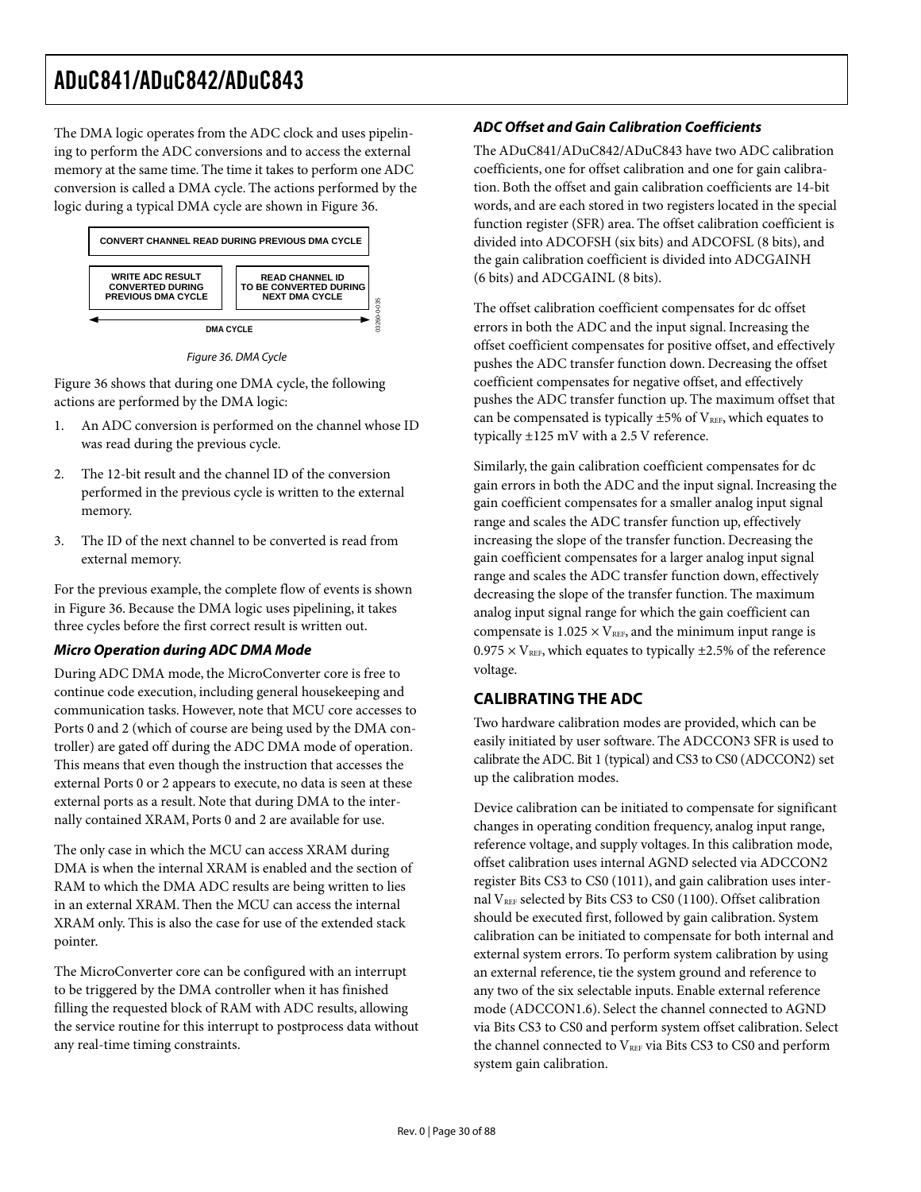The DMA logic operates from the ADC clock and uses pipelining to perform the ADC conversions and to access the external memory at the same time. The time it takes to perform one ADC conversion is called a DMA cycle. The actions performed by the logic during a typical DMA cycle are shown in Figure 36.

CONVERT CHANNEL READ DURING PREVIOUS DMA CYCLE

WRITE ADC RESULT CONVERTED DURING PREVIOUS DMA CYCLE

READ CHANNEL ID TO BE CONVERTED DURING NEXT DMA CYCLE

DMA CYCLE

Figure 36. DMA Cycle

Figure 36 shows that during one DMA cycle, the following actions are performed by the DMA logic:

1. An ADC conversion is performed on the channel whose ID was read during the previous cycle.
2. The 12-bit result and the channel ID of the conversion performed in the previous cycle is written to the external memory.
3. The ID of the next channel to be converted is read from external memory.

For the previous example, the complete flow of events is shown in Figure 36. Because the DMA logic uses pipelining, it takes three cycles before the first correct result is written out.

### *Micro Operation during ADC DMA Mode*

During ADC DMA mode, the MicroConverter core is free to continue code execution, including general housekeeping and communication tasks. However, note that MCU core accesses to Ports 0 and 2 (which of course are being used by the DMA controller) are gated off during the ADC DMA mode of operation. This means that even though the instruction that accesses the external Ports 0 or 2 appears to execute, no data is seen at these external ports as a result. Note that during DMA to the internally contained XRAM, Ports 0 and 2 are available for use.

The only case in which the MCU can access XRAM during DMA is when the internal XRAM is enabled and the section of RAM to which the DMA ADC results are being written to lies in an external XRAM. Then the MCU can access the internal XRAM only. This is also the case for use of the extended stack pointer.

The MicroConverter core can be configured with an interrupt to be triggered by the DMA controller when it has finished filling the requested block of RAM with ADC results, allowing the service routine for this interrupt to postprocess data without any real-time timing constraints.

### *ADC Offset and Gain Calibration Coefficients*

The ADuC841/ADuC842/ADuC843 have two ADC calibration coefficients, one for offset calibration and one for gain calibration. Both the offset and gain calibration coefficients are 14-bit words, and are each stored in two registers located in the special function register (SFR) area. The offset calibration coefficient is divided into ADCOFSH (six bits) and ADCOFSL (8 bits), and the gain calibration coefficient is divided into ADCGAINH (6 bits) and ADCGAINL (8 bits).

The offset calibration coefficient compensates for dc offset errors in both the ADC and the input signal. Increasing the offset coefficient compensates for positive offset, and effectively pushes the ADC transfer function down. Decreasing the offset coefficient compensates for negative offset, and effectively pushes the ADC transfer function up. The maximum offset that can be compensated is typically ±5% of $V_{REF}$, which equates to typically ±125 mV with a 2.5 V reference.

Similarly, the gain calibration coefficient compensates for dc gain errors in both the ADC and the input signal. Increasing the gain coefficient compensates for a smaller analog input signal range and scales the ADC transfer function up, effectively increasing the slope of the transfer function. Decreasing the gain coefficient compensates for a larger analog input signal range and scales the ADC transfer function down, effectively decreasing the slope of the transfer function. The maximum analog input signal range for which the gain coefficient can compensate is $1.025 \times V_{REF}$, and the minimum input range is $0.975 \times V_{REF}$, which equates to typically ±2.5% of the reference voltage.

## CALIBRATING THE ADC

Two hardware calibration modes are provided, which can be easily initiated by user software. The ADCCON3 SFR is used to calibrate the ADC. Bit 1 (typical) and CS3 to CS0 (ADCCON2) set up the calibration modes.

Device calibration can be initiated to compensate for significant changes in operating condition frequency, analog input range, reference voltage, and supply voltages. In this calibration mode, offset calibration uses internal AGND selected via ADCCON2 register Bits CS3 to CS0 (1011), and gain calibration uses internal $V_{REF}$ selected by Bits CS3 to CS0 (1100). Offset calibration should be executed first, followed by gain calibration. System calibration can be initiated to compensate for both internal and external system errors. To perform system calibration by using an external reference, tie the system ground and reference to any two of the six selectable inputs. Enable external reference mode (ADCCON1.6). Select the channel connected to AGND via Bits CS3 to CS0 and perform system offset calibration. Select the channel connected to $V_{REF}$ via Bits CS3 to CS0 and perform system gain calibration.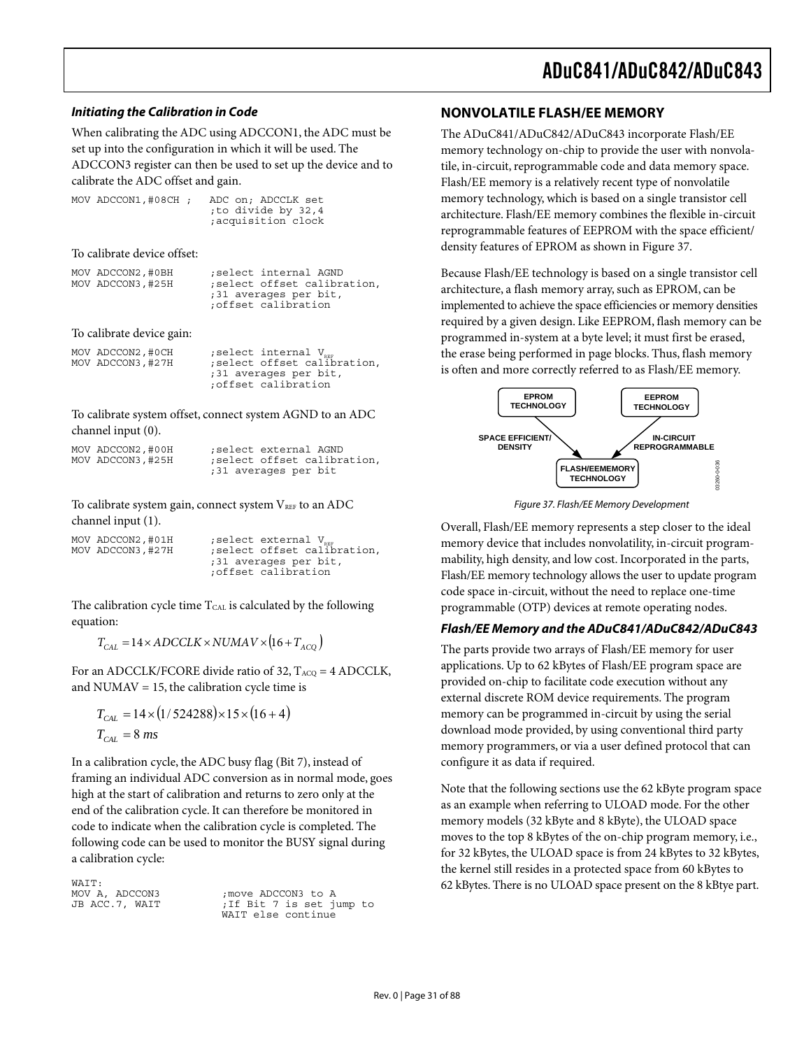### *Initiating the Calibration in Code*

When calibrating the ADC using ADCCON1, the ADC must be set up into the configuration in which it will be used. The ADCCON3 register can then be used to set up the device and to calibrate the ADC offset and gain.

```
MOV ADCCON1,#08CH ;   ADC on; ADCCLK set
                      ;to divide by 32,4
                      ;acquisition clock
```

To calibrate device offset:

```
MOV ADCCON2,#0BH      ;select internal AGND
MOV ADCCON3,#25H      ;select offset calibration,
                      ;31 averages per bit,
                      ;offset calibration
```

To calibrate device gain:

```
MOV ADCCON2,#0CH      ;select internal VREF
MOV ADCCON3,#27H      ;select offset calibration,
                      ;31 averages per bit,
                      ;offset calibration
```

To calibrate system offset, connect system AGND to an ADC channel input (0).

```
MOV ADCCON2,#00H      ;select external AGND
MOV ADCCON3,#25H      ;select offset calibration,
                      ;31 averages per bit
```

To calibrate system gain, connect system $V_{REF}$ to an ADC channel input (1).

```
MOV ADCCON2,#01H      ;select external VREF
MOV ADCCON3,#27H      ;select offset calibration,
                      ;31 averages per bit,
                      ;offset calibration
```

The calibration cycle time $T_{CAL}$ is calculated by the following equation:

$$T_{CAL} = 14 \times ADCCLK \times NUMAV \times (16 + T_{ACQ})$$

For an ADCCLK/FCORE divide ratio of 32, $T_{ACQ}$ = 4 ADCCLK, and NUMAV = 15, the calibration cycle time is

$$T_{CAL} = 14 \times (1/524288) \times 15 \times (16 + 4)$$

$$T_{CAL} = 8\ ms$$

In a calibration cycle, the ADC busy flag (Bit 7), instead of framing an individual ADC conversion as in normal mode, goes high at the start of calibration and returns to zero only at the end of the calibration cycle. It can therefore be monitored in code to indicate when the calibration cycle is completed. The following code can be used to monitor the BUSY signal during a calibration cycle:

```
WAIT:
MOV A, ADCCON3         ;move ADCCON3 to A
JB ACC.7, WAIT         ;If Bit 7 is set jump to
                       WAIT else continue
```

## NONVOLATILE FLASH/EE MEMORY

The ADuC841/ADuC842/ADuC843 incorporate Flash/EE memory technology on-chip to provide the user with nonvolatile, in-circuit, reprogrammable code and data memory space. Flash/EE memory is a relatively recent type of nonvolatile memory technology, which is based on a single transistor cell architecture. Flash/EE memory combines the flexible in-circuit reprogrammable features of EEPROM with the space efficient/density features of EPROM as shown in Figure 37.

Because Flash/EE technology is based on a single transistor cell architecture, a flash memory array, such as EPROM, can be implemented to achieve the space efficiencies or memory densities required by a given design. Like EEPROM, flash memory can be programmed in-system at a byte level; it must first be erased, the erase being performed in page blocks. Thus, flash memory is often and more correctly referred to as Flash/EE memory.

EPROM TECHNOLOGY — SPACE EFFICIENT/DENSITY → FLASH/EEMEMORY TECHNOLOGY ← IN-CIRCUIT REPROGRAMMABLE — EEPROM TECHNOLOGY

*Figure 37. Flash/EE Memory Development*

Overall, Flash/EE memory represents a step closer to the ideal memory device that includes nonvolatility, in-circuit programmability, high density, and low cost. Incorporated in the parts, Flash/EE memory technology allows the user to update program code space in-circuit, without the need to replace one-time programmable (OTP) devices at remote operating nodes.

### *Flash/EE Memory and the ADuC841/ADuC842/ADuC843*

The parts provide two arrays of Flash/EE memory for user applications. Up to 62 kBytes of Flash/EE program space are provided on-chip to facilitate code execution without any external discrete ROM device requirements. The program memory can be programmed in-circuit by using the serial download mode provided, by using conventional third party memory programmers, or via a user defined protocol that can configure it as data if required.

Note that the following sections use the 62 kByte program space as an example when referring to ULOAD mode. For the other memory models (32 kByte and 8 kByte), the ULOAD space moves to the top 8 kBytes of the on-chip program memory, i.e., for 32 kBytes, the ULOAD space is from 24 kBytes to 32 kBytes, the kernel still resides in a protected space from 60 kBytes to 62 kBytes. There is no ULOAD space present on the 8 kBtye part.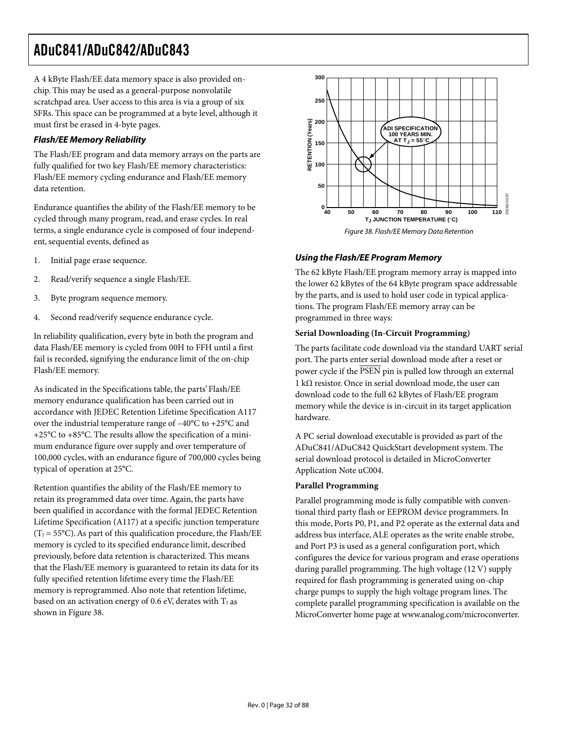A 4 kByte Flash/EE data memory space is also provided on-chip. This may be used as a general-purpose nonvolatile scratchpad area. User access to this area is via a group of six SFRs. This space can be programmed at a byte level, although it must first be erased in 4-byte pages.

### *Flash/EE Memory Reliability*

The Flash/EE program and data memory arrays on the parts are fully qualified for two key Flash/EE memory characteristics: Flash/EE memory cycling endurance and Flash/EE memory data retention.

Endurance quantifies the ability of the Flash/EE memory to be cycled through many program, read, and erase cycles. In real terms, a single endurance cycle is composed of four independent, sequential events, defined as

1. Initial page erase sequence.
2. Read/verify sequence a single Flash/EE.
3. Byte program sequence memory.
4. Second read/verify sequence endurance cycle.

In reliability qualification, every byte in both the program and data Flash/EE memory is cycled from 00H to FFH until a first fail is recorded, signifying the endurance limit of the on-chip Flash/EE memory.

As indicated in the Specifications table, the parts' Flash/EE memory endurance qualification has been carried out in accordance with JEDEC Retention Lifetime Specification A117 over the industrial temperature range of –40°C to +25°C and +25°C to +85°C. The results allow the specification of a minimum endurance figure over supply and over temperature of 100,000 cycles, with an endurance figure of 700,000 cycles being typical of operation at 25°C.

Retention quantifies the ability of the Flash/EE memory to retain its programmed data over time. Again, the parts have been qualified in accordance with the formal JEDEC Retention Lifetime Specification (A117) at a specific junction temperature ($T_J$ = 55°C). As part of this qualification procedure, the Flash/EE memory is cycled to its specified endurance limit, described previously, before data retention is characterized. This means that the Flash/EE memory is guaranteed to retain its data for its fully specified retention lifetime every time the Flash/EE memory is reprogrammed. Also note that retention lifetime, based on an activation energy of 0.6 eV, derates with $T_J$ as shown in Figure 38.

*Figure 38. Flash/EE Memory Data Retention*

### *Using the Flash/EE Program Memory*

The 62 kByte Flash/EE program memory array is mapped into the lower 62 kBytes of the 64 kByte program space addressable by the parts, and is used to hold user code in typical applications. The program Flash/EE memory array can be programmed in three ways:

**Serial Downloading (In-Circuit Programming)**

The parts facilitate code download via the standard UART serial port. The parts enter serial download mode after a reset or power cycle if the $\overline{\text{PSEN}}$ pin is pulled low through an external 1 kΩ resistor. Once in serial download mode, the user can download code to the full 62 kBytes of Flash/EE program memory while the device is in-circuit in its target application hardware.

A PC serial download executable is provided as part of the ADuC841/ADuC842 QuickStart development system. The serial download protocol is detailed in MicroConverter Application Note uC004.

**Parallel Programming**

Parallel programming mode is fully compatible with conventional third party flash or EEPROM device programmers. In this mode, Ports P0, P1, and P2 operate as the external data and address bus interface, ALE operates as the write enable strobe, and Port P3 is used as a general configuration port, which configures the device for various program and erase operations during parallel programming. The high voltage (12 V) supply required for flash programming is generated using on-chip charge pumps to supply the high voltage program lines. The complete parallel programming specification is available on the MicroConverter home page at www.analog.com/microconverter.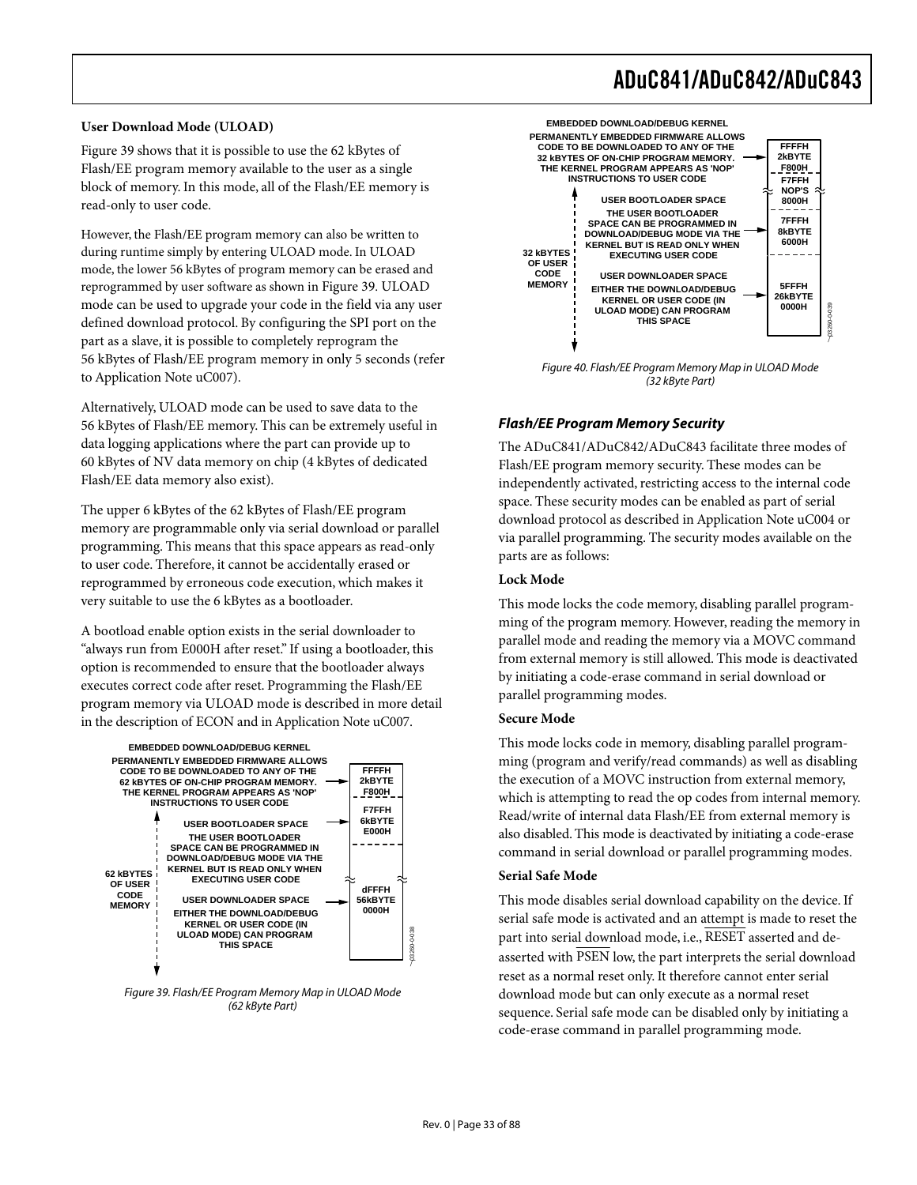### User Download Mode (ULOAD)

Figure 39 shows that it is possible to use the 62 kBytes of Flash/EE program memory available to the user as a single block of memory. In this mode, all of the Flash/EE memory is read-only to user code.

However, the Flash/EE program memory can also be written to during runtime simply by entering ULOAD mode. In ULOAD mode, the lower 56 kBytes of program memory can be erased and reprogrammed by user software as shown in Figure 39. ULOAD mode can be used to upgrade your code in the field via any user defined download protocol. By configuring the SPI port on the part as a slave, it is possible to completely reprogram the 56 kBytes of Flash/EE program memory in only 5 seconds (refer to Application Note uC007).

Alternatively, ULOAD mode can be used to save data to the 56 kBytes of Flash/EE memory. This can be extremely useful in data logging applications where the part can provide up to 60 kBytes of NV data memory on chip (4 kBytes of dedicated Flash/EE data memory also exist).

The upper 6 kBytes of the 62 kBytes of Flash/EE program memory are programmable only via serial download or parallel programming. This means that this space appears as read-only to user code. Therefore, it cannot be accidentally erased or reprogrammed by erroneous code execution, which makes it very suitable to use the 6 kBytes as a bootloader.

A bootload enable option exists in the serial downloader to "always run from E000H after reset." If using a bootloader, this option is recommended to ensure that the bootloader always executes correct code after reset. Programming the Flash/EE program memory via ULOAD mode is described in more detail in the description of ECON and in Application Note uC007.

EMBEDDED DOWNLOAD/DEBUG KERNEL
PERMANENTLY EMBEDDED FIRMWARE ALLOWS CODE TO BE DOWNLOADED TO ANY OF THE 62 kBYTES OF ON-CHIP PROGRAM MEMORY. THE KERNEL PROGRAM APPEARS AS 'NOP' INSTRUCTIONS TO USER CODE — FFFFH 2kBYTE F800H

USER BOOTLOADER SPACE
THE USER BOOTLOADER SPACE CAN BE PROGRAMMED IN DOWNLOAD/DEBUG MODE VIA THE KERNEL BUT IS READ ONLY WHEN EXECUTING USER CODE — F7FFH 6kBYTE E000H

62 kBYTES OF USER CODE MEMORY

USER DOWNLOADER SPACE
EITHER THE DOWNLOAD/DEBUG KERNEL OR USER CODE (IN ULOAD MODE) CAN PROGRAM THIS SPACE — DFFFH 56kBYTE 0000H

Figure 39. Flash/EE Program Memory Map in ULOAD Mode (62 kByte Part)

EMBEDDED DOWNLOAD/DEBUG KERNEL
PERMANENTLY EMBEDDED FIRMWARE ALLOWS CODE TO BE DOWNLOADED TO ANY OF THE 32 kBYTES OF ON-CHIP PROGRAM MEMORY. THE KERNEL PROGRAM APPEARS AS 'NOP' INSTRUCTIONS TO USER CODE — FFFFH 2kBYTE F800H; F7FFH NOP'S 8000H

USER BOOTLOADER SPACE
THE USER BOOTLOADER SPACE CAN BE PROGRAMMED IN DOWNLOAD/DEBUG MODE VIA THE KERNEL BUT IS READ ONLY WHEN EXECUTING USER CODE — 7FFFH 8kBYTE 6000H

32 kBYTES OF USER CODE MEMORY

USER DOWNLOADER SPACE
EITHER THE DOWNLOAD/DEBUG KERNEL OR USER CODE (IN ULOAD MODE) CAN PROGRAM THIS SPACE — 5FFFH 26kBYTE 0000H

Figure 40. Flash/EE Program Memory Map in ULOAD Mode (32 kByte Part)

### *Flash/EE Program Memory Security*

The ADuC841/ADuC842/ADuC843 facilitate three modes of Flash/EE program memory security. These modes can be independently activated, restricting access to the internal code space. These security modes can be enabled as part of serial download protocol as described in Application Note uC004 or via parallel programming. The security modes available on the parts are as follows:

#### Lock Mode

This mode locks the code memory, disabling parallel programming of the program memory. However, reading the memory in parallel mode and reading the memory via a MOVC command from external memory is still allowed. This mode is deactivated by initiating a code-erase command in serial download or parallel programming modes.

#### Secure Mode

This mode locks code in memory, disabling parallel programming (program and verify/read commands) as well as disabling the execution of a MOVC instruction from external memory, which is attempting to read the op codes from internal memory. Read/write of internal data Flash/EE from external memory is also disabled. This mode is deactivated by initiating a code-erase command in serial download or parallel programming modes.

#### Serial Safe Mode

This mode disables serial download capability on the device. If serial safe mode is activated and an attempt is made to reset the part into serial download mode, i.e., $\overline{\text{RESET}}$ asserted and de-asserted with $\overline{\text{PSEN}}$ low, the part interprets the serial download reset as a normal reset only. It therefore cannot enter serial download mode but can only execute as a normal reset sequence. Serial safe mode can be disabled only by initiating a code-erase command in parallel programming mode.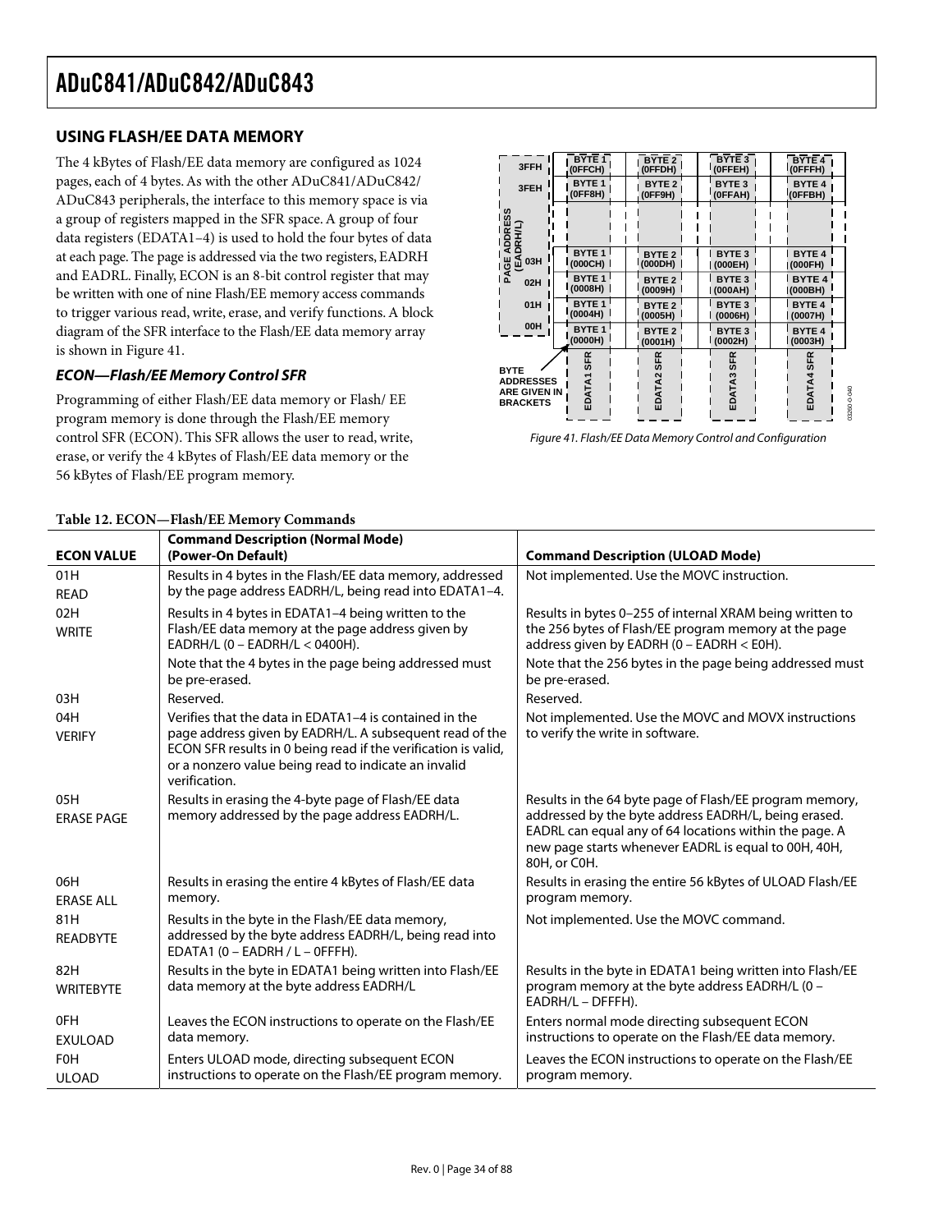## USING FLASH/EE DATA MEMORY

The 4 kBytes of Flash/EE data memory are configured as 1024 pages, each of 4 bytes. As with the other ADuC841/ADuC842/ADuC843 peripherals, the interface to this memory space is via a group of registers mapped in the SFR space. A group of four data registers (EDATA1–4) is used to hold the four bytes of data at each page. The page is addressed via the two registers, EADRH and EADRL. Finally, ECON is an 8-bit control register that may be written with one of nine Flash/EE memory access commands to trigger various read, write, erase, and verify functions. A block diagram of the SFR interface to the Flash/EE data memory array is shown in Figure 41.

### *ECON—Flash/EE Memory Control SFR*

Programming of either Flash/EE data memory or Flash/ EE program memory is done through the Flash/EE memory control SFR (ECON). This SFR allows the user to read, write, erase, or verify the 4 kBytes of Flash/EE data memory or the 56 kBytes of Flash/EE program memory.

Figure 41. Flash/EE Data Memory Control and Configuration

**Table 12. ECON—Flash/EE Memory Commands**

| ECON VALUE | Command Description (Normal Mode) (Power-On Default) | Command Description (ULOAD Mode) |
|---|---|---|
| 01H READ | Results in 4 bytes in the Flash/EE data memory, addressed by the page address EADRH/L, being read into EDATA1–4. | Not implemented. Use the MOVC instruction. |
| 02H WRITE | Results in 4 bytes in EDATA1–4 being written to the Flash/EE data memory at the page address given by EADRH/L (0 – EADRH/L < 0400H). Note that the 4 bytes in the page being addressed must be pre-erased. | Results in bytes 0–255 of internal XRAM being written to the 256 bytes of Flash/EE program memory at the page address given by EADRH (0 – EADRH < E0H). Note that the 256 bytes in the page being addressed must be pre-erased. |
| 03H | Reserved. | Reserved. |
| 04H VERIFY | Verifies that the data in EDATA1–4 is contained in the page address given by EADRH/L. A subsequent read of the ECON SFR results in 0 being read if the verification is valid, or a nonzero value being read to indicate an invalid verification. | Not implemented. Use the MOVC and MOVX instructions to verify the write in software. |
| 05H ERASE PAGE | Results in erasing the 4-byte page of Flash/EE data memory addressed by the page address EADRH/L. | Results in the 64 byte page of Flash/EE program memory, addressed by the byte address EADRH/L, being erased. EADRL can equal any of 64 locations within the page. A new page starts whenever EADRL is equal to 00H, 40H, 80H, or C0H. |
| 06H ERASE ALL | Results in erasing the entire 4 kBytes of Flash/EE data memory. | Results in erasing the entire 56 kBytes of ULOAD Flash/EE program memory. |
| 81H READBYTE | Results in the byte in the Flash/EE data memory, addressed by the byte address EADRH/L, being read into EDATA1 (0 – EADRH / L – 0FFFH). | Not implemented. Use the MOVC command. |
| 82H WRITEBYTE | Results in the byte in EDATA1 being written into Flash/EE data memory at the byte address EADRH/L | Results in the byte in EDATA1 being written into Flash/EE program memory at the byte address EADRH/L (0 – EADRH/L – DFFFH). |
| 0FH EXULOAD | Leaves the ECON instructions to operate on the Flash/EE data memory. | Enters normal mode directing subsequent ECON instructions to operate on the Flash/EE data memory. |
| F0H ULOAD | Enters ULOAD mode, directing subsequent ECON instructions to operate on the Flash/EE program memory. | Leaves the ECON instructions to operate on the Flash/EE program memory. |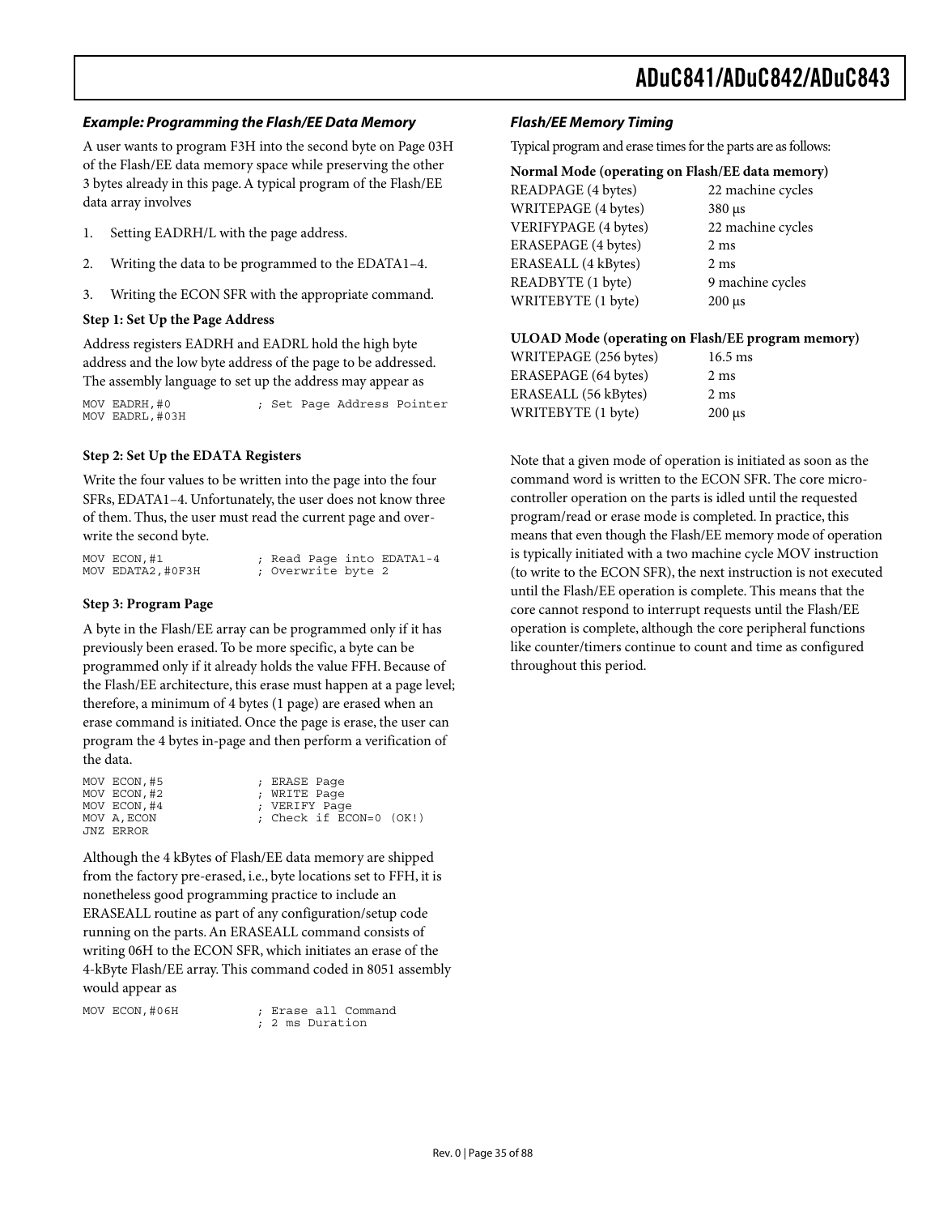### Example: Programming the Flash/EE Data Memory

A user wants to program F3H into the second byte on Page 03H of the Flash/EE data memory space while preserving the other 3 bytes already in this page. A typical program of the Flash/EE data array involves

1. Setting EADRH/L with the page address.
2. Writing the data to be programmed to the EDATA1–4.
3. Writing the ECON SFR with the appropriate command.

**Step 1: Set Up the Page Address**

Address registers EADRH and EADRL hold the high byte address and the low byte address of the page to be addressed. The assembly language to set up the address may appear as

```
MOV EADRH,#0            ; Set Page Address Pointer
MOV EADRL,#03H
```

**Step 2: Set Up the EDATA Registers**

Write the four values to be written into the page into the four SFRs, EDATA1–4. Unfortunately, the user does not know three of them. Thus, the user must read the current page and overwrite the second byte.

```
MOV ECON,#1             ; Read Page into EDATA1-4
MOV EDATA2,#0F3H        ; Overwrite byte 2
```

**Step 3: Program Page**

A byte in the Flash/EE array can be programmed only if it has previously been erased. To be more specific, a byte can be programmed only if it already holds the value FFH. Because of the Flash/EE architecture, this erase must happen at a page level; therefore, a minimum of 4 bytes (1 page) are erased when an erase command is initiated. Once the page is erase, the user can program the 4 bytes in-page and then perform a verification of the data.

```
MOV ECON,#5             ; ERASE Page
MOV ECON,#2             ; WRITE Page
MOV ECON,#4             ; VERIFY Page
MOV A,ECON              ; Check if ECON=0 (OK!)
JNZ ERROR
```

Although the 4 kBytes of Flash/EE data memory are shipped from the factory pre-erased, i.e., byte locations set to FFH, it is nonetheless good programming practice to include an ERASEALL routine as part of any configuration/setup code running on the parts. An ERASEALL command consists of writing 06H to the ECON SFR, which initiates an erase of the 4-kByte Flash/EE array. This command coded in 8051 assembly would appear as

```
MOV ECON,#06H           ; Erase all Command
                        ; 2 ms Duration
```

### Flash/EE Memory Timing

Typical program and erase times for the parts are as follows:

**Normal Mode (operating on Flash/EE data memory)**

| | |
|---|---|
| READPAGE (4 bytes) | 22 machine cycles |
| WRITEPAGE (4 bytes) | 380 µs |
| VERIFYPAGE (4 bytes) | 22 machine cycles |
| ERASEPAGE (4 bytes) | 2 ms |
| ERASEALL (4 kBytes) | 2 ms |
| READBYTE (1 byte) | 9 machine cycles |
| WRITEBYTE (1 byte) | 200 µs |

**ULOAD Mode (operating on Flash/EE program memory)**

| | |
|---|---|
| WRITEPAGE (256 bytes) | 16.5 ms |
| ERASEPAGE (64 bytes) | 2 ms |
| ERASEALL (56 kBytes) | 2 ms |
| WRITEBYTE (1 byte) | 200 µs |

Note that a given mode of operation is initiated as soon as the command word is written to the ECON SFR. The core microcontroller operation on the parts is idled until the requested program/read or erase mode is completed. In practice, this means that even though the Flash/EE memory mode of operation is typically initiated with a two machine cycle MOV instruction (to write to the ECON SFR), the next instruction is not executed until the Flash/EE operation is complete. This means that the core cannot respond to interrupt requests until the Flash/EE operation is complete, although the core peripheral functions like counter/timers continue to count and time as configured throughout this period.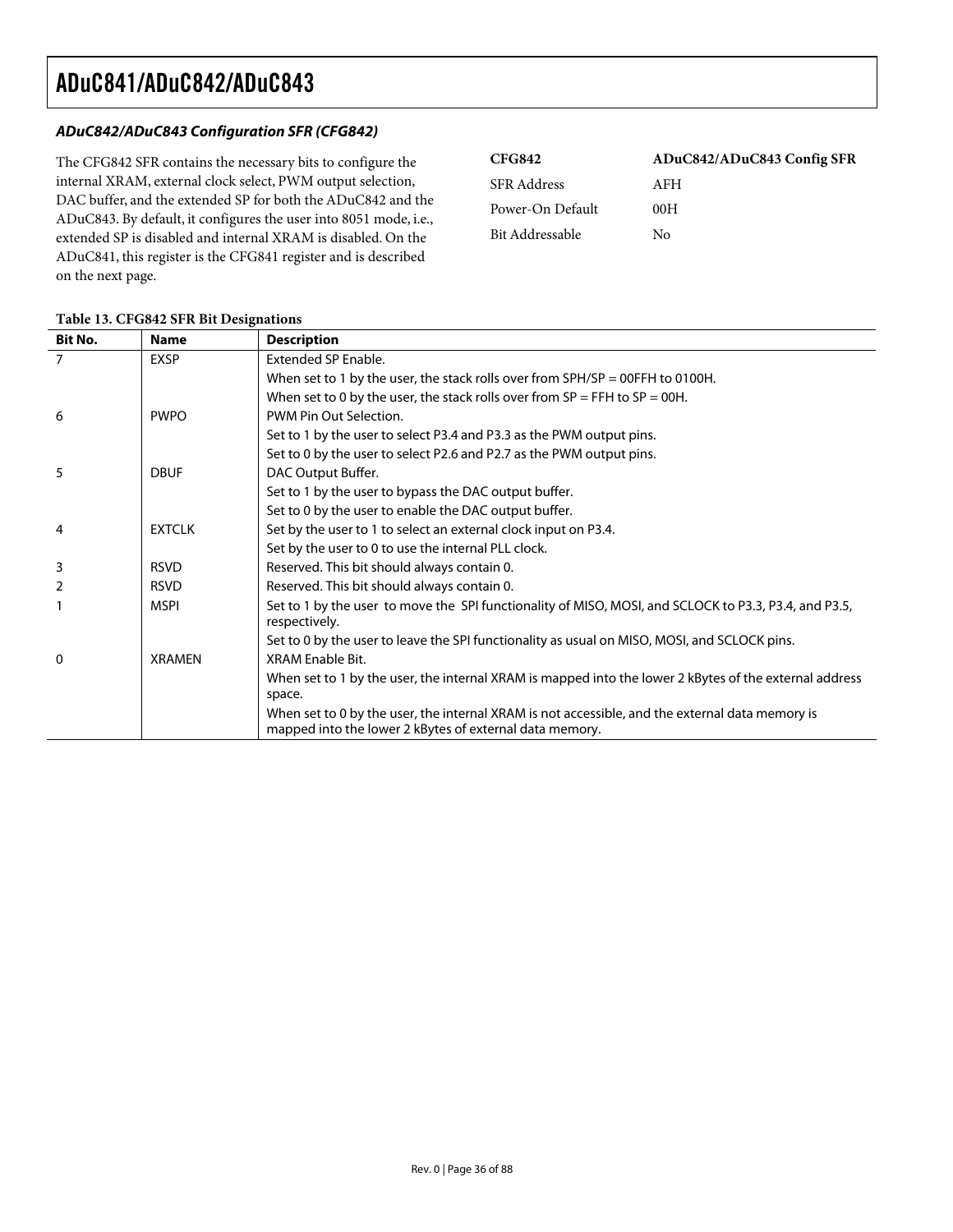### ADuC842/ADuC843 Configuration SFR (CFG842)

The CFG842 SFR contains the necessary bits to configure the internal XRAM, external clock select, PWM output selection, DAC buffer, and the extended SP for both the ADuC842 and the ADuC843. By default, it configures the user into 8051 mode, i.e., extended SP is disabled and internal XRAM is disabled. On the ADuC841, this register is the CFG841 register and is described on the next page.

| **CFG842** | **ADuC842/ADuC843 Config SFR** |
|---|---|
| SFR Address | AFH |
| Power-On Default | 00H |
| Bit Addressable | No |

**Table 13. CFG842 SFR Bit Designations**

| Bit No. | Name | Description |
|---|---|---|
| 7 | EXSP | Extended SP Enable. |
| | | When set to 1 by the user, the stack rolls over from SPH/SP = 00FFH to 0100H. |
| | | When set to 0 by the user, the stack rolls over from SP = FFH to SP = 00H. |
| 6 | PWPO | PWM Pin Out Selection. |
| | | Set to 1 by the user to select P3.4 and P3.3 as the PWM output pins. |
| | | Set to 0 by the user to select P2.6 and P2.7 as the PWM output pins. |
| 5 | DBUF | DAC Output Buffer. |
| | | Set to 1 by the user to bypass the DAC output buffer. |
| | | Set to 0 by the user to enable the DAC output buffer. |
| 4 | EXTCLK | Set by the user to 1 to select an external clock input on P3.4. |
| | | Set by the user to 0 to use the internal PLL clock. |
| 3 | RSVD | Reserved. This bit should always contain 0. |
| 2 | RSVD | Reserved. This bit should always contain 0. |
| 1 | MSPI | Set to 1 by the user to move the SPI functionality of MISO, MOSI, and SCLOCK to P3.3, P3.4, and P3.5, respectively. |
| | | Set to 0 by the user to leave the SPI functionality as usual on MISO, MOSI, and SCLOCK pins. |
| 0 | XRAMEN | XRAM Enable Bit. |
| | | When set to 1 by the user, the internal XRAM is mapped into the lower 2 kBytes of the external address space. |
| | | When set to 0 by the user, the internal XRAM is not accessible, and the external data memory is mapped into the lower 2 kBytes of external data memory. |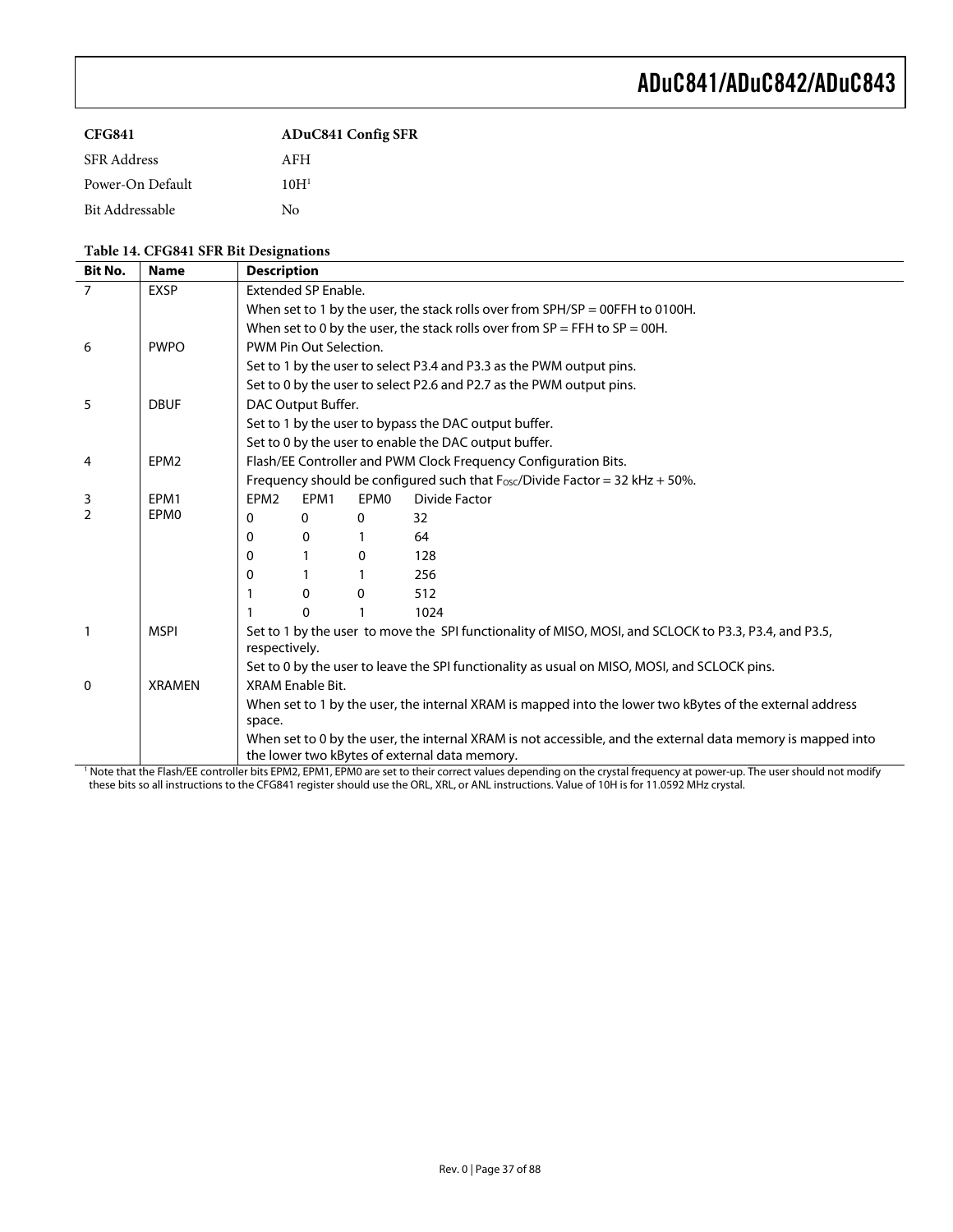| **CFG841** | **ADuC841 Config SFR** |
|---|---|
| SFR Address | AFH |
| Power-On Default | 10H[1] |
| Bit Addressable | No |

**Table 14. CFG841 SFR Bit Designations**

| Bit No. | Name | Description |
|---|---|---|
| 7 | EXSP | Extended SP Enable. |
| | | When set to 1 by the user, the stack rolls over from SPH/SP = 00FFH to 0100H. |
| | | When set to 0 by the user, the stack rolls over from SP = FFH to SP = 00H. |
| 6 | PWPO | PWM Pin Out Selection. |
| | | Set to 1 by the user to select P3.4 and P3.3 as the PWM output pins. |
| | | Set to 0 by the user to select P2.6 and P2.7 as the PWM output pins. |
| 5 | DBUF | DAC Output Buffer. |
| | | Set to 1 by the user to bypass the DAC output buffer. |
| | | Set to 0 by the user to enable the DAC output buffer. |
| 4 | EPM2 | Flash/EE Controller and PWM Clock Frequency Configuration Bits. |
| | | Frequency should be configured such that $F_{OSC}$/Divide Factor = 32 kHz + 50%. |
| 3 | EPM1 | EPM2 EPM1 EPM0 Divide Factor |
| 2 | EPM0 | 0 0 0 32 |
| | | 0 0 1 64 |
| | | 0 1 0 128 |
| | | 0 1 1 256 |
| | | 1 0 0 512 |
| | | 1 0 1 1024 |
| 1 | MSPI | Set to 1 by the user to move the SPI functionality of MISO, MOSI, and SCLOCK to P3.3, P3.4, and P3.5, respectively. |
| | | Set to 0 by the user to leave the SPI functionality as usual on MISO, MOSI, and SCLOCK pins. |
| 0 | XRAMEN | XRAM Enable Bit. |
| | | When set to 1 by the user, the internal XRAM is mapped into the lower two kBytes of the external address space. |
| | | When set to 0 by the user, the internal XRAM is not accessible, and the external data memory is mapped into the lower two kBytes of external data memory. |

[1] Note that the Flash/EE controller bits EPM2, EPM1, EPM0 are set to their correct values depending on the crystal frequency at power-up. The user should not modify these bits so all instructions to the CFG841 register should use the ORL, XRL, or ANL instructions. Value of 10H is for 11.0592 MHz crystal.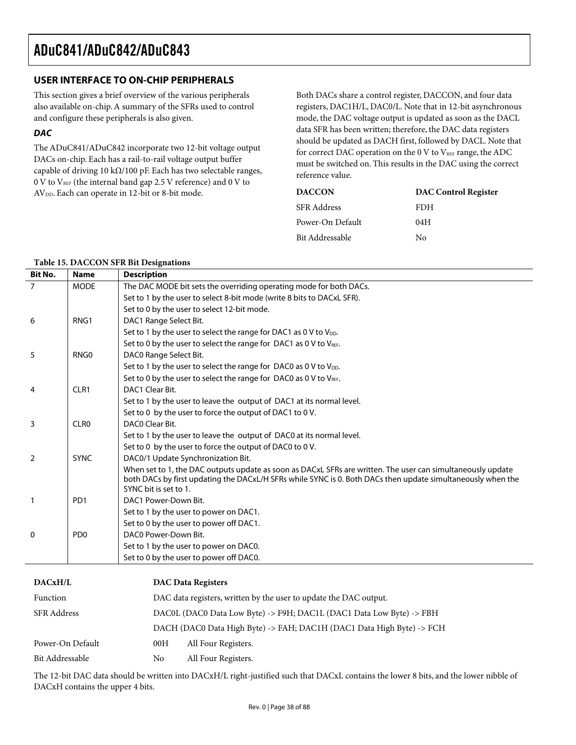## USER INTERFACE TO ON-CHIP PERIPHERALS

This section gives a brief overview of the various peripherals also available on-chip. A summary of the SFRs used to control and configure these peripherals is also given.

### *DAC*

The ADuC841/ADuC842 incorporate two 12-bit voltage output DACs on-chip. Each has a rail-to-rail voltage output buffer capable of driving 10 kΩ/100 pF. Each has two selectable ranges, 0 V to $V_{REF}$ (the internal band gap 2.5 V reference) and 0 V to $AV_{DD}$. Each can operate in 12-bit or 8-bit mode.

Both DACs share a control register, DACCON, and four data registers, DAC1H/L, DAC0/L. Note that in 12-bit asynchronous mode, the DAC voltage output is updated as soon as the DACL data SFR has been written; therefore, the DAC data registers should be updated as DACH first, followed by DACL. Note that for correct DAC operation on the 0 V to $V_{REF}$ range, the ADC must be switched on. This results in the DAC using the correct reference value.

| **DACCON** | **DAC Control Register** |
|---|---|
| SFR Address | FDH |
| Power-On Default | 04H |
| Bit Addressable | No |

**Table 15. DACCON SFR Bit Designations**

| Bit No. | Name | Description |
|---|---|---|
| 7 | MODE | The DAC MODE bit sets the overriding operating mode for both DACs. |
| | | Set to 1 by the user to select 8-bit mode (write 8 bits to DACxL SFR). |
| | | Set to 0 by the user to select 12-bit mode. |
| 6 | RNG1 | DAC1 Range Select Bit. |
| | | Set to 1 by the user to select the range for DAC1 as 0 V to $V_{DD}$. |
| | | Set to 0 by the user to select the range for DAC1 as 0 V to $V_{REF}$. |
| 5 | RNG0 | DAC0 Range Select Bit. |
| | | Set to 1 by the user to select the range for DAC0 as 0 V to $V_{DD}$. |
| | | Set to 0 by the user to select the range for DAC0 as 0 V to $V_{REF}$. |
| 4 | CLR1 | DAC1 Clear Bit. |
| | | Set to 1 by the user to leave the output of DAC1 at its normal level. |
| | | Set to 0 by the user to force the output of DAC1 to 0 V. |
| 3 | CLR0 | DAC0 Clear Bit. |
| | | Set to 1 by the user to leave the output of DAC0 at its normal level. |
| | | Set to 0 by the user to force the output of DAC0 to 0 V. |
| 2 | SYNC | DAC0/1 Update Synchronization Bit. |
| | | When set to 1, the DAC outputs update as soon as DACxL SFRs are written. The user can simultaneously update both DACs by first updating the DACxL/H SFRs while SYNC is 0. Both DACs then update simultaneously when the SYNC bit is set to 1. |
| 1 | PD1 | DAC1 Power-Down Bit. |
| | | Set to 1 by the user to power on DAC1. |
| | | Set to 0 by the user to power off DAC1. |
| 0 | PD0 | DAC0 Power-Down Bit. |
| | | Set to 1 by the user to power on DAC0. |
| | | Set to 0 by the user to power off DAC0. |

| **DACxH/L** | **DAC Data Registers** |
|---|---|
| Function | DAC data registers, written by the user to update the DAC output. |
| SFR Address | DAC0L (DAC0 Data Low Byte) -> F9H; DAC1L (DAC1 Data Low Byte) -> FBH |
| | DACH (DAC0 Data High Byte) -> FAH; DAC1H (DAC1 Data High Byte) -> FCH |
| Power-On Default | 00H All Four Registers. |
| Bit Addressable | No All Four Registers. |

The 12-bit DAC data should be written into DACxH/L right-justified such that DACxL contains the lower 8 bits, and the lower nibble of DACxH contains the upper 4 bits.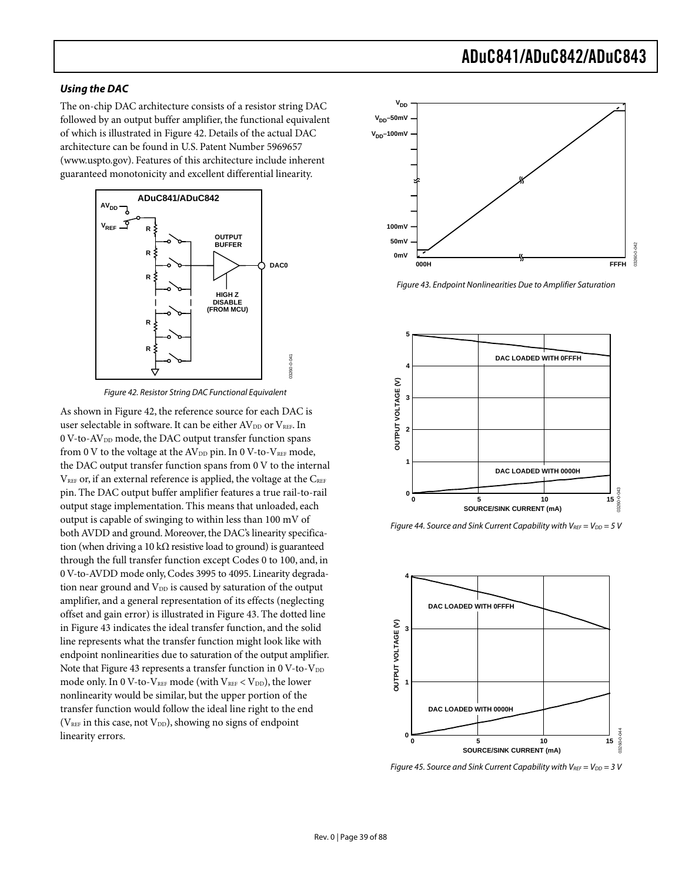### *Using the DAC*

The on-chip DAC architecture consists of a resistor string DAC followed by an output buffer amplifier, the functional equivalent of which is illustrated in Figure 42. Details of the actual DAC architecture can be found in U.S. Patent Number 5969657 (www.uspto.gov). Features of this architecture include inherent guaranteed monotonicity and excellent differential linearity.

*Figure 42. Resistor String DAC Functional Equivalent*

As shown in Figure 42, the reference source for each DAC is user selectable in software. It can be either $AV_{DD}$ or $V_{REF}$. In 0 V-to-$AV_{DD}$ mode, the DAC output transfer function spans from 0 V to the voltage at the $AV_{DD}$ pin. In 0 V-to-$V_{REF}$ mode, the DAC output transfer function spans from 0 V to the internal $V_{REF}$ or, if an external reference is applied, the voltage at the $C_{REF}$ pin. The DAC output buffer amplifier features a true rail-to-rail output stage implementation. This means that unloaded, each output is capable of swinging to within less than 100 mV of both AVDD and ground. Moreover, the DAC's linearity specification (when driving a 10 kΩ resistive load to ground) is guaranteed through the full transfer function except Codes 0 to 100, and, in 0 V-to-AVDD mode only, Codes 3995 to 4095. Linearity degradation near ground and $V_{DD}$ is caused by saturation of the output amplifier, and a general representation of its effects (neglecting offset and gain error) is illustrated in Figure 43. The dotted line in Figure 43 indicates the ideal transfer function, and the solid line represents what the transfer function might look like with endpoint nonlinearities due to saturation of the output amplifier. Note that Figure 43 represents a transfer function in 0 V-to-$V_{DD}$ mode only. In 0 V-to-$V_{REF}$ mode (with $V_{REF} < V_{DD}$), the lower nonlinearity would be similar, but the upper portion of the transfer function would follow the ideal line right to the end ($V_{REF}$ in this case, not $V_{DD}$), showing no signs of endpoint linearity errors.

*Figure 43. Endpoint Nonlinearities Due to Amplifier Saturation*

*Figure 44. Source and Sink Current Capability with $V_{REF} = V_{DD} = 5$ V*

*Figure 45. Source and Sink Current Capability with $V_{REF} = V_{DD} = 3$ V*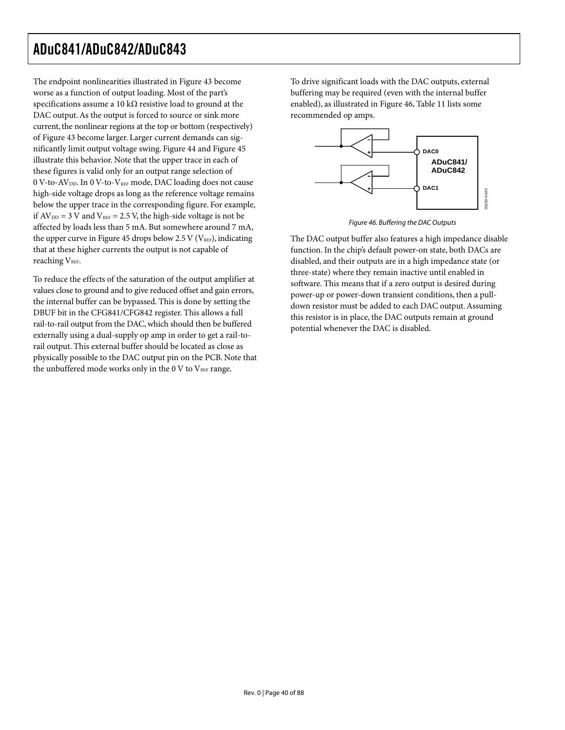The endpoint nonlinearities illustrated in Figure 43 become worse as a function of output loading. Most of the part's specifications assume a 10 kΩ resistive load to ground at the DAC output. As the output is forced to source or sink more current, the nonlinear regions at the top or bottom (respectively) of Figure 43 become larger. Larger current demands can significantly limit output voltage swing. Figure 44 and Figure 45 illustrate this behavior. Note that the upper trace in each of these figures is valid only for an output range selection of 0 V-to-$AV_{DD}$. In 0 V-to-$V_{REF}$ mode, DAC loading does not cause high-side voltage drops as long as the reference voltage remains below the upper trace in the corresponding figure. For example, if $AV_{DD}$ = 3 V and $V_{REF}$ = 2.5 V, the high-side voltage is not be affected by loads less than 5 mA. But somewhere around 7 mA, the upper curve in Figure 45 drops below 2.5 V ($V_{REF}$), indicating that at these higher currents the output is not capable of reaching $V_{REF}$.

To reduce the effects of the saturation of the output amplifier at values close to ground and to give reduced offset and gain errors, the internal buffer can be bypassed. This is done by setting the DBUF bit in the CFG841/CFG842 register. This allows a full rail-to-rail output from the DAC, which should then be buffered externally using a dual-supply op amp in order to get a rail-to-rail output. This external buffer should be located as close as physically possible to the DAC output pin on the PCB. Note that the unbuffered mode works only in the 0 V to $V_{REF}$ range.

To drive significant loads with the DAC outputs, external buffering may be required (even with the internal buffer enabled), as illustrated in Figure 46. Table 11 lists some recommended op amps.

Figure 46. Buffering the DAC Outputs

The DAC output buffer also features a high impedance disable function. In the chip's default power-on state, both DACs are disabled, and their outputs are in a high impedance state (or three-state) where they remain inactive until enabled in software. This means that if a zero output is desired during power-up or power-down transient conditions, then a pull-down resistor must be added to each DAC output. Assuming this resistor is in place, the DAC outputs remain at ground potential whenever the DAC is disabled.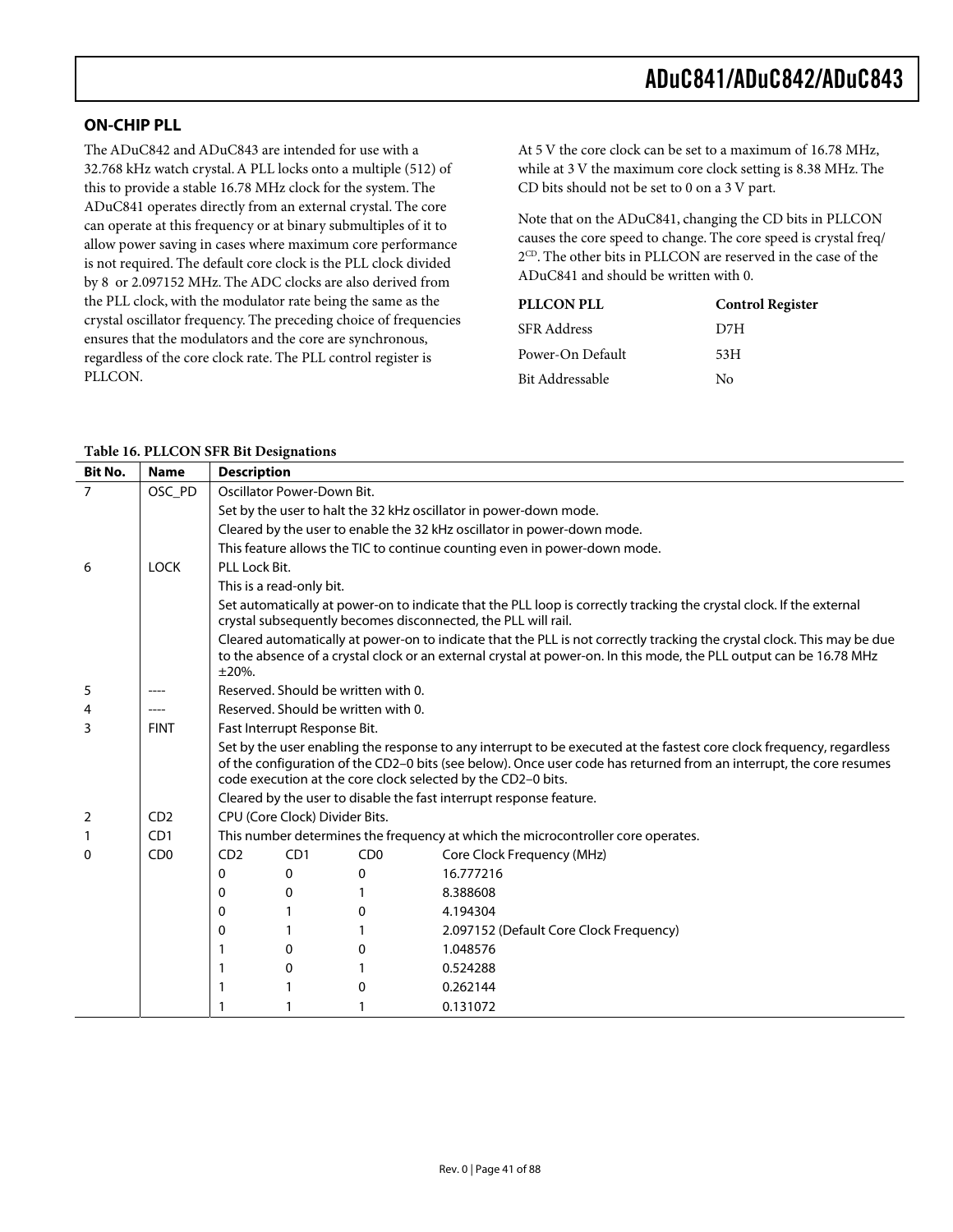## ON-CHIP PLL

The ADuC842 and ADuC843 are intended for use with a 32.768 kHz watch crystal. A PLL locks onto a multiple (512) of this to provide a stable 16.78 MHz clock for the system. The ADuC841 operates directly from an external crystal. The core can operate at this frequency or at binary submultiples of it to allow power saving in cases where maximum core performance is not required. The default core clock is the PLL clock divided by 8 or 2.097152 MHz. The ADC clocks are also derived from the PLL clock, with the modulator rate being the same as the crystal oscillator frequency. The preceding choice of frequencies ensures that the modulators and the core are synchronous, regardless of the core clock rate. The PLL control register is PLLCON.

At 5 V the core clock can be set to a maximum of 16.78 MHz, while at 3 V the maximum core clock setting is 8.38 MHz. The CD bits should not be set to 0 on a 3 V part.

Note that on the ADuC841, changing the CD bits in PLLCON causes the core speed to change. The core speed is crystal freq/ $2^{CD}$. The other bits in PLLCON are reserved in the case of the ADuC841 and should be written with 0.

| **PLLCON PLL** | **Control Register** |
|---|---|
| SFR Address | D7H |
| Power-On Default | 53H |
| Bit Addressable | No |

**Table 16. PLLCON SFR Bit Designations**

| Bit No. | Name | Description | | | |
|---|---|---|---|---|---|
| 7 | OSC_PD | Oscillator Power-Down Bit. | | | |
| | | Set by the user to halt the 32 kHz oscillator in power-down mode. | | | |
| | | Cleared by the user to enable the 32 kHz oscillator in power-down mode. | | | |
| | | This feature allows the TIC to continue counting even in power-down mode. | | | |
| 6 | LOCK | PLL Lock Bit. | | | |
| | | This is a read-only bit. | | | |
| | | Set automatically at power-on to indicate that the PLL loop is correctly tracking the crystal clock. If the external crystal subsequently becomes disconnected, the PLL will rail. | | | |
| | | Cleared automatically at power-on to indicate that the PLL is not correctly tracking the crystal clock. This may be due to the absence of a crystal clock or an external crystal at power-on. In this mode, the PLL output can be 16.78 MHz ±20%. | | | |
| 5 | ---- | Reserved. Should be written with 0. | | | |
| 4 | ---- | Reserved. Should be written with 0. | | | |
| 3 | FINT | Fast Interrupt Response Bit. | | | |
| | | Set by the user enabling the response to any interrupt to be executed at the fastest core clock frequency, regardless of the configuration of the CD2–0 bits (see below). Once user code has returned from an interrupt, the core resumes code execution at the core clock selected by the CD2–0 bits. | | | |
| | | Cleared by the user to disable the fast interrupt response feature. | | | |
| 2 | CD2 | CPU (Core Clock) Divider Bits. | | | |
| 1 | CD1 | This number determines the frequency at which the microcontroller core operates. | | | |
| 0 | CD0 | CD2 | CD1 | CD0 | Core Clock Frequency (MHz) |
| | | 0 | 0 | 0 | 16.777216 |
| | | 0 | 0 | 1 | 8.388608 |
| | | 0 | 1 | 0 | 4.194304 |
| | | 0 | 1 | 1 | 2.097152 (Default Core Clock Frequency) |
| | | 1 | 0 | 0 | 1.048576 |
| | | 1 | 0 | 1 | 0.524288 |
| | | 1 | 1 | 0 | 0.262144 |
| | | 1 | 1 | 1 | 0.131072 |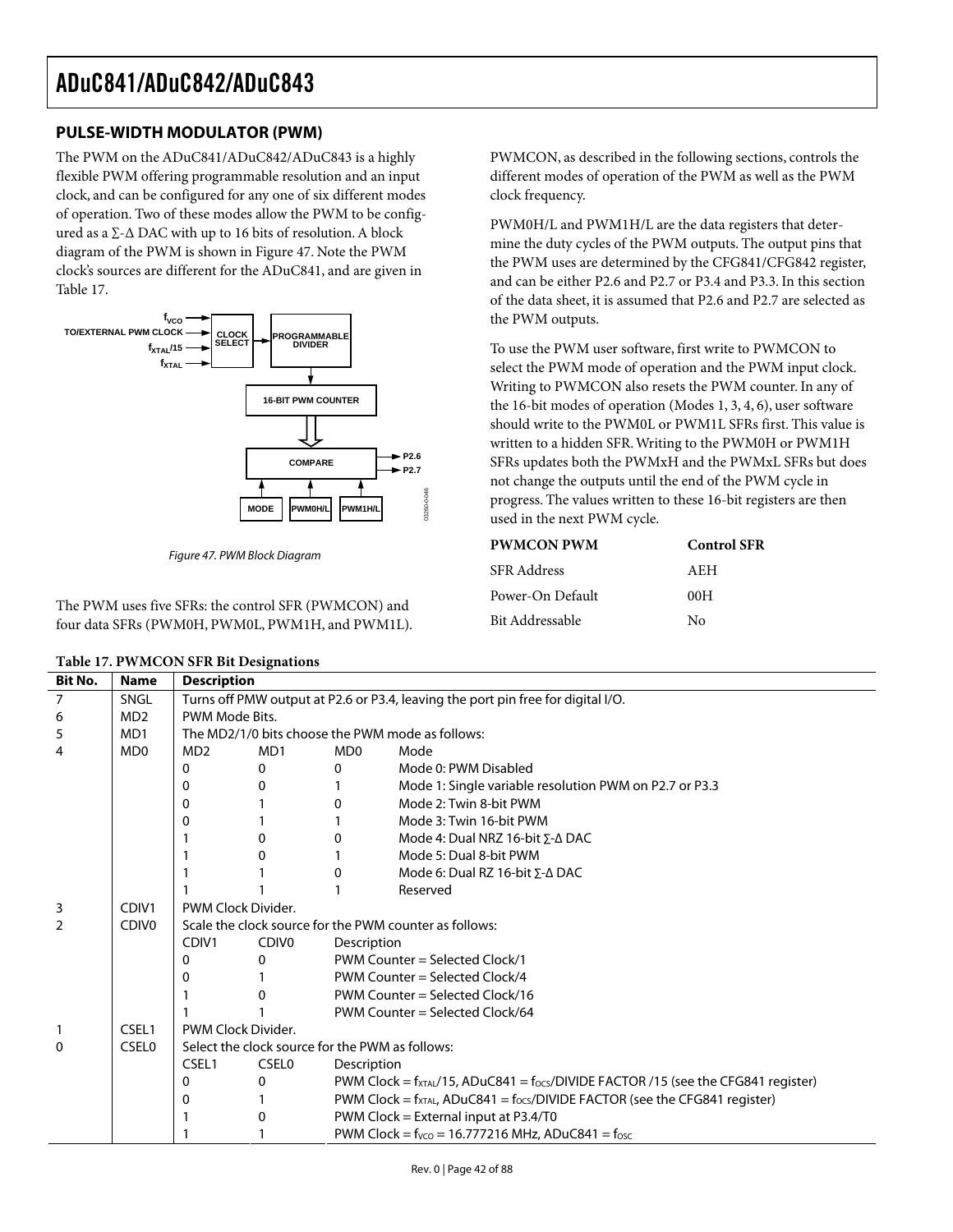## PULSE-WIDTH MODULATOR (PWM)

The PWM on the ADuC841/ADuC842/ADuC843 is a highly flexible PWM offering programmable resolution and an input clock, and can be configured for any one of six different modes of operation. Two of these modes allow the PWM to be configured as a Σ-Δ DAC with up to 16 bits of resolution. A block diagram of the PWM is shown in Figure 47. Note the PWM clock's sources are different for the ADuC841, and are given in Table 17.

Figure 47. PWM Block Diagram

The PWM uses five SFRs: the control SFR (PWMCON) and four data SFRs (PWM0H, PWM0L, PWM1H, and PWM1L).

PWMCON, as described in the following sections, controls the different modes of operation of the PWM as well as the PWM clock frequency.

PWM0H/L and PWM1H/L are the data registers that determine the duty cycles of the PWM outputs. The output pins that the PWM uses are determined by the CFG841/CFG842 register, and can be either P2.6 and P2.7 or P3.4 and P3.3. In this section of the data sheet, it is assumed that P2.6 and P2.7 are selected as the PWM outputs.

To use the PWM user software, first write to PWMCON to select the PWM mode of operation and the PWM input clock. Writing to PWMCON also resets the PWM counter. In any of the 16-bit modes of operation (Modes 1, 3, 4, 6), user software should write to the PWM0L or PWM1L SFRs first. This value is written to a hidden SFR. Writing to the PWM0H or PWM1H SFRs updates both the PWMxH and the PWMxL SFRs but does not change the outputs until the end of the PWM cycle in progress. The values written to these 16-bit registers are then used in the next PWM cycle.

| PWMCON PWM | Control SFR |
|---|---|
| SFR Address | AEH |
| Power-On Default | 00H |
| Bit Addressable | No |

**Table 17. PWMCON SFR Bit Designations**

| Bit No. | Name | Description | | | |
|---|---|---|---|---|---|
| 7 | SNGL | Turns off PMW output at P2.6 or P3.4, leaving the port pin free for digital I/O. | | | |
| 6 | MD2 | PWM Mode Bits. | | | |
| 5 | MD1 | The MD2/1/0 bits choose the PWM mode as follows: | | | |
| 4 | MD0 | MD2 | MD1 | MD0 | Mode |
| | | 0 | 0 | 0 | Mode 0: PWM Disabled |
| | | 0 | 0 | 1 | Mode 1: Single variable resolution PWM on P2.7 or P3.3 |
| | | 0 | 1 | 0 | Mode 2: Twin 8-bit PWM |
| | | 0 | 1 | 1 | Mode 3: Twin 16-bit PWM |
| | | 1 | 0 | 0 | Mode 4: Dual NRZ 16-bit Σ-Δ DAC |
| | | 1 | 0 | 1 | Mode 5: Dual 8-bit PWM |
| | | 1 | 1 | 0 | Mode 6: Dual RZ 16-bit Σ-Δ DAC |
| | | 1 | 1 | 1 | Reserved |
| 3 | CDIV1 | PWM Clock Divider. | | | |
| 2 | CDIV0 | Scale the clock source for the PWM counter as follows: | | | |
| | | CDIV1 | CDIV0 | Description | |
| | | 0 | 0 | PWM Counter = Selected Clock/1 | |
| | | 0 | 1 | PWM Counter = Selected Clock/4 | |
| | | 1 | 0 | PWM Counter = Selected Clock/16 | |
| | | 1 | 1 | PWM Counter = Selected Clock/64 | |
| 1 | CSEL1 | PWM Clock Divider. | | | |
| 0 | CSEL0 | Select the clock source for the PWM as follows: | | | |
| | | CSEL1 | CSEL0 | Description | |
| | | 0 | 0 | PWM Clock = $f_{XTAL}$/15, ADuC841 = $f_{OCS}$/DIVIDE FACTOR /15 (see the CFG841 register) | |
| | | 0 | 1 | PWM Clock = $f_{XTAL}$, ADuC841 = $f_{OCS}$/DIVIDE FACTOR (see the CFG841 register) | |
| | | 1 | 0 | PWM Clock = External input at P3.4/T0 | |
| | | 1 | 1 | PWM Clock = $f_{VCO}$ = 16.777216 MHz, ADuC841 = $f_{OSC}$ | |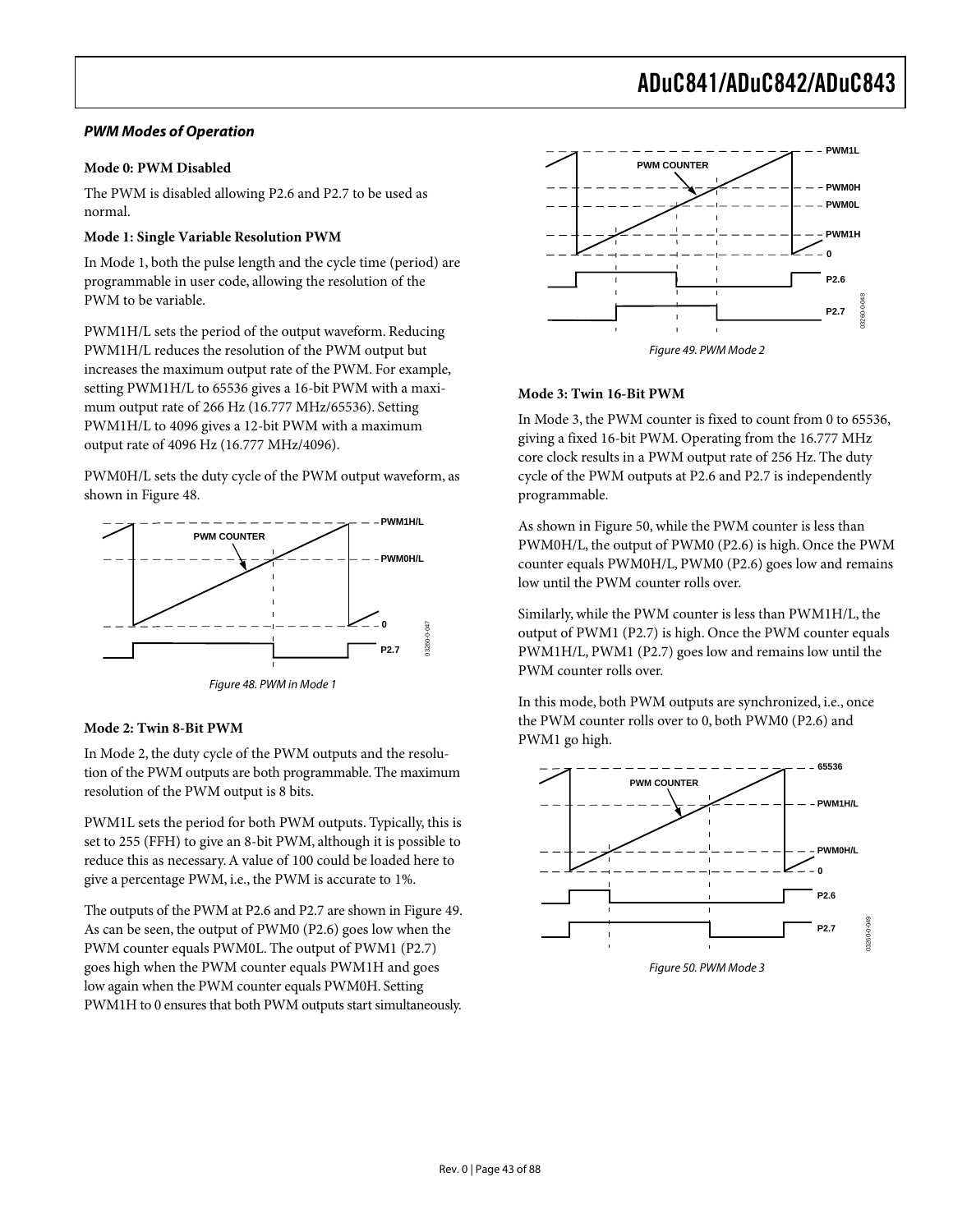### PWM Modes of Operation

**Mode 0: PWM Disabled**

The PWM is disabled allowing P2.6 and P2.7 to be used as normal.

**Mode 1: Single Variable Resolution PWM**

In Mode 1, both the pulse length and the cycle time (period) are programmable in user code, allowing the resolution of the PWM to be variable.

PWM1H/L sets the period of the output waveform. Reducing PWM1H/L reduces the resolution of the PWM output but increases the maximum output rate of the PWM. For example, setting PWM1H/L to 65536 gives a 16-bit PWM with a maximum output rate of 266 Hz (16.777 MHz/65536). Setting PWM1H/L to 4096 gives a 12-bit PWM with a maximum output rate of 4096 Hz (16.777 MHz/4096).

PWM0H/L sets the duty cycle of the PWM output waveform, as shown in Figure 48.

Figure 48. PWM in Mode 1

**Mode 2: Twin 8-Bit PWM**

In Mode 2, the duty cycle of the PWM outputs and the resolution of the PWM outputs are both programmable. The maximum resolution of the PWM output is 8 bits.

PWM1L sets the period for both PWM outputs. Typically, this is set to 255 (FFH) to give an 8-bit PWM, although it is possible to reduce this as necessary. A value of 100 could be loaded here to give a percentage PWM, i.e., the PWM is accurate to 1%.

The outputs of the PWM at P2.6 and P2.7 are shown in Figure 49. As can be seen, the output of PWM0 (P2.6) goes low when the PWM counter equals PWM0L. The output of PWM1 (P2.7) goes high when the PWM counter equals PWM1H and goes low again when the PWM counter equals PWM0H. Setting PWM1H to 0 ensures that both PWM outputs start simultaneously.

Figure 49. PWM Mode 2

**Mode 3: Twin 16-Bit PWM**

In Mode 3, the PWM counter is fixed to count from 0 to 65536, giving a fixed 16-bit PWM. Operating from the 16.777 MHz core clock results in a PWM output rate of 256 Hz. The duty cycle of the PWM outputs at P2.6 and P2.7 is independently programmable.

As shown in Figure 50, while the PWM counter is less than PWM0H/L, the output of PWM0 (P2.6) is high. Once the PWM counter equals PWM0H/L, PWM0 (P2.6) goes low and remains low until the PWM counter rolls over.

Similarly, while the PWM counter is less than PWM1H/L, the output of PWM1 (P2.7) is high. Once the PWM counter equals PWM1H/L, PWM1 (P2.7) goes low and remains low until the PWM counter rolls over.

In this mode, both PWM outputs are synchronized, i.e., once the PWM counter rolls over to 0, both PWM0 (P2.6) and PWM1 go high.

Figure 50. PWM Mode 3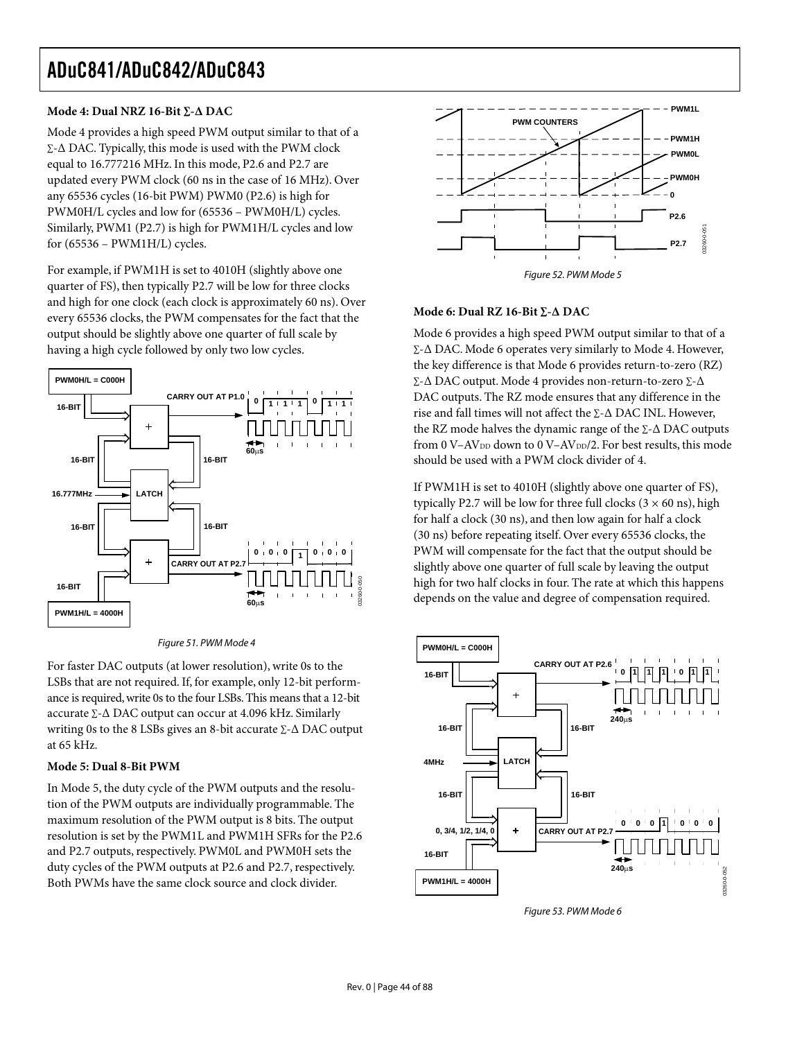#### Mode 4: Dual NRZ 16-Bit Σ-Δ DAC

Mode 4 provides a high speed PWM output similar to that of a Σ-Δ DAC. Typically, this mode is used with the PWM clock equal to 16.777216 MHz. In this mode, P2.6 and P2.7 are updated every PWM clock (60 ns in the case of 16 MHz). Over any 65536 cycles (16-bit PWM) PWM0 (P2.6) is high for PWM0H/L cycles and low for (65536 – PWM0H/L) cycles. Similarly, PWM1 (P2.7) is high for PWM1H/L cycles and low for (65536 – PWM1H/L) cycles.

For example, if PWM1H is set to 4010H (slightly above one quarter of FS), then typically P2.7 will be low for three clocks and high for one clock (each clock is approximately 60 ns). Over every 65536 clocks, the PWM compensates for the fact that the output should be slightly above one quarter of full scale by having a high cycle followed by only two low cycles.

*Figure 51. PWM Mode 4*

For faster DAC outputs (at lower resolution), write 0s to the LSBs that are not required. If, for example, only 12-bit performance is required, write 0s to the four LSBs. This means that a 12-bit accurate Σ-Δ DAC output can occur at 4.096 kHz. Similarly writing 0s to the 8 LSBs gives an 8-bit accurate Σ-Δ DAC output at 65 kHz.

#### Mode 5: Dual 8-Bit PWM

In Mode 5, the duty cycle of the PWM outputs and the resolution of the PWM outputs are individually programmable. The maximum resolution of the PWM output is 8 bits. The output resolution is set by the PWM1L and PWM1H SFRs for the P2.6 and P2.7 outputs, respectively. PWM0L and PWM0H sets the duty cycles of the PWM outputs at P2.6 and P2.7, respectively. Both PWMs have the same clock source and clock divider.

*Figure 52. PWM Mode 5*

#### Mode 6: Dual RZ 16-Bit Σ-Δ DAC

Mode 6 provides a high speed PWM output similar to that of a Σ-Δ DAC. Mode 6 operates very similarly to Mode 4. However, the key difference is that Mode 6 provides return-to-zero (RZ) Σ-Δ DAC output. Mode 4 provides non-return-to-zero Σ-Δ DAC outputs. The RZ mode ensures that any difference in the rise and fall times will not affect the Σ-Δ DAC INL. However, the RZ mode halves the dynamic range of the Σ-Δ DAC outputs from 0 V–$AV_{DD}$ down to 0 V–$AV_{DD}$/2. For best results, this mode should be used with a PWM clock divider of 4.

If PWM1H is set to 4010H (slightly above one quarter of FS), typically P2.7 will be low for three full clocks (3 × 60 ns), high for half a clock (30 ns), and then low again for half a clock (30 ns) before repeating itself. Over every 65536 clocks, the PWM will compensate for the fact that the output should be slightly above one quarter of full scale by leaving the output high for two half clocks in four. The rate at which this happens depends on the value and degree of compensation required.

*Figure 53. PWM Mode 6*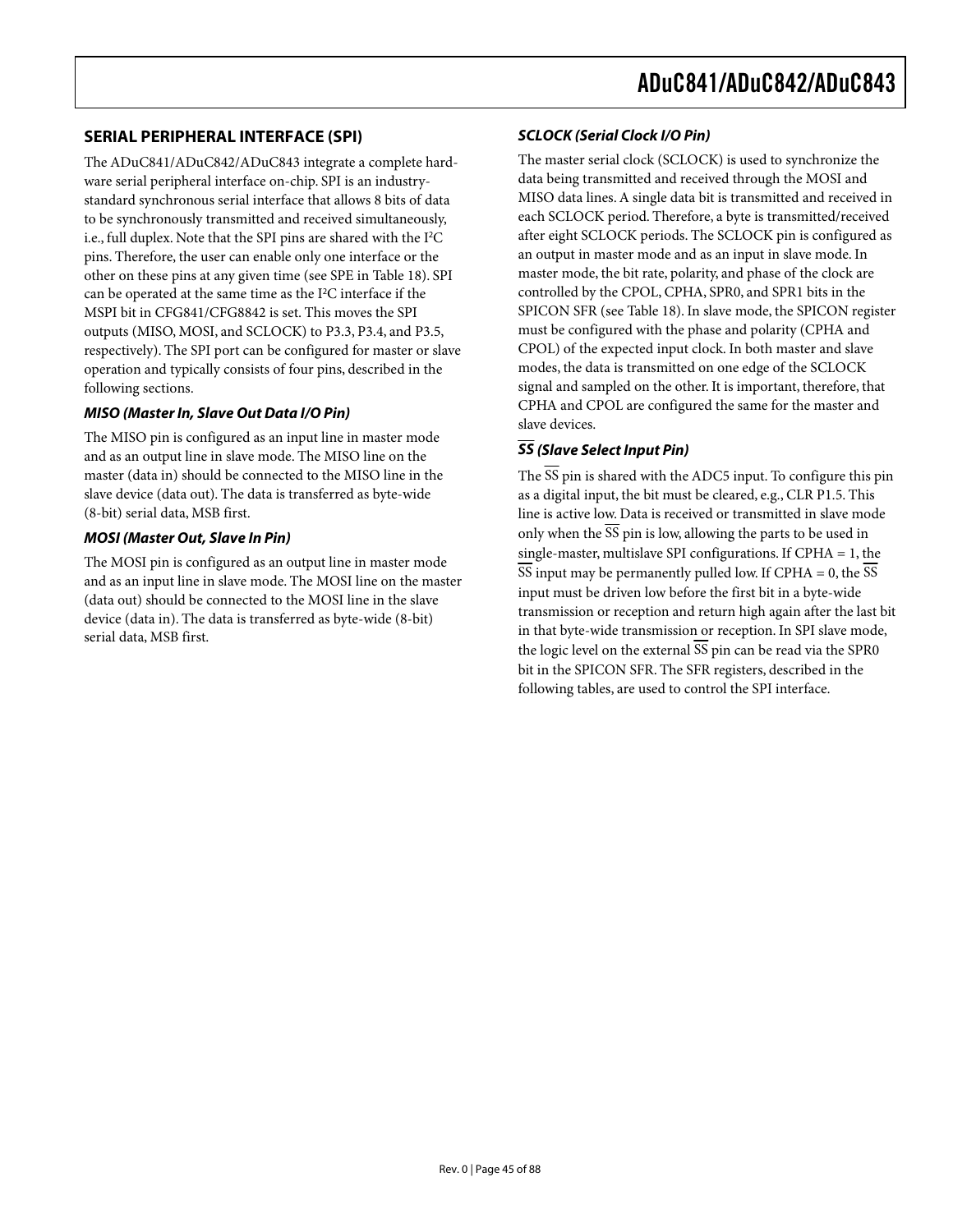## SERIAL PERIPHERAL INTERFACE (SPI)

The ADuC841/ADuC842/ADuC843 integrate a complete hardware serial peripheral interface on-chip. SPI is an industry-standard synchronous serial interface that allows 8 bits of data to be synchronously transmitted and received simultaneously, i.e., full duplex. Note that the SPI pins are shared with the I²C pins. Therefore, the user can enable only one interface or the other on these pins at any given time (see SPE in Table 18). SPI can be operated at the same time as the I²C interface if the MSPI bit in CFG841/CFG8842 is set. This moves the SPI outputs (MISO, MOSI, and SCLOCK) to P3.3, P3.4, and P3.5, respectively). The SPI port can be configured for master or slave operation and typically consists of four pins, described in the following sections.

### *MISO (Master In, Slave Out Data I/O Pin)*

The MISO pin is configured as an input line in master mode and as an output line in slave mode. The MISO line on the master (data in) should be connected to the MISO line in the slave device (data out). The data is transferred as byte-wide (8-bit) serial data, MSB first.

### *MOSI (Master Out, Slave In Pin)*

The MOSI pin is configured as an output line in master mode and as an input line in slave mode. The MOSI line on the master (data out) should be connected to the MOSI line in the slave device (data in). The data is transferred as byte-wide (8-bit) serial data, MSB first.

### *SCLOCK (Serial Clock I/O Pin)*

The master serial clock (SCLOCK) is used to synchronize the data being transmitted and received through the MOSI and MISO data lines. A single data bit is transmitted and received in each SCLOCK period. Therefore, a byte is transmitted/received after eight SCLOCK periods. The SCLOCK pin is configured as an output in master mode and as an input in slave mode. In master mode, the bit rate, polarity, and phase of the clock are controlled by the CPOL, CPHA, SPR0, and SPR1 bits in the SPICON SFR (see Table 18). In slave mode, the SPICON register must be configured with the phase and polarity (CPHA and CPOL) of the expected input clock. In both master and slave modes, the data is transmitted on one edge of the SCLOCK signal and sampled on the other. It is important, therefore, that CPHA and CPOL are configured the same for the master and slave devices.

### *$\overline{SS}$ (Slave Select Input Pin)*

The $\overline{SS}$ pin is shared with the ADC5 input. To configure this pin as a digital input, the bit must be cleared, e.g., CLR P1.5. This line is active low. Data is received or transmitted in slave mode only when the $\overline{SS}$ pin is low, allowing the parts to be used in single-master, multislave SPI configurations. If CPHA = 1, the $\overline{SS}$ input may be permanently pulled low. If CPHA = 0, the $\overline{SS}$ input must be driven low before the first bit in a byte-wide transmission or reception and return high again after the last bit in that byte-wide transmission or reception. In SPI slave mode, the logic level on the external $\overline{SS}$ pin can be read via the SPR0 bit in the SPICON SFR. The SFR registers, described in the following tables, are used to control the SPI interface.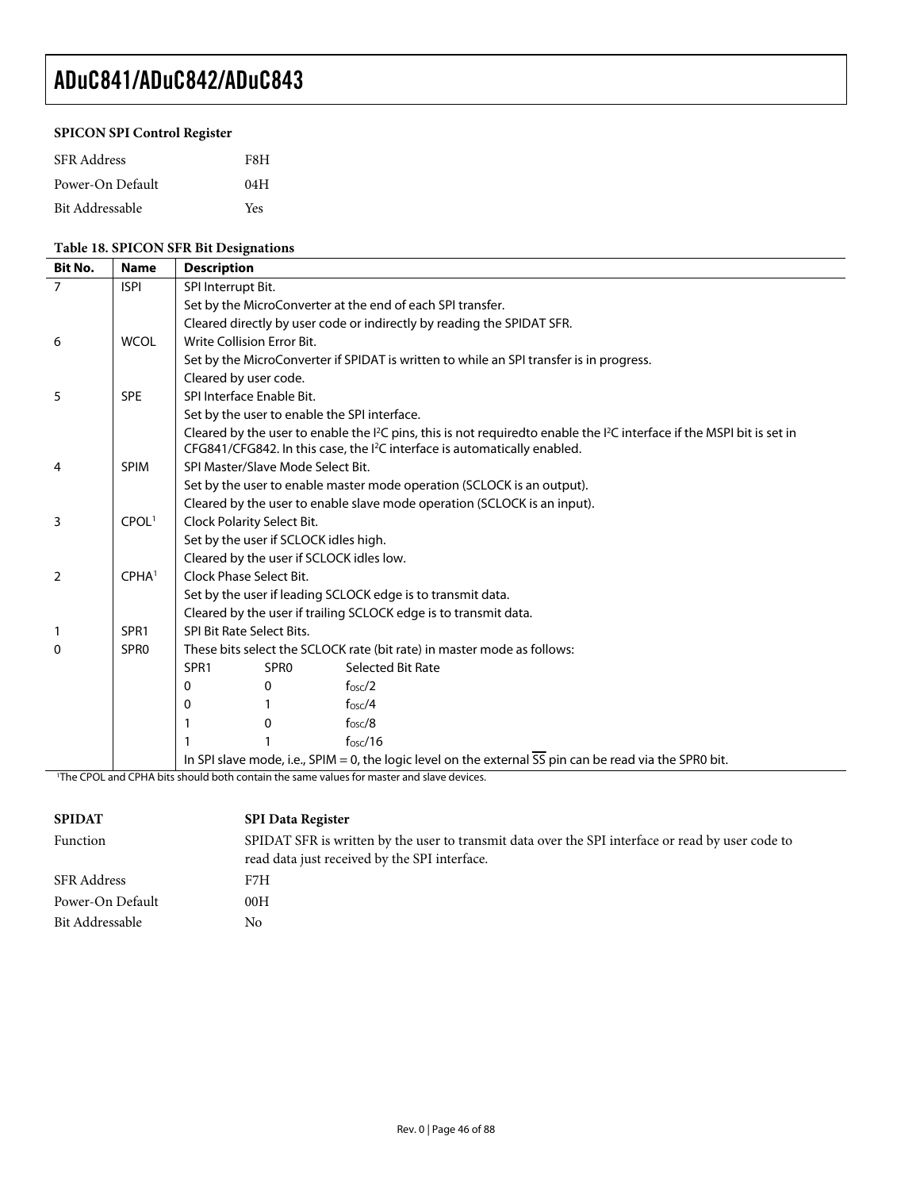### SPICON SPI Control Register

| | |
|---|---|
| SFR Address | F8H |
| Power-On Default | 04H |
| Bit Addressable | Yes |

**Table 18. SPICON SFR Bit Designations**

| Bit No. | Name | Description |
|---|---|---|
| 7 | ISPI | SPI Interrupt Bit. |
| | | Set by the MicroConverter at the end of each SPI transfer. |
| | | Cleared directly by user code or indirectly by reading the SPIDAT SFR. |
| 6 | WCOL | Write Collision Error Bit. |
| | | Set by the MicroConverter if SPIDAT is written to while an SPI transfer is in progress. |
| | | Cleared by user code. |
| 5 | SPE | SPI Interface Enable Bit. |
| | | Set by the user to enable the SPI interface. |
| | | Cleared by the user to enable the I²C pins, this is not requiredto enable the I²C interface if the MSPI bit is set in CFG841/CFG842. In this case, the I²C interface is automatically enabled. |
| 4 | SPIM | SPI Master/Slave Mode Select Bit. |
| | | Set by the user to enable master mode operation (SCLOCK is an output). |
| | | Cleared by the user to enable slave mode operation (SCLOCK is an input). |
| 3 | CPOL[1] | Clock Polarity Select Bit. |
| | | Set by the user if SCLOCK idles high. |
| | | Cleared by the user if SCLOCK idles low. |
| 2 | CPHA[1] | Clock Phase Select Bit. |
| | | Set by the user if leading SCLOCK edge is to transmit data. |
| | | Cleared by the user if trailing SCLOCK edge is to transmit data. |
| 1 | SPR1 | SPI Bit Rate Select Bits. |
| 0 | SPR0 | These bits select the SCLOCK rate (bit rate) in master mode as follows: |
| | | SPR1 — SPR0 — Selected Bit Rate |
| | | 0 — 0 — $f_{OSC}/2$ |
| | | 0 — 1 — $f_{OSC}/4$ |
| | | 1 — 0 — $f_{OSC}/8$ |
| | | 1 — 1 — $f_{OSC}/16$ |
| | | In SPI slave mode, i.e., SPIM = 0, the logic level on the external $\overline{SS}$ pin can be read via the SPR0 bit. |

[1]The CPOL and CPHA bits should both contain the same values for master and slave devices.

| | |
|---|---|
| **SPIDAT** | **SPI Data Register** |
| Function | SPIDAT SFR is written by the user to transmit data over the SPI interface or read by user code to read data just received by the SPI interface. |
| SFR Address | F7H |
| Power-On Default | 00H |
| Bit Addressable | No |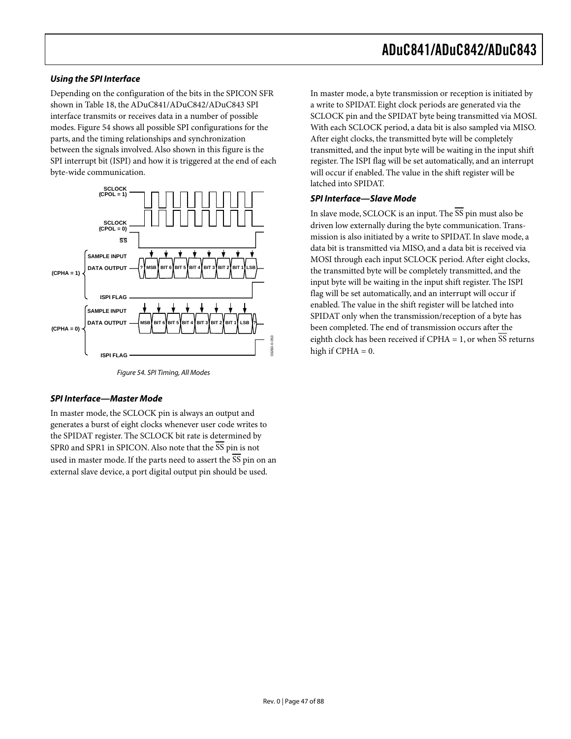### Using the SPI Interface

Depending on the configuration of the bits in the SPICON SFR shown in Table 18, the ADuC841/ADuC842/ADuC843 SPI interface transmits or receives data in a number of possible modes. Figure 54 shows all possible SPI configurations for the parts, and the timing relationships and synchronization between the signals involved. Also shown in this figure is the SPI interrupt bit (ISPI) and how it is triggered at the end of each byte-wide communication.

Figure 54. SPI Timing, All Modes

### SPI Interface—Master Mode

In master mode, the SCLOCK pin is always an output and generates a burst of eight clocks whenever user code writes to the SPIDAT register. The SCLOCK bit rate is determined by SPR0 and SPR1 in SPICON. Also note that the $\overline{SS}$ pin is not used in master mode. If the parts need to assert the $\overline{SS}$ pin on an external slave device, a port digital output pin should be used.

In master mode, a byte transmission or reception is initiated by a write to SPIDAT. Eight clock periods are generated via the SCLOCK pin and the SPIDAT byte being transmitted via MOSI. With each SCLOCK period, a data bit is also sampled via MISO. After eight clocks, the transmitted byte will be completely transmitted, and the input byte will be waiting in the input shift register. The ISPI flag will be set automatically, and an interrupt will occur if enabled. The value in the shift register will be latched into SPIDAT.

### SPI Interface—Slave Mode

In slave mode, SCLOCK is an input. The $\overline{SS}$ pin must also be driven low externally during the byte communication. Transmission is also initiated by a write to SPIDAT. In slave mode, a data bit is transmitted via MISO, and a data bit is received via MOSI through each input SCLOCK period. After eight clocks, the transmitted byte will be completely transmitted, and the input byte will be waiting in the input shift register. The ISPI flag will be set automatically, and an interrupt will occur if enabled. The value in the shift register will be latched into SPIDAT only when the transmission/reception of a byte has been completed. The end of transmission occurs after the eighth clock has been received if CPHA = 1, or when $\overline{SS}$ returns high if CPHA = 0.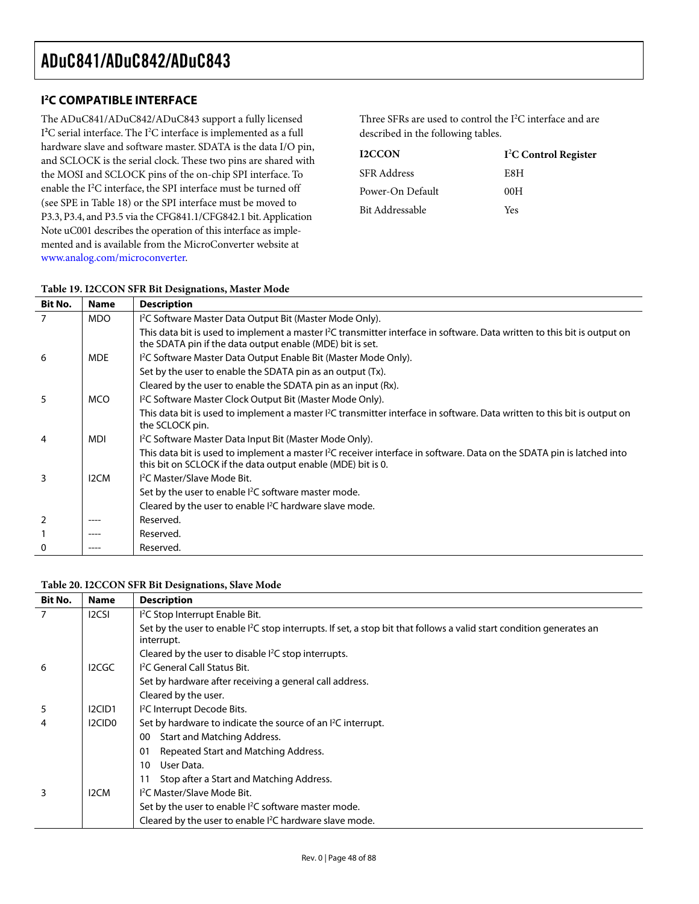## I²C COMPATIBLE INTERFACE

The ADuC841/ADuC842/ADuC843 support a fully licensed I²C serial interface. The I²C interface is implemented as a full hardware slave and software master. SDATA is the data I/O pin, and SCLOCK is the serial clock. These two pins are shared with the MOSI and SCLOCK pins of the on-chip SPI interface. To enable the I²C interface, the SPI interface must be turned off (see SPE in Table 18) or the SPI interface must be moved to P3.3, P3.4, and P3.5 via the CFG841.1/CFG842.1 bit. Application Note uC001 describes the operation of this interface as implemented and is available from the MicroConverter website at www.analog.com/microconverter.

Three SFRs are used to control the I²C interface and are described in the following tables.

| **I2CCON** | **I²C Control Register** |
|---|---|
| SFR Address | E8H |
| Power-On Default | 00H |
| Bit Addressable | Yes |

**Table 19. I2CCON SFR Bit Designations, Master Mode**

| Bit No. | Name | Description |
|---|---|---|
| 7 | MDO | I²C Software Master Data Output Bit (Master Mode Only). |
| | | This data bit is used to implement a master I²C transmitter interface in software. Data written to this bit is output on the SDATA pin if the data output enable (MDE) bit is set. |
| 6 | MDE | I²C Software Master Data Output Enable Bit (Master Mode Only). |
| | | Set by the user to enable the SDATA pin as an output (Tx). |
| | | Cleared by the user to enable the SDATA pin as an input (Rx). |
| 5 | MCO | I²C Software Master Clock Output Bit (Master Mode Only). |
| | | This data bit is used to implement a master I²C transmitter interface in software. Data written to this bit is output on the SCLOCK pin. |
| 4 | MDI | I²C Software Master Data Input Bit (Master Mode Only). |
| | | This data bit is used to implement a master I²C receiver interface in software. Data on the SDATA pin is latched into this bit on SCLOCK if the data output enable (MDE) bit is 0. |
| 3 | I2CM | I²C Master/Slave Mode Bit. |
| | | Set by the user to enable I²C software master mode. |
| | | Cleared by the user to enable I²C hardware slave mode. |
| 2 | ---- | Reserved. |
| 1 | ---- | Reserved. |
| 0 | ---- | Reserved. |

**Table 20. I2CCON SFR Bit Designations, Slave Mode**

| Bit No. | Name | Description |
|---|---|---|
| 7 | I2CSI | I²C Stop Interrupt Enable Bit. |
| | | Set by the user to enable I²C stop interrupts. If set, a stop bit that follows a valid start condition generates an interrupt. |
| | | Cleared by the user to disable I²C stop interrupts. |
| 6 | I2CGC | I²C General Call Status Bit. |
| | | Set by hardware after receiving a general call address. |
| | | Cleared by the user. |
| 5 | I2CID1 | I²C Interrupt Decode Bits. |
| 4 | I2CID0 | Set by hardware to indicate the source of an I²C interrupt. |
| | | 00 Start and Matching Address. |
| | | 01 Repeated Start and Matching Address. |
| | | 10 User Data. |
| | | 11 Stop after a Start and Matching Address. |
| 3 | I2CM | I²C Master/Slave Mode Bit. |
| | | Set by the user to enable I²C software master mode. |
| | | Cleared by the user to enable I²C hardware slave mode. |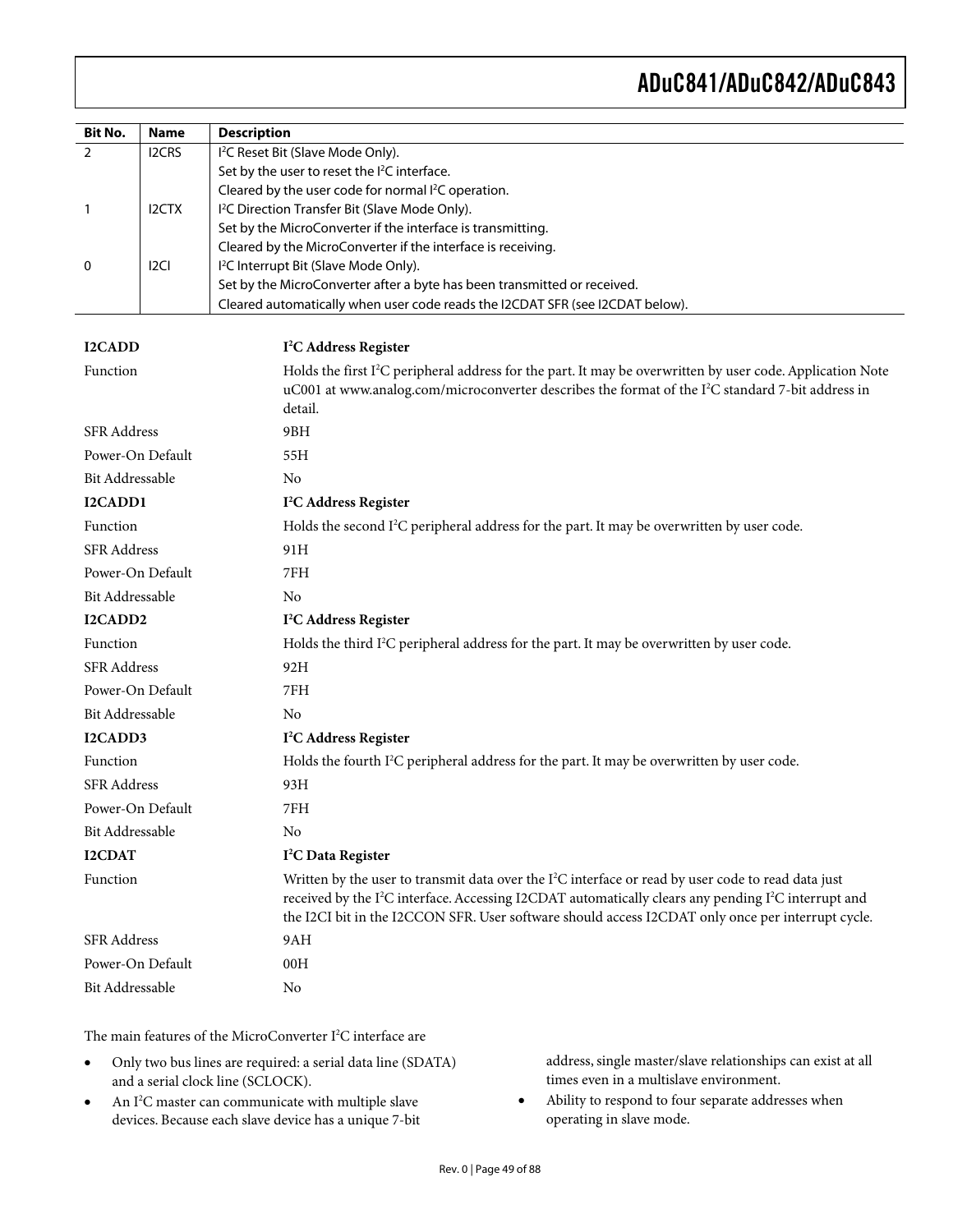| Bit No. | Name | Description |
|---|---|---|
| 2 | I2CRS | I²C Reset Bit (Slave Mode Only).<br>Set by the user to reset the I²C interface.<br>Cleared by the user code for normal I²C operation. |
| 1 | I2CTX | I²C Direction Transfer Bit (Slave Mode Only).<br>Set by the MicroConverter if the interface is transmitting.<br>Cleared by the MicroConverter if the interface is receiving. |
| 0 | I2CI | I²C Interrupt Bit (Slave Mode Only).<br>Set by the MicroConverter after a byte has been transmitted or received.<br>Cleared automatically when user code reads the I2CDAT SFR (see I2CDAT below). |

| **I2CADD** | **I²C Address Register** |
|---|---|
| Function | Holds the first I²C peripheral address for the part. It may be overwritten by user code. Application Note uC001 at www.analog.com/microconverter describes the format of the I²C standard 7-bit address in detail. |
| SFR Address | 9BH |
| Power-On Default | 55H |
| Bit Addressable | No |

| **I2CADD1** | **I²C Address Register** |
|---|---|
| Function | Holds the second I²C peripheral address for the part. It may be overwritten by user code. |
| SFR Address | 91H |
| Power-On Default | 7FH |
| Bit Addressable | No |

| **I2CADD2** | **I²C Address Register** |
|---|---|
| Function | Holds the third I²C peripheral address for the part. It may be overwritten by user code. |
| SFR Address | 92H |
| Power-On Default | 7FH |
| Bit Addressable | No |

| **I2CADD3** | **I²C Address Register** |
|---|---|
| Function | Holds the fourth I²C peripheral address for the part. It may be overwritten by user code. |
| SFR Address | 93H |
| Power-On Default | 7FH |
| Bit Addressable | No |

| **I2CDAT** | **I²C Data Register** |
|---|---|
| Function | Written by the user to transmit data over the I²C interface or read by user code to read data just received by the I²C interface. Accessing I2CDAT automatically clears any pending I²C interrupt and the I2CI bit in the I2CCON SFR. User software should access I2CDAT only once per interrupt cycle. |
| SFR Address | 9AH |
| Power-On Default | 00H |
| Bit Addressable | No |

The main features of the MicroConverter I²C interface are

- Only two bus lines are required: a serial data line (SDATA) and a serial clock line (SCLOCK).
- An I²C master can communicate with multiple slave devices. Because each slave device has a unique 7-bit address, single master/slave relationships can exist at all times even in a multislave environment.
- Ability to respond to four separate addresses when operating in slave mode.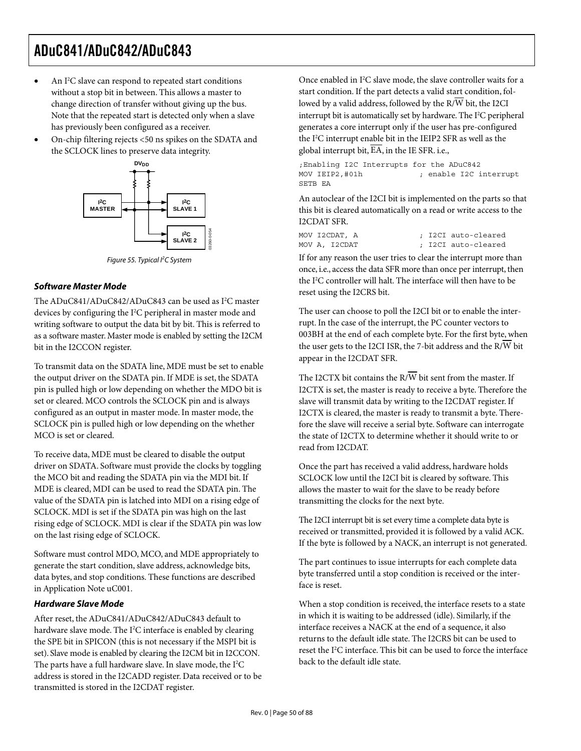- An I²C slave can respond to repeated start conditions without a stop bit in between. This allows a master to change direction of transfer without giving up the bus. Note that the repeated start is detected only when a slave has previously been configured as a receiver.
- On-chip filtering rejects <50 ns spikes on the SDATA and the SCLOCK lines to preserve data integrity.

Figure 55. Typical I²C System

### *Software Master Mode*

The ADuC841/ADuC842/ADuC843 can be used as I²C master devices by configuring the I²C peripheral in master mode and writing software to output the data bit by bit. This is referred to as a software master. Master mode is enabled by setting the I2CM bit in the I2CCON register.

To transmit data on the SDATA line, MDE must be set to enable the output driver on the SDATA pin. If MDE is set, the SDATA pin is pulled high or low depending on whether the MDO bit is set or cleared. MCO controls the SCLOCK pin and is always configured as an output in master mode. In master mode, the SCLOCK pin is pulled high or low depending on the whether MCO is set or cleared.

To receive data, MDE must be cleared to disable the output driver on SDATA. Software must provide the clocks by toggling the MCO bit and reading the SDATA pin via the MDI bit. If MDE is cleared, MDI can be used to read the SDATA pin. The value of the SDATA pin is latched into MDI on a rising edge of SCLOCK. MDI is set if the SDATA pin was high on the last rising edge of SCLOCK. MDI is clear if the SDATA pin was low on the last rising edge of SCLOCK.

Software must control MDO, MCO, and MDE appropriately to generate the start condition, slave address, acknowledge bits, data bytes, and stop conditions. These functions are described in Application Note uC001.

### *Hardware Slave Mode*

After reset, the ADuC841/ADuC842/ADuC843 default to hardware slave mode. The I²C interface is enabled by clearing the SPE bit in SPICON (this is not necessary if the MSPI bit is set). Slave mode is enabled by clearing the I2CM bit in I2CCON. The parts have a full hardware slave. In slave mode, the I²C address is stored in the I2CADD register. Data received or to be transmitted is stored in the I2CDAT register.

Once enabled in I²C slave mode, the slave controller waits for a start condition. If the part detects a valid start condition, followed by a valid address, followed by the R/W̄ bit, the I2CI interrupt bit is automatically set by hardware. The I²C peripheral generates a core interrupt only if the user has pre-configured the I²C interrupt enable bit in the IEIP2 SFR as well as the global interrupt bit, EA̅, in the IE SFR. i.e.,

```
;Enabling I2C Interrupts for the ADuC842
MOV IEIP2,#01h            ; enable I2C interrupt
SETB EA
```

An autoclear of the I2CI bit is implemented on the parts so that this bit is cleared automatically on a read or write access to the I2CDAT SFR.

```
MOV I2CDAT, A             ; I2CI auto-cleared
MOV A, I2CDAT             ; I2CI auto-cleared
```

If for any reason the user tries to clear the interrupt more than once, i.e., access the data SFR more than once per interrupt, then the I²C controller will halt. The interface will then have to be reset using the I2CRS bit.

The user can choose to poll the I2CI bit or to enable the interrupt. In the case of the interrupt, the PC counter vectors to 003BH at the end of each complete byte. For the first byte, when the user gets to the I2CI ISR, the 7-bit address and the R/W̄ bit appear in the I2CDAT SFR.

The I2CTX bit contains the R/W̄ bit sent from the master. If I2CTX is set, the master is ready to receive a byte. Therefore the slave will transmit data by writing to the I2CDAT register. If I2CTX is cleared, the master is ready to transmit a byte. Therefore the slave will receive a serial byte. Software can interrogate the state of I2CTX to determine whether it should write to or read from I2CDAT.

Once the part has received a valid address, hardware holds SCLOCK low until the I2CI bit is cleared by software. This allows the master to wait for the slave to be ready before transmitting the clocks for the next byte.

The I2CI interrupt bit is set every time a complete data byte is received or transmitted, provided it is followed by a valid ACK. If the byte is followed by a NACK, an interrupt is not generated.

The part continues to issue interrupts for each complete data byte transferred until a stop condition is received or the interface is reset.

When a stop condition is received, the interface resets to a state in which it is waiting to be addressed (idle). Similarly, if the interface receives a NACK at the end of a sequence, it also returns to the default idle state. The I2CRS bit can be used to reset the I²C interface. This bit can be used to force the interface back to the default idle state.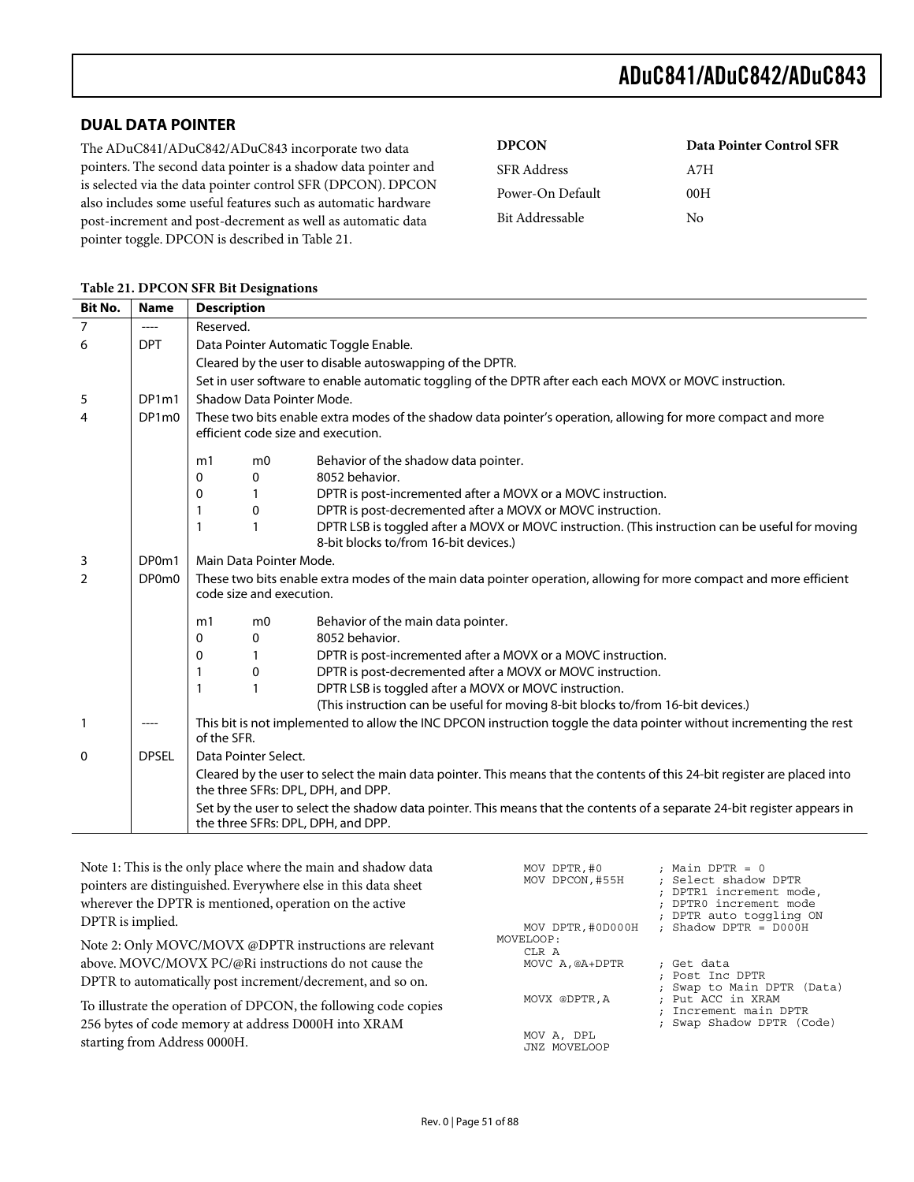## DUAL DATA POINTER

The ADuC841/ADuC842/ADuC843 incorporate two data pointers. The second data pointer is a shadow data pointer and is selected via the data pointer control SFR (DPCON). DPCON also includes some useful features such as automatic hardware post-increment and post-decrement as well as automatic data pointer toggle. DPCON is described in Table 21.

| **DPCON** | **Data Pointer Control SFR** |
|---|---|
| SFR Address | A7H |
| Power-On Default | 00H |
| Bit Addressable | No |

**Table 21. DPCON SFR Bit Designations**

| Bit No. | Name | Description |
|---|---|---|
| 7 | ---- | Reserved. |
| 6 | DPT | Data Pointer Automatic Toggle Enable.<br>Cleared by the user to disable autoswapping of the DPTR.<br>Set in user software to enable automatic toggling of the DPTR after each each MOVX or MOVC instruction. |
| 5 | DP1m1 | Shadow Data Pointer Mode. |
| 4 | DP1m0 | These two bits enable extra modes of the shadow data pointer's operation, allowing for more compact and more efficient code size and execution.<br><br>m1 m0 Behavior of the shadow data pointer.<br>0 0 8052 behavior.<br>0 1 DPTR is post-incremented after a MOVX or a MOVC instruction.<br>1 0 DPTR is post-decremented after a MOVX or MOVC instruction.<br>1 1 DPTR LSB is toggled after a MOVX or MOVC instruction. (This instruction can be useful for moving 8-bit blocks to/from 16-bit devices.) |
| 3 | DP0m1 | Main Data Pointer Mode. |
| 2 | DP0m0 | These two bits enable extra modes of the main data pointer operation, allowing for more compact and more efficient code size and execution.<br><br>m1 m0 Behavior of the main data pointer.<br>0 0 8052 behavior.<br>0 1 DPTR is post-incremented after a MOVX or a MOVC instruction.<br>1 0 DPTR is post-decremented after a MOVX or MOVC instruction.<br>1 1 DPTR LSB is toggled after a MOVX or MOVC instruction.<br>(This instruction can be useful for moving 8-bit blocks to/from 16-bit devices.) |
| 1 | ---- | This bit is not implemented to allow the INC DPCON instruction toggle the data pointer without incrementing the rest of the SFR. |
| 0 | DPSEL | Data Pointer Select.<br>Cleared by the user to select the main data pointer. This means that the contents of this 24-bit register are placed into the three SFRs: DPL, DPH, and DPP.<br>Set by the user to select the shadow data pointer. This means that the contents of a separate 24-bit register appears in the three SFRs: DPL, DPH, and DPP. |

Note 1: This is the only place where the main and shadow data pointers are distinguished. Everywhere else in this data sheet wherever the DPTR is mentioned, operation on the active DPTR is implied.

Note 2: Only MOVC/MOVX @DPTR instructions are relevant above. MOVC/MOVX PC/@Ri instructions do not cause the DPTR to automatically post increment/decrement, and so on.

To illustrate the operation of DPCON, the following code copies 256 bytes of code memory at address D000H into XRAM starting from Address 0000H.

```
    MOV DPTR,#0         ; Main DPTR = 0
    MOV DPCON,#55H      ; Select shadow DPTR
                        ; DPTR1 increment mode,
                        ; DPTR0 increment mode
                        ; DPTR auto toggling ON
    MOV DPTR,#0D000H    ; Shadow DPTR = D000H
MOVELOOP:
    CLR A
    MOVC A,@A+DPTR      ; Get data
                        ; Post Inc DPTR
                        ; Swap to Main DPTR (Data)
    MOVX @DPTR,A        ; Put ACC in XRAM
                        ; Increment main DPTR
                        ; Swap Shadow DPTR (Code)
    MOV A, DPL
    JNZ MOVELOOP
```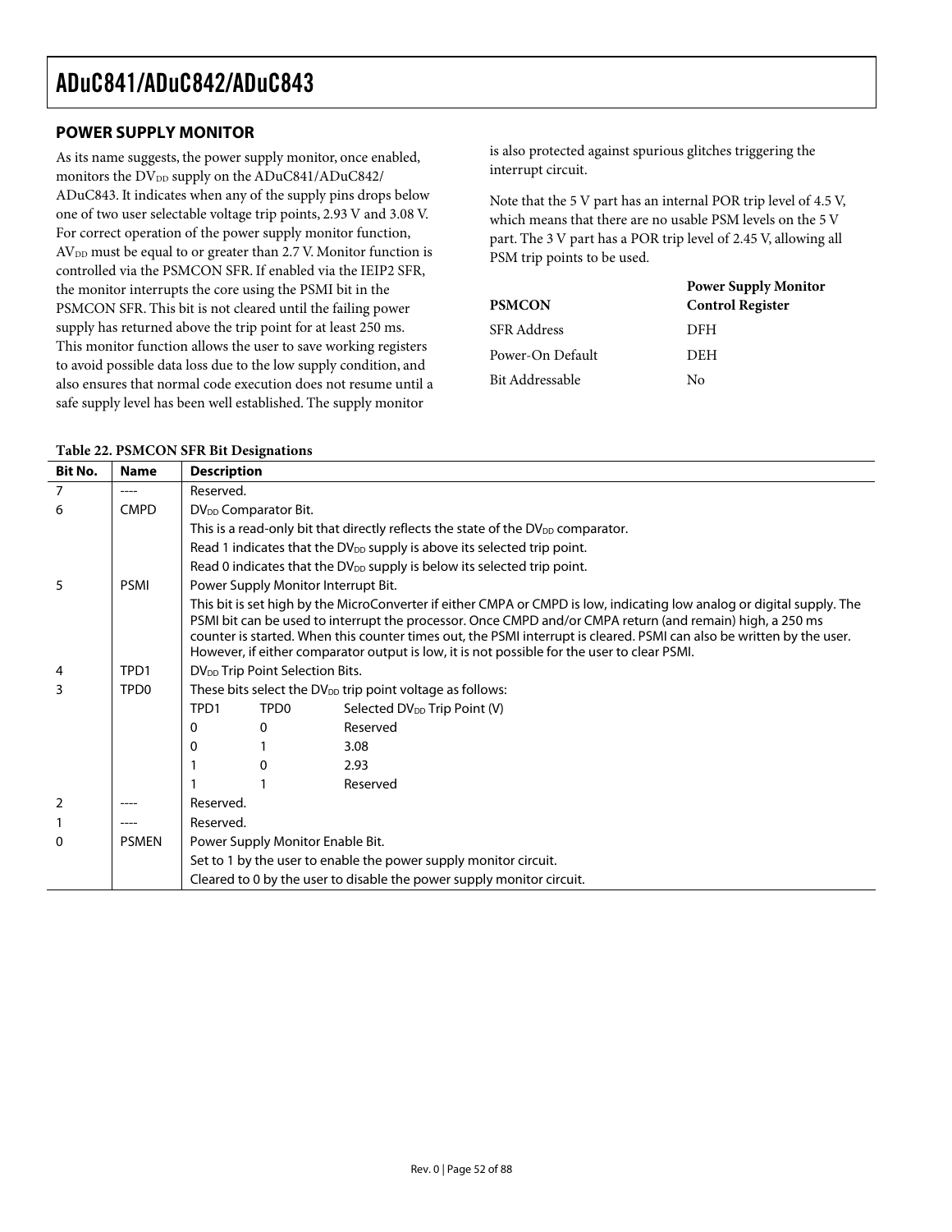## POWER SUPPLY MONITOR

As its name suggests, the power supply monitor, once enabled, monitors the $DV_{DD}$ supply on the ADuC841/ADuC842/ADuC843. It indicates when any of the supply pins drops below one of two user selectable voltage trip points, 2.93 V and 3.08 V. For correct operation of the power supply monitor function, $AV_{DD}$ must be equal to or greater than 2.7 V. Monitor function is controlled via the PSMCON SFR. If enabled via the IEIP2 SFR, the monitor interrupts the core using the PSMI bit in the PSMCON SFR. This bit is not cleared until the failing power supply has returned above the trip point for at least 250 ms. This monitor function allows the user to save working registers to avoid possible data loss due to the low supply condition, and also ensures that normal code execution does not resume until a safe supply level has been well established. The supply monitor is also protected against spurious glitches triggering the interrupt circuit.

Note that the 5 V part has an internal POR trip level of 4.5 V, which means that there are no usable PSM levels on the 5 V part. The 3 V part has a POR trip level of 2.45 V, allowing all PSM trip points to be used.

| **PSMCON** | **Power Supply Monitor Control Register** |
|---|---|
| SFR Address | DFH |
| Power-On Default | DEH |
| Bit Addressable | No |

**Table 22. PSMCON SFR Bit Designations**

| Bit No. | Name | Description |
|---|---|---|
| 7 | ---- | Reserved. |
| 6 | CMPD | $DV_{DD}$ Comparator Bit. |
| | | This is a read-only bit that directly reflects the state of the $DV_{DD}$ comparator. |
| | | Read 1 indicates that the $DV_{DD}$ supply is above its selected trip point. |
| | | Read 0 indicates that the $DV_{DD}$ supply is below its selected trip point. |
| 5 | PSMI | Power Supply Monitor Interrupt Bit. |
| | | This bit is set high by the MicroConverter if either CMPA or CMPD is low, indicating low analog or digital supply. The PSMI bit can be used to interrupt the processor. Once CMPD and/or CMPA return (and remain) high, a 250 ms counter is started. When this counter times out, the PSMI interrupt is cleared. PSMI can also be written by the user. However, if either comparator output is low, it is not possible for the user to clear PSMI. |
| 4 | TPD1 | $DV_{DD}$ Trip Point Selection Bits. |
| 3 | TPD0 | These bits select the $DV_{DD}$ trip point voltage as follows: |
| | | TPD1 / TPD0 / Selected $DV_{DD}$ Trip Point (V) |
| | | 0 / 0 / Reserved |
| | | 0 / 1 / 3.08 |
| | | 1 / 0 / 2.93 |
| | | 1 / 1 / Reserved |
| 2 | ---- | Reserved. |
| 1 | ---- | Reserved. |
| 0 | PSMEN | Power Supply Monitor Enable Bit. |
| | | Set to 1 by the user to enable the power supply monitor circuit. |
| | | Cleared to 0 by the user to disable the power supply monitor circuit. |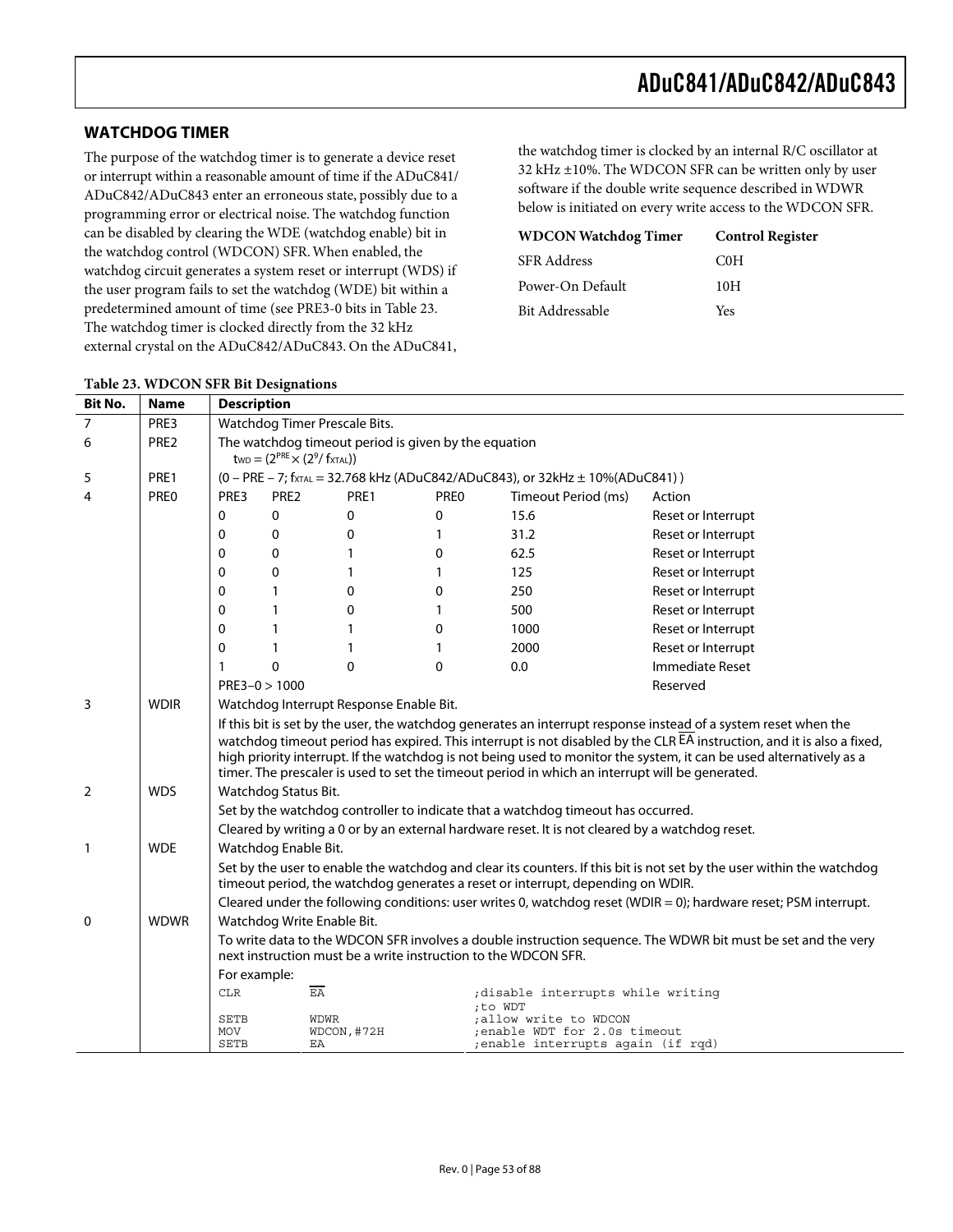## WATCHDOG TIMER

The purpose of the watchdog timer is to generate a device reset or interrupt within a reasonable amount of time if the ADuC841/ADuC842/ADuC843 enter an erroneous state, possibly due to a programming error or electrical noise. The watchdog function can be disabled by clearing the WDE (watchdog enable) bit in the watchdog control (WDCON) SFR. When enabled, the watchdog circuit generates a system reset or interrupt (WDS) if the user program fails to set the watchdog (WDE) bit within a predetermined amount of time (see PRE3-0 bits in Table 23. The watchdog timer is clocked directly from the 32 kHz external crystal on the ADuC842/ADuC843. On the ADuC841, the watchdog timer is clocked by an internal R/C oscillator at 32 kHz ±10%. The WDCON SFR can be written only by user software if the double write sequence described in WDWR below is initiated on every write access to the WDCON SFR.

| WDCON Watchdog Timer | Control Register |
|---|---|
| SFR Address | C0H |
| Power-On Default | 10H |
| Bit Addressable | Yes |

**Table 23. WDCON SFR Bit Designations**

| Bit No. | Name | Description | | | | | |
|---|---|---|---|---|---|---|---|
| 7 | PRE3 | Watchdog Timer Prescale Bits. | | | | | |
| 6 | PRE2 | The watchdog timeout period is given by the equation $t_{WD} = (2^{PRE} \times (2^9 / f_{XTAL}))$ | | | | | |
| 5 | PRE1 | (0 – PRE – 7; $f_{XTAL}$ = 32.768 kHz (ADuC842/ADuC843), or 32kHz ± 10%(ADuC841) ) | | | | | |
| 4 | PRE0 | PRE3 | PRE2 | PRE1 | PRE0 | Timeout Period (ms) | Action |
| | | 0 | 0 | 0 | 0 | 15.6 | Reset or Interrupt |
| | | 0 | 0 | 0 | 1 | 31.2 | Reset or Interrupt |
| | | 0 | 0 | 1 | 0 | 62.5 | Reset or Interrupt |
| | | 0 | 0 | 1 | 1 | 125 | Reset or Interrupt |
| | | 0 | 1 | 0 | 0 | 250 | Reset or Interrupt |
| | | 0 | 1 | 0 | 1 | 500 | Reset or Interrupt |
| | | 0 | 1 | 1 | 0 | 1000 | Reset or Interrupt |
| | | 0 | 1 | 1 | 1 | 2000 | Reset or Interrupt |
| | | 1 | 0 | 0 | 0 | 0.0 | Immediate Reset |
| | | PRE3–0 > 1000 | | | | | Reserved |
| 3 | WDIR | Watchdog Interrupt Response Enable Bit. | | | | | |
| | | If this bit is set by the user, the watchdog generates an interrupt response instead of a system reset when the watchdog timeout period has expired. This interrupt is not disabled by the CLR $\overline{EA}$ instruction, and it is also a fixed, high priority interrupt. If the watchdog is not being used to monitor the system, it can be used alternatively as a timer. The prescaler is used to set the timeout period in which an interrupt will be generated. | | | | | |
| 2 | WDS | Watchdog Status Bit. | | | | | |
| | | Set by the watchdog controller to indicate that a watchdog timeout has occurred. | | | | | |
| | | Cleared by writing a 0 or by an external hardware reset. It is not cleared by a watchdog reset. | | | | | |
| 1 | WDE | Watchdog Enable Bit. | | | | | |
| | | Set by the user to enable the watchdog and clear its counters. If this bit is not set by the user within the watchdog timeout period, the watchdog generates a reset or interrupt, depending on WDIR. | | | | | |
| | | Cleared under the following conditions: user writes 0, watchdog reset (WDIR = 0); hardware reset; PSM interrupt. | | | | | |
| 0 | WDWR | Watchdog Write Enable Bit. | | | | | |
| | | To write data to the WDCON SFR involves a double instruction sequence. The WDWR bit must be set and the very next instruction must be a write instruction to the WDCON SFR. | | | | | |
| | | For example: | | | | | |

```
CLR     EA            ;disable interrupts while writing
                      ;to WDT
SETB    WDWR          ;allow write to WDCON
MOV     WDCON,#72H    ;enable WDT for 2.0s timeout
SETB    EA            ;enable interrupts again (if rqd)
```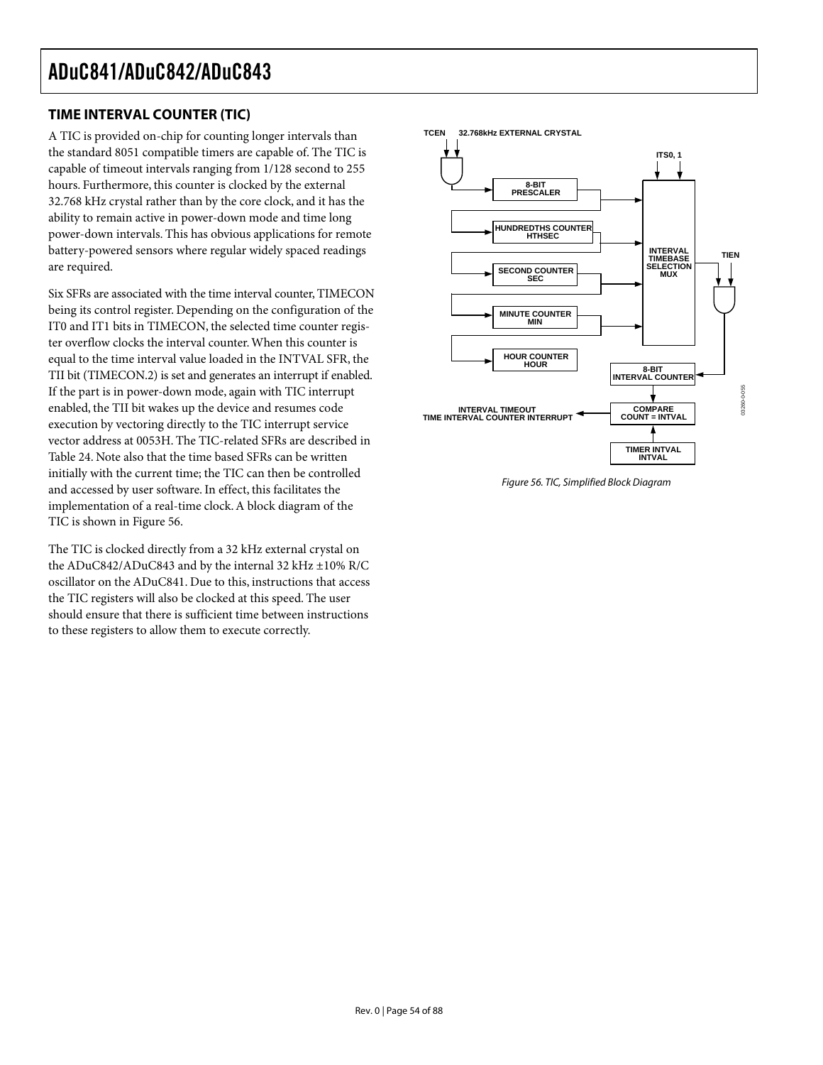## TIME INTERVAL COUNTER (TIC)

A TIC is provided on-chip for counting longer intervals than the standard 8051 compatible timers are capable of. The TIC is capable of timeout intervals ranging from 1/128 second to 255 hours. Furthermore, this counter is clocked by the external 32.768 kHz crystal rather than by the core clock, and it has the ability to remain active in power-down mode and time long power-down intervals. This has obvious applications for remote battery-powered sensors where regular widely spaced readings are required.

Six SFRs are associated with the time interval counter, TIMECON being its control register. Depending on the configuration of the IT0 and IT1 bits in TIMECON, the selected time counter register overflow clocks the interval counter. When this counter is equal to the time interval value loaded in the INTVAL SFR, the TII bit (TIMECON.2) is set and generates an interrupt if enabled. If the part is in power-down mode, again with TIC interrupt enabled, the TII bit wakes up the device and resumes code execution by vectoring directly to the TIC interrupt service vector address at 0053H. The TIC-related SFRs are described in Table 24. Note also that the time based SFRs can be written initially with the current time; the TIC can then be controlled and accessed by user software. In effect, this facilitates the implementation of a real-time clock. A block diagram of the TIC is shown in Figure 56.

The TIC is clocked directly from a 32 kHz external crystal on the ADuC842/ADuC843 and by the internal 32 kHz ±10% R/C oscillator on the ADuC841. Due to this, instructions that access the TIC registers will also be clocked at this speed. The user should ensure that there is sufficient time between instructions to these registers to allow them to execute correctly.

*Figure 56. TIC, Simplified Block Diagram*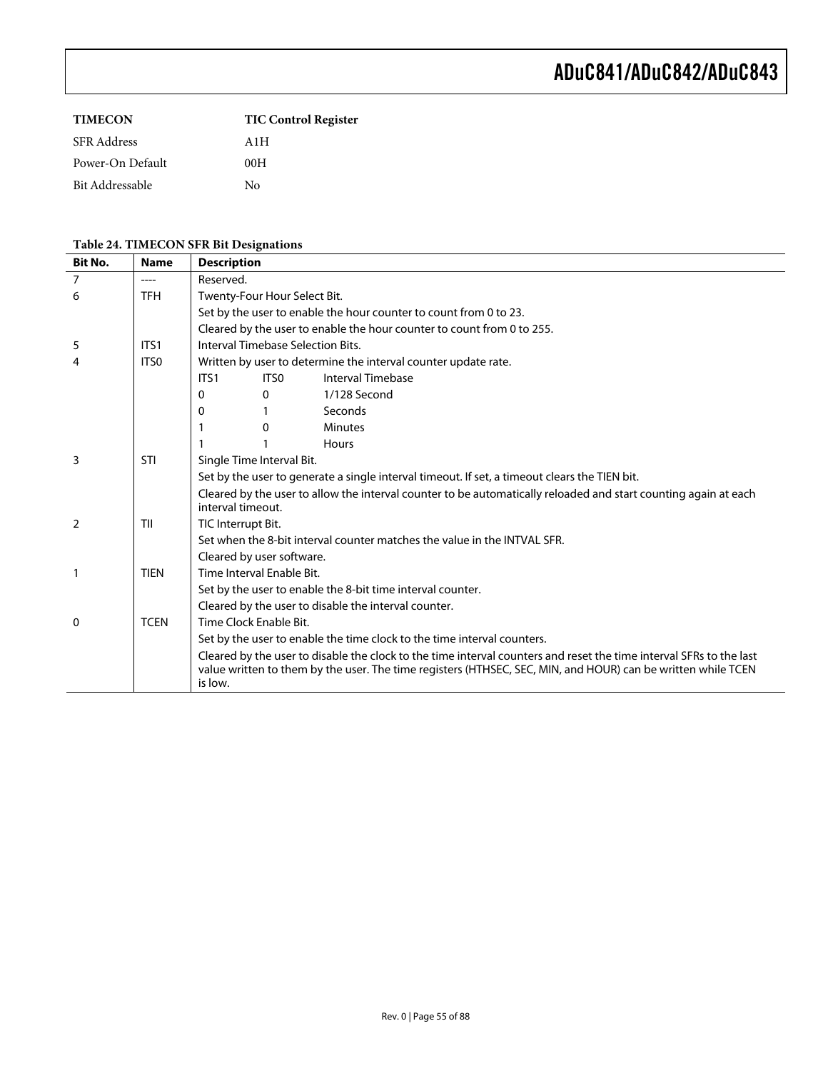| **TIMECON** | **TIC Control Register** |
|---|---|
| SFR Address | A1H |
| Power-On Default | 00H |
| Bit Addressable | No |

**Table 24. TIMECON SFR Bit Designations**

| Bit No. | Name | Description |
|---|---|---|
| 7 | ---- | Reserved. |
| 6 | TFH | Twenty-Four Hour Select Bit. |
| | | Set by the user to enable the hour counter to count from 0 to 23. |
| | | Cleared by the user to enable the hour counter to count from 0 to 255. |
| 5 | ITS1 | Interval Timebase Selection Bits. |
| 4 | ITS0 | Written by user to determine the interval counter update rate. |
| | | ITS1 ITS0 Interval Timebase |
| | | 0 0 1/128 Second |
| | | 0 1 Seconds |
| | | 1 0 Minutes |
| | | 1 1 Hours |
| 3 | STI | Single Time Interval Bit. |
| | | Set by the user to generate a single interval timeout. If set, a timeout clears the TIEN bit. |
| | | Cleared by the user to allow the interval counter to be automatically reloaded and start counting again at each interval timeout. |
| 2 | TII | TIC Interrupt Bit. |
| | | Set when the 8-bit interval counter matches the value in the INTVAL SFR. |
| | | Cleared by user software. |
| 1 | TIEN | Time Interval Enable Bit. |
| | | Set by the user to enable the 8-bit time interval counter. |
| | | Cleared by the user to disable the interval counter. |
| 0 | TCEN | Time Clock Enable Bit. |
| | | Set by the user to enable the time clock to the time interval counters. |
| | | Cleared by the user to disable the clock to the time interval counters and reset the time interval SFRs to the last value written to them by the user. The time registers (HTHSEC, SEC, MIN, and HOUR) can be written while TCEN is low. |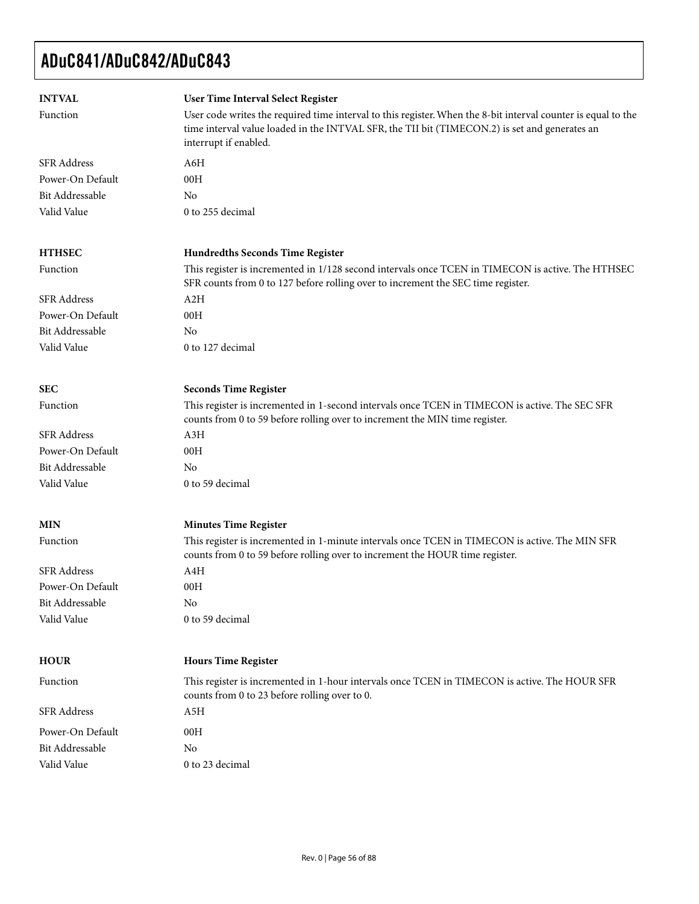**INTVAL** — **User Time Interval Select Register**

| | |
|---|---|
| Function | User code writes the required time interval to this register. When the 8-bit interval counter is equal to the time interval value loaded in the INTVAL SFR, the TII bit (TIMECON.2) is set and generates an interrupt if enabled. |
| SFR Address | A6H |
| Power-On Default | 00H |
| Bit Addressable | No |
| Valid Value | 0 to 255 decimal |

**HTHSEC** — **Hundredths Seconds Time Register**

| | |
|---|---|
| Function | This register is incremented in 1/128 second intervals once TCEN in TIMECON is active. The HTHSEC SFR counts from 0 to 127 before rolling over to increment the SEC time register. |
| SFR Address | A2H |
| Power-On Default | 00H |
| Bit Addressable | No |
| Valid Value | 0 to 127 decimal |

**SEC** — **Seconds Time Register**

| | |
|---|---|
| Function | This register is incremented in 1-second intervals once TCEN in TIMECON is active. The SEC SFR counts from 0 to 59 before rolling over to increment the MIN time register. |
| SFR Address | A3H |
| Power-On Default | 00H |
| Bit Addressable | No |
| Valid Value | 0 to 59 decimal |

**MIN** — **Minutes Time Register**

| | |
|---|---|
| Function | This register is incremented in 1-minute intervals once TCEN in TIMECON is active. The MIN SFR counts from 0 to 59 before rolling over to increment the HOUR time register. |
| SFR Address | A4H |
| Power-On Default | 00H |
| Bit Addressable | No |
| Valid Value | 0 to 59 decimal |

**HOUR** — **Hours Time Register**

| | |
|---|---|
| Function | This register is incremented in 1-hour intervals once TCEN in TIMECON is active. The HOUR SFR counts from 0 to 23 before rolling over to 0. |
| SFR Address | A5H |
| Power-On Default | 00H |
| Bit Addressable | No |
| Valid Value | 0 to 23 decimal |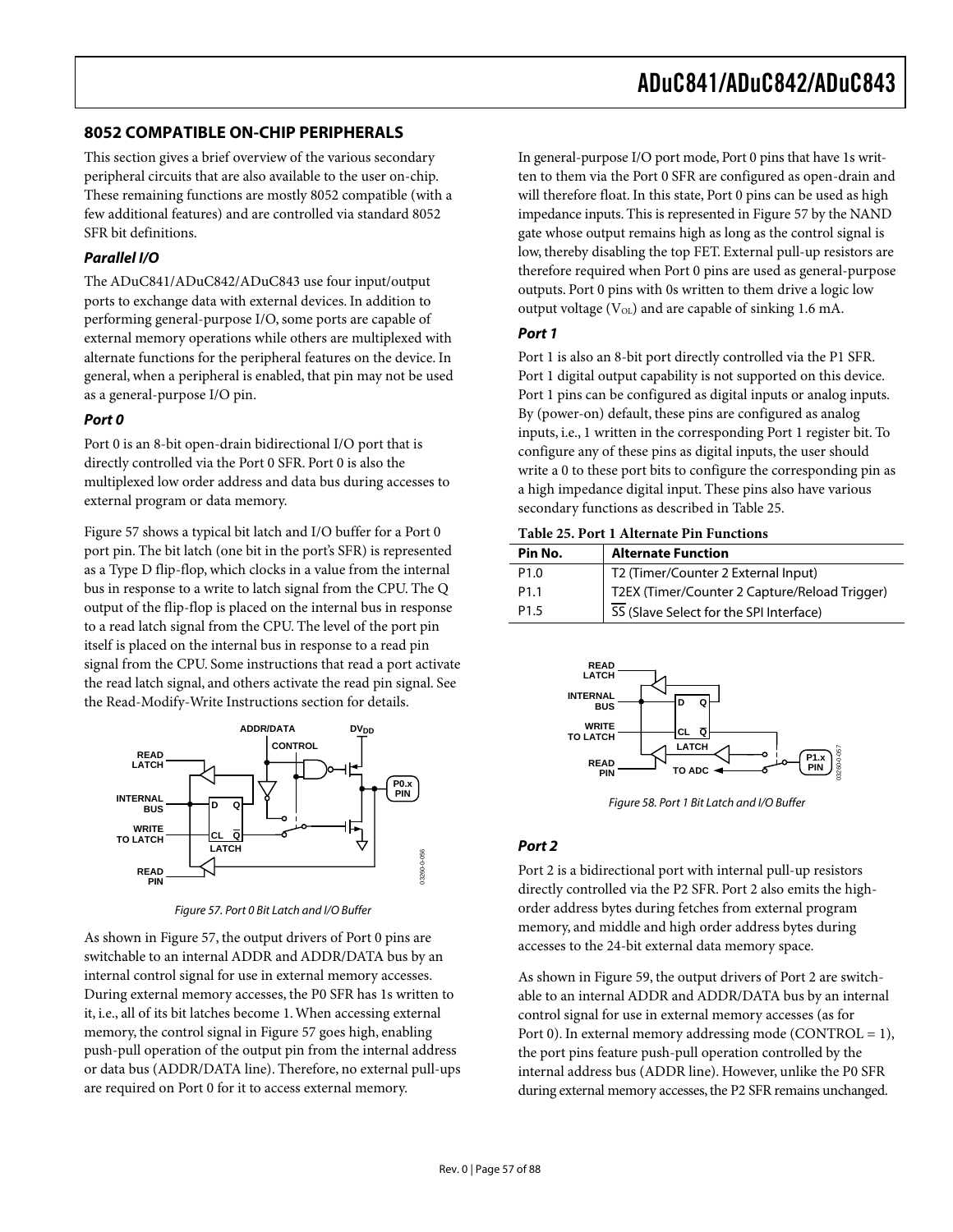## 8052 COMPATIBLE ON-CHIP PERIPHERALS

This section gives a brief overview of the various secondary peripheral circuits that are also available to the user on-chip. These remaining functions are mostly 8052 compatible (with a few additional features) and are controlled via standard 8052 SFR bit definitions.

### *Parallel I/O*

The ADuC841/ADuC842/ADuC843 use four input/output ports to exchange data with external devices. In addition to performing general-purpose I/O, some ports are capable of external memory operations while others are multiplexed with alternate functions for the peripheral features on the device. In general, when a peripheral is enabled, that pin may not be used as a general-purpose I/O pin.

### *Port 0*

Port 0 is an 8-bit open-drain bidirectional I/O port that is directly controlled via the Port 0 SFR. Port 0 is also the multiplexed low order address and data bus during accesses to external program or data memory.

Figure 57 shows a typical bit latch and I/O buffer for a Port 0 port pin. The bit latch (one bit in the port's SFR) is represented as a Type D flip-flop, which clocks in a value from the internal bus in response to a write to latch signal from the CPU. The Q output of the flip-flop is placed on the internal bus in response to a read latch signal from the CPU. The level of the port pin itself is placed on the internal bus in response to a read pin signal from the CPU. Some instructions that read a port activate the read latch signal, and others activate the read pin signal. See the Read-Modify-Write Instructions section for details.

*Figure 57. Port 0 Bit Latch and I/O Buffer*

As shown in Figure 57, the output drivers of Port 0 pins are switchable to an internal ADDR and ADDR/DATA bus by an internal control signal for use in external memory accesses. During external memory accesses, the P0 SFR has 1s written to it, i.e., all of its bit latches become 1. When accessing external memory, the control signal in Figure 57 goes high, enabling push-pull operation of the output pin from the internal address or data bus (ADDR/DATA line). Therefore, no external pull-ups are required on Port 0 for it to access external memory.

In general-purpose I/O port mode, Port 0 pins that have 1s written to them via the Port 0 SFR are configured as open-drain and will therefore float. In this state, Port 0 pins can be used as high impedance inputs. This is represented in Figure 57 by the NAND gate whose output remains high as long as the control signal is low, thereby disabling the top FET. External pull-up resistors are therefore required when Port 0 pins are used as general-purpose outputs. Port 0 pins with 0s written to them drive a logic low output voltage ($V_{OL}$) and are capable of sinking 1.6 mA.

### *Port 1*

Port 1 is also an 8-bit port directly controlled via the P1 SFR. Port 1 digital output capability is not supported on this device. Port 1 pins can be configured as digital inputs or analog inputs. By (power-on) default, these pins are configured as analog inputs, i.e., 1 written in the corresponding Port 1 register bit. To configure any of these pins as digital inputs, the user should write a 0 to these port bits to configure the corresponding pin as a high impedance digital input. These pins also have various secondary functions as described in Table 25.

**Table 25. Port 1 Alternate Pin Functions**

| Pin No. | Alternate Function |
|---|---|
| P1.0 | T2 (Timer/Counter 2 External Input) |
| P1.1 | T2EX (Timer/Counter 2 Capture/Reload Trigger) |
| P1.5 | $\overline{SS}$ (Slave Select for the SPI Interface) |

*Figure 58. Port 1 Bit Latch and I/O Buffer*

### *Port 2*

Port 2 is a bidirectional port with internal pull-up resistors directly controlled via the P2 SFR. Port 2 also emits the high-order address bytes during fetches from external program memory, and middle and high order address bytes during accesses to the 24-bit external data memory space.

As shown in Figure 59, the output drivers of Port 2 are switchable to an internal ADDR and ADDR/DATA bus by an internal control signal for use in external memory accesses (as for Port 0). In external memory addressing mode (CONTROL = 1), the port pins feature push-pull operation controlled by the internal address bus (ADDR line). However, unlike the P0 SFR during external memory accesses, the P2 SFR remains unchanged.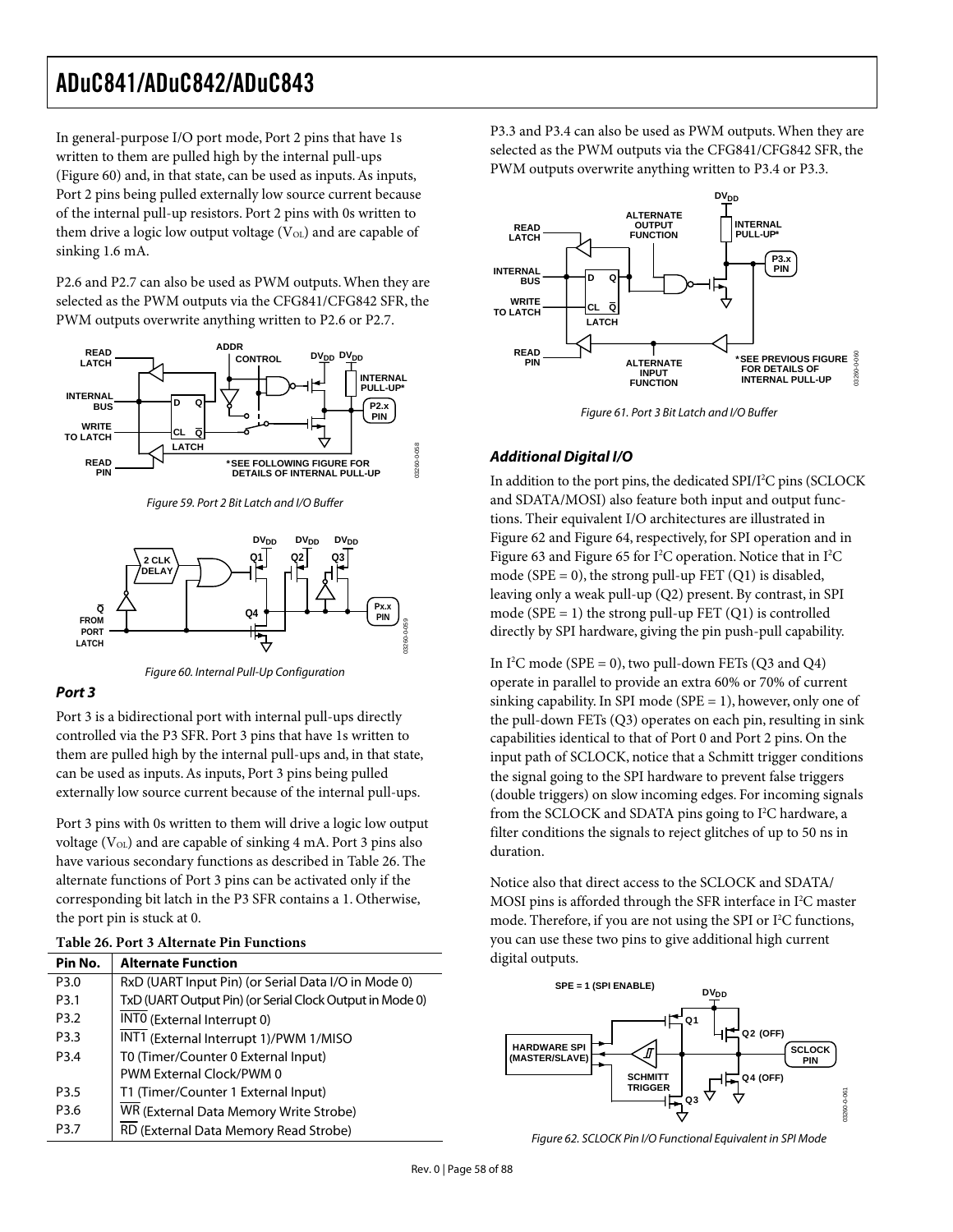In general-purpose I/O port mode, Port 2 pins that have 1s written to them are pulled high by the internal pull-ups (Figure 60) and, in that state, can be used as inputs. As inputs, Port 2 pins being pulled externally low source current because of the internal pull-up resistors. Port 2 pins with 0s written to them drive a logic low output voltage ($V_{OL}$) and are capable of sinking 1.6 mA.

P2.6 and P2.7 can also be used as PWM outputs. When they are selected as the PWM outputs via the CFG841/CFG842 SFR, the PWM outputs overwrite anything written to P2.6 or P2.7.

Figure 59. Port 2 Bit Latch and I/O Buffer

Figure 60. Internal Pull-Up Configuration

### Port 3

Port 3 is a bidirectional port with internal pull-ups directly controlled via the P3 SFR. Port 3 pins that have 1s written to them are pulled high by the internal pull-ups and, in that state, can be used as inputs. As inputs, Port 3 pins being pulled externally low source current because of the internal pull-ups.

Port 3 pins with 0s written to them will drive a logic low output voltage ($V_{OL}$) and are capable of sinking 4 mA. Port 3 pins also have various secondary functions as described in Table 26. The alternate functions of Port 3 pins can be activated only if the corresponding bit latch in the P3 SFR contains a 1. Otherwise, the port pin is stuck at 0.

**Table 26. Port 3 Alternate Pin Functions**

| Pin No. | Alternate Function |
|---|---|
| P3.0 | RxD (UART Input Pin) (or Serial Data I/O in Mode 0) |
| P3.1 | TxD (UART Output Pin) (or Serial Clock Output in Mode 0) |
| P3.2 | INT0 (External Interrupt 0) |
| P3.3 | INT1 (External Interrupt 1)/PWM 1/MISO |
| P3.4 | T0 (Timer/Counter 0 External Input) PWM External Clock/PWM 0 |
| P3.5 | T1 (Timer/Counter 1 External Input) |
| P3.6 | WR (External Data Memory Write Strobe) |
| P3.7 | RD (External Data Memory Read Strobe) |

P3.3 and P3.4 can also be used as PWM outputs. When they are selected as the PWM outputs via the CFG841/CFG842 SFR, the PWM outputs overwrite anything written to P3.4 or P3.3.

Figure 61. Port 3 Bit Latch and I/O Buffer

### Additional Digital I/O

In addition to the port pins, the dedicated SPI/I²C pins (SCLOCK and SDATA/MOSI) also feature both input and output functions. Their equivalent I/O architectures are illustrated in Figure 62 and Figure 64, respectively, for SPI operation and in Figure 63 and Figure 65 for I²C operation. Notice that in I²C mode (SPE = 0), the strong pull-up FET (Q1) is disabled, leaving only a weak pull-up (Q2) present. By contrast, in SPI mode (SPE = 1) the strong pull-up FET (Q1) is controlled directly by SPI hardware, giving the pin push-pull capability.

In I²C mode (SPE = 0), two pull-down FETs (Q3 and Q4) operate in parallel to provide an extra 60% or 70% of current sinking capability. In SPI mode (SPE = 1), however, only one of the pull-down FETs (Q3) operates on each pin, resulting in sink capabilities identical to that of Port 0 and Port 2 pins. On the input path of SCLOCK, notice that a Schmitt trigger conditions the signal going to the SPI hardware to prevent false triggers (double triggers) on slow incoming edges. For incoming signals from the SCLOCK and SDATA pins going to I²C hardware, a filter conditions the signals to reject glitches of up to 50 ns in duration.

Notice also that direct access to the SCLOCK and SDATA/MOSI pins is afforded through the SFR interface in I²C master mode. Therefore, if you are not using the SPI or I²C functions, you can use these two pins to give additional high current digital outputs.

Figure 62. SCLOCK Pin I/O Functional Equivalent in SPI Mode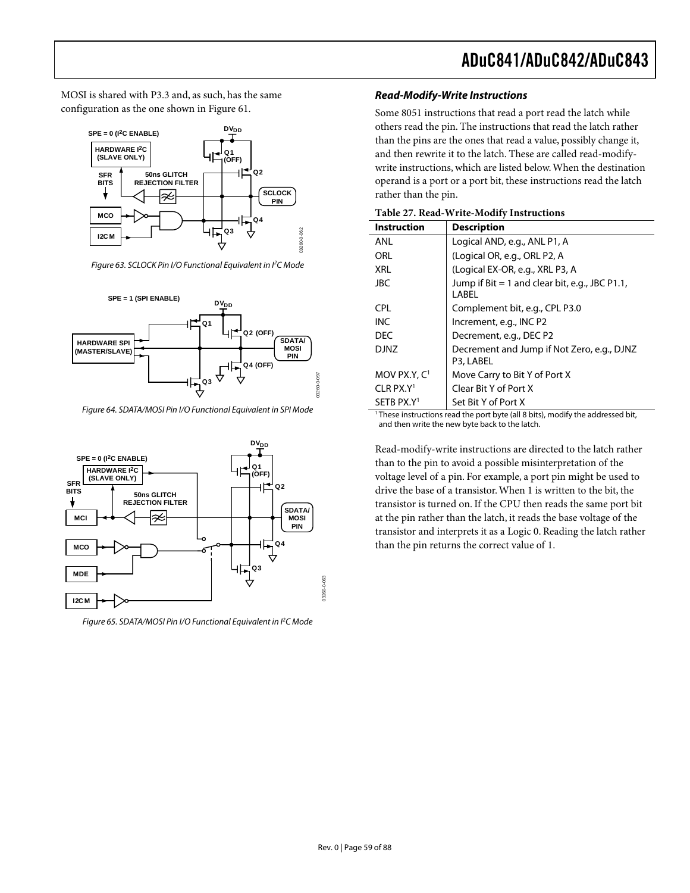MOSI is shared with P3.3 and, as such, has the same configuration as the one shown in Figure 61.

Figure 63. SCLOCK Pin I/O Functional Equivalent in I²C Mode

Figure 64. SDATA/MOSI Pin I/O Functional Equivalent in SPI Mode

Figure 65. SDATA/MOSI Pin I/O Functional Equivalent in I²C Mode

### *Read-Modify-Write Instructions*

Some 8051 instructions that read a port read the latch while others read the pin. The instructions that read the latch rather than the pins are the ones that read a value, possibly change it, and then rewrite it to the latch. These are called read-modify-write instructions, which are listed below. When the destination operand is a port or a port bit, these instructions read the latch rather than the pin.

**Table 27. Read-Write-Modify Instructions**

| Instruction | Description |
|---|---|
| ANL | Logical AND, e.g., ANL P1, A |
| ORL | (Logical OR, e.g., ORL P2, A |
| XRL | (Logical EX-OR, e.g., XRL P3, A |
| JBC | Jump if Bit = 1 and clear bit, e.g., JBC P1.1, LABEL |
| CPL | Complement bit, e.g., CPL P3.0 |
| INC | Increment, e.g., INC P2 |
| DEC | Decrement, e.g., DEC P2 |
| DJNZ | Decrement and Jump if Not Zero, e.g., DJNZ P3, LABEL |
| MOV PX.Y, C[1] | Move Carry to Bit Y of Port X |
| CLR PX.Y[1] | Clear Bit Y of Port X |
| SETB PX.Y[1] | Set Bit Y of Port X |

[1] These instructions read the port byte (all 8 bits), modify the addressed bit, and then write the new byte back to the latch.

Read-modify-write instructions are directed to the latch rather than to the pin to avoid a possible misinterpretation of the voltage level of a pin. For example, a port pin might be used to drive the base of a transistor. When 1 is written to the bit, the transistor is turned on. If the CPU then reads the same port bit at the pin rather than the latch, it reads the base voltage of the transistor and interprets it as a Logic 0. Reading the latch rather than the pin returns the correct value of 1.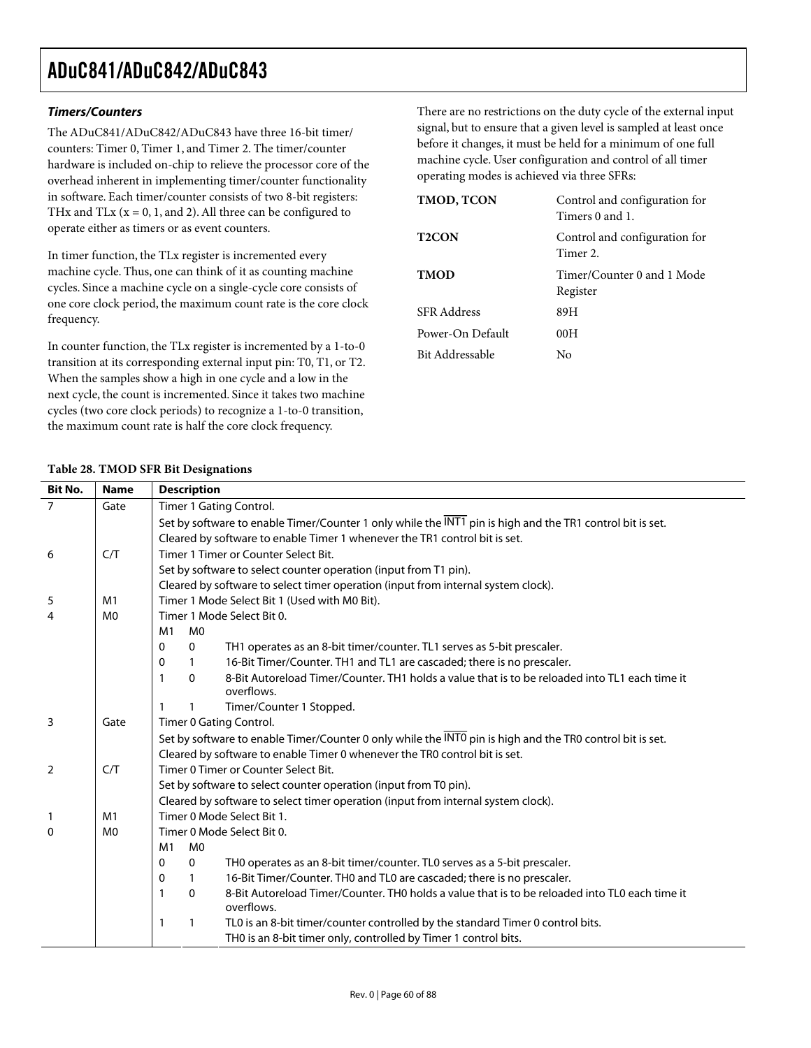### Timers/Counters

The ADuC841/ADuC842/ADuC843 have three 16-bit timer/counters: Timer 0, Timer 1, and Timer 2. The timer/counter hardware is included on-chip to relieve the processor core of the overhead inherent in implementing timer/counter functionality in software. Each timer/counter consists of two 8-bit registers: THx and TLx (x = 0, 1, and 2). All three can be configured to operate either as timers or as event counters.

In timer function, the TLx register is incremented every machine cycle. Thus, one can think of it as counting machine cycles. Since a machine cycle on a single-cycle core consists of one core clock period, the maximum count rate is the core clock frequency.

In counter function, the TLx register is incremented by a 1-to-0 transition at its corresponding external input pin: T0, T1, or T2. When the samples show a high in one cycle and a low in the next cycle, the count is incremented. Since it takes two machine cycles (two core clock periods) to recognize a 1-to-0 transition, the maximum count rate is half the core clock frequency.

There are no restrictions on the duty cycle of the external input signal, but to ensure that a given level is sampled at least once before it changes, it must be held for a minimum of one full machine cycle. User configuration and control of all timer operating modes is achieved via three SFRs:

| | |
|---|---|
| **TMOD, TCON** | Control and configuration for Timers 0 and 1. |
| **T2CON** | Control and configuration for Timer 2. |

| | |
|---|---|
| **TMOD** | Timer/Counter 0 and 1 Mode Register |
| SFR Address | 89H |
| Power-On Default | 00H |
| Bit Addressable | No |

**Table 28. TMOD SFR Bit Designations**

| Bit No. | Name | Description | | |
|---|---|---|---|---|
| 7 | Gate | Timer 1 Gating Control. | | |
| | | Set by software to enable Timer/Counter 1 only while the $\overline{\text{INT1}}$ pin is high and the TR1 control bit is set. | | |
| | | Cleared by software to enable Timer 1 whenever the TR1 control bit is set. | | |
| 6 | C/T | Timer 1 Timer or Counter Select Bit. | | |
| | | Set by software to select counter operation (input from T1 pin). | | |
| | | Cleared by software to select timer operation (input from internal system clock). | | |
| 5 | M1 | Timer 1 Mode Select Bit 1 (Used with M0 Bit). | | |
| 4 | M0 | Timer 1 Mode Select Bit 0. | | |
| | | M1 | M0 | |
| | | 0 | 0 | TH1 operates as an 8-bit timer/counter. TL1 serves as 5-bit prescaler. |
| | | 0 | 1 | 16-Bit Timer/Counter. TH1 and TL1 are cascaded; there is no prescaler. |
| | | 1 | 0 | 8-Bit Autoreload Timer/Counter. TH1 holds a value that is to be reloaded into TL1 each time it overflows. |
| | | 1 | 1 | Timer/Counter 1 Stopped. |
| 3 | Gate | Timer 0 Gating Control. | | |
| | | Set by software to enable Timer/Counter 0 only while the $\overline{\text{INT0}}$ pin is high and the TR0 control bit is set. | | |
| | | Cleared by software to enable Timer 0 whenever the TR0 control bit is set. | | |
| 2 | C/T | Timer 0 Timer or Counter Select Bit. | | |
| | | Set by software to select counter operation (input from T0 pin). | | |
| | | Cleared by software to select timer operation (input from internal system clock). | | |
| 1 | M1 | Timer 0 Mode Select Bit 1. | | |
| 0 | M0 | Timer 0 Mode Select Bit 0. | | |
| | | M1 | M0 | |
| | | 0 | 0 | TH0 operates as an 8-bit timer/counter. TL0 serves as a 5-bit prescaler. |
| | | 0 | 1 | 16-Bit Timer/Counter. TH0 and TL0 are cascaded; there is no prescaler. |
| | | 1 | 0 | 8-Bit Autoreload Timer/Counter. TH0 holds a value that is to be reloaded into TL0 each time it overflows. |
| | | 1 | 1 | TL0 is an 8-bit timer/counter controlled by the standard Timer 0 control bits. |
| | | | | TH0 is an 8-bit timer only, controlled by Timer 1 control bits. |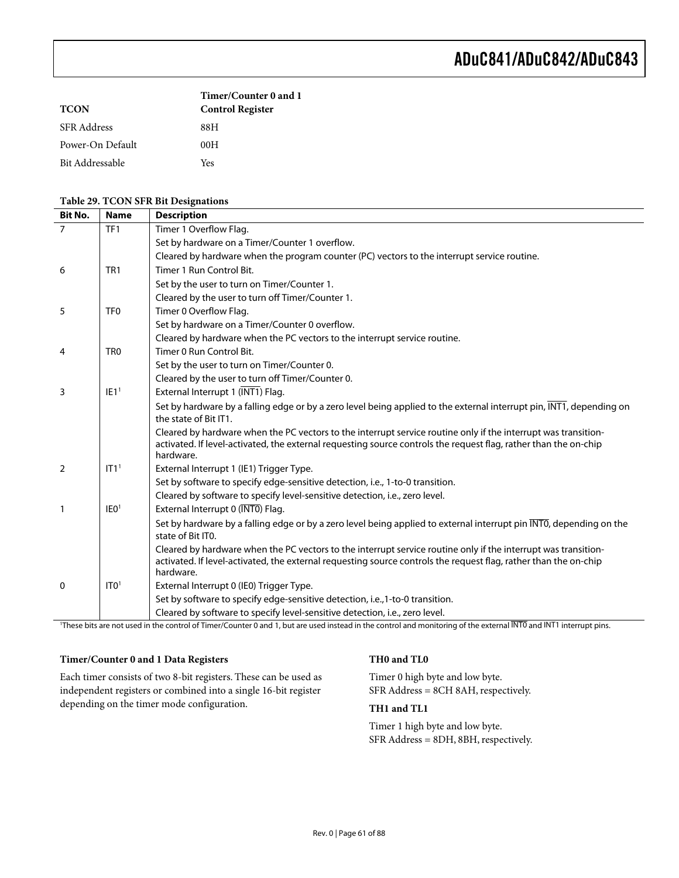**TCON** — **Timer/Counter 0 and 1 Control Register**

SFR Address 88H

Power-On Default 00H

Bit Addressable Yes

**Table 29. TCON SFR Bit Designations**

| Bit No. | Name | Description |
|---|---|---|
| 7 | TF1 | Timer 1 Overflow Flag. |
| | | Set by hardware on a Timer/Counter 1 overflow. |
| | | Cleared by hardware when the program counter (PC) vectors to the interrupt service routine. |
| 6 | TR1 | Timer 1 Run Control Bit. |
| | | Set by the user to turn on Timer/Counter 1. |
| | | Cleared by the user to turn off Timer/Counter 1. |
| 5 | TF0 | Timer 0 Overflow Flag. |
| | | Set by hardware on a Timer/Counter 0 overflow. |
| | | Cleared by hardware when the PC vectors to the interrupt service routine. |
| 4 | TR0 | Timer 0 Run Control Bit. |
| | | Set by the user to turn on Timer/Counter 0. |
| | | Cleared by the user to turn off Timer/Counter 0. |
| 3 | IE1[1] | External Interrupt 1 ($\overline{\text{INT1}}$) Flag. |
| | | Set by hardware by a falling edge or by a zero level being applied to the external interrupt pin, $\overline{\text{INT1}}$, depending on the state of Bit IT1. |
| | | Cleared by hardware when the PC vectors to the interrupt service routine only if the interrupt was transition-activated. If level-activated, the external requesting source controls the request flag, rather than the on-chip hardware. |
| 2 | IT1[1] | External Interrupt 1 (IE1) Trigger Type. |
| | | Set by software to specify edge-sensitive detection, i.e., 1-to-0 transition. |
| | | Cleared by software to specify level-sensitive detection, i.e., zero level. |
| 1 | IE0[1] | External Interrupt 0 ($\overline{\text{INT0}}$) Flag. |
| | | Set by hardware by a falling edge or by a zero level being applied to external interrupt pin $\overline{\text{INT0}}$, depending on the state of Bit IT0. |
| | | Cleared by hardware when the PC vectors to the interrupt service routine only if the interrupt was transition-activated. If level-activated, the external requesting source controls the request flag, rather than the on-chip hardware. |
| 0 | IT0[1] | External Interrupt 0 (IE0) Trigger Type. |
| | | Set by software to specify edge-sensitive detection, i.e.,1-to-0 transition. |
| | | Cleared by software to specify level-sensitive detection, i.e., zero level. |

[1]These bits are not used in the control of Timer/Counter 0 and 1, but are used instead in the control and monitoring of the external $\overline{\text{INT0}}$ and INT1 interrupt pins.

### Timer/Counter 0 and 1 Data Registers

Each timer consists of two 8-bit registers. These can be used as independent registers or combined into a single 16-bit register depending on the timer mode configuration.

#### TH0 and TL0

Timer 0 high byte and low byte.
SFR Address = 8CH 8AH, respectively.

#### TH1 and TL1

Timer 1 high byte and low byte.
SFR Address = 8DH, 8BH, respectively.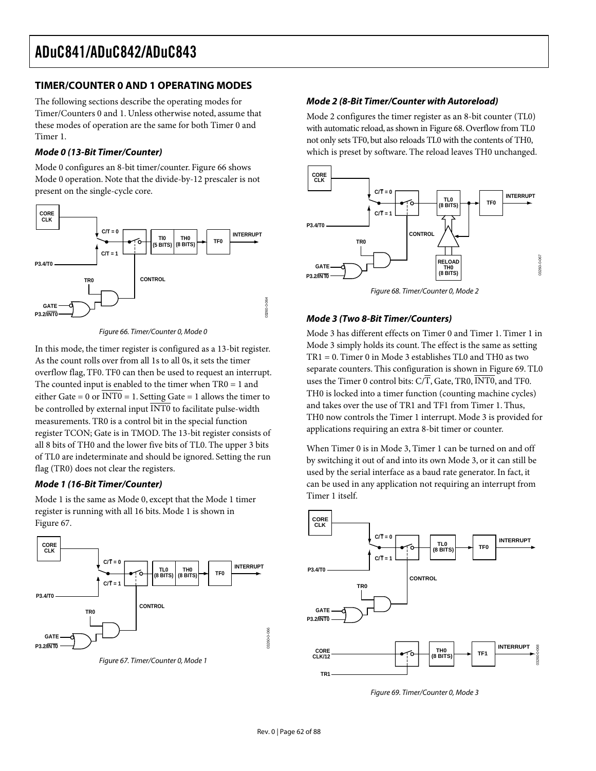## TIMER/COUNTER 0 AND 1 OPERATING MODES

The following sections describe the operating modes for Timer/Counters 0 and 1. Unless otherwise noted, assume that these modes of operation are the same for both Timer 0 and Timer 1.

### *Mode 0 (13-Bit Timer/Counter)*

Mode 0 configures an 8-bit timer/counter. Figure 66 shows Mode 0 operation. Note that the divide-by-12 prescaler is not present on the single-cycle core.

*Figure 66. Timer/Counter 0, Mode 0*

In this mode, the timer register is configured as a 13-bit register. As the count rolls over from all 1s to all 0s, it sets the timer overflow flag, TF0. TF0 can then be used to request an interrupt. The counted input is enabled to the timer when TR0 = 1 and either Gate = 0 or $\overline{\text{INT0}}$ = 1. Setting Gate = 1 allows the timer to be controlled by external input $\overline{\text{INT0}}$ to facilitate pulse-width measurements. TR0 is a control bit in the special function register TCON; Gate is in TMOD. The 13-bit register consists of all 8 bits of TH0 and the lower five bits of TL0. The upper 3 bits of TL0 are indeterminate and should be ignored. Setting the run flag (TR0) does not clear the registers.

### *Mode 1 (16-Bit Timer/Counter)*

Mode 1 is the same as Mode 0, except that the Mode 1 timer register is running with all 16 bits. Mode 1 is shown in Figure 67.

*Figure 67. Timer/Counter 0, Mode 1*

### *Mode 2 (8-Bit Timer/Counter with Autoreload)*

Mode 2 configures the timer register as an 8-bit counter (TL0) with automatic reload, as shown in Figure 68. Overflow from TL0 not only sets TF0, but also reloads TL0 with the contents of TH0, which is preset by software. The reload leaves TH0 unchanged.

*Figure 68. Timer/Counter 0, Mode 2*

### *Mode 3 (Two 8-Bit Timer/Counters)*

Mode 3 has different effects on Timer 0 and Timer 1. Timer 1 in Mode 3 simply holds its count. The effect is the same as setting TR1 = 0. Timer 0 in Mode 3 establishes TL0 and TH0 as two separate counters. This configuration is shown in Figure 69. TL0 uses the Timer 0 control bits: C/$\overline{\text{T}}$, Gate, TR0, $\overline{\text{INT0}}$, and TF0. TH0 is locked into a timer function (counting machine cycles) and takes over the use of TR1 and TF1 from Timer 1. Thus, TH0 now controls the Timer 1 interrupt. Mode 3 is provided for applications requiring an extra 8-bit timer or counter.

When Timer 0 is in Mode 3, Timer 1 can be turned on and off by switching it out of and into its own Mode 3, or it can still be used by the serial interface as a baud rate generator. In fact, it can be used in any application not requiring an interrupt from Timer 1 itself.

*Figure 69. Timer/Counter 0, Mode 3*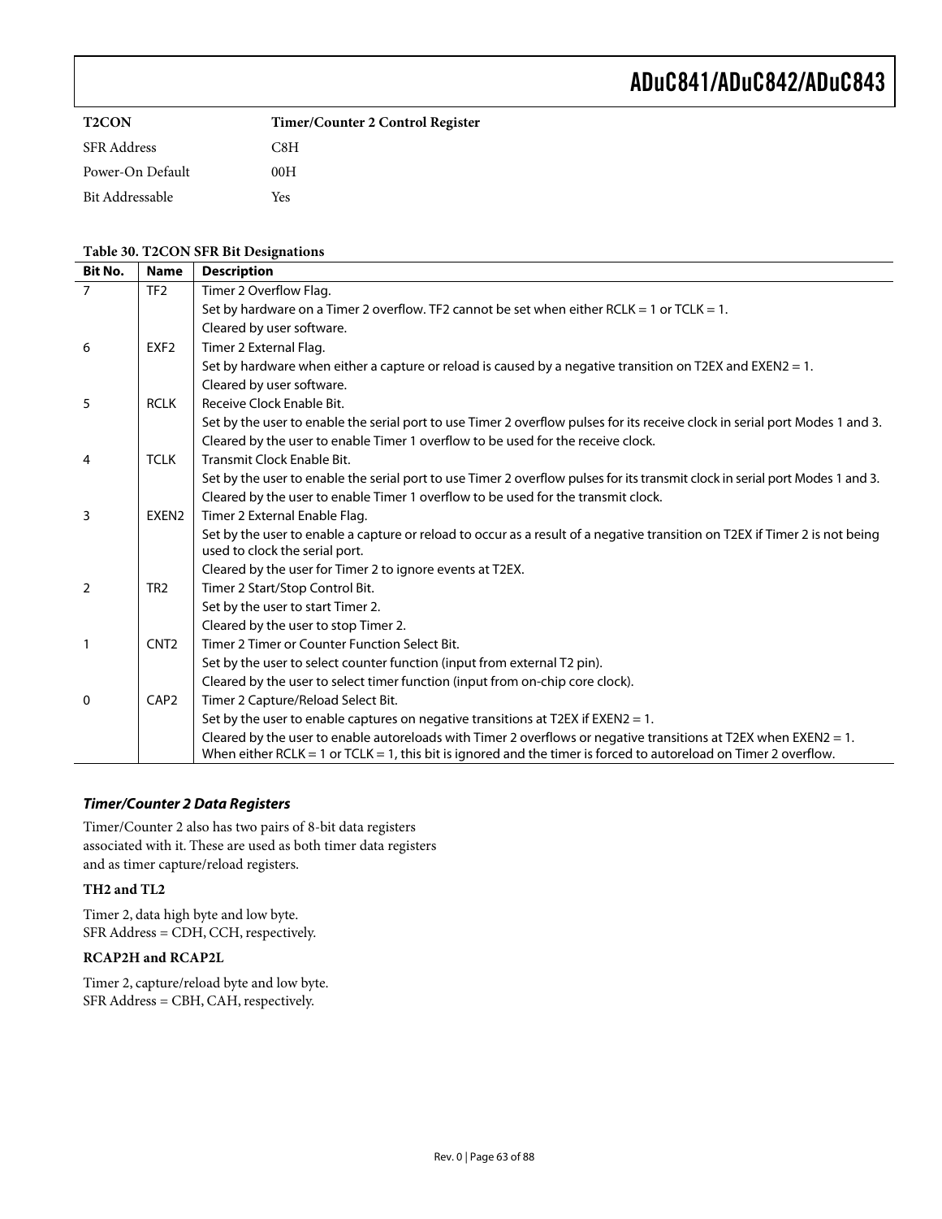**T2CON** **Timer/Counter 2 Control Register**

SFR Address C8H

Power-On Default 00H

Bit Addressable Yes

**Table 30. T2CON SFR Bit Designations**

| Bit No. | Name | Description |
|---|---|---|
| 7 | TF2 | Timer 2 Overflow Flag. |
| | | Set by hardware on a Timer 2 overflow. TF2 cannot be set when either RCLK = 1 or TCLK = 1. |
| | | Cleared by user software. |
| 6 | EXF2 | Timer 2 External Flag. |
| | | Set by hardware when either a capture or reload is caused by a negative transition on T2EX and EXEN2 = 1. |
| | | Cleared by user software. |
| 5 | RCLK | Receive Clock Enable Bit. |
| | | Set by the user to enable the serial port to use Timer 2 overflow pulses for its receive clock in serial port Modes 1 and 3. |
| | | Cleared by the user to enable Timer 1 overflow to be used for the receive clock. |
| 4 | TCLK | Transmit Clock Enable Bit. |
| | | Set by the user to enable the serial port to use Timer 2 overflow pulses for its transmit clock in serial port Modes 1 and 3. |
| | | Cleared by the user to enable Timer 1 overflow to be used for the transmit clock. |
| 3 | EXEN2 | Timer 2 External Enable Flag. |
| | | Set by the user to enable a capture or reload to occur as a result of a negative transition on T2EX if Timer 2 is not being used to clock the serial port. |
| | | Cleared by the user for Timer 2 to ignore events at T2EX. |
| 2 | TR2 | Timer 2 Start/Stop Control Bit. |
| | | Set by the user to start Timer 2. |
| | | Cleared by the user to stop Timer 2. |
| 1 | CNT2 | Timer 2 Timer or Counter Function Select Bit. |
| | | Set by the user to select counter function (input from external T2 pin). |
| | | Cleared by the user to select timer function (input from on-chip core clock). |
| 0 | CAP2 | Timer 2 Capture/Reload Select Bit. |
| | | Set by the user to enable captures on negative transitions at T2EX if EXEN2 = 1. |
| | | Cleared by the user to enable autoreloads with Timer 2 overflows or negative transitions at T2EX when EXEN2 = 1. When either RCLK = 1 or TCLK = 1, this bit is ignored and the timer is forced to autoreload on Timer 2 overflow. |

### *Timer/Counter 2 Data Registers*

Timer/Counter 2 also has two pairs of 8-bit data registers associated with it. These are used as both timer data registers and as timer capture/reload registers.

**TH2 and TL2**

Timer 2, data high byte and low byte.
SFR Address = CDH, CCH, respectively.

**RCAP2H and RCAP2L**

Timer 2, capture/reload byte and low byte.
SFR Address = CBH, CAH, respectively.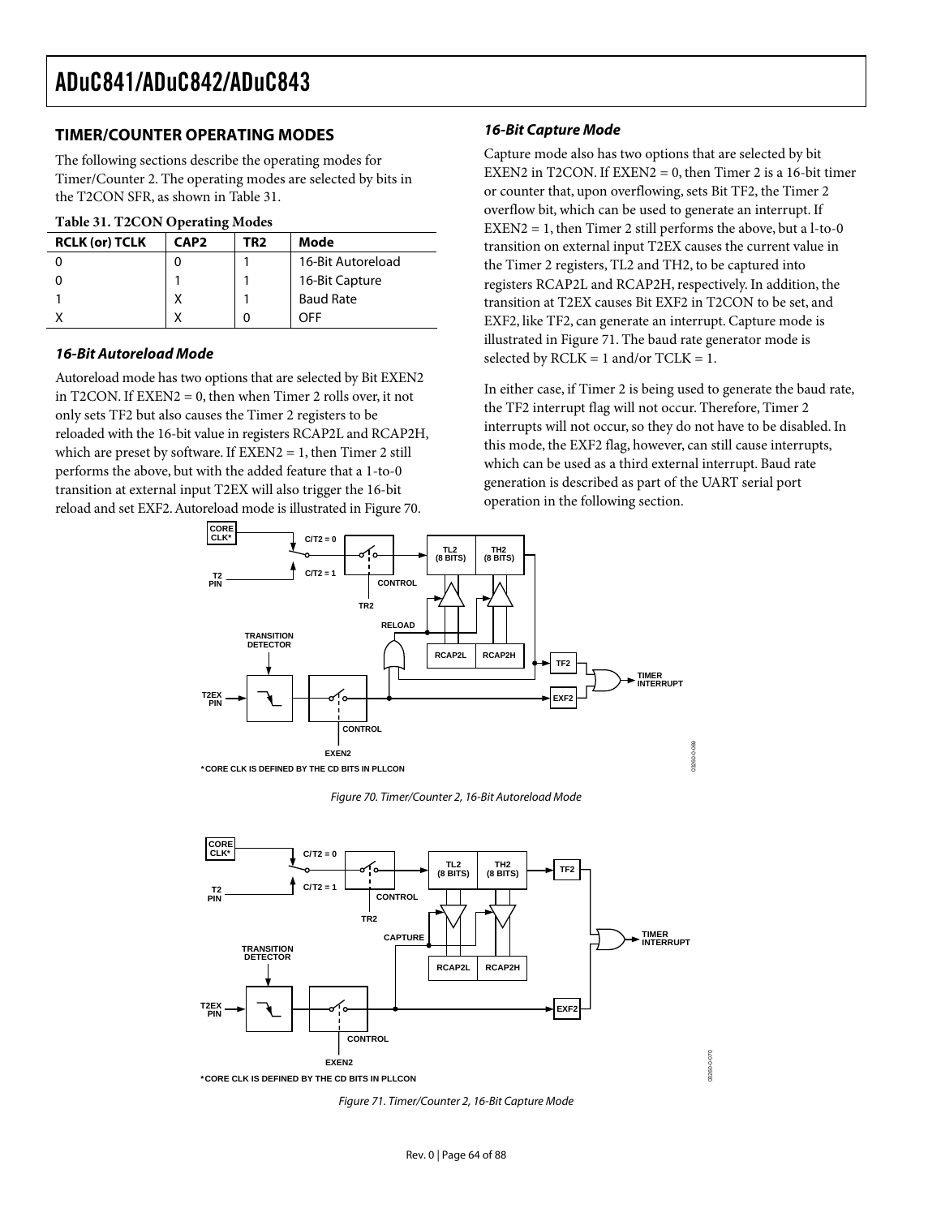## TIMER/COUNTER OPERATING MODES

The following sections describe the operating modes for Timer/Counter 2. The operating modes are selected by bits in the T2CON SFR, as shown in Table 31.

**Table 31. T2CON Operating Modes**

| RCLK (or) TCLK | CAP2 | TR2 | Mode |
|---|---|---|---|
| 0 | 0 | 1 | 16-Bit Autoreload |
| 0 | 1 | 1 | 16-Bit Capture |
| 1 | X | 1 | Baud Rate |
| X | X | 0 | OFF |

### *16-Bit Autoreload Mode*

Autoreload mode has two options that are selected by Bit EXEN2 in T2CON. If EXEN2 = 0, then when Timer 2 rolls over, it not only sets TF2 but also causes the Timer 2 registers to be reloaded with the 16-bit value in registers RCAP2L and RCAP2H, which are preset by software. If EXEN2 = 1, then Timer 2 still performs the above, but with the added feature that a 1-to-0 transition at external input T2EX will also trigger the 16-bit reload and set EXF2. Autoreload mode is illustrated in Figure 70.

### *16-Bit Capture Mode*

Capture mode also has two options that are selected by bit EXEN2 in T2CON. If EXEN2 = 0, then Timer 2 is a 16-bit timer or counter that, upon overflowing, sets Bit TF2, the Timer 2 overflow bit, which can be used to generate an interrupt. If EXEN2 = 1, then Timer 2 still performs the above, but a l-to-0 transition on external input T2EX causes the current value in the Timer 2 registers, TL2 and TH2, to be captured into registers RCAP2L and RCAP2H, respectively. In addition, the transition at T2EX causes Bit EXF2 in T2CON to be set, and EXF2, like TF2, can generate an interrupt. Capture mode is illustrated in Figure 71. The baud rate generator mode is selected by RCLK = 1 and/or TCLK = 1.

In either case, if Timer 2 is being used to generate the baud rate, the TF2 interrupt flag will not occur. Therefore, Timer 2 interrupts will not occur, so they do not have to be disabled. In this mode, the EXF2 flag, however, can still cause interrupts, which can be used as a third external interrupt. Baud rate generation is described as part of the UART serial port operation in the following section.

\*CORE CLK IS DEFINED BY THE CD BITS IN PLLCON

Figure 70. Timer/Counter 2, 16-Bit Autoreload Mode

\*CORE CLK IS DEFINED BY THE CD BITS IN PLLCON

Figure 71. Timer/Counter 2, 16-Bit Capture Mode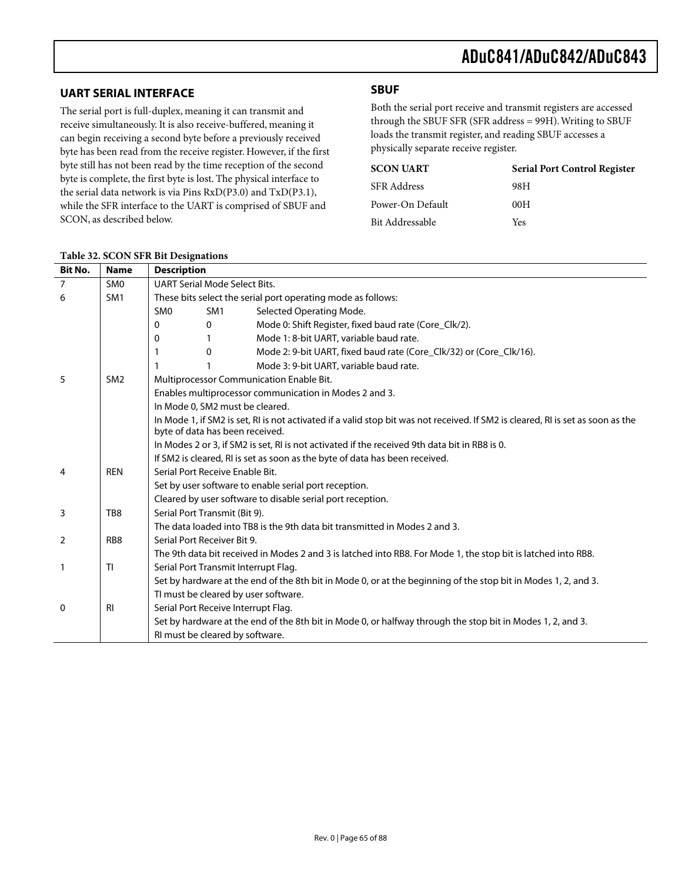## UART SERIAL INTERFACE

The serial port is full-duplex, meaning it can transmit and receive simultaneously. It is also receive-buffered, meaning it can begin receiving a second byte before a previously received byte has been read from the receive register. However, if the first byte still has not been read by the time reception of the second byte is complete, the first byte is lost. The physical interface to the serial data network is via Pins RxD(P3.0) and TxD(P3.1), while the SFR interface to the UART is comprised of SBUF and SCON, as described below.

## SBUF

Both the serial port receive and transmit registers are accessed through the SBUF SFR (SFR address = 99H). Writing to SBUF loads the transmit register, and reading SBUF accesses a physically separate receive register.

| SCON UART | Serial Port Control Register |
|---|---|
| SFR Address | 98H |
| Power-On Default | 00H |
| Bit Addressable | Yes |

**Table 32. SCON SFR Bit Designations**

| Bit No. | Name | Description | | |
|---|---|---|---|---|
| 7 | SM0 | UART Serial Mode Select Bits. | | |
| 6 | SM1 | These bits select the serial port operating mode as follows: | | |
| | | SM0 | SM1 | Selected Operating Mode. |
| | | 0 | 0 | Mode 0: Shift Register, fixed baud rate (Core_Clk/2). |
| | | 0 | 1 | Mode 1: 8-bit UART, variable baud rate. |
| | | 1 | 0 | Mode 2: 9-bit UART, fixed baud rate (Core_Clk/32) or (Core_Clk/16). |
| | | 1 | 1 | Mode 3: 9-bit UART, variable baud rate. |
| 5 | SM2 | Multiprocessor Communication Enable Bit. | | |
| | | Enables multiprocessor communication in Modes 2 and 3. | | |
| | | In Mode 0, SM2 must be cleared. | | |
| | | In Mode 1, if SM2 is set, RI is not activated if a valid stop bit was not received. If SM2 is cleared, RI is set as soon as the byte of data has been received. | | |
| | | In Modes 2 or 3, if SM2 is set, RI is not activated if the received 9th data bit in RB8 is 0. | | |
| | | If SM2 is cleared, RI is set as soon as the byte of data has been received. | | |
| 4 | REN | Serial Port Receive Enable Bit. | | |
| | | Set by user software to enable serial port reception. | | |
| | | Cleared by user software to disable serial port reception. | | |
| 3 | TB8 | Serial Port Transmit (Bit 9). | | |
| | | The data loaded into TB8 is the 9th data bit transmitted in Modes 2 and 3. | | |
| 2 | RB8 | Serial Port Receiver Bit 9. | | |
| | | The 9th data bit received in Modes 2 and 3 is latched into RB8. For Mode 1, the stop bit is latched into RB8. | | |
| 1 | TI | Serial Port Transmit Interrupt Flag. | | |
| | | Set by hardware at the end of the 8th bit in Mode 0, or at the beginning of the stop bit in Modes 1, 2, and 3. | | |
| | | TI must be cleared by user software. | | |
| 0 | RI | Serial Port Receive Interrupt Flag. | | |
| | | Set by hardware at the end of the 8th bit in Mode 0, or halfway through the stop bit in Modes 1, 2, and 3. | | |
| | | RI must be cleared by software. | | |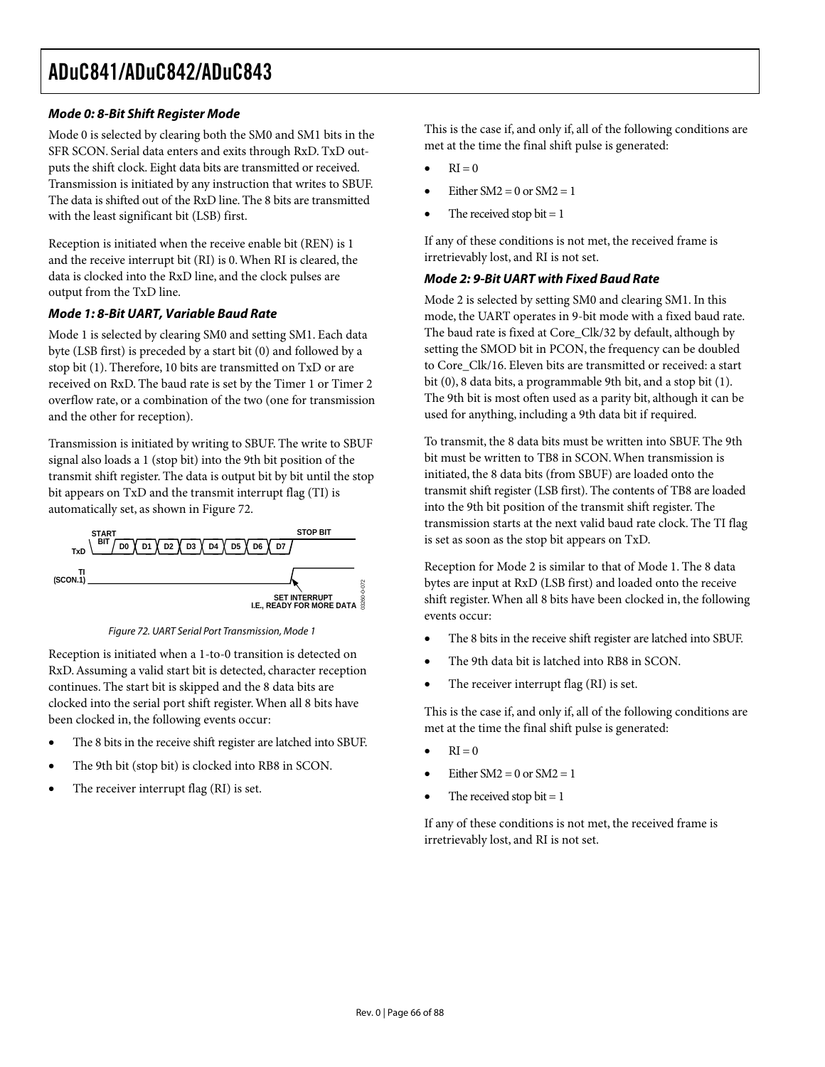### Mode 0: 8-Bit Shift Register Mode

Mode 0 is selected by clearing both the SM0 and SM1 bits in the SFR SCON. Serial data enters and exits through RxD. TxD outputs the shift clock. Eight data bits are transmitted or received. Transmission is initiated by any instruction that writes to SBUF. The data is shifted out of the RxD line. The 8 bits are transmitted with the least significant bit (LSB) first.

Reception is initiated when the receive enable bit (REN) is 1 and the receive interrupt bit (RI) is 0. When RI is cleared, the data is clocked into the RxD line, and the clock pulses are output from the TxD line.

### Mode 1: 8-Bit UART, Variable Baud Rate

Mode 1 is selected by clearing SM0 and setting SM1. Each data byte (LSB first) is preceded by a start bit (0) and followed by a stop bit (1). Therefore, 10 bits are transmitted on TxD or are received on RxD. The baud rate is set by the Timer 1 or Timer 2 overflow rate, or a combination of the two (one for transmission and the other for reception).

Transmission is initiated by writing to SBUF. The write to SBUF signal also loads a 1 (stop bit) into the 9th bit position of the transmit shift register. The data is output bit by bit until the stop bit appears on TxD and the transmit interrupt flag (TI) is automatically set, as shown in Figure 72.

Figure 72. UART Serial Port Transmission, Mode 1

Reception is initiated when a 1-to-0 transition is detected on RxD. Assuming a valid start bit is detected, character reception continues. The start bit is skipped and the 8 data bits are clocked into the serial port shift register. When all 8 bits have been clocked in, the following events occur:

- The 8 bits in the receive shift register are latched into SBUF.
- The 9th bit (stop bit) is clocked into RB8 in SCON.
- The receiver interrupt flag (RI) is set.

This is the case if, and only if, all of the following conditions are met at the time the final shift pulse is generated:

- RI = 0
- Either SM2 = 0 or SM2 = 1
- The received stop bit = 1

If any of these conditions is not met, the received frame is irretrievably lost, and RI is not set.

### Mode 2: 9-Bit UART with Fixed Baud Rate

Mode 2 is selected by setting SM0 and clearing SM1. In this mode, the UART operates in 9-bit mode with a fixed baud rate. The baud rate is fixed at Core_Clk/32 by default, although by setting the SMOD bit in PCON, the frequency can be doubled to Core_Clk/16. Eleven bits are transmitted or received: a start bit (0), 8 data bits, a programmable 9th bit, and a stop bit (1). The 9th bit is most often used as a parity bit, although it can be used for anything, including a 9th data bit if required.

To transmit, the 8 data bits must be written into SBUF. The 9th bit must be written to TB8 in SCON. When transmission is initiated, the 8 data bits (from SBUF) are loaded onto the transmit shift register (LSB first). The contents of TB8 are loaded into the 9th bit position of the transmit shift register. The transmission starts at the next valid baud rate clock. The TI flag is set as soon as the stop bit appears on TxD.

Reception for Mode 2 is similar to that of Mode 1. The 8 data bytes are input at RxD (LSB first) and loaded onto the receive shift register. When all 8 bits have been clocked in, the following events occur:

- The 8 bits in the receive shift register are latched into SBUF.
- The 9th data bit is latched into RB8 in SCON.
- The receiver interrupt flag (RI) is set.

This is the case if, and only if, all of the following conditions are met at the time the final shift pulse is generated:

- RI = 0
- Either SM2 = 0 or SM2 = 1
- The received stop bit = 1

If any of these conditions is not met, the received frame is irretrievably lost, and RI is not set.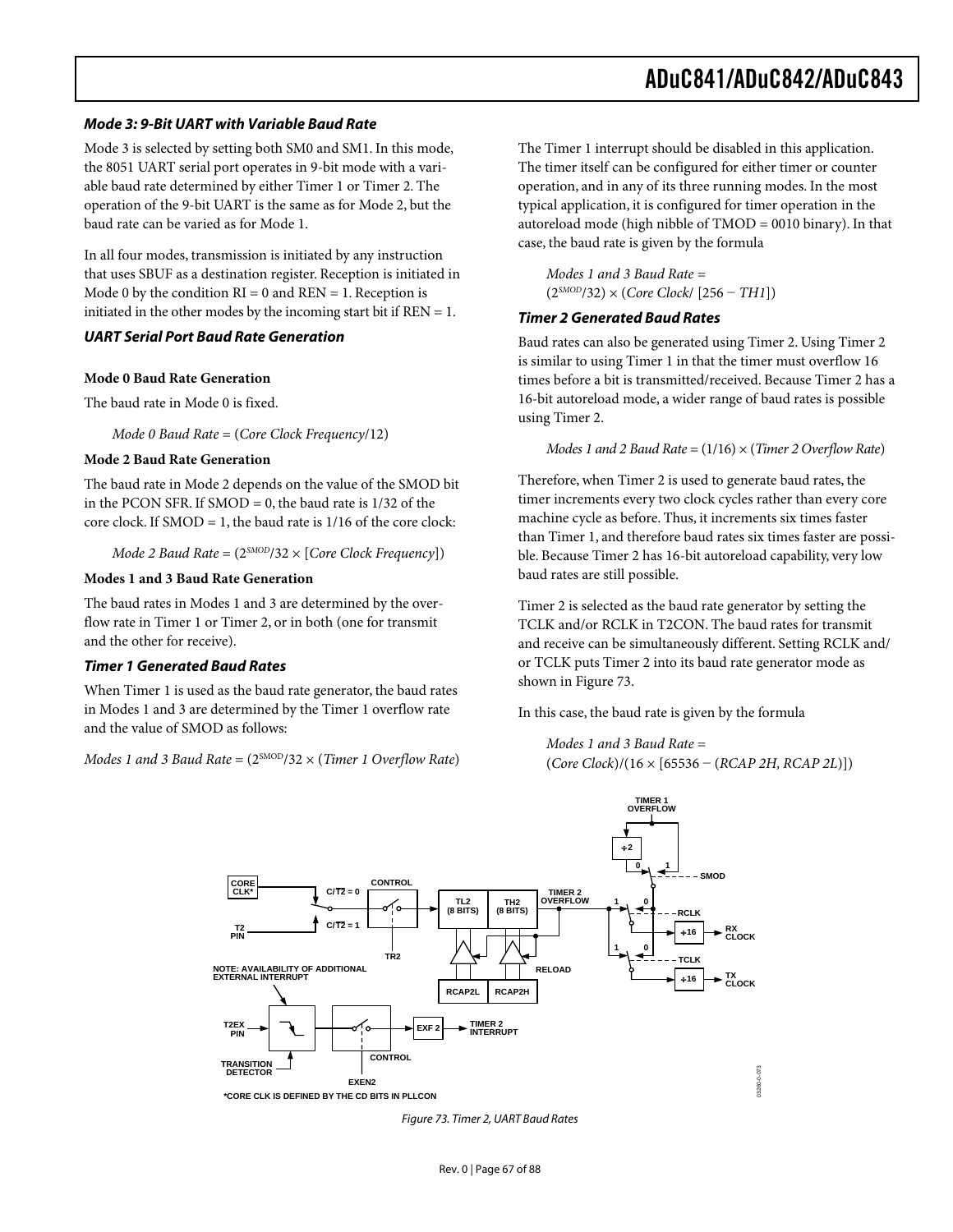### Mode 3: 9-Bit UART with Variable Baud Rate

Mode 3 is selected by setting both SM0 and SM1. In this mode, the 8051 UART serial port operates in 9-bit mode with a variable baud rate determined by either Timer 1 or Timer 2. The operation of the 9-bit UART is the same as for Mode 2, but the baud rate can be varied as for Mode 1.

In all four modes, transmission is initiated by any instruction that uses SBUF as a destination register. Reception is initiated in Mode 0 by the condition RI = 0 and REN = 1. Reception is initiated in the other modes by the incoming start bit if REN = 1.

### UART Serial Port Baud Rate Generation

**Mode 0 Baud Rate Generation**

The baud rate in Mode 0 is fixed.

*Mode 0 Baud Rate* = (*Core Clock Frequency*/12)

**Mode 2 Baud Rate Generation**

The baud rate in Mode 2 depends on the value of the SMOD bit in the PCON SFR. If SMOD = 0, the baud rate is 1/32 of the core clock. If SMOD = 1, the baud rate is 1/16 of the core clock:

*Mode 2 Baud Rate* = ($2^{SMOD}$/32 × [*Core Clock Frequency*])

**Modes 1 and 3 Baud Rate Generation**

The baud rates in Modes 1 and 3 are determined by the overflow rate in Timer 1 or Timer 2, or in both (one for transmit and the other for receive).

### Timer 1 Generated Baud Rates

When Timer 1 is used as the baud rate generator, the baud rates in Modes 1 and 3 are determined by the Timer 1 overflow rate and the value of SMOD as follows:

*Modes 1 and 3 Baud Rate* = ($2^{SMOD}$/32 × (*Timer 1 Overflow Rate*)

The Timer 1 interrupt should be disabled in this application. The timer itself can be configured for either timer or counter operation, and in any of its three running modes. In the most typical application, it is configured for timer operation in the autoreload mode (high nibble of TMOD = 0010 binary). In that case, the baud rate is given by the formula

*Modes 1 and 3 Baud Rate* =
($2^{SMOD}$/32) × (*Core Clock*/ [256 − *TH1*])

### Timer 2 Generated Baud Rates

Baud rates can also be generated using Timer 2. Using Timer 2 is similar to using Timer 1 in that the timer must overflow 16 times before a bit is transmitted/received. Because Timer 2 has a 16-bit autoreload mode, a wider range of baud rates is possible using Timer 2.

*Modes 1 and 2 Baud Rate* = (1/16) × (*Timer 2 Overflow Rate*)

Therefore, when Timer 2 is used to generate baud rates, the timer increments every two clock cycles rather than every core machine cycle as before. Thus, it increments six times faster than Timer 1, and therefore baud rates six times faster are possible. Because Timer 2 has 16-bit autoreload capability, very low baud rates are still possible.

Timer 2 is selected as the baud rate generator by setting the TCLK and/or RCLK in T2CON. The baud rates for transmit and receive can be simultaneously different. Setting RCLK and/or TCLK puts Timer 2 into its baud rate generator mode as shown in Figure 73.

In this case, the baud rate is given by the formula

*Modes 1 and 3 Baud Rate* =
(*Core Clock*)/(16 × [65536 − (*RCAP 2H, RCAP 2L*)])

Figure 73. Timer 2, UART Baud Rates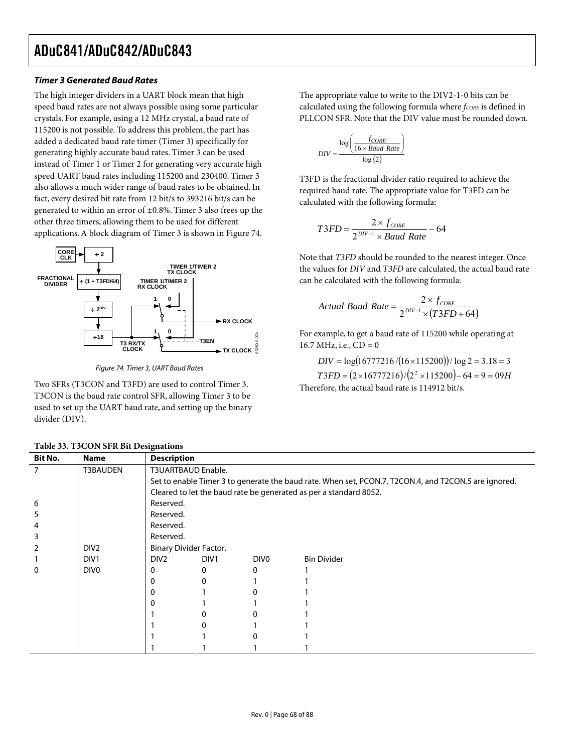### Timer 3 Generated Baud Rates

The high integer dividers in a UART block mean that high speed baud rates are not always possible using some particular crystals. For example, using a 12 MHz crystal, a baud rate of 115200 is not possible. To address this problem, the part has added a dedicated baud rate timer (Timer 3) specifically for generating highly accurate baud rates. Timer 3 can be used instead of Timer 1 or Timer 2 for generating very accurate high speed UART baud rates including 115200 and 230400. Timer 3 also allows a much wider range of baud rates to be obtained. In fact, every desired bit rate from 12 bit/s to 393216 bit/s can be generated to within an error of ±0.8%. Timer 3 also frees up the other three timers, allowing them to be used for different applications. A block diagram of Timer 3 is shown in Figure 74.

Figure 74. Timer 3, UART Baud Rates

Two SFRs (T3CON and T3FD) are used to control Timer 3. T3CON is the baud rate control SFR, allowing Timer 3 to be used to set up the UART baud rate, and setting up the binary divider (DIV).

The appropriate value to write to the DIV2-1-0 bits can be calculated using the following formula where $f_{CORE}$ is defined in PLLCON SFR. Note that the DIV value must be rounded down.

$$DIV = \frac{\log\left(\frac{f_{CORE}}{16 \times Baud\ Rate}\right)}{\log(2)}$$

T3FD is the fractional divider ratio required to achieve the required baud rate. The appropriate value for T3FD can be calculated with the following formula:

$$T3FD = \frac{2 \times f_{CORE}}{2^{DIV-1} \times Baud\ Rate} - 64$$

Note that *T3FD* should be rounded to the nearest integer. Once the values for *DIV* and *T3FD* are calculated, the actual baud rate can be calculated with the following formula:

$$Actual\ Baud\ Rate = \frac{2 \times f_{CORE}}{2^{DIV-1} \times (T3FD + 64)}$$

For example, to get a baud rate of 115200 while operating at 16.7 MHz, i.e., CD = 0

$$DIV = \log(16777216/(16 \times 115200))/\log 2 = 3.18 = 3$$

$$T3FD = (2 \times 16777216)/(2^2 \times 115200) - 64 = 9 = 09H$$

Therefore, the actual baud rate is 114912 bit/s.

**Table 33. T3CON SFR Bit Designations**

| Bit No. | Name | Description | | | |
|---|---|---|---|---|---|
| 7 | T3BAUDEN | T3UARTBAUD Enable. | | | |
| | | Set to enable Timer 3 to generate the baud rate. When set, PCON.7, T2CON.4, and T2CON.5 are ignored. | | | |
| | | Cleared to let the baud rate be generated as per a standard 8052. | | | |
| 6 | | Reserved. | | | |
| 5 | | Reserved. | | | |
| 4 | | Reserved. | | | |
| 3 | | Reserved. | | | |
| 2 | DIV2 | Binary Divider Factor. | | | |
| 1 | DIV1 | DIV2 | DIV1 | DIV0 | Bin Divider |
| 0 | DIV0 | 0 | 0 | 0 | 1 |
| | | 0 | 0 | 1 | 1 |
| | | 0 | 1 | 0 | 1 |
| | | 0 | 1 | 1 | 1 |
| | | 1 | 0 | 0 | 1 |
| | | 1 | 0 | 1 | 1 |
| | | 1 | 1 | 0 | 1 |
| | | 1 | 1 | 1 | 1 |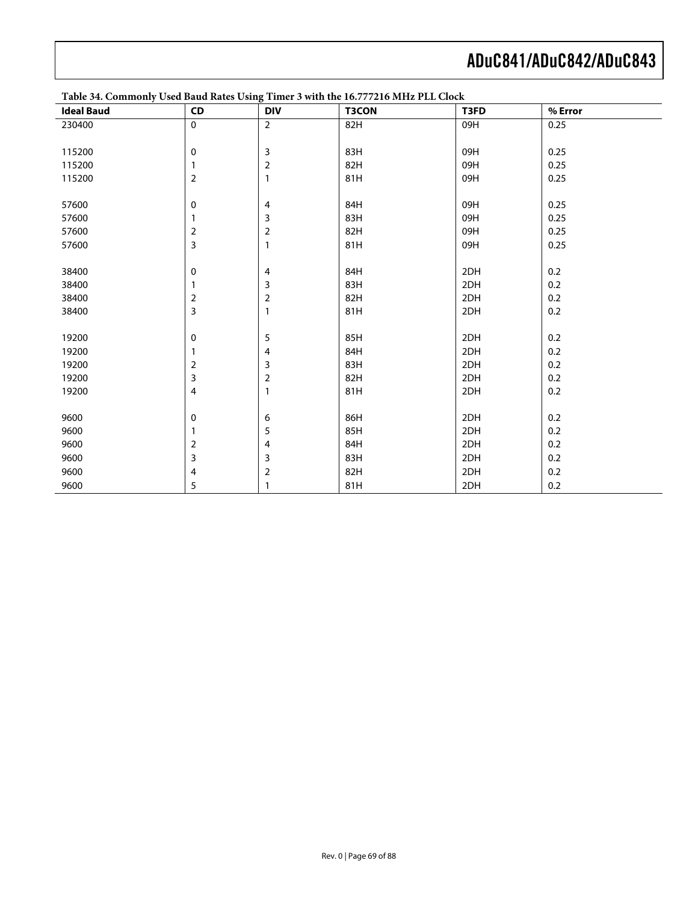Table 34. Commonly Used Baud Rates Using Timer 3 with the 16.777216 MHz PLL Clock

| Ideal Baud | CD | DIV | T3CON | T3FD | % Error |
|---|---|---|---|---|---|
| 230400 | 0 | 2 | 82H | 09H | 0.25 |
| | | | | | |
| 115200 | 0 | 3 | 83H | 09H | 0.25 |
| 115200 | 1 | 2 | 82H | 09H | 0.25 |
| 115200 | 2 | 1 | 81H | 09H | 0.25 |
| | | | | | |
| 57600 | 0 | 4 | 84H | 09H | 0.25 |
| 57600 | 1 | 3 | 83H | 09H | 0.25 |
| 57600 | 2 | 2 | 82H | 09H | 0.25 |
| 57600 | 3 | 1 | 81H | 09H | 0.25 |
| | | | | | |
| 38400 | 0 | 4 | 84H | 2DH | 0.2 |
| 38400 | 1 | 3 | 83H | 2DH | 0.2 |
| 38400 | 2 | 2 | 82H | 2DH | 0.2 |
| 38400 | 3 | 1 | 81H | 2DH | 0.2 |
| | | | | | |
| 19200 | 0 | 5 | 85H | 2DH | 0.2 |
| 19200 | 1 | 4 | 84H | 2DH | 0.2 |
| 19200 | 2 | 3 | 83H | 2DH | 0.2 |
| 19200 | 3 | 2 | 82H | 2DH | 0.2 |
| 19200 | 4 | 1 | 81H | 2DH | 0.2 |
| | | | | | |
| 9600 | 0 | 6 | 86H | 2DH | 0.2 |
| 9600 | 1 | 5 | 85H | 2DH | 0.2 |
| 9600 | 2 | 4 | 84H | 2DH | 0.2 |
| 9600 | 3 | 3 | 83H | 2DH | 0.2 |
| 9600 | 4 | 2 | 82H | 2DH | 0.2 |
| 9600 | 5 | 1 | 81H | 2DH | 0.2 |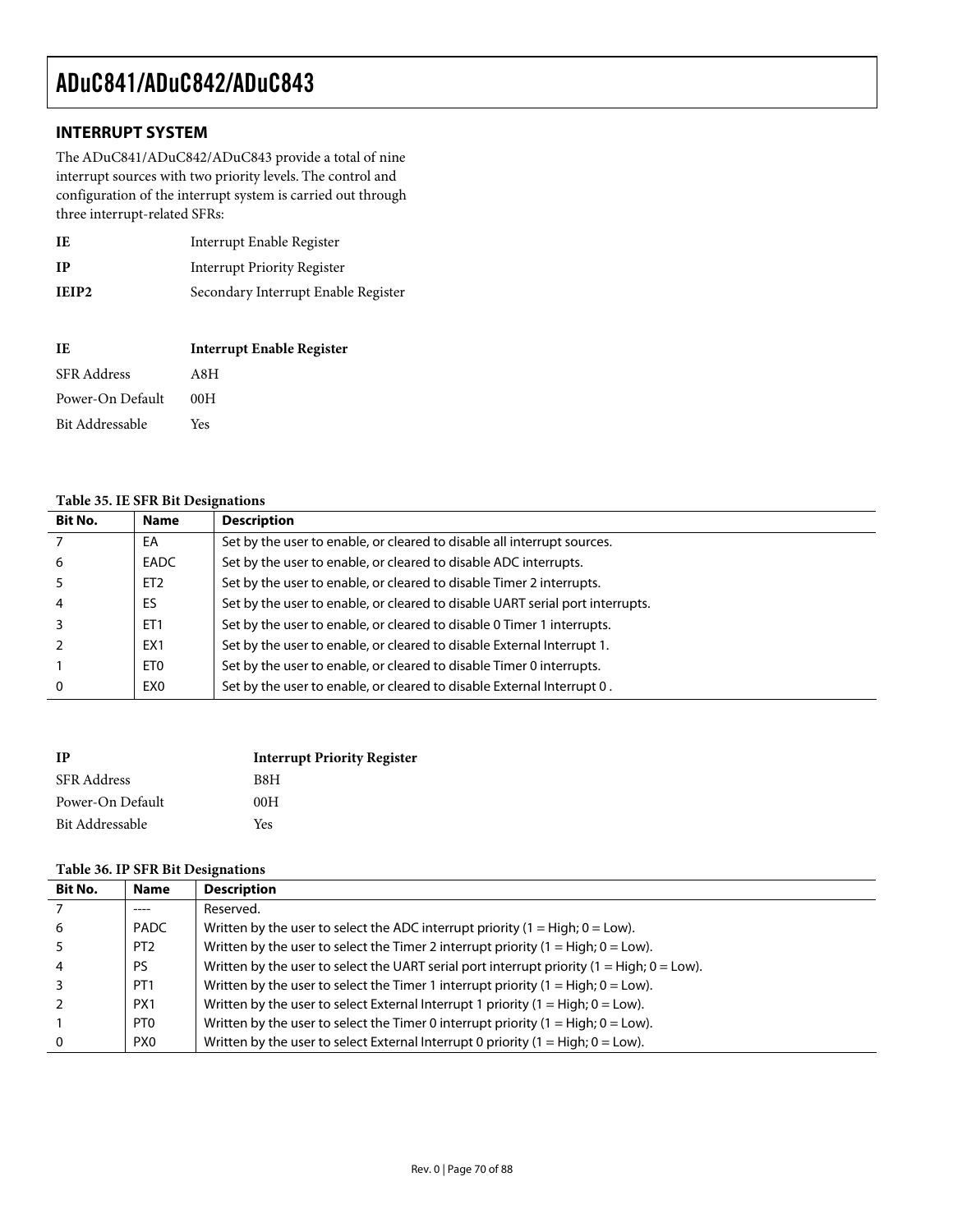## INTERRUPT SYSTEM

The ADuC841/ADuC842/ADuC843 provide a total of nine interrupt sources with two priority levels. The control and configuration of the interrupt system is carried out through three interrupt-related SFRs:

| | |
|---|---|
| **IE** | Interrupt Enable Register |
| **IP** | Interrupt Priority Register |
| **IEIP2** | Secondary Interrupt Enable Register |

| **IE** | **Interrupt Enable Register** |
|---|---|
| SFR Address | A8H |
| Power-On Default | 00H |
| Bit Addressable | Yes |

**Table 35. IE SFR Bit Designations**

| Bit No. | Name | Description |
|---|---|---|
| 7 | EA | Set by the user to enable, or cleared to disable all interrupt sources. |
| 6 | EADC | Set by the user to enable, or cleared to disable ADC interrupts. |
| 5 | ET2 | Set by the user to enable, or cleared to disable Timer 2 interrupts. |
| 4 | ES | Set by the user to enable, or cleared to disable UART serial port interrupts. |
| 3 | ET1 | Set by the user to enable, or cleared to disable 0 Timer 1 interrupts. |
| 2 | EX1 | Set by the user to enable, or cleared to disable External Interrupt 1. |
| 1 | ET0 | Set by the user to enable, or cleared to disable Timer 0 interrupts. |
| 0 | EX0 | Set by the user to enable, or cleared to disable External Interrupt 0 . |

| **IP** | **Interrupt Priority Register** |
|---|---|
| SFR Address | B8H |
| Power-On Default | 00H |
| Bit Addressable | Yes |

**Table 36. IP SFR Bit Designations**

| Bit No. | Name | Description |
|---|---|---|
| 7 | ---- | Reserved. |
| 6 | PADC | Written by the user to select the ADC interrupt priority (1 = High; 0 = Low). |
| 5 | PT2 | Written by the user to select the Timer 2 interrupt priority (1 = High; 0 = Low). |
| 4 | PS | Written by the user to select the UART serial port interrupt priority (1 = High; 0 = Low). |
| 3 | PT1 | Written by the user to select the Timer 1 interrupt priority (1 = High; 0 = Low). |
| 2 | PX1 | Written by the user to select External Interrupt 1 priority (1 = High; 0 = Low). |
| 1 | PT0 | Written by the user to select the Timer 0 interrupt priority (1 = High; 0 = Low). |
| 0 | PX0 | Written by the user to select External Interrupt 0 priority (1 = High; 0 = Low). |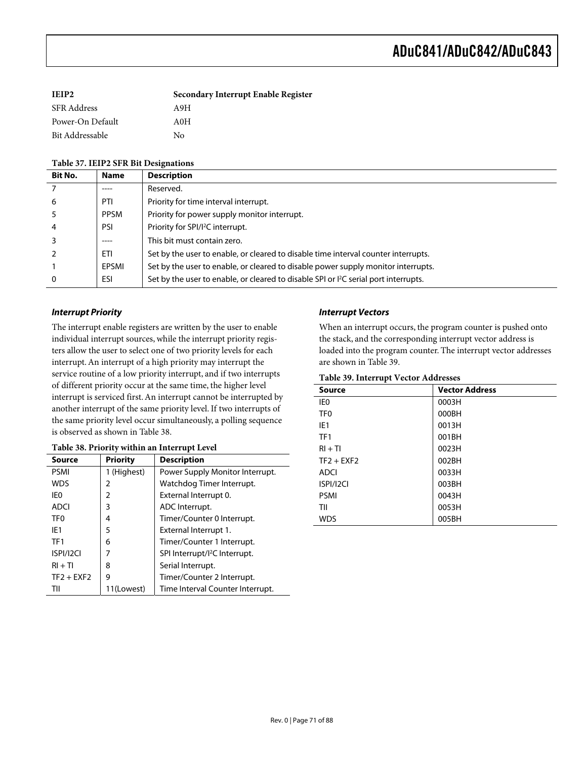**IEIP2** **Secondary Interrupt Enable Register**

SFR Address A9H

Power-On Default A0H

Bit Addressable No

**Table 37. IEIP2 SFR Bit Designations**

| Bit No. | Name | Description |
|---|---|---|
| 7 | ---- | Reserved. |
| 6 | PTI | Priority for time interval interrupt. |
| 5 | PPSM | Priority for power supply monitor interrupt. |
| 4 | PSI | Priority for SPI/I²C interrupt. |
| 3 | ---- | This bit must contain zero. |
| 2 | ETI | Set by the user to enable, or cleared to disable time interval counter interrupts. |
| 1 | EPSMI | Set by the user to enable, or cleared to disable power supply monitor interrupts. |
| 0 | ESI | Set by the user to enable, or cleared to disable SPI or I²C serial port interrupts. |

### *Interrupt Priority*

The interrupt enable registers are written by the user to enable individual interrupt sources, while the interrupt priority registers allow the user to select one of two priority levels for each interrupt. An interrupt of a high priority may interrupt the service routine of a low priority interrupt, and if two interrupts of different priority occur at the same time, the higher level interrupt is serviced first. An interrupt cannot be interrupted by another interrupt of the same priority level. If two interrupts of the same priority level occur simultaneously, a polling sequence is observed as shown in Table 38.

**Table 38. Priority within an Interrupt Level**

| Source | Priority | Description |
|---|---|---|
| PSMI | 1 (Highest) | Power Supply Monitor Interrupt. |
| WDS | 2 | Watchdog Timer Interrupt. |
| IE0 | 2 | External Interrupt 0. |
| ADCI | 3 | ADC Interrupt. |
| TF0 | 4 | Timer/Counter 0 Interrupt. |
| IE1 | 5 | External Interrupt 1. |
| TF1 | 6 | Timer/Counter 1 Interrupt. |
| ISPI/I2CI | 7 | SPI Interrupt/I²C Interrupt. |
| RI + TI | 8 | Serial Interrupt. |
| TF2 + EXF2 | 9 | Timer/Counter 2 Interrupt. |
| TII | 11(Lowest) | Time Interval Counter Interrupt. |

### *Interrupt Vectors*

When an interrupt occurs, the program counter is pushed onto the stack, and the corresponding interrupt vector address is loaded into the program counter. The interrupt vector addresses are shown in Table 39.

**Table 39. Interrupt Vector Addresses**

| Source | Vector Address |
|---|---|
| IE0 | 0003H |
| TF0 | 000BH |
| IE1 | 0013H |
| TF1 | 001BH |
| RI + TI | 0023H |
| TF2 + EXF2 | 002BH |
| ADCI | 0033H |
| ISPI/I2CI | 003BH |
| PSMI | 0043H |
| TII | 0053H |
| WDS | 005BH |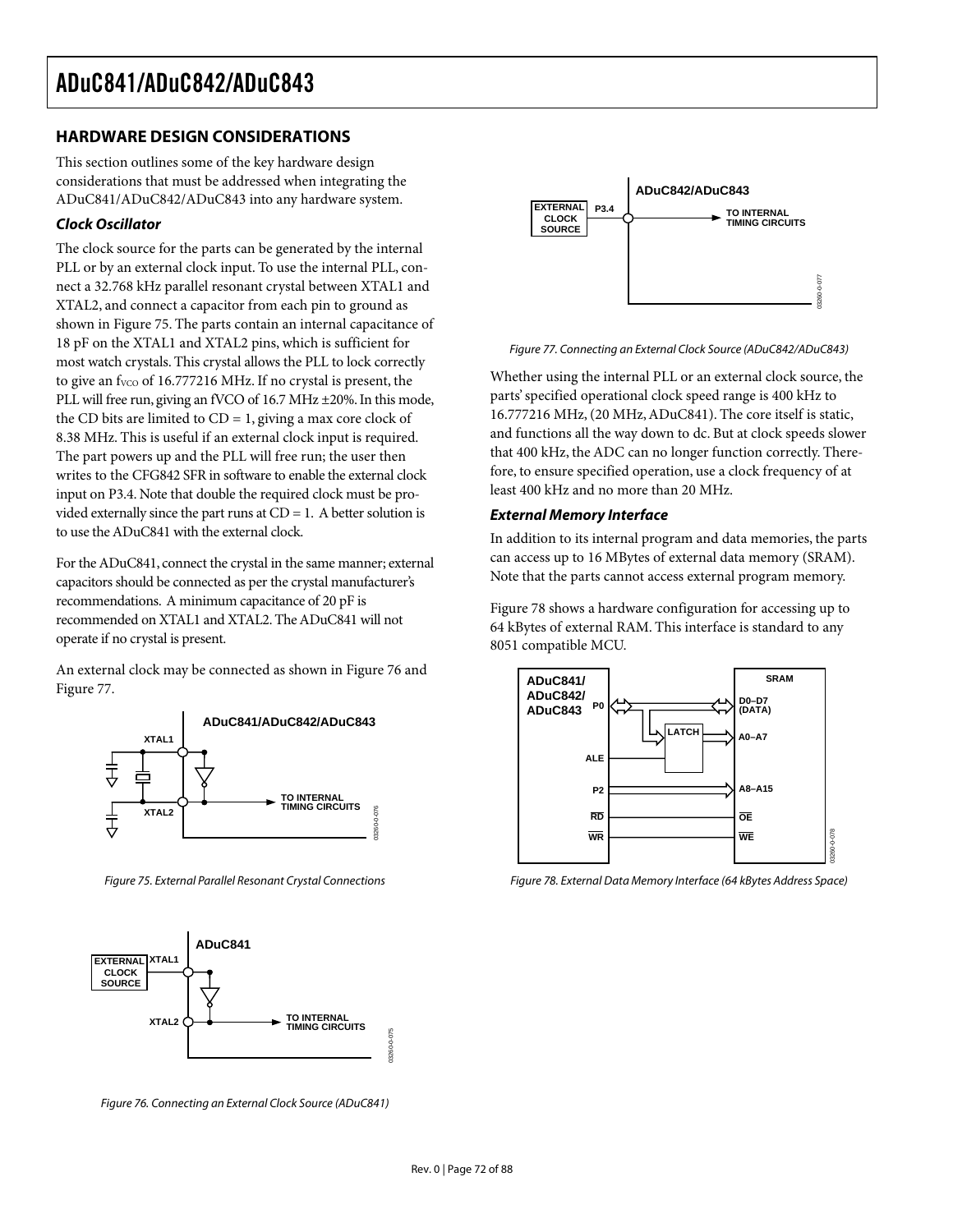## HARDWARE DESIGN CONSIDERATIONS

This section outlines some of the key hardware design considerations that must be addressed when integrating the ADuC841/ADuC842/ADuC843 into any hardware system.

### *Clock Oscillator*

The clock source for the parts can be generated by the internal PLL or by an external clock input. To use the internal PLL, connect a 32.768 kHz parallel resonant crystal between XTAL1 and XTAL2, and connect a capacitor from each pin to ground as shown in Figure 75. The parts contain an internal capacitance of 18 pF on the XTAL1 and XTAL2 pins, which is sufficient for most watch crystals. This crystal allows the PLL to lock correctly to give an $f_{VCO}$ of 16.777216 MHz. If no crystal is present, the PLL will free run, giving an fVCO of 16.7 MHz ±20%. In this mode, the CD bits are limited to CD = 1, giving a max core clock of 8.38 MHz. This is useful if an external clock input is required. The part powers up and the PLL will free run; the user then writes to the CFG842 SFR in software to enable the external clock input on P3.4. Note that double the required clock must be provided externally since the part runs at CD = 1. A better solution is to use the ADuC841 with the external clock.

For the ADuC841, connect the crystal in the same manner; external capacitors should be connected as per the crystal manufacturer's recommendations. A minimum capacitance of 20 pF is recommended on XTAL1 and XTAL2. The ADuC841 will not operate if no crystal is present.

An external clock may be connected as shown in Figure 76 and Figure 77.

*Figure 75. External Parallel Resonant Crystal Connections*

*Figure 76. Connecting an External Clock Source (ADuC841)*

*Figure 77. Connecting an External Clock Source (ADuC842/ADuC843)*

Whether using the internal PLL or an external clock source, the parts' specified operational clock speed range is 400 kHz to 16.777216 MHz, (20 MHz, ADuC841). The core itself is static, and functions all the way down to dc. But at clock speeds slower that 400 kHz, the ADC can no longer function correctly. Therefore, to ensure specified operation, use a clock frequency of at least 400 kHz and no more than 20 MHz.

### *External Memory Interface*

In addition to its internal program and data memories, the parts can access up to 16 MBytes of external data memory (SRAM). Note that the parts cannot access external program memory.

Figure 78 shows a hardware configuration for accessing up to 64 kBytes of external RAM. This interface is standard to any 8051 compatible MCU.

*Figure 78. External Data Memory Interface (64 kBytes Address Space)*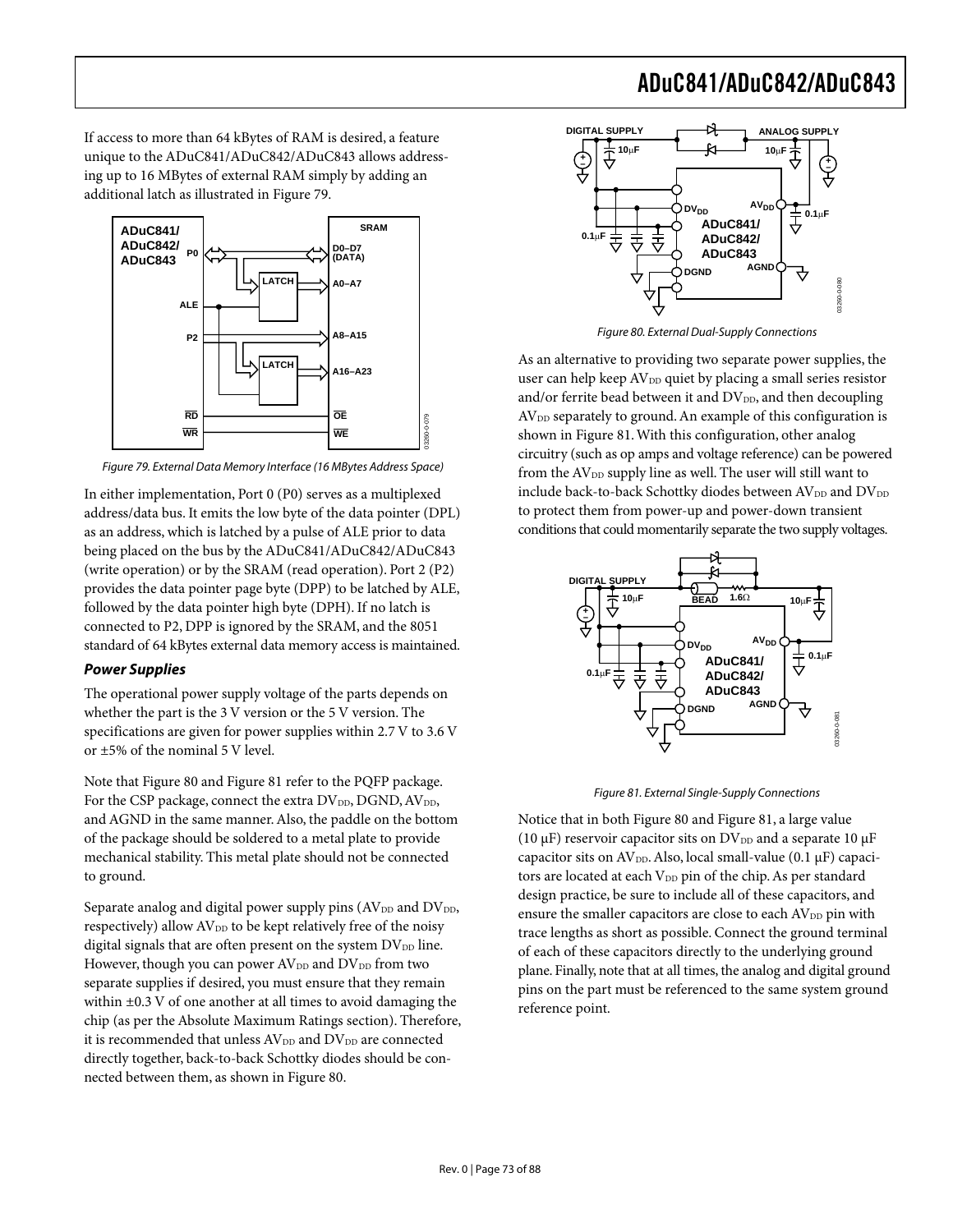If access to more than 64 kBytes of RAM is desired, a feature unique to the ADuC841/ADuC842/ADuC843 allows addressing up to 16 MBytes of external RAM simply by adding an additional latch as illustrated in Figure 79.

Figure 79. External Data Memory Interface (16 MBytes Address Space)

In either implementation, Port 0 (P0) serves as a multiplexed address/data bus. It emits the low byte of the data pointer (DPL) as an address, which is latched by a pulse of ALE prior to data being placed on the bus by the ADuC841/ADuC842/ADuC843 (write operation) or by the SRAM (read operation). Port 2 (P2) provides the data pointer page byte (DPP) to be latched by ALE, followed by the data pointer high byte (DPH). If no latch is connected to P2, DPP is ignored by the SRAM, and the 8051 standard of 64 kBytes external data memory access is maintained.

### Power Supplies

The operational power supply voltage of the parts depends on whether the part is the 3 V version or the 5 V version. The specifications are given for power supplies within 2.7 V to 3.6 V or ±5% of the nominal 5 V level.

Note that Figure 80 and Figure 81 refer to the PQFP package. For the CSP package, connect the extra $DV_{DD}$, DGND, $AV_{DD}$, and AGND in the same manner. Also, the paddle on the bottom of the package should be soldered to a metal plate to provide mechanical stability. This metal plate should not be connected to ground.

Separate analog and digital power supply pins ($AV_{DD}$ and $DV_{DD}$, respectively) allow $AV_{DD}$ to be kept relatively free of the noisy digital signals that are often present on the system $DV_{DD}$ line. However, though you can power $AV_{DD}$ and $DV_{DD}$ from two separate supplies if desired, you must ensure that they remain within ±0.3 V of one another at all times to avoid damaging the chip (as per the Absolute Maximum Ratings section). Therefore, it is recommended that unless $AV_{DD}$ and $DV_{DD}$ are connected directly together, back-to-back Schottky diodes should be connected between them, as shown in Figure 80.

Figure 80. External Dual-Supply Connections

As an alternative to providing two separate power supplies, the user can help keep $AV_{DD}$ quiet by placing a small series resistor and/or ferrite bead between it and $DV_{DD}$, and then decoupling $AV_{DD}$ separately to ground. An example of this configuration is shown in Figure 81. With this configuration, other analog circuitry (such as op amps and voltage reference) can be powered from the $AV_{DD}$ supply line as well. The user will still want to include back-to-back Schottky diodes between $AV_{DD}$ and $DV_{DD}$ to protect them from power-up and power-down transient conditions that could momentarily separate the two supply voltages.

Figure 81. External Single-Supply Connections

Notice that in both Figure 80 and Figure 81, a large value (10 µF) reservoir capacitor sits on $DV_{DD}$ and a separate 10 µF capacitor sits on $AV_{DD}$. Also, local small-value (0.1 µF) capacitors are located at each $V_{DD}$ pin of the chip. As per standard design practice, be sure to include all of these capacitors, and ensure the smaller capacitors are close to each $AV_{DD}$ pin with trace lengths as short as possible. Connect the ground terminal of each of these capacitors directly to the underlying ground plane. Finally, note that at all times, the analog and digital ground pins on the part must be referenced to the same system ground reference point.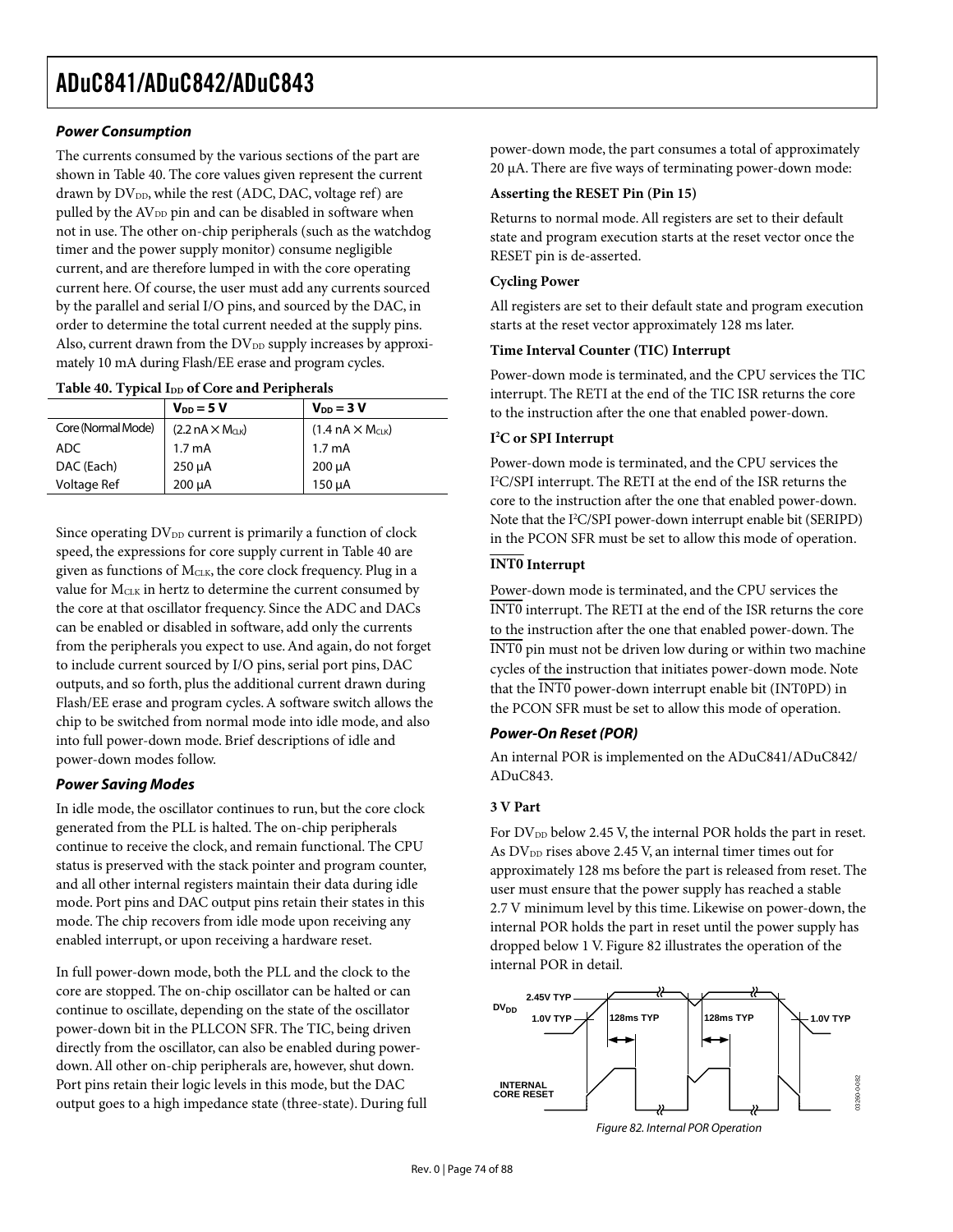### *Power Consumption*

The currents consumed by the various sections of the part are shown in Table 40. The core values given represent the current drawn by $DV_{DD}$, while the rest (ADC, DAC, voltage ref) are pulled by the $AV_{DD}$ pin and can be disabled in software when not in use. The other on-chip peripherals (such as the watchdog timer and the power supply monitor) consume negligible current, and are therefore lumped in with the core operating current here. Of course, the user must add any currents sourced by the parallel and serial I/O pins, and sourced by the DAC, in order to determine the total current needed at the supply pins. Also, current drawn from the $DV_{DD}$ supply increases by approximately 10 mA during Flash/EE erase and program cycles.

**Table 40. Typical $I_{DD}$ of Core and Peripherals**

| | $V_{DD}$ = 5 V | $V_{DD}$ = 3 V |
|---|---|---|
| Core (Normal Mode) | (2.2 nA × $M_{CLK}$) | (1.4 nA × $M_{CLK}$) |
| ADC | 1.7 mA | 1.7 mA |
| DAC (Each) | 250 µA | 200 µA |
| Voltage Ref | 200 µA | 150 µA |

Since operating $DV_{DD}$ current is primarily a function of clock speed, the expressions for core supply current in Table 40 are given as functions of $M_{CLK}$, the core clock frequency. Plug in a value for $M_{CLK}$ in hertz to determine the current consumed by the core at that oscillator frequency. Since the ADC and DACs can be enabled or disabled in software, add only the currents from the peripherals you expect to use. And again, do not forget to include current sourced by I/O pins, serial port pins, DAC outputs, and so forth, plus the additional current drawn during Flash/EE erase and program cycles. A software switch allows the chip to be switched from normal mode into idle mode, and also into full power-down mode. Brief descriptions of idle and power-down modes follow.

### *Power Saving Modes*

In idle mode, the oscillator continues to run, but the core clock generated from the PLL is halted. The on-chip peripherals continue to receive the clock, and remain functional. The CPU status is preserved with the stack pointer and program counter, and all other internal registers maintain their data during idle mode. Port pins and DAC output pins retain their states in this mode. The chip recovers from idle mode upon receiving any enabled interrupt, or upon receiving a hardware reset.

In full power-down mode, both the PLL and the clock to the core are stopped. The on-chip oscillator can be halted or can continue to oscillate, depending on the state of the oscillator power-down bit in the PLLCON SFR. The TIC, being driven directly from the oscillator, can also be enabled during power-down. All other on-chip peripherals are, however, shut down. Port pins retain their logic levels in this mode, but the DAC output goes to a high impedance state (three-state). During full power-down mode, the part consumes a total of approximately 20 µA. There are five ways of terminating power-down mode:

**Asserting the RESET Pin (Pin 15)**

Returns to normal mode. All registers are set to their default state and program execution starts at the reset vector once the RESET pin is de-asserted.

**Cycling Power**

All registers are set to their default state and program execution starts at the reset vector approximately 128 ms later.

**Time Interval Counter (TIC) Interrupt**

Power-down mode is terminated, and the CPU services the TIC interrupt. The RETI at the end of the TIC ISR returns the core to the instruction after the one that enabled power-down.

**I²C or SPI Interrupt**

Power-down mode is terminated, and the CPU services the I²C/SPI interrupt. The RETI at the end of the ISR returns the core to the instruction after the one that enabled power-down. Note that the I²C/SPI power-down interrupt enable bit (SERIPD) in the PCON SFR must be set to allow this mode of operation.

**$\overline{\text{INT0}}$ Interrupt**

Power-down mode is terminated, and the CPU services the $\overline{\text{INT0}}$ interrupt. The RETI at the end of the ISR returns the core to the instruction after the one that enabled power-down. The $\overline{\text{INT0}}$ pin must not be driven low during or within two machine cycles of the instruction that initiates power-down mode. Note that the $\overline{\text{INT0}}$ power-down interrupt enable bit (INT0PD) in the PCON SFR must be set to allow this mode of operation.

### *Power-On Reset (POR)*

An internal POR is implemented on the ADuC841/ADuC842/ADuC843.

**3 V Part**

For $DV_{DD}$ below 2.45 V, the internal POR holds the part in reset. As $DV_{DD}$ rises above 2.45 V, an internal timer times out for approximately 128 ms before the part is released from reset. The user must ensure that the power supply has reached a stable 2.7 V minimum level by this time. Likewise on power-down, the internal POR holds the part in reset until the power supply has dropped below 1 V. Figure 82 illustrates the operation of the internal POR in detail.

*Figure 82. Internal POR Operation*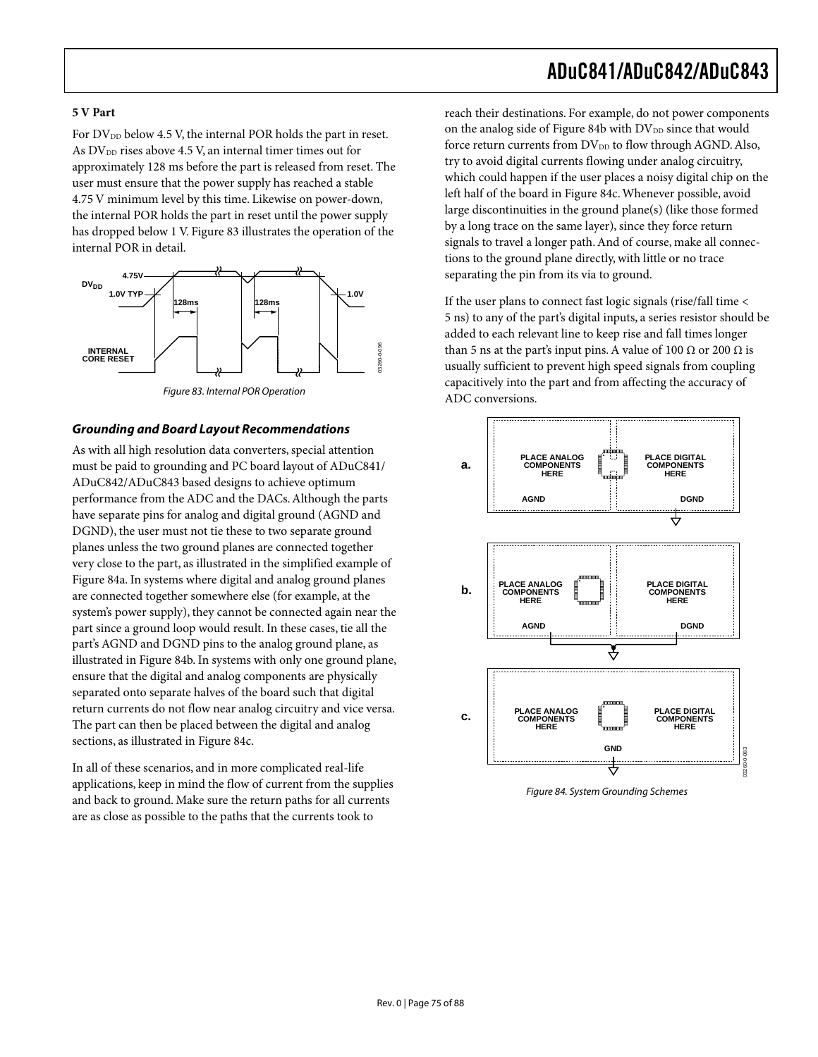**5 V Part**

For $DV_{DD}$ below 4.5 V, the internal POR holds the part in reset. As $DV_{DD}$ rises above 4.5 V, an internal timer times out for approximately 128 ms before the part is released from reset. The user must ensure that the power supply has reached a stable 4.75 V minimum level by this time. Likewise on power-down, the internal POR holds the part in reset until the power supply has dropped below 1 V. Figure 83 illustrates the operation of the internal POR in detail.

*Figure 83. Internal POR Operation*

### *Grounding and Board Layout Recommendations*

As with all high resolution data converters, special attention must be paid to grounding and PC board layout of ADuC841/ ADuC842/ADuC843 based designs to achieve optimum performance from the ADC and the DACs. Although the parts have separate pins for analog and digital ground (AGND and DGND), the user must not tie these to two separate ground planes unless the two ground planes are connected together very close to the part, as illustrated in the simplified example of Figure 84a. In systems where digital and analog ground planes are connected together somewhere else (for example, at the system's power supply), they cannot be connected again near the part since a ground loop would result. In these cases, tie all the part's AGND and DGND pins to the analog ground plane, as illustrated in Figure 84b. In systems with only one ground plane, ensure that the digital and analog components are physically separated onto separate halves of the board such that digital return currents do not flow near analog circuitry and vice versa. The part can then be placed between the digital and analog sections, as illustrated in Figure 84c.

In all of these scenarios, and in more complicated real-life applications, keep in mind the flow of current from the supplies and back to ground. Make sure the return paths for all currents are as close as possible to the paths that the currents took to reach their destinations. For example, do not power components on the analog side of Figure 84b with $DV_{DD}$ since that would force return currents from $DV_{DD}$ to flow through AGND. Also, try to avoid digital currents flowing under analog circuitry, which could happen if the user places a noisy digital chip on the left half of the board in Figure 84c. Whenever possible, avoid large discontinuities in the ground plane(s) (like those formed by a long trace on the same layer), since they force return signals to travel a longer path. And of course, make all connections to the ground plane directly, with little or no trace separating the pin from its via to ground.

If the user plans to connect fast logic signals (rise/fall time < 5 ns) to any of the part's digital inputs, a series resistor should be added to each relevant line to keep rise and fall times longer than 5 ns at the part's input pins. A value of 100 Ω or 200 Ω is usually sufficient to prevent high speed signals from coupling capacitively into the part and from affecting the accuracy of ADC conversions.

*Figure 84. System Grounding Schemes*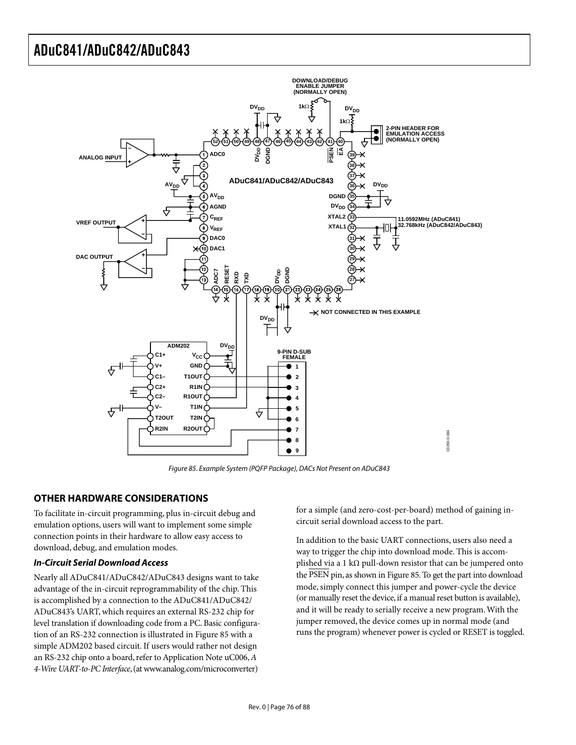Figure 85. Example System (PQFP Package), DACs Not Present on ADuC843

## OTHER HARDWARE CONSIDERATIONS

To facilitate in-circuit programming, plus in-circuit debug and emulation options, users will want to implement some simple connection points in their hardware to allow easy access to download, debug, and emulation modes.

### *In-Circuit Serial Download Access*

Nearly all ADuC841/ADuC842/ADuC843 designs want to take advantage of the in-circuit reprogrammability of the chip. This is accomplished by a connection to the ADuC841/ADuC842/ADuC843's UART, which requires an external RS-232 chip for level translation if downloading code from a PC. Basic configuration of an RS-232 connection is illustrated in Figure 85 with a simple ADM202 based circuit. If users would rather not design an RS-232 chip onto a board, refer to Application Note uC006, *A 4-Wire UART-to-PC Interface*, (at www.analog.com/microconverter) for a simple (and zero-cost-per-board) method of gaining in-circuit serial download access to the part.

In addition to the basic UART connections, users also need a way to trigger the chip into download mode. This is accomplished via a 1 kΩ pull-down resistor that can be jumpered onto the $\overline{\text{PSEN}}$ pin, as shown in Figure 85. To get the part into download mode, simply connect this jumper and power-cycle the device (or manually reset the device, if a manual reset button is available), and it will be ready to serially receive a new program. With the jumper removed, the device comes up in normal mode (and runs the program) whenever power is cycled or RESET is toggled.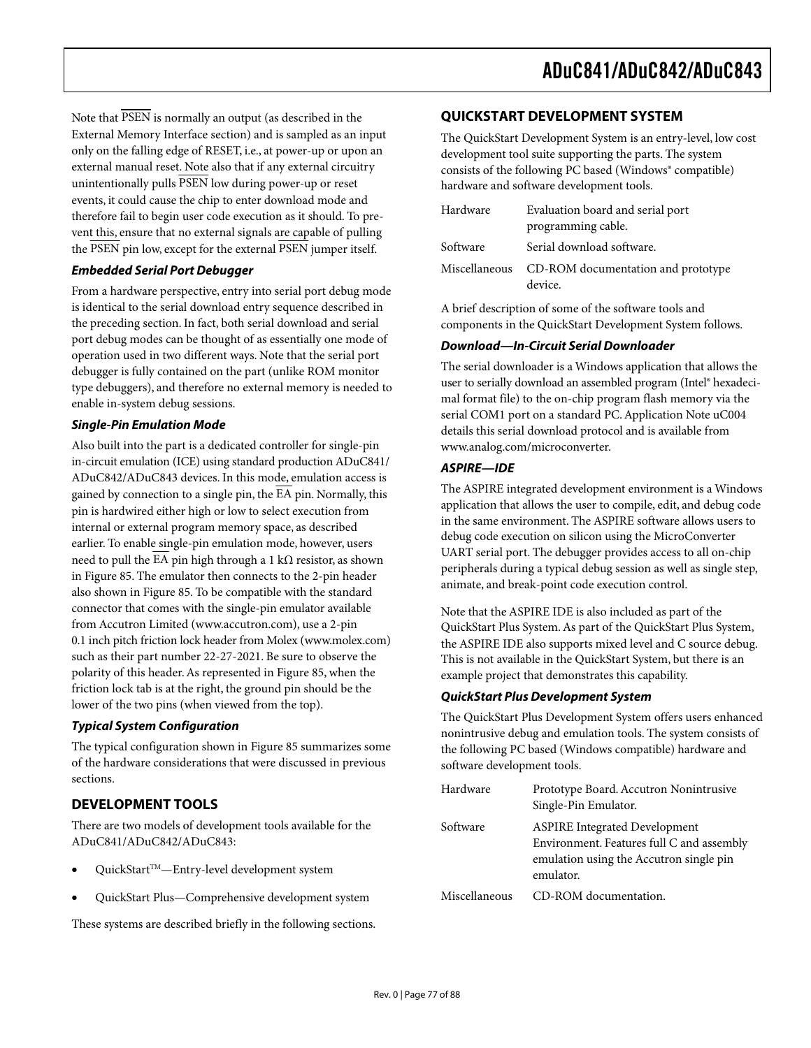Note that PSEN is normally an output (as described in the External Memory Interface section) and is sampled as an input only on the falling edge of RESET, i.e., at power-up or upon an external manual reset. Note also that if any external circuitry unintentionally pulls PSEN low during power-up or reset events, it could cause the chip to enter download mode and therefore fail to begin user code execution as it should. To prevent this, ensure that no external signals are capable of pulling the PSEN pin low, except for the external PSEN jumper itself.

### *Embedded Serial Port Debugger*

From a hardware perspective, entry into serial port debug mode is identical to the serial download entry sequence described in the preceding section. In fact, both serial download and serial port debug modes can be thought of as essentially one mode of operation used in two different ways. Note that the serial port debugger is fully contained on the part (unlike ROM monitor type debuggers), and therefore no external memory is needed to enable in-system debug sessions.

### *Single-Pin Emulation Mode*

Also built into the part is a dedicated controller for single-pin in-circuit emulation (ICE) using standard production ADuC841/ADuC842/ADuC843 devices. In this mode, emulation access is gained by connection to a single pin, the EA pin. Normally, this pin is hardwired either high or low to select execution from internal or external program memory space, as described earlier. To enable single-pin emulation mode, however, users need to pull the EA pin high through a 1 kΩ resistor, as shown in Figure 85. The emulator then connects to the 2-pin header also shown in Figure 85. To be compatible with the standard connector that comes with the single-pin emulator available from Accutron Limited (www.accutron.com), use a 2-pin 0.1 inch pitch friction lock header from Molex (www.molex.com) such as their part number 22-27-2021. Be sure to observe the polarity of this header. As represented in Figure 85, when the friction lock tab is at the right, the ground pin should be the lower of the two pins (when viewed from the top).

### *Typical System Configuration*

The typical configuration shown in Figure 85 summarizes some of the hardware considerations that were discussed in previous sections.

## DEVELOPMENT TOOLS

There are two models of development tools available for the ADuC841/ADuC842/ADuC843:

- QuickStart™—Entry-level development system
- QuickStart Plus—Comprehensive development system

These systems are described briefly in the following sections.

## QUICKSTART DEVELOPMENT SYSTEM

The QuickStart Development System is an entry-level, low cost development tool suite supporting the parts. The system consists of the following PC based (Windows® compatible) hardware and software development tools.

| | |
|---|---|
| Hardware | Evaluation board and serial port programming cable. |
| Software | Serial download software. |
| Miscellaneous | CD-ROM documentation and prototype device. |

A brief description of some of the software tools and components in the QuickStart Development System follows.

### *Download—In-Circuit Serial Downloader*

The serial downloader is a Windows application that allows the user to serially download an assembled program (Intel® hexadecimal format file) to the on-chip program flash memory via the serial COM1 port on a standard PC. Application Note uC004 details this serial download protocol and is available from www.analog.com/microconverter.

### *ASPIRE—IDE*

The ASPIRE integrated development environment is a Windows application that allows the user to compile, edit, and debug code in the same environment. The ASPIRE software allows users to debug code execution on silicon using the MicroConverter UART serial port. The debugger provides access to all on-chip peripherals during a typical debug session as well as single step, animate, and break-point code execution control.

Note that the ASPIRE IDE is also included as part of the QuickStart Plus System. As part of the QuickStart Plus System, the ASPIRE IDE also supports mixed level and C source debug. This is not available in the QuickStart System, but there is an example project that demonstrates this capability.

### *QuickStart Plus Development System*

The QuickStart Plus Development System offers users enhanced nonintrusive debug and emulation tools. The system consists of the following PC based (Windows compatible) hardware and software development tools.

| | |
|---|---|
| Hardware | Prototype Board. Accutron Nonintrusive Single-Pin Emulator. |
| Software | ASPIRE Integrated Development Environment. Features full C and assembly emulation using the Accutron single pin emulator. |
| Miscellaneous | CD-ROM documentation. |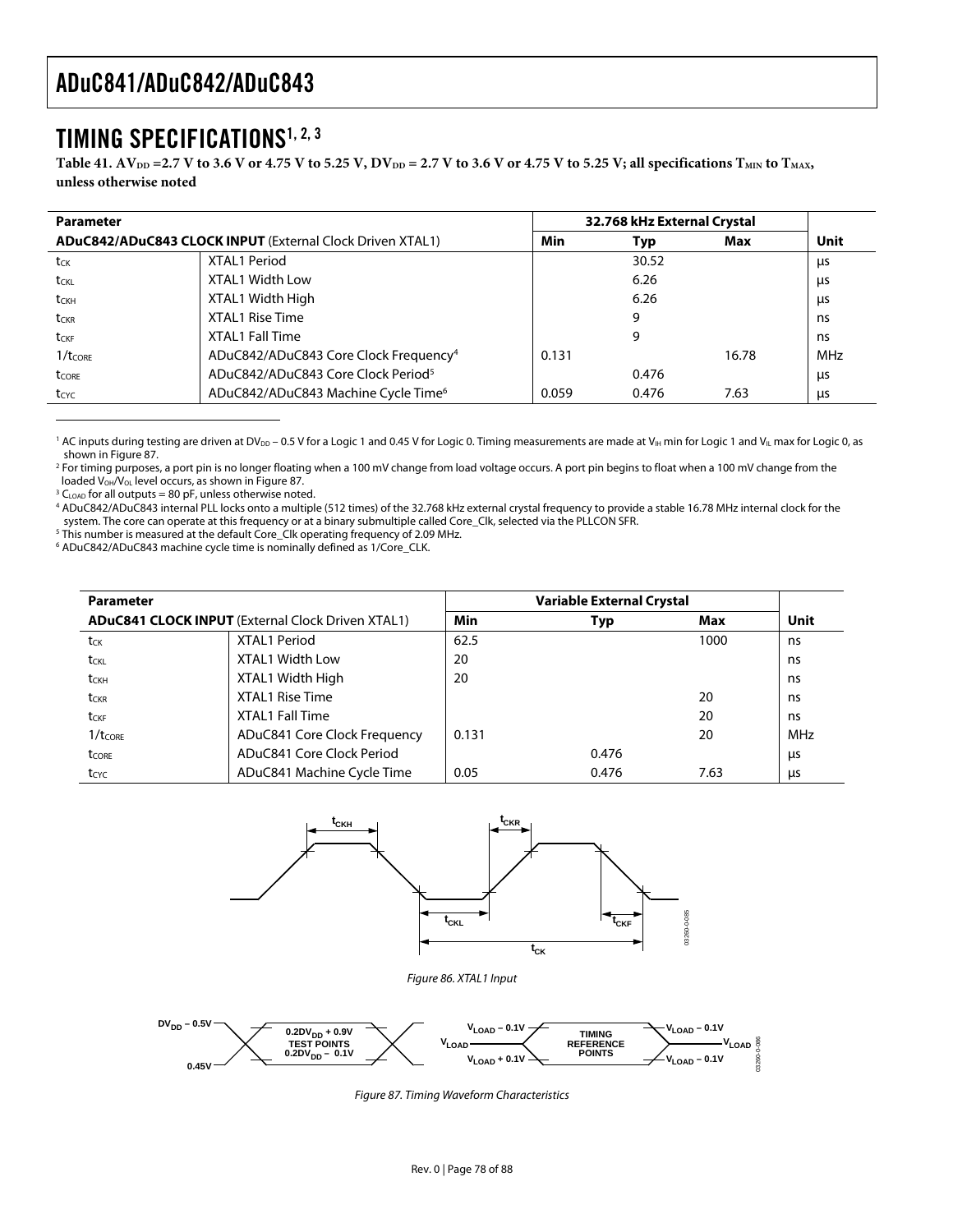# TIMING SPECIFICATIONS[1, 2, 3]

**Table 41. $AV_{DD}$ = 2.7 V to 3.6 V or 4.75 V to 5.25 V, $DV_{DD}$ = 2.7 V to 3.6 V or 4.75 V to 5.25 V; all specifications $T_{MIN}$ to $T_{MAX}$, unless otherwise noted**

| Parameter | | 32.768 kHz External Crystal | | | |
|---|---|---|---|---|---|
| **ADuC842/ADuC843 CLOCK INPUT** (External Clock Driven XTAL1) | | Min | Typ | Max | Unit |
| $t_{CK}$ | XTAL1 Period | | 30.52 | | µs |
| $t_{CKL}$ | XTAL1 Width Low | | 6.26 | | µs |
| $t_{CKH}$ | XTAL1 Width High | | 6.26 | | µs |
| $t_{CKR}$ | XTAL1 Rise Time | | 9 | | ns |
| $t_{CKF}$ | XTAL1 Fall Time | | 9 | | ns |
| $1/t_{CORE}$ | ADuC842/ADuC843 Core Clock Frequency[4] | 0.131 | | 16.78 | MHz |
| $t_{CORE}$ | ADuC842/ADuC843 Core Clock Period[5] | | 0.476 | | µs |
| $t_{CYC}$ | ADuC842/ADuC843 Machine Cycle Time[6] | 0.059 | 0.476 | 7.63 | µs |

[1] AC inputs during testing are driven at $DV_{DD}$ – 0.5 V for a Logic 1 and 0.45 V for Logic 0. Timing measurements are made at $V_{IH}$ min for Logic 1 and $V_{IL}$ max for Logic 0, as shown in Figure 87.

[2] For timing purposes, a port pin is no longer floating when a 100 mV change from load voltage occurs. A port pin begins to float when a 100 mV change from the loaded $V_{OH}/V_{OL}$ level occurs, as shown in Figure 87.

[3] $C_{LOAD}$ for all outputs = 80 pF, unless otherwise noted.

[4] ADuC842/ADuC843 internal PLL locks onto a multiple (512 times) of the 32.768 kHz external crystal frequency to provide a stable 16.78 MHz internal clock for the system. The core can operate at this frequency or at a binary submultiple called Core_Clk, selected via the PLLCON SFR.

[5] This number is measured at the default Core_Clk operating frequency of 2.09 MHz.

[6] ADuC842/ADuC843 machine cycle time is nominally defined as 1/Core_CLK.

| Parameter | | Variable External Crystal | | | |
|---|---|---|---|---|---|
| **ADuC841 CLOCK INPUT** (External Clock Driven XTAL1) | | Min | Typ | Max | Unit |
| $t_{CK}$ | XTAL1 Period | 62.5 | | 1000 | ns |
| $t_{CKL}$ | XTAL1 Width Low | 20 | | | ns |
| $t_{CKH}$ | XTAL1 Width High | 20 | | | ns |
| $t_{CKR}$ | XTAL1 Rise Time | | | 20 | ns |
| $t_{CKF}$ | XTAL1 Fall Time | | | 20 | ns |
| $1/t_{CORE}$ | ADuC841 Core Clock Frequency | 0.131 | | 20 | MHz |
| $t_{CORE}$ | ADuC841 Core Clock Period | | 0.476 | | µs |
| $t_{CYC}$ | ADuC841 Machine Cycle Time | 0.05 | 0.476 | 7.63 | µs |

*Figure 86. XTAL1 Input*

*Figure 87. Timing Waveform Characteristics*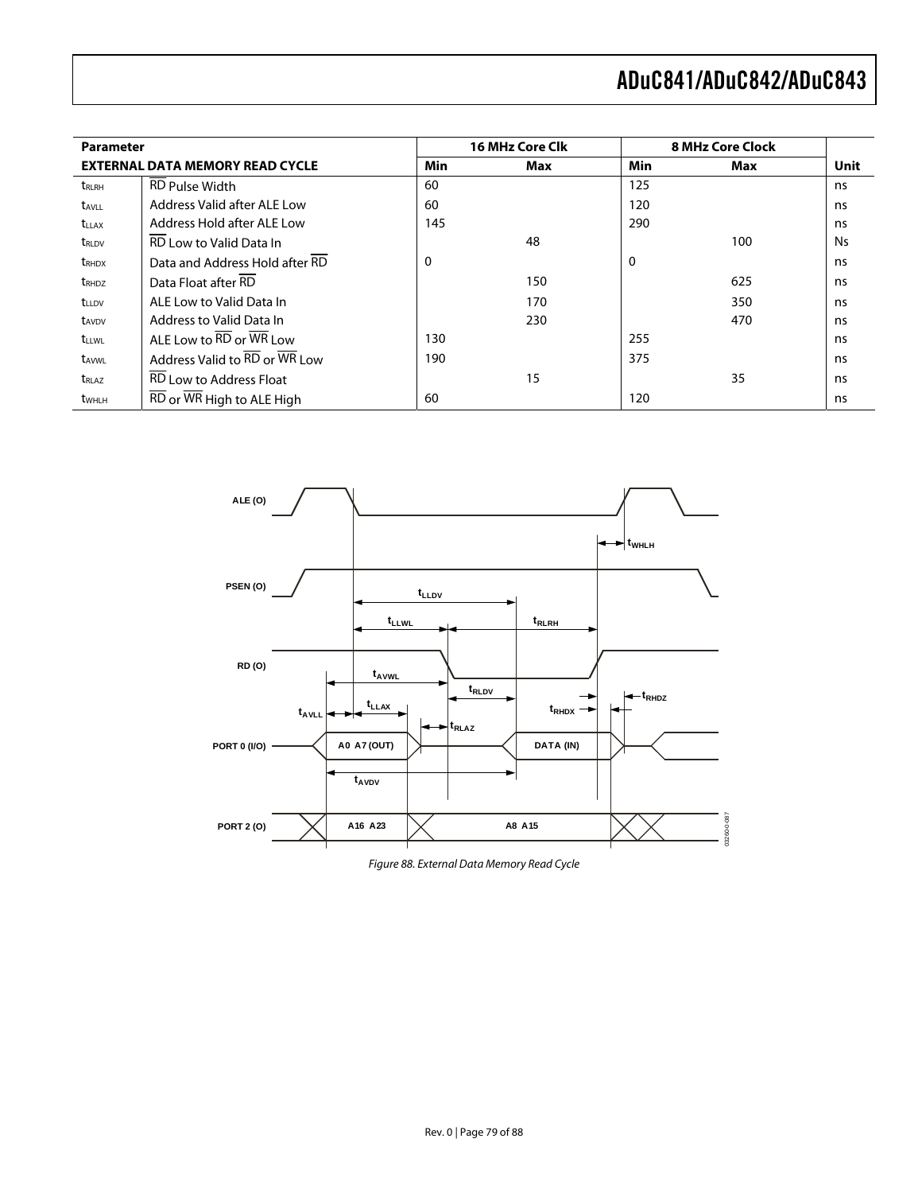| Parameter | | 16 MHz Core Clk | | 8 MHz Core Clock | | |
|---|---|---|---|---|---|---|
| **EXTERNAL DATA MEMORY READ CYCLE** | | **Min** | **Max** | **Min** | **Max** | **Unit** |
| $t_{RLRH}$ | $\overline{RD}$ Pulse Width | 60 | | 125 | | ns |
| $t_{AVLL}$ | Address Valid after ALE Low | 60 | | 120 | | ns |
| $t_{LLAX}$ | Address Hold after ALE Low | 145 | | 290 | | ns |
| $t_{RLDV}$ | $\overline{RD}$ Low to Valid Data In | | 48 | | 100 | Ns |
| $t_{RHDX}$ | Data and Address Hold after $\overline{RD}$ | 0 | | 0 | | ns |
| $t_{RHDZ}$ | Data Float after $\overline{RD}$ | | 150 | | 625 | ns |
| $t_{LLDV}$ | ALE Low to Valid Data In | | 170 | | 350 | ns |
| $t_{AVDV}$ | Address to Valid Data In | | 230 | | 470 | ns |
| $t_{LLWL}$ | ALE Low to $\overline{RD}$ or $\overline{WR}$ Low | 130 | | 255 | | ns |
| $t_{AVWL}$ | Address Valid to $\overline{RD}$ or $\overline{WR}$ Low | 190 | | 375 | | ns |
| $t_{RLAZ}$ | $\overline{RD}$ Low to Address Float | | 15 | | 35 | ns |
| $t_{WHLH}$ | $\overline{RD}$ or $\overline{WR}$ High to ALE High | 60 | | 120 | | ns |

*Figure 88. External Data Memory Read Cycle*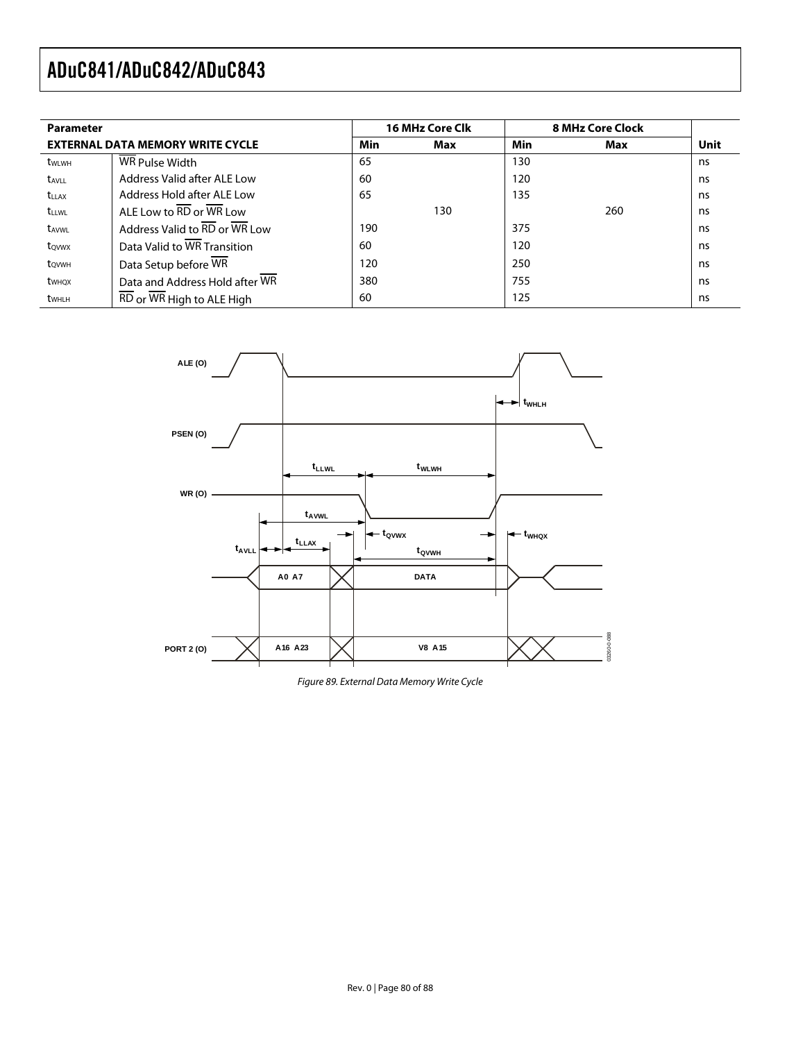| Parameter | | 16 MHz Core Clk | | 8 MHz Core Clock | | |
|---|---|---|---|---|---|---|
| EXTERNAL DATA MEMORY WRITE CYCLE | | Min | Max | Min | Max | Unit |
| $t_{WLWH}$ | $\overline{WR}$ Pulse Width | 65 | | 130 | | ns |
| $t_{AVLL}$ | Address Valid after ALE Low | 60 | | 120 | | ns |
| $t_{LLAX}$ | Address Hold after ALE Low | 65 | | 135 | | ns |
| $t_{LLWL}$ | ALE Low to $\overline{RD}$ or $\overline{WR}$ Low | | 130 | | 260 | ns |
| $t_{AVWL}$ | Address Valid to $\overline{RD}$ or $\overline{WR}$ Low | 190 | | 375 | | ns |
| $t_{QVWX}$ | Data Valid to $\overline{WR}$ Transition | 60 | | 120 | | ns |
| $t_{QVWH}$ | Data Setup before $\overline{WR}$ | 120 | | 250 | | ns |
| $t_{WHQX}$ | Data and Address Hold after $\overline{WR}$ | 380 | | 755 | | ns |
| $t_{WHLH}$ | $\overline{RD}$ or $\overline{WR}$ High to ALE High | 60 | | 125 | | ns |

*Figure 89. External Data Memory Write Cycle*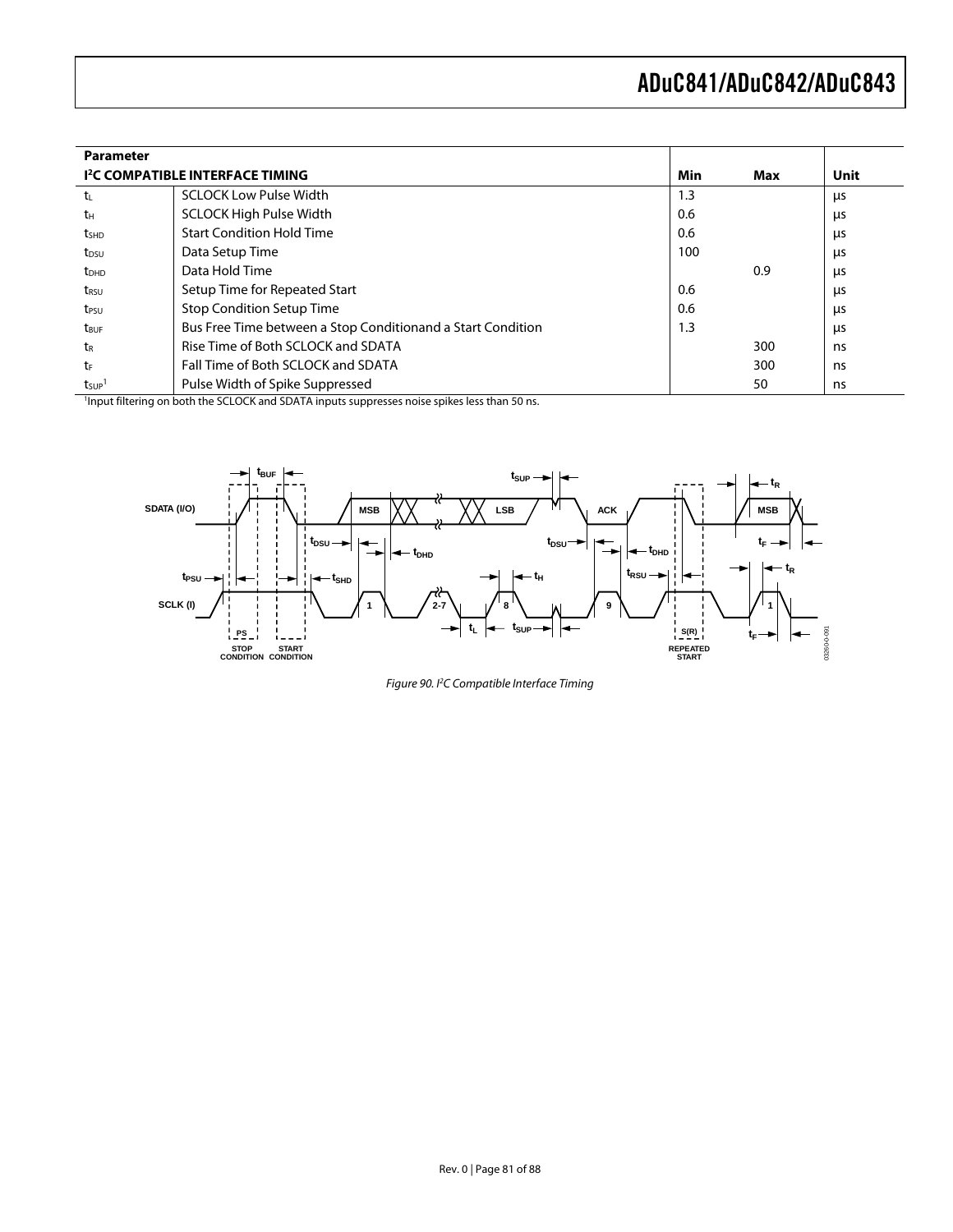| Parameter | | | | |
|---|---|---|---|---|
| **I²C COMPATIBLE INTERFACE TIMING** | | **Min** | **Max** | **Unit** |
| $t_L$ | SCLOCK Low Pulse Width | 1.3 | | µs |
| $t_H$ | SCLOCK High Pulse Width | 0.6 | | µs |
| $t_{SHD}$ | Start Condition Hold Time | 0.6 | | µs |
| $t_{DSU}$ | Data Setup Time | 100 | | µs |
| $t_{DHD}$ | Data Hold Time | | 0.9 | µs |
| $t_{RSU}$ | Setup Time for Repeated Start | 0.6 | | µs |
| $t_{PSU}$ | Stop Condition Setup Time | 0.6 | | µs |
| $t_{BUF}$ | Bus Free Time between a Stop Conditionand a Start Condition | 1.3 | | µs |
| $t_R$ | Rise Time of Both SCLOCK and SDATA | | 300 | ns |
| $t_F$ | Fall Time of Both SCLOCK and SDATA | | 300 | ns |
| $t_{SUP}$[1] | Pulse Width of Spike Suppressed | | 50 | ns |

[1]Input filtering on both the SCLOCK and SDATA inputs suppresses noise spikes less than 50 ns.

*Figure 90. I²C Compatible Interface Timing*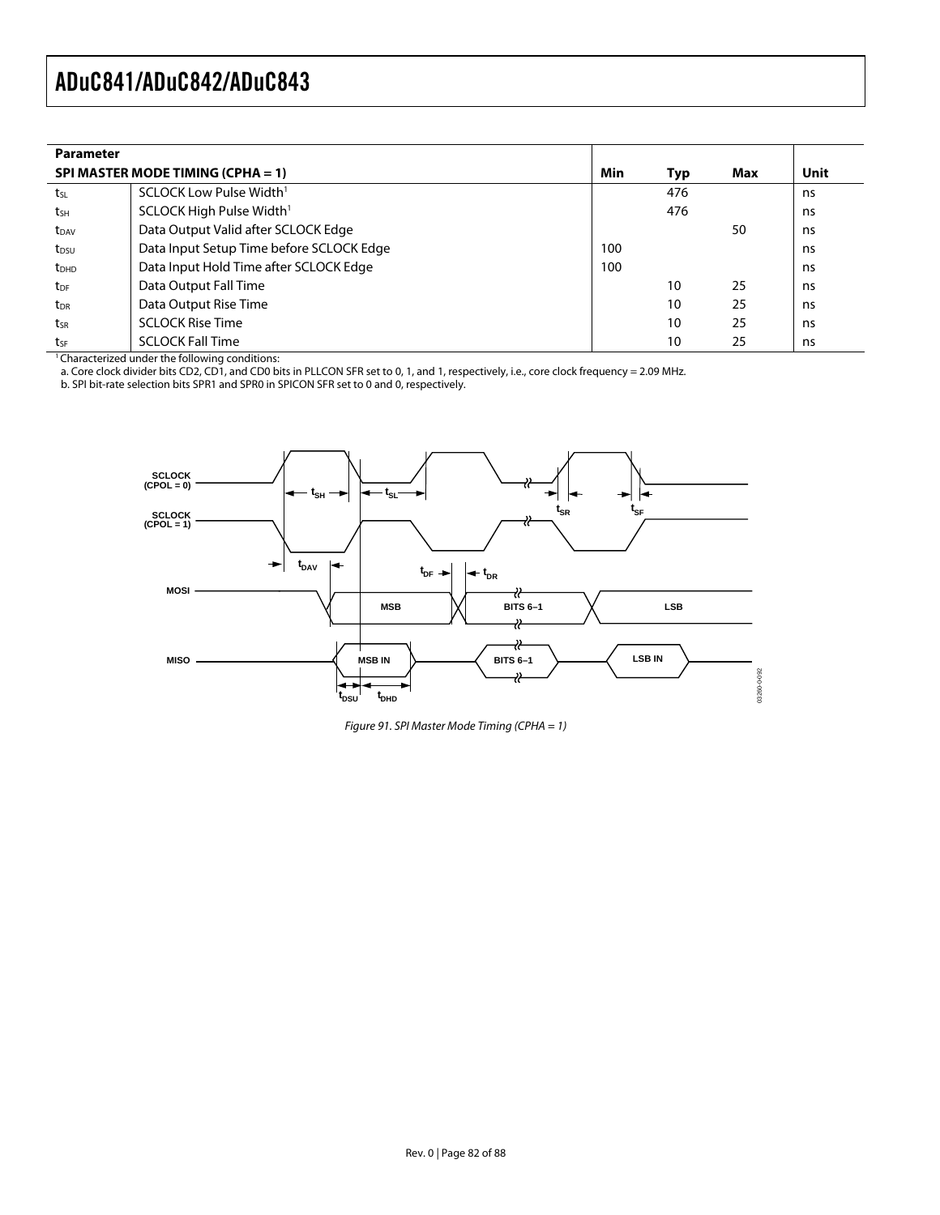| Parameter | | | | | |
|---|---|---|---|---|---|
| **SPI MASTER MODE TIMING (CPHA = 1)** | | **Min** | **Typ** | **Max** | **Unit** |
| $t_{SL}$ | SCLOCK Low Pulse Width[1] | | 476 | | ns |
| $t_{SH}$ | SCLOCK High Pulse Width[1] | | 476 | | ns |
| $t_{DAV}$ | Data Output Valid after SCLOCK Edge | | | 50 | ns |
| $t_{DSU}$ | Data Input Setup Time before SCLOCK Edge | 100 | | | ns |
| $t_{DHD}$ | Data Input Hold Time after SCLOCK Edge | 100 | | | ns |
| $t_{DF}$ | Data Output Fall Time | | 10 | 25 | ns |
| $t_{DR}$ | Data Output Rise Time | | 10 | 25 | ns |
| $t_{SR}$ | SCLOCK Rise Time | | 10 | 25 | ns |
| $t_{SF}$ | SCLOCK Fall Time | | 10 | 25 | ns |

[1] Characterized under the following conditions:
a. Core clock divider bits CD2, CD1, and CD0 bits in PLLCON SFR set to 0, 1, and 1, respectively, i.e., core clock frequency = 2.09 MHz.
b. SPI bit-rate selection bits SPR1 and SPR0 in SPICON SFR set to 0 and 0, respectively.

*Figure 91. SPI Master Mode Timing (CPHA = 1)*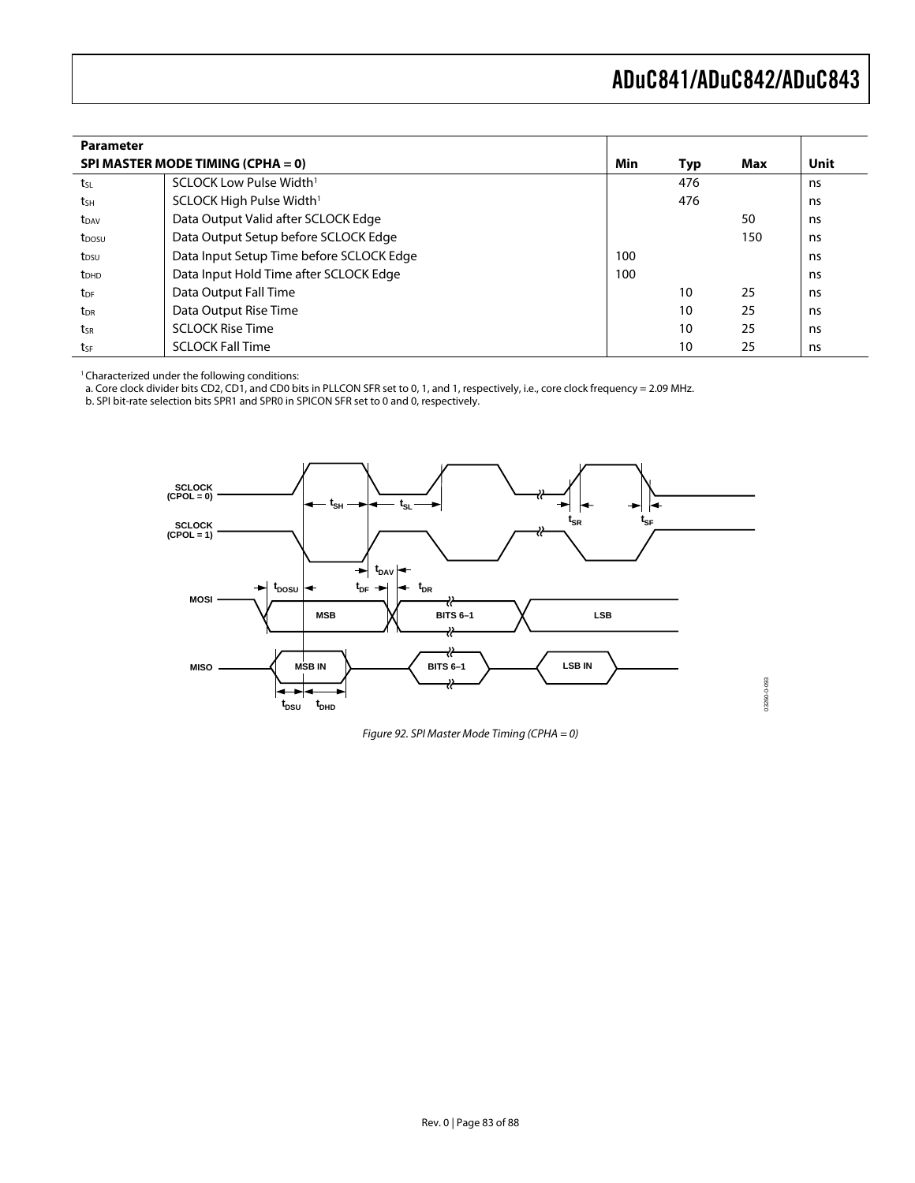| Parameter | | | | | |
|---|---|---|---|---|---|
| **SPI MASTER MODE TIMING (CPHA = 0)** | | **Min** | **Typ** | **Max** | **Unit** |
| $t_{SL}$ | SCLOCK Low Pulse Width[1] | | 476 | | ns |
| $t_{SH}$ | SCLOCK High Pulse Width[1] | | 476 | | ns |
| $t_{DAV}$ | Data Output Valid after SCLOCK Edge | | | 50 | ns |
| $t_{DOSU}$ | Data Output Setup before SCLOCK Edge | | | 150 | ns |
| $t_{DSU}$ | Data Input Setup Time before SCLOCK Edge | 100 | | | ns |
| $t_{DHD}$ | Data Input Hold Time after SCLOCK Edge | 100 | | | ns |
| $t_{DF}$ | Data Output Fall Time | | 10 | 25 | ns |
| $t_{DR}$ | Data Output Rise Time | | 10 | 25 | ns |
| $t_{SR}$ | SCLOCK Rise Time | | 10 | 25 | ns |
| $t_{SF}$ | SCLOCK Fall Time | | 10 | 25 | ns |

[1] Characterized under the following conditions:
a. Core clock divider bits CD2, CD1, and CD0 bits in PLLCON SFR set to 0, 1, and 1, respectively, i.e., core clock frequency = 2.09 MHz.
b. SPI bit-rate selection bits SPR1 and SPR0 in SPICON SFR set to 0 and 0, respectively.

*Figure 92. SPI Master Mode Timing (CPHA = 0)*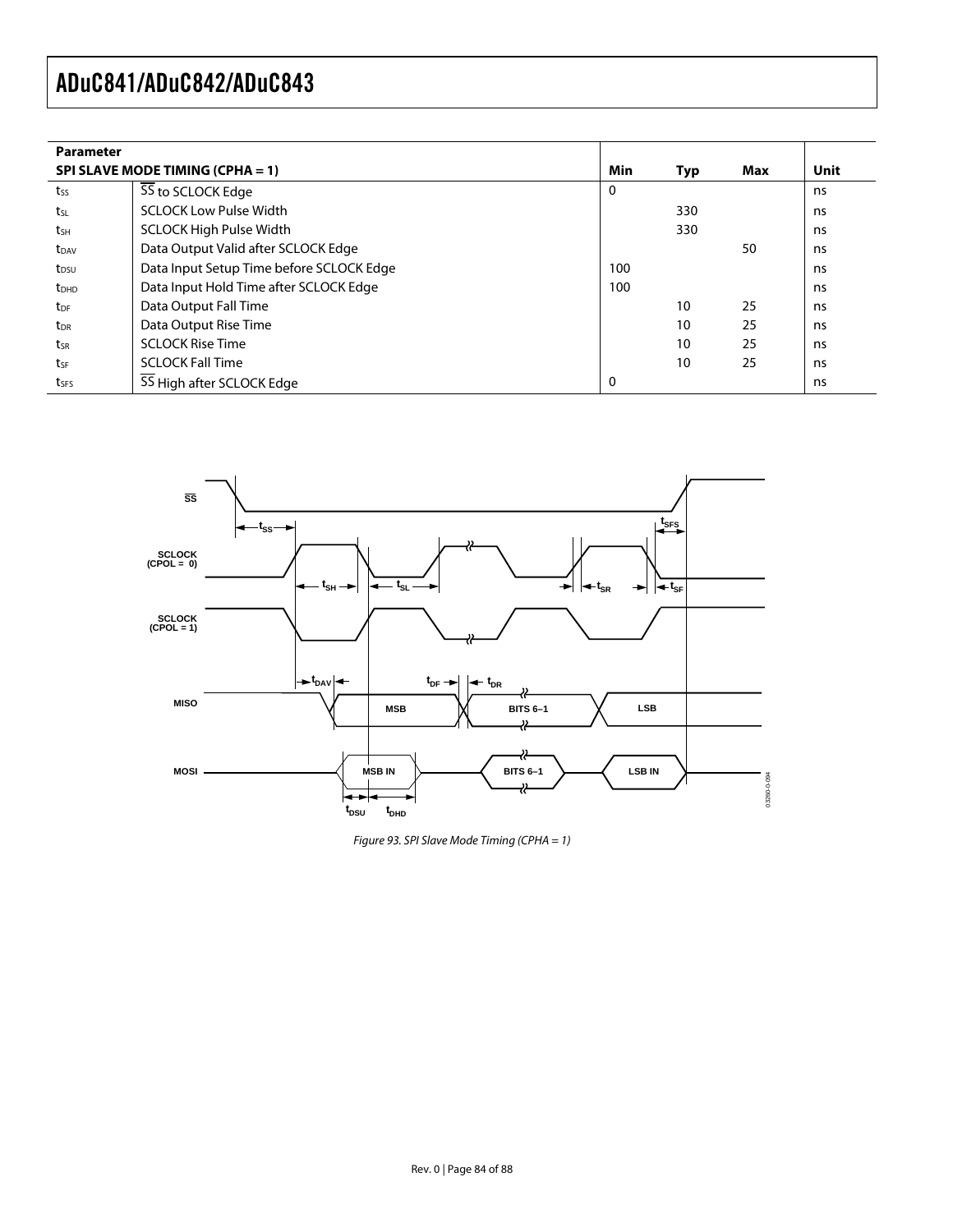| Parameter | | | | | |
|---|---|---|---|---|---|
| **SPI SLAVE MODE TIMING (CPHA = 1)** | | **Min** | **Typ** | **Max** | **Unit** |
| $t_{SS}$ | $\overline{SS}$ to SCLOCK Edge | 0 | | | ns |
| $t_{SL}$ | SCLOCK Low Pulse Width | | 330 | | ns |
| $t_{SH}$ | SCLOCK High Pulse Width | | 330 | | ns |
| $t_{DAV}$ | Data Output Valid after SCLOCK Edge | | | 50 | ns |
| $t_{DSU}$ | Data Input Setup Time before SCLOCK Edge | 100 | | | ns |
| $t_{DHD}$ | Data Input Hold Time after SCLOCK Edge | 100 | | | ns |
| $t_{DF}$ | Data Output Fall Time | | 10 | 25 | ns |
| $t_{DR}$ | Data Output Rise Time | | 10 | 25 | ns |
| $t_{SR}$ | SCLOCK Rise Time | | 10 | 25 | ns |
| $t_{SF}$ | SCLOCK Fall Time | | 10 | 25 | ns |
| $t_{SFS}$ | $\overline{SS}$ High after SCLOCK Edge | 0 | | | ns |

*Figure 93. SPI Slave Mode Timing (CPHA = 1)*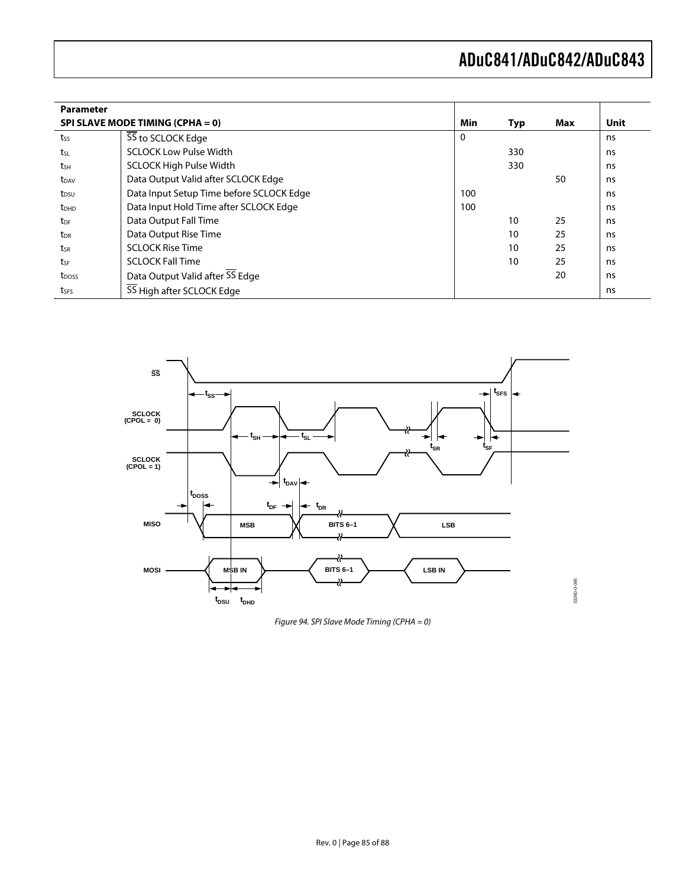| Parameter | | | | | |
|---|---|---|---|---|---|
| **SPI SLAVE MODE TIMING (CPHA = 0)** | | **Min** | **Typ** | **Max** | **Unit** |
| $t_{SS}$ | $\overline{SS}$ to SCLOCK Edge | 0 | | | ns |
| $t_{SL}$ | SCLOCK Low Pulse Width | | 330 | | ns |
| $t_{SH}$ | SCLOCK High Pulse Width | | 330 | | ns |
| $t_{DAV}$ | Data Output Valid after SCLOCK Edge | | | 50 | ns |
| $t_{DSU}$ | Data Input Setup Time before SCLOCK Edge | 100 | | | ns |
| $t_{DHD}$ | Data Input Hold Time after SCLOCK Edge | 100 | | | ns |
| $t_{DF}$ | Data Output Fall Time | | 10 | 25 | ns |
| $t_{DR}$ | Data Output Rise Time | | 10 | 25 | ns |
| $t_{SR}$ | SCLOCK Rise Time | | 10 | 25 | ns |
| $t_{SF}$ | SCLOCK Fall Time | | 10 | 25 | ns |
| $t_{DOSS}$ | Data Output Valid after $\overline{SS}$ Edge | | | 20 | ns |
| $t_{SFS}$ | $\overline{SS}$ High after SCLOCK Edge | | | | ns |

*Figure 94. SPI Slave Mode Timing (CPHA = 0)*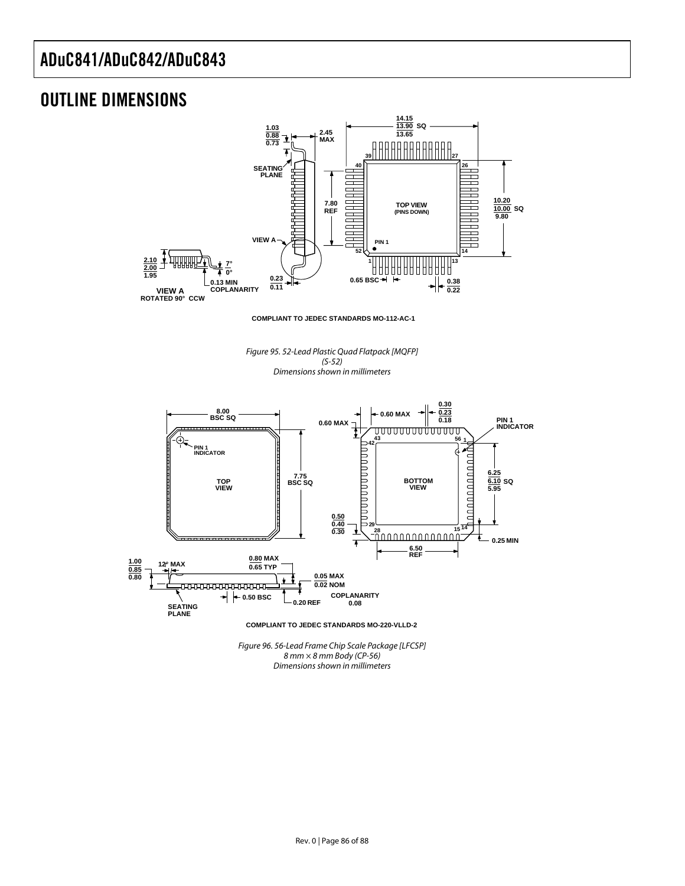## OUTLINE DIMENSIONS

COMPLIANT TO JEDEC STANDARDS MO-112-AC-1

*Figure 95. 52-Lead Plastic Quad Flatpack [MQFP]*
*(S-52)*
*Dimensions shown in millimeters*

COMPLIANT TO JEDEC STANDARDS MO-220-VLLD-2

*Figure 96. 56-Lead Frame Chip Scale Package [LFCSP]*
*8 mm × 8 mm Body (CP-56)*
*Dimensions shown in millimeters*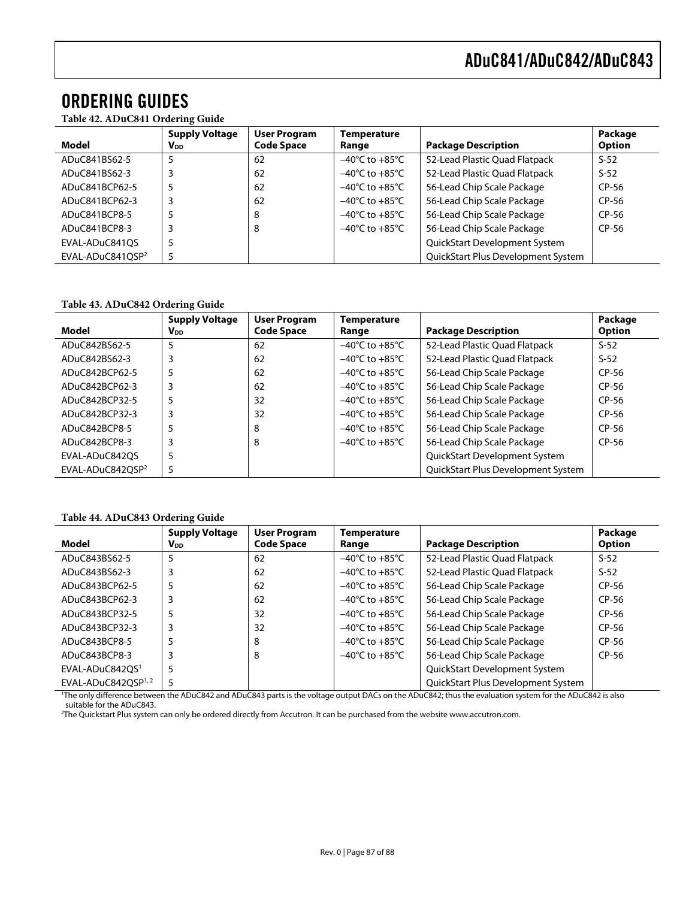# ORDERING GUIDES

**Table 42. ADuC841 Ordering Guide**

| Model | Supply Voltage $V_{DD}$ | User Program Code Space | Temperature Range | Package Description | Package Option |
|---|---|---|---|---|---|
| ADuC841BS62-5 | 5 | 62 | –40°C to +85°C | 52-Lead Plastic Quad Flatpack | S-52 |
| ADuC841BS62-3 | 3 | 62 | –40°C to +85°C | 52-Lead Plastic Quad Flatpack | S-52 |
| ADuC841BCP62-5 | 5 | 62 | –40°C to +85°C | 56-Lead Chip Scale Package | CP-56 |
| ADuC841BCP62-3 | 3 | 62 | –40°C to +85°C | 56-Lead Chip Scale Package | CP-56 |
| ADuC841BCP8-5 | 5 | 8 | –40°C to +85°C | 56-Lead Chip Scale Package | CP-56 |
| ADuC841BCP8-3 | 3 | 8 | –40°C to +85°C | 56-Lead Chip Scale Package | CP-56 |
| EVAL-ADuC841QS | 5 | | | QuickStart Development System | |
| EVAL-ADuC841QSP[2] | 5 | | | QuickStart Plus Development System | |

**Table 43. ADuC842 Ordering Guide**

| Model | Supply Voltage $V_{DD}$ | User Program Code Space | Temperature Range | Package Description | Package Option |
|---|---|---|---|---|---|
| ADuC842BS62-5 | 5 | 62 | –40°C to +85°C | 52-Lead Plastic Quad Flatpack | S-52 |
| ADuC842BS62-3 | 3 | 62 | –40°C to +85°C | 52-Lead Plastic Quad Flatpack | S-52 |
| ADuC842BCP62-5 | 5 | 62 | –40°C to +85°C | 56-Lead Chip Scale Package | CP-56 |
| ADuC842BCP62-3 | 3 | 62 | –40°C to +85°C | 56-Lead Chip Scale Package | CP-56 |
| ADuC842BCP32-5 | 5 | 32 | –40°C to +85°C | 56-Lead Chip Scale Package | CP-56 |
| ADuC842BCP32-3 | 3 | 32 | –40°C to +85°C | 56-Lead Chip Scale Package | CP-56 |
| ADuC842BCP8-5 | 5 | 8 | –40°C to +85°C | 56-Lead Chip Scale Package | CP-56 |
| ADuC842BCP8-3 | 3 | 8 | –40°C to +85°C | 56-Lead Chip Scale Package | CP-56 |
| EVAL-ADuC842QS | 5 | | | QuickStart Development System | |
| EVAL-ADuC842QSP[2] | 5 | | | QuickStart Plus Development System | |

**Table 44. ADuC843 Ordering Guide**

| Model | Supply Voltage $V_{DD}$ | User Program Code Space | Temperature Range | Package Description | Package Option |
|---|---|---|---|---|---|
| ADuC843BS62-5 | 5 | 62 | –40°C to +85°C | 52-Lead Plastic Quad Flatpack | S-52 |
| ADuC843BS62-3 | 3 | 62 | –40°C to +85°C | 52-Lead Plastic Quad Flatpack | S-52 |
| ADuC843BCP62-5 | 5 | 62 | –40°C to +85°C | 56-Lead Chip Scale Package | CP-56 |
| ADuC843BCP62-3 | 3 | 62 | –40°C to +85°C | 56-Lead Chip Scale Package | CP-56 |
| ADuC843BCP32-5 | 5 | 32 | –40°C to +85°C | 56-Lead Chip Scale Package | CP-56 |
| ADuC843BCP32-3 | 3 | 32 | –40°C to +85°C | 56-Lead Chip Scale Package | CP-56 |
| ADuC843BCP8-5 | 5 | 8 | –40°C to +85°C | 56-Lead Chip Scale Package | CP-56 |
| ADuC843BCP8-3 | 3 | 8 | –40°C to +85°C | 56-Lead Chip Scale Package | CP-56 |
| EVAL-ADuC842QS[1] | 5 | | | QuickStart Development System | |
| EVAL-ADuC842QSP[1,2] | 5 | | | QuickStart Plus Development System | |

[1]The only difference between the ADuC842 and ADuC843 parts is the voltage output DACs on the ADuC842; thus the evaluation system for the ADuC842 is also suitable for the ADuC843.

[2]The Quickstart Plus system can only be ordered directly from Accutron. It can be purchased from the website www.accutron.com.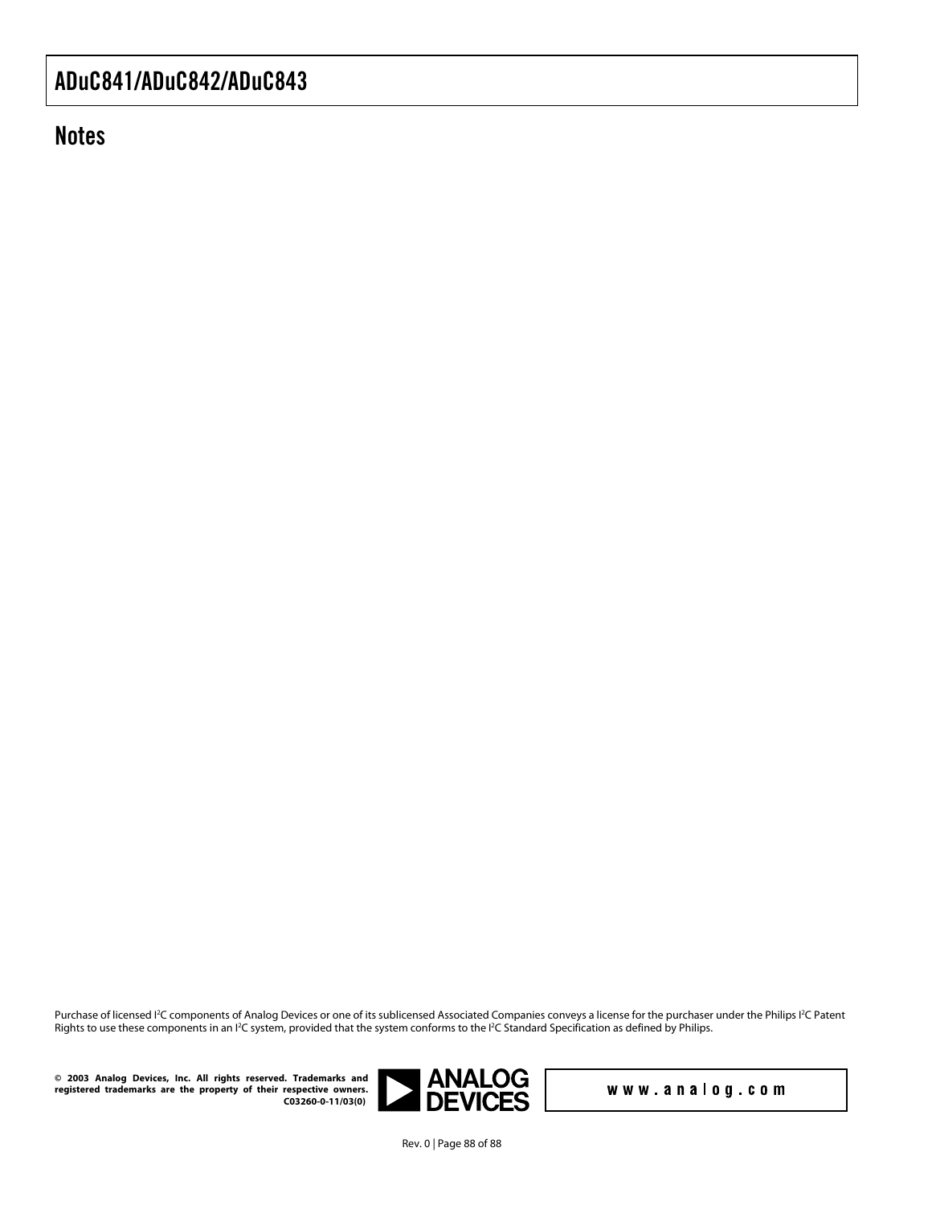## Notes

Purchase of licensed I²C components of Analog Devices or one of its sublicensed Associated Companies conveys a license for the purchaser under the Philips I²C Patent Rights to use these components in an I²C system, provided that the system conforms to the I²C Standard Specification as defined by Philips.

**© 2003 Analog Devices, Inc. All rights reserved. Trademarks and registered trademarks are the property of their respective owners. C03260-0-11/03(0)**

ANALOG DEVICES

www.analog.com